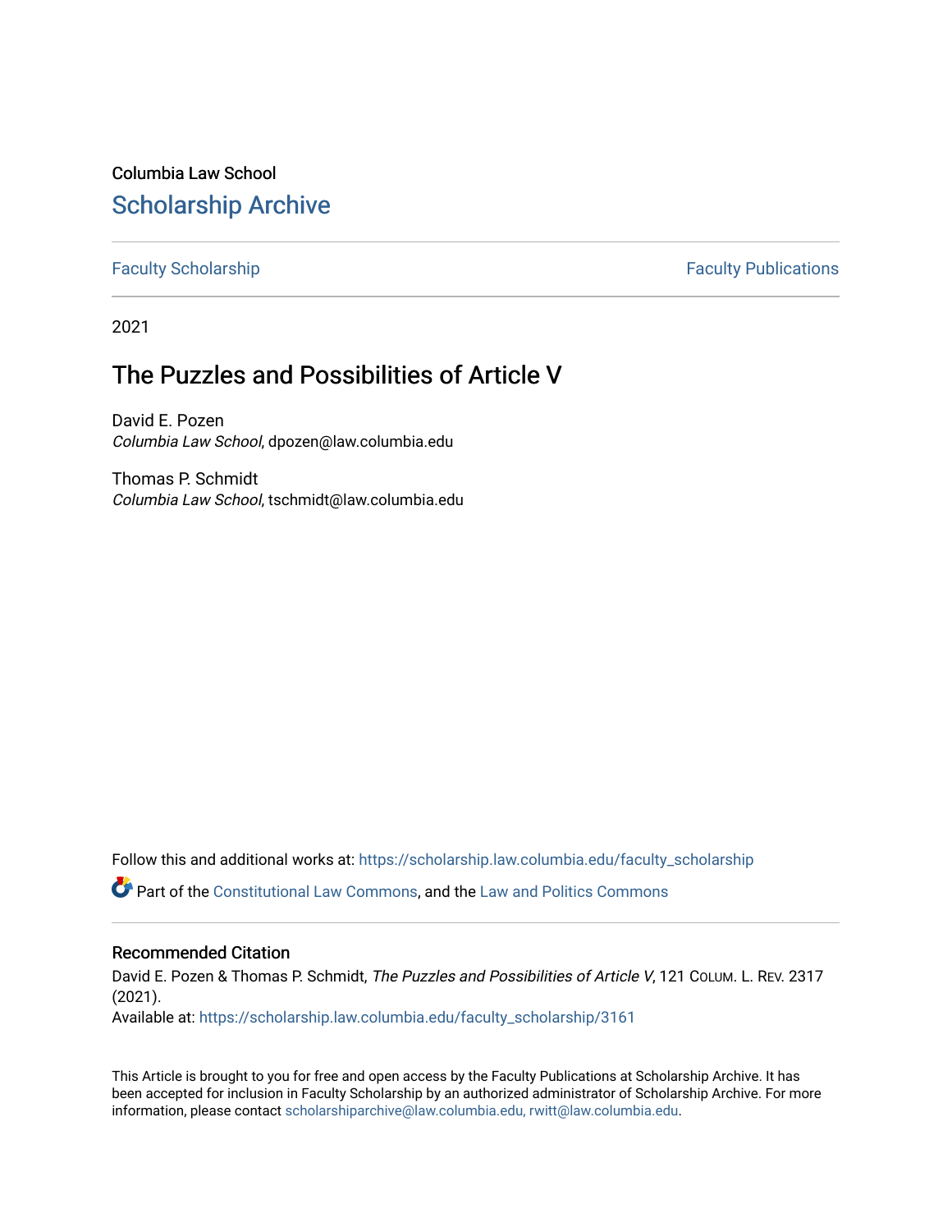Columbia Law School

## Scholarship Archive

Faculty Scholarship | Faculty Publications

2021

# The Puzzles and Possibilities of Article V

David E. Pozen
*Columbia Law School*, dpozen@law.columbia.edu

Thomas P. Schmidt
*Columbia Law School*, tschmidt@law.columbia.edu

Follow this and additional works at: https://scholarship.law.columbia.edu/faculty_scholarship

Part of the Constitutional Law Commons, and the Law and Politics Commons

### Recommended Citation

David E. Pozen & Thomas P. Schmidt, *The Puzzles and Possibilities of Article V*, 121 COLUM. L. REV. 2317 (2021).
Available at: https://scholarship.law.columbia.edu/faculty_scholarship/3161

This Article is brought to you for free and open access by the Faculty Publications at Scholarship Archive. It has been accepted for inclusion in Faculty Scholarship by an authorized administrator of Scholarship Archive. For more information, please contact scholarshiparchive@law.columbia.edu, rwitt@law.columbia.edu.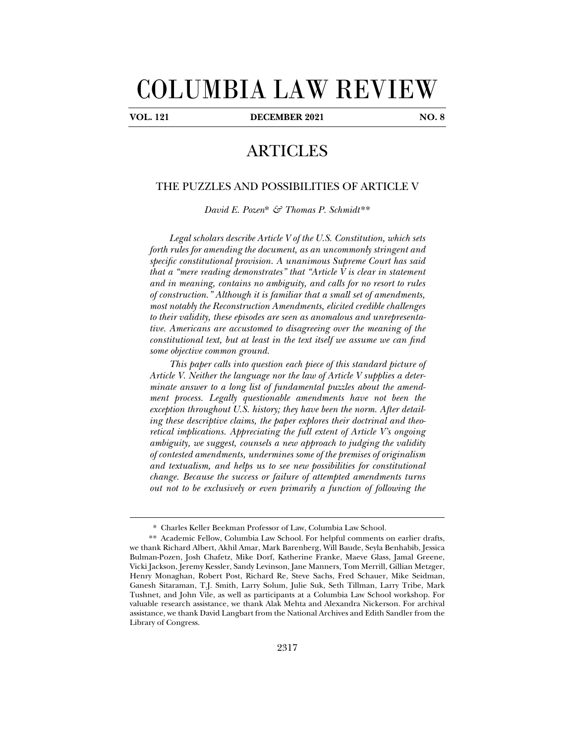# COLUMBIA LAW REVIEW

**VOL. 121 DECEMBER 2021 NO. 8**

## ARTICLES

### THE PUZZLES AND POSSIBILITIES OF ARTICLE V

*David E. Pozen\* & Thomas P. Schmidt\*\**

*Legal scholars describe Article V of the U.S. Constitution, which sets forth rules for amending the document, as an uncommonly stringent and specific constitutional provision. A unanimous Supreme Court has said that a "mere reading demonstrates" that "Article V is clear in statement and in meaning, contains no ambiguity, and calls for no resort to rules of construction." Although it is familiar that a small set of amendments, most notably the Reconstruction Amendments, elicited credible challenges to their validity, these episodes are seen as anomalous and unrepresentative. Americans are accustomed to disagreeing over the meaning of the constitutional text, but at least in the text itself we assume we can find some objective common ground.*

*This paper calls into question each piece of this standard picture of Article V. Neither the language nor the law of Article V supplies a determinate answer to a long list of fundamental puzzles about the amendment process. Legally questionable amendments have not been the exception throughout U.S. history; they have been the norm. After detailing these descriptive claims, the paper explores their doctrinal and theoretical implications. Appreciating the full extent of Article V's ongoing ambiguity, we suggest, counsels a new approach to judging the validity of contested amendments, undermines some of the premises of originalism and textualism, and helps us to see new possibilities for constitutional change. Because the success or failure of attempted amendments turns out not to be exclusively or even primarily a function of following the*

---

\* Charles Keller Beekman Professor of Law, Columbia Law School.

\*\* Academic Fellow, Columbia Law School. For helpful comments on earlier drafts, we thank Richard Albert, Akhil Amar, Mark Barenberg, Will Baude, Seyla Benhabib, Jessica Bulman-Pozen, Josh Chafetz, Mike Dorf, Katherine Franke, Maeve Glass, Jamal Greene, Vicki Jackson, Jeremy Kessler, Sandy Levinson, Jane Manners, Tom Merrill, Gillian Metzger, Henry Monaghan, Robert Post, Richard Re, Steve Sachs, Fred Schauer, Mike Seidman, Ganesh Sitaraman, T.J. Smith, Larry Solum, Julie Suk, Seth Tillman, Larry Tribe, Mark Tushnet, and John Vile, as well as participants at a Columbia Law School workshop. For valuable research assistance, we thank Alak Mehta and Alexandra Nickerson. For archival assistance, we thank David Langbart from the National Archives and Edith Sandler from the Library of Congress.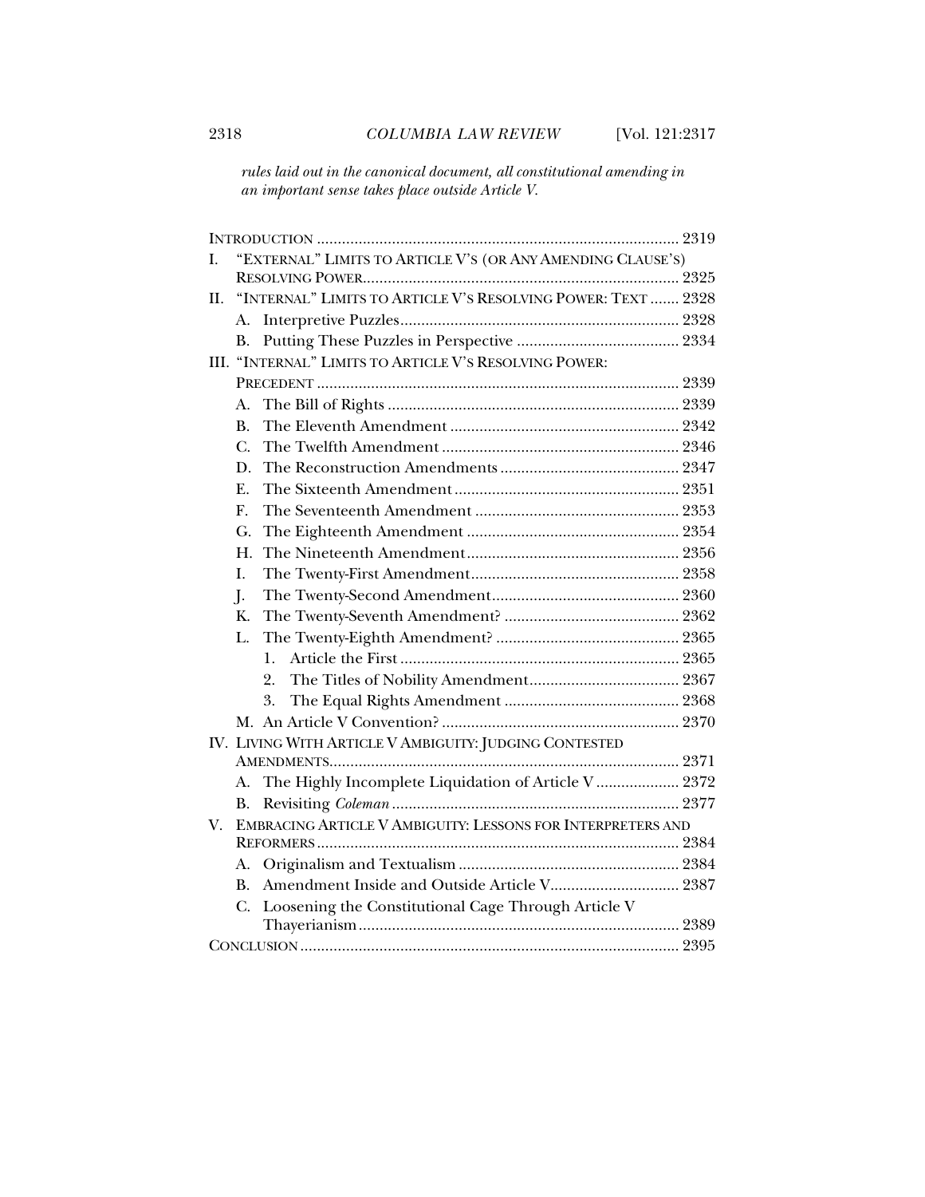*rules laid out in the canonical document, all constitutional amending in an important sense takes place outside Article V.*

INTRODUCTION ........................................................................ 2319

I. "EXTERNAL" LIMITS TO ARTICLE V'S (OR ANY AMENDING CLAUSE'S) RESOLVING POWER ........................................................................ 2325

II. "INTERNAL" LIMITS TO ARTICLE V'S RESOLVING POWER: TEXT ....... 2328
   - A. Interpretive Puzzles ........................................................................ 2328
   - B. Putting These Puzzles in Perspective ....................................... 2334

III. "INTERNAL" LIMITS TO ARTICLE V'S RESOLVING POWER: PRECEDENT ........................................................................ 2339
   - A. The Bill of Rights ........................................................................ 2339
   - B. The Eleventh Amendment ........................................................ 2342
   - C. The Twelfth Amendment .......................................................... 2346
   - D. The Reconstruction Amendments ........................................... 2347
   - E. The Sixteenth Amendment ....................................................... 2351
   - F. The Seventeenth Amendment .................................................. 2353
   - G. The Eighteenth Amendment .................................................... 2354
   - H. The Nineteenth Amendment .................................................... 2356
   - I. The Twenty-First Amendment ................................................... 2358
   - J. The Twenty-Second Amendment .............................................. 2360
   - K. The Twenty-Seventh Amendment? ........................................... 2362
   - L. The Twenty-Eighth Amendment? ............................................. 2365
     1. Article the First ........................................................................ 2365
     2. The Titles of Nobility Amendment .................................... 2367
     3. The Equal Rights Amendment ........................................... 2368
   - M. An Article V Convention? .......................................................... 2370

IV. LIVING WITH ARTICLE V AMBIGUITY: JUDGING CONTESTED AMENDMENTS ........................................................................ 2371
   - A. The Highly Incomplete Liquidation of Article V .................... 2372
   - B. Revisiting *Coleman* ........................................................................ 2377

V. EMBRACING ARTICLE V AMBIGUITY: LESSONS FOR INTERPRETERS AND REFORMERS ........................................................................ 2384
   - A. Originalism and Textualism ...................................................... 2384
   - B. Amendment Inside and Outside Article V ............................... 2387
   - C. Loosening the Constitutional Cage Through Article V Thayerianism ........................................................................ 2389

CONCLUSION ........................................................................ 2395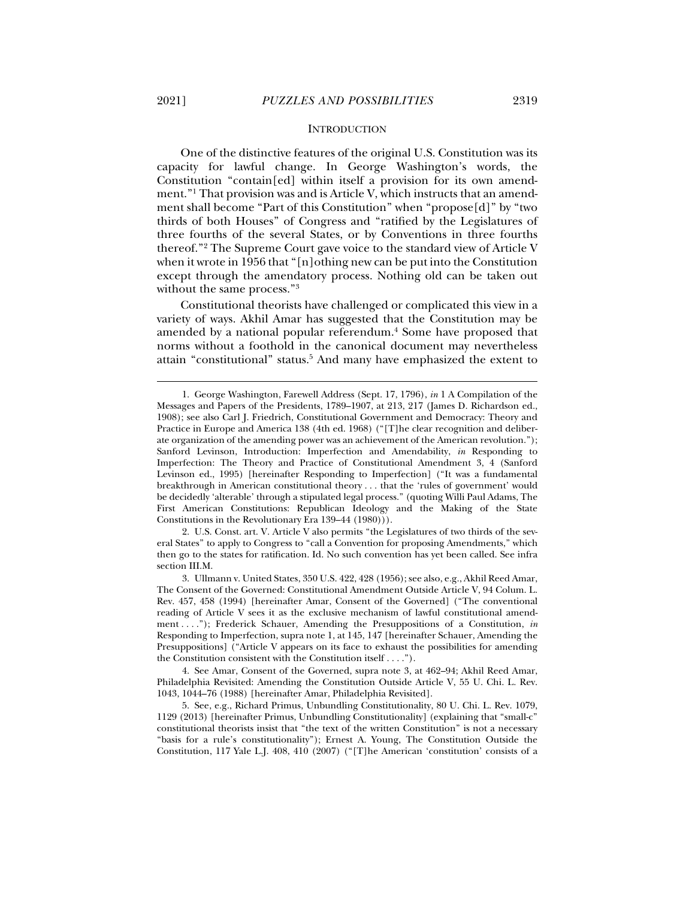## INTRODUCTION

One of the distinctive features of the original U.S. Constitution was its capacity for lawful change. In George Washington's words, the Constitution "contain[ed] within itself a provision for its own amendment."[1] That provision was and is Article V, which instructs that an amendment shall become "Part of this Constitution" when "propose[d]" by "two thirds of both Houses" of Congress and "ratified by the Legislatures of three fourths of the several States, or by Conventions in three fourths thereof."[2] The Supreme Court gave voice to the standard view of Article V when it wrote in 1956 that "[n]othing new can be put into the Constitution except through the amendatory process. Nothing old can be taken out without the same process."[3]

Constitutional theorists have challenged or complicated this view in a variety of ways. Akhil Amar has suggested that the Constitution may be amended by a national popular referendum.[4] Some have proposed that norms without a foothold in the canonical document may nevertheless attain "constitutional" status.[5] And many have emphasized the extent to

---

1. George Washington, Farewell Address (Sept. 17, 1796), *in* 1 A Compilation of the Messages and Papers of the Presidents, 1789–1907, at 213, 217 (James D. Richardson ed., 1908); see also Carl J. Friedrich, Constitutional Government and Democracy: Theory and Practice in Europe and America 138 (4th ed. 1968) ("[T]he clear recognition and deliberate organization of the amending power was an achievement of the American revolution."); Sanford Levinson, Introduction: Imperfection and Amendability, *in* Responding to Imperfection: The Theory and Practice of Constitutional Amendment 3, 4 (Sanford Levinson ed., 1995) [hereinafter Responding to Imperfection] ("It was a fundamental breakthrough in American constitutional theory . . . that the 'rules of government' would be decidedly 'alterable' through a stipulated legal process." (quoting Willi Paul Adams, The First American Constitutions: Republican Ideology and the Making of the State Constitutions in the Revolutionary Era 139–44 (1980))).

2. U.S. Const. art. V. Article V also permits "the Legislatures of two thirds of the several States" to apply to Congress to "call a Convention for proposing Amendments," which then go to the states for ratification. Id. No such convention has yet been called. See infra section III.M.

3. Ullmann v. United States, 350 U.S. 422, 428 (1956); see also, e.g., Akhil Reed Amar, The Consent of the Governed: Constitutional Amendment Outside Article V, 94 Colum. L. Rev. 457, 458 (1994) [hereinafter Amar, Consent of the Governed] ("The conventional reading of Article V sees it as the exclusive mechanism of lawful constitutional amendment . . . ."); Frederick Schauer, Amending the Presuppositions of a Constitution, *in* Responding to Imperfection, supra note 1, at 145, 147 [hereinafter Schauer, Amending the Presuppositions] ("Article V appears on its face to exhaust the possibilities for amending the Constitution consistent with the Constitution itself . . . .").

4. See Amar, Consent of the Governed, supra note 3, at 462–94; Akhil Reed Amar, Philadelphia Revisited: Amending the Constitution Outside Article V, 55 U. Chi. L. Rev. 1043, 1044–76 (1988) [hereinafter Amar, Philadelphia Revisited].

5. See, e.g., Richard Primus, Unbundling Constitutionality, 80 U. Chi. L. Rev. 1079, 1129 (2013) [hereinafter Primus, Unbundling Constitutionality] (explaining that "small-c" constitutional theorists insist that "the text of the written Constitution" is not a necessary "basis for a rule's constitutionality"); Ernest A. Young, The Constitution Outside the Constitution, 117 Yale L.J. 408, 410 (2007) ("[T]he American 'constitution' consists of a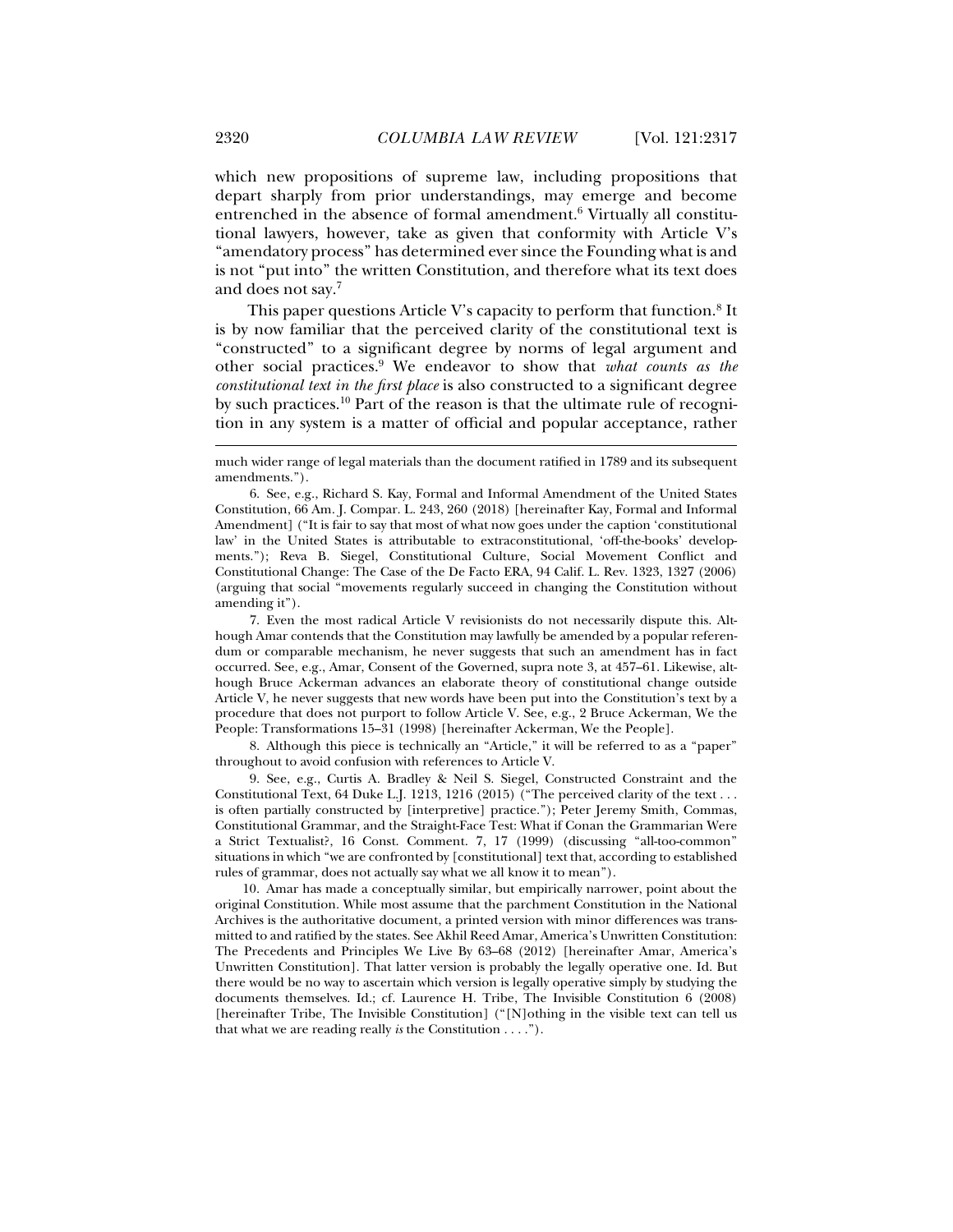which new propositions of supreme law, including propositions that depart sharply from prior understandings, may emerge and become entrenched in the absence of formal amendment.[6] Virtually all constitutional lawyers, however, take as given that conformity with Article V's "amendatory process" has determined ever since the Founding what is and is not "put into" the written Constitution, and therefore what its text does and does not say.[7]

This paper questions Article V's capacity to perform that function.[8] It is by now familiar that the perceived clarity of the constitutional text is "constructed" to a significant degree by norms of legal argument and other social practices.[9] We endeavor to show that *what counts as the constitutional text in the first place* is also constructed to a significant degree by such practices.[10] Part of the reason is that the ultimate rule of recognition in any system is a matter of official and popular acceptance, rather

---

much wider range of legal materials than the document ratified in 1789 and its subsequent amendments.").

6. See, e.g., Richard S. Kay, Formal and Informal Amendment of the United States Constitution, 66 Am. J. Compar. L. 243, 260 (2018) [hereinafter Kay, Formal and Informal Amendment] ("It is fair to say that most of what now goes under the caption 'constitutional law' in the United States is attributable to extraconstitutional, 'off-the-books' developments."); Reva B. Siegel, Constitutional Culture, Social Movement Conflict and Constitutional Change: The Case of the De Facto ERA, 94 Calif. L. Rev. 1323, 1327 (2006) (arguing that social "movements regularly succeed in changing the Constitution without amending it").

7. Even the most radical Article V revisionists do not necessarily dispute this. Although Amar contends that the Constitution may lawfully be amended by a popular referendum or comparable mechanism, he never suggests that such an amendment has in fact occurred. See, e.g., Amar, Consent of the Governed, supra note 3, at 457–61. Likewise, although Bruce Ackerman advances an elaborate theory of constitutional change outside Article V, he never suggests that new words have been put into the Constitution's text by a procedure that does not purport to follow Article V. See, e.g., 2 Bruce Ackerman, We the People: Transformations 15–31 (1998) [hereinafter Ackerman, We the People].

8. Although this piece is technically an "Article," it will be referred to as a "paper" throughout to avoid confusion with references to Article V.

9. See, e.g., Curtis A. Bradley & Neil S. Siegel, Constructed Constraint and the Constitutional Text, 64 Duke L.J. 1213, 1216 (2015) ("The perceived clarity of the text . . . is often partially constructed by [interpretive] practice."); Peter Jeremy Smith, Commas, Constitutional Grammar, and the Straight-Face Test: What if Conan the Grammarian Were a Strict Textualist?, 16 Const. Comment. 7, 17 (1999) (discussing "all-too-common" situations in which "we are confronted by [constitutional] text that, according to established rules of grammar, does not actually say what we all know it to mean").

10. Amar has made a conceptually similar, but empirically narrower, point about the original Constitution. While most assume that the parchment Constitution in the National Archives is the authoritative document, a printed version with minor differences was transmitted to and ratified by the states. See Akhil Reed Amar, America's Unwritten Constitution: The Precedents and Principles We Live By 63–68 (2012) [hereinafter Amar, America's Unwritten Constitution]. That latter version is probably the legally operative one. Id. But there would be no way to ascertain which version is legally operative simply by studying the documents themselves. Id.; cf. Laurence H. Tribe, The Invisible Constitution 6 (2008) [hereinafter Tribe, The Invisible Constitution] ("[N]othing in the visible text can tell us that what we are reading really *is* the Constitution . . . .").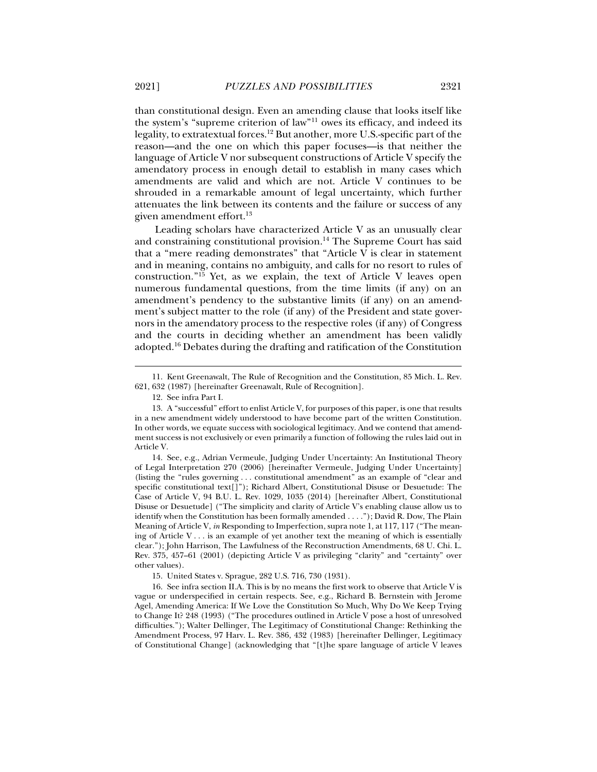than constitutional design. Even an amending clause that looks itself like the system's "supreme criterion of law"[11] owes its efficacy, and indeed its legality, to extratextual forces.[12] But another, more U.S.-specific part of the reason—and the one on which this paper focuses—is that neither the language of Article V nor subsequent constructions of Article V specify the amendatory process in enough detail to establish in many cases which amendments are valid and which are not. Article V continues to be shrouded in a remarkable amount of legal uncertainty, which further attenuates the link between its contents and the failure or success of any given amendment effort.[13]

Leading scholars have characterized Article V as an unusually clear and constraining constitutional provision.[14] The Supreme Court has said that a "mere reading demonstrates" that "Article V is clear in statement and in meaning, contains no ambiguity, and calls for no resort to rules of construction."[15] Yet, as we explain, the text of Article V leaves open numerous fundamental questions, from the time limits (if any) on an amendment's pendency to the substantive limits (if any) on an amendment's subject matter to the role (if any) of the President and state governors in the amendatory process to the respective roles (if any) of Congress and the courts in deciding whether an amendment has been validly adopted.[16] Debates during the drafting and ratification of the Constitution

---

11. Kent Greenawalt, The Rule of Recognition and the Constitution, 85 Mich. L. Rev. 621, 632 (1987) [hereinafter Greenawalt, Rule of Recognition].

12. See infra Part I.

13. A "successful" effort to enlist Article V, for purposes of this paper, is one that results in a new amendment widely understood to have become part of the written Constitution. In other words, we equate success with sociological legitimacy. And we contend that amendment success is not exclusively or even primarily a function of following the rules laid out in Article V.

14. See, e.g., Adrian Vermeule, Judging Under Uncertainty: An Institutional Theory of Legal Interpretation 270 (2006) [hereinafter Vermeule, Judging Under Uncertainty] (listing the "rules governing . . . constitutional amendment" as an example of "clear and specific constitutional text[]"); Richard Albert, Constitutional Disuse or Desuetude: The Case of Article V, 94 B.U. L. Rev. 1029, 1035 (2014) [hereinafter Albert, Constitutional Disuse or Desuetude] ("The simplicity and clarity of Article V's enabling clause allow us to identify when the Constitution has been formally amended . . . ."); David R. Dow, The Plain Meaning of Article V, *in* Responding to Imperfection, supra note 1, at 117, 117 ("The meaning of Article V . . . is an example of yet another text the meaning of which is essentially clear."); John Harrison, The Lawfulness of the Reconstruction Amendments, 68 U. Chi. L. Rev. 375, 457–61 (2001) (depicting Article V as privileging "clarity" and "certainty" over other values).

15. United States v. Sprague, 282 U.S. 716, 730 (1931).

16. See infra section II.A. This is by no means the first work to observe that Article V is vague or underspecified in certain respects. See, e.g., Richard B. Bernstein with Jerome Agel, Amending America: If We Love the Constitution So Much, Why Do We Keep Trying to Change It? 248 (1993) ("The procedures outlined in Article V pose a host of unresolved difficulties."); Walter Dellinger, The Legitimacy of Constitutional Change: Rethinking the Amendment Process, 97 Harv. L. Rev. 386, 432 (1983) [hereinafter Dellinger, Legitimacy of Constitutional Change] (acknowledging that "[t]he spare language of article V leaves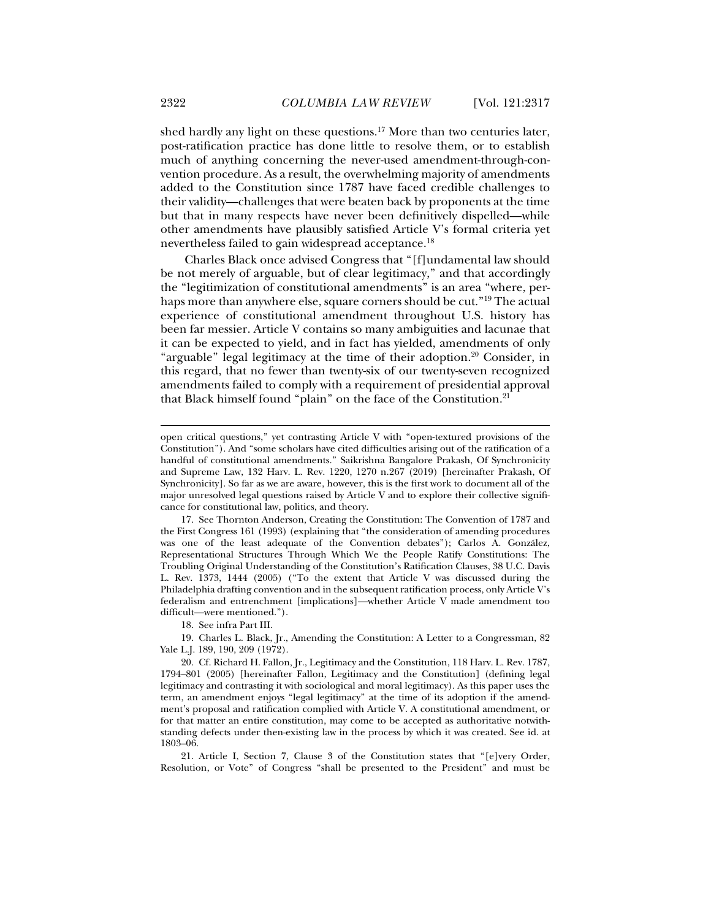shed hardly any light on these questions.[17] More than two centuries later, post-ratification practice has done little to resolve them, or to establish much of anything concerning the never-used amendment-through-convention procedure. As a result, the overwhelming majority of amendments added to the Constitution since 1787 have faced credible challenges to their validity—challenges that were beaten back by proponents at the time but that in many respects have never been definitively dispelled—while other amendments have plausibly satisfied Article V's formal criteria yet nevertheless failed to gain widespread acceptance.[18]

Charles Black once advised Congress that "[f]undamental law should be not merely of arguable, but of clear legitimacy," and that accordingly the "legitimization of constitutional amendments" is an area "where, perhaps more than anywhere else, square corners should be cut."[19] The actual experience of constitutional amendment throughout U.S. history has been far messier. Article V contains so many ambiguities and lacunae that it can be expected to yield, and in fact has yielded, amendments of only "arguable" legal legitimacy at the time of their adoption.[20] Consider, in this regard, that no fewer than twenty-six of our twenty-seven recognized amendments failed to comply with a requirement of presidential approval that Black himself found "plain" on the face of the Constitution.[21]

---

open critical questions," yet contrasting Article V with "open-textured provisions of the Constitution"). And "some scholars have cited difficulties arising out of the ratification of a handful of constitutional amendments." Saikrishna Bangalore Prakash, Of Synchronicity and Supreme Law, 132 Harv. L. Rev. 1220, 1270 n.267 (2019) [hereinafter Prakash, Of Synchronicity]. So far as we are aware, however, this is the first work to document all of the major unresolved legal questions raised by Article V and to explore their collective significance for constitutional law, politics, and theory.

17. See Thornton Anderson, Creating the Constitution: The Convention of 1787 and the First Congress 161 (1993) (explaining that "the consideration of amending procedures was one of the least adequate of the Convention debates"); Carlos A. González, Representational Structures Through Which We the People Ratify Constitutions: The Troubling Original Understanding of the Constitution's Ratification Clauses, 38 U.C. Davis L. Rev. 1373, 1444 (2005) ("To the extent that Article V was discussed during the Philadelphia drafting convention and in the subsequent ratification process, only Article V's federalism and entrenchment [implications]—whether Article V made amendment too difficult—were mentioned.").

18. See infra Part III.

19. Charles L. Black, Jr., Amending the Constitution: A Letter to a Congressman, 82 Yale L.J. 189, 190, 209 (1972).

20. Cf. Richard H. Fallon, Jr., Legitimacy and the Constitution, 118 Harv. L. Rev. 1787, 1794–801 (2005) [hereinafter Fallon, Legitimacy and the Constitution] (defining legal legitimacy and contrasting it with sociological and moral legitimacy). As this paper uses the term, an amendment enjoys "legal legitimacy" at the time of its adoption if the amendment's proposal and ratification complied with Article V. A constitutional amendment, or for that matter an entire constitution, may come to be accepted as authoritative notwithstanding defects under then-existing law in the process by which it was created. See id. at 1803–06.

21. Article I, Section 7, Clause 3 of the Constitution states that "[e]very Order, Resolution, or Vote" of Congress "shall be presented to the President" and must be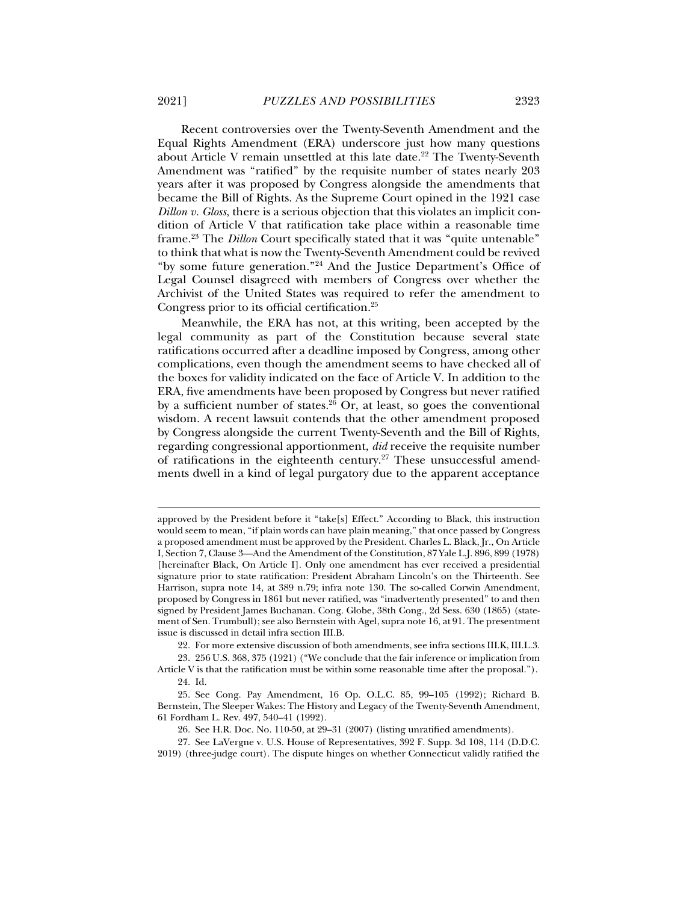Recent controversies over the Twenty-Seventh Amendment and the Equal Rights Amendment (ERA) underscore just how many questions about Article V remain unsettled at this late date.[22] The Twenty-Seventh Amendment was "ratified" by the requisite number of states nearly 203 years after it was proposed by Congress alongside the amendments that became the Bill of Rights. As the Supreme Court opined in the 1921 case *Dillon v. Gloss*, there is a serious objection that this violates an implicit condition of Article V that ratification take place within a reasonable time frame.[23] The *Dillon* Court specifically stated that it was "quite untenable" to think that what is now the Twenty-Seventh Amendment could be revived "by some future generation."[24] And the Justice Department's Office of Legal Counsel disagreed with members of Congress over whether the Archivist of the United States was required to refer the amendment to Congress prior to its official certification.[25]

Meanwhile, the ERA has not, at this writing, been accepted by the legal community as part of the Constitution because several state ratifications occurred after a deadline imposed by Congress, among other complications, even though the amendment seems to have checked all of the boxes for validity indicated on the face of Article V. In addition to the ERA, five amendments have been proposed by Congress but never ratified by a sufficient number of states.[26] Or, at least, so goes the conventional wisdom. A recent lawsuit contends that the other amendment proposed by Congress alongside the current Twenty-Seventh and the Bill of Rights, regarding congressional apportionment, *did* receive the requisite number of ratifications in the eighteenth century.[27] These unsuccessful amendments dwell in a kind of legal purgatory due to the apparent acceptance

---

approved by the President before it "take[s] Effect." According to Black, this instruction would seem to mean, "if plain words can have plain meaning," that once passed by Congress a proposed amendment must be approved by the President. Charles L. Black, Jr., On Article I, Section 7, Clause 3—And the Amendment of the Constitution, 87 Yale L.J. 896, 899 (1978) [hereinafter Black, On Article I]. Only one amendment has ever received a presidential signature prior to state ratification: President Abraham Lincoln's on the Thirteenth. See Harrison, supra note 14, at 389 n.79; infra note 130. The so-called Corwin Amendment, proposed by Congress in 1861 but never ratified, was "inadvertently presented" to and then signed by President James Buchanan. Cong. Globe, 38th Cong., 2d Sess. 630 (1865) (statement of Sen. Trumbull); see also Bernstein with Agel, supra note 16, at 91. The presentment issue is discussed in detail infra section III.B.

22. For more extensive discussion of both amendments, see infra sections III.K, III.L.3.

23. 256 U.S. 368, 375 (1921) ("We conclude that the fair inference or implication from Article V is that the ratification must be within some reasonable time after the proposal.").

24. Id.

25. See Cong. Pay Amendment, 16 Op. O.L.C. 85, 99–105 (1992); Richard B. Bernstein, The Sleeper Wakes: The History and Legacy of the Twenty-Seventh Amendment, 61 Fordham L. Rev. 497, 540–41 (1992).

26. See H.R. Doc. No. 110-50, at 29–31 (2007) (listing unratified amendments).

27. See LaVergne v. U.S. House of Representatives, 392 F. Supp. 3d 108, 114 (D.D.C. 2019) (three-judge court). The dispute hinges on whether Connecticut validly ratified the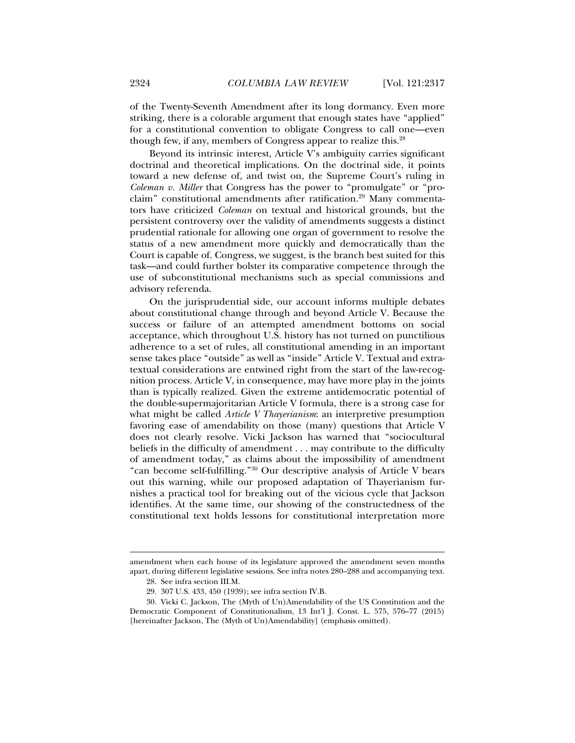of the Twenty-Seventh Amendment after its long dormancy. Even more striking, there is a colorable argument that enough states have "applied" for a constitutional convention to obligate Congress to call one—even though few, if any, members of Congress appear to realize this.[28]

Beyond its intrinsic interest, Article V's ambiguity carries significant doctrinal and theoretical implications. On the doctrinal side, it points toward a new defense of, and twist on, the Supreme Court's ruling in *Coleman v. Miller* that Congress has the power to "promulgate" or "proclaim" constitutional amendments after ratification.[29] Many commentators have criticized *Coleman* on textual and historical grounds, but the persistent controversy over the validity of amendments suggests a distinct prudential rationale for allowing one organ of government to resolve the status of a new amendment more quickly and democratically than the Court is capable of. Congress, we suggest, is the branch best suited for this task—and could further bolster its comparative competence through the use of subconstitutional mechanisms such as special commissions and advisory referenda.

On the jurisprudential side, our account informs multiple debates about constitutional change through and beyond Article V. Because the success or failure of an attempted amendment bottoms on social acceptance, which throughout U.S. history has not turned on punctilious adherence to a set of rules, all constitutional amending in an important sense takes place "outside" as well as "inside" Article V. Textual and extratextual considerations are entwined right from the start of the law-recognition process. Article V, in consequence, may have more play in the joints than is typically realized. Given the extreme antidemocratic potential of the double-supermajoritarian Article V formula, there is a strong case for what might be called *Article V Thayerianism*: an interpretive presumption favoring ease of amendability on those (many) questions that Article V does not clearly resolve. Vicki Jackson has warned that "sociocultural beliefs in the difficulty of amendment . . . may contribute to the difficulty of amendment today," as claims about the impossibility of amendment "can become self-fulfilling."[30] Our descriptive analysis of Article V bears out this warning, while our proposed adaptation of Thayerianism furnishes a practical tool for breaking out of the vicious cycle that Jackson identifies. At the same time, our showing of the constructedness of the constitutional text holds lessons for constitutional interpretation more

---

amendment when each house of its legislature approved the amendment seven months apart, during different legislative sessions. See infra notes 280–288 and accompanying text.

28. See infra section III.M.

29. 307 U.S. 433, 450 (1939); see infra section IV.B.

30. Vicki C. Jackson, The (Myth of Un)Amendability of the US Constitution and the Democratic Component of Constitutionalism, 13 Int'l J. Const. L. 575, 576–77 (2015) [hereinafter Jackson, The (Myth of Un)Amendability] (emphasis omitted).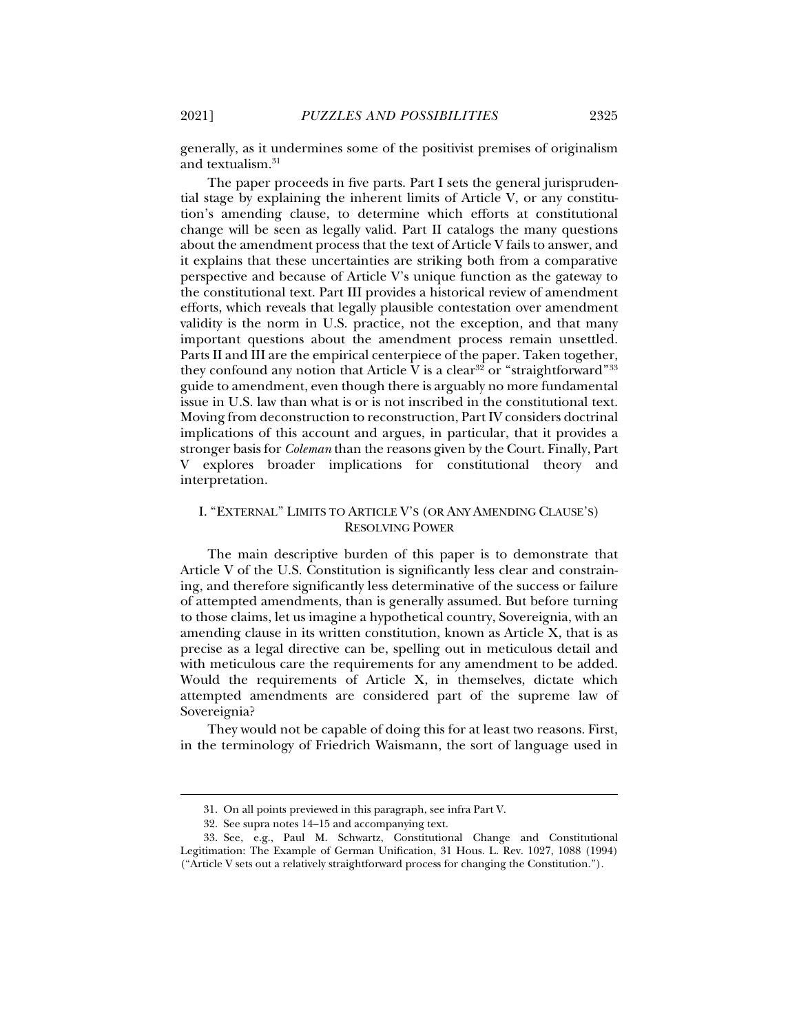generally, as it undermines some of the positivist premises of originalism and textualism.[31]

The paper proceeds in five parts. Part I sets the general jurisprudential stage by explaining the inherent limits of Article V, or any constitution's amending clause, to determine which efforts at constitutional change will be seen as legally valid. Part II catalogs the many questions about the amendment process that the text of Article V fails to answer, and it explains that these uncertainties are striking both from a comparative perspective and because of Article V's unique function as the gateway to the constitutional text. Part III provides a historical review of amendment efforts, which reveals that legally plausible contestation over amendment validity is the norm in U.S. practice, not the exception, and that many important questions about the amendment process remain unsettled. Parts II and III are the empirical centerpiece of the paper. Taken together, they confound any notion that Article V is a clear[32] or "straightforward"[33] guide to amendment, even though there is arguably no more fundamental issue in U.S. law than what is or is not inscribed in the constitutional text. Moving from deconstruction to reconstruction, Part IV considers doctrinal implications of this account and argues, in particular, that it provides a stronger basis for *Coleman* than the reasons given by the Court. Finally, Part V explores broader implications for constitutional theory and interpretation.

## I. "EXTERNAL" LIMITS TO ARTICLE V'S (OR ANY AMENDING CLAUSE'S) RESOLVING POWER

The main descriptive burden of this paper is to demonstrate that Article V of the U.S. Constitution is significantly less clear and constraining, and therefore significantly less determinative of the success or failure of attempted amendments, than is generally assumed. But before turning to those claims, let us imagine a hypothetical country, Sovereignia, with an amending clause in its written constitution, known as Article X, that is as precise as a legal directive can be, spelling out in meticulous detail and with meticulous care the requirements for any amendment to be added. Would the requirements of Article X, in themselves, dictate which attempted amendments are considered part of the supreme law of Sovereignia?

They would not be capable of doing this for at least two reasons. First, in the terminology of Friedrich Waismann, the sort of language used in

---

31. On all points previewed in this paragraph, see infra Part V.

32. See supra notes 14–15 and accompanying text.

33. See, e.g., Paul M. Schwartz, Constitutional Change and Constitutional Legitimation: The Example of German Unification, 31 Hous. L. Rev. 1027, 1088 (1994) ("Article V sets out a relatively straightforward process for changing the Constitution.").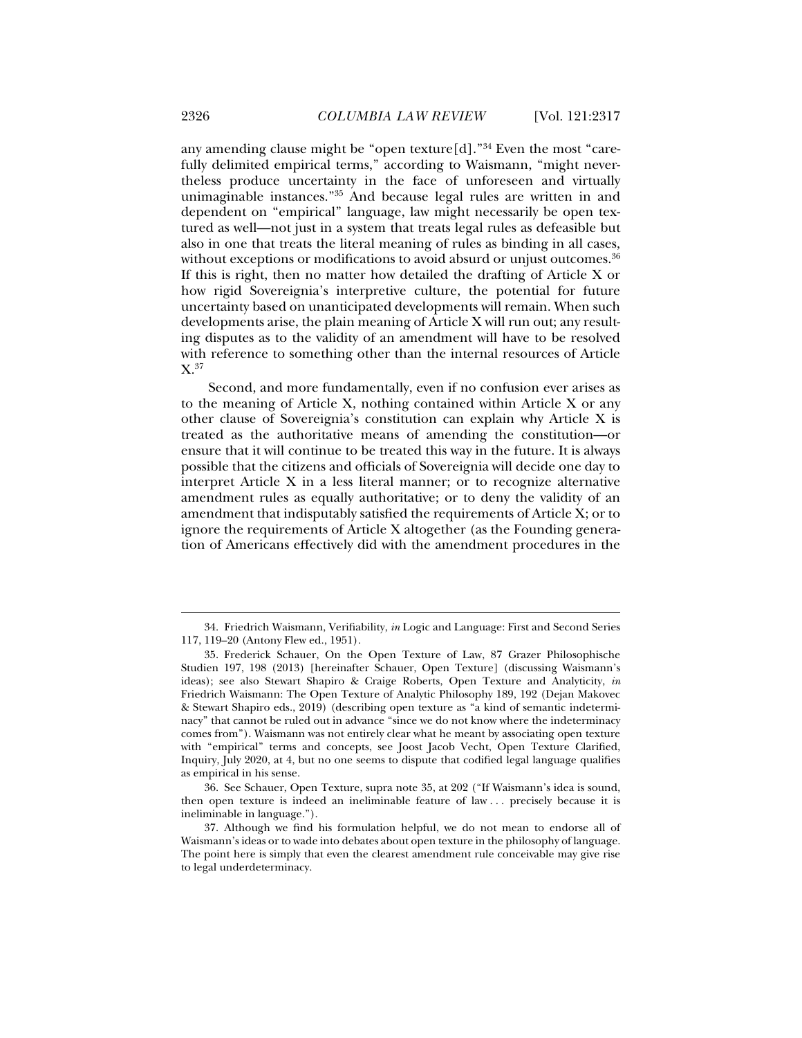any amending clause might be "open texture[d]."[34] Even the most "carefully delimited empirical terms," according to Waismann, "might nevertheless produce uncertainty in the face of unforeseen and virtually unimaginable instances."[35] And because legal rules are written in and dependent on "empirical" language, law might necessarily be open textured as well—not just in a system that treats legal rules as defeasible but also in one that treats the literal meaning of rules as binding in all cases, without exceptions or modifications to avoid absurd or unjust outcomes.[36] If this is right, then no matter how detailed the drafting of Article X or how rigid Sovereignia's interpretive culture, the potential for future uncertainty based on unanticipated developments will remain. When such developments arise, the plain meaning of Article X will run out; any resulting disputes as to the validity of an amendment will have to be resolved with reference to something other than the internal resources of Article X.[37]

Second, and more fundamentally, even if no confusion ever arises as to the meaning of Article X, nothing contained within Article X or any other clause of Sovereignia's constitution can explain why Article X is treated as the authoritative means of amending the constitution—or ensure that it will continue to be treated this way in the future. It is always possible that the citizens and officials of Sovereignia will decide one day to interpret Article X in a less literal manner; or to recognize alternative amendment rules as equally authoritative; or to deny the validity of an amendment that indisputably satisfied the requirements of Article X; or to ignore the requirements of Article X altogether (as the Founding generation of Americans effectively did with the amendment procedures in the

---

34. Friedrich Waismann, Verifiability, *in* Logic and Language: First and Second Series 117, 119–20 (Antony Flew ed., 1951).

35. Frederick Schauer, On the Open Texture of Law, 87 Grazer Philosophische Studien 197, 198 (2013) [hereinafter Schauer, Open Texture] (discussing Waismann's ideas); see also Stewart Shapiro & Craige Roberts, Open Texture and Analyticity, *in* Friedrich Waismann: The Open Texture of Analytic Philosophy 189, 192 (Dejan Makovec & Stewart Shapiro eds., 2019) (describing open texture as "a kind of semantic indeterminacy" that cannot be ruled out in advance "since we do not know where the indeterminacy comes from"). Waismann was not entirely clear what he meant by associating open texture with "empirical" terms and concepts, see Joost Jacob Vecht, Open Texture Clarified, Inquiry, July 2020, at 4, but no one seems to dispute that codified legal language qualifies as empirical in his sense.

36. See Schauer, Open Texture, supra note 35, at 202 ("If Waismann's idea is sound, then open texture is indeed an ineliminable feature of law . . . precisely because it is ineliminable in language.").

37. Although we find his formulation helpful, we do not mean to endorse all of Waismann's ideas or to wade into debates about open texture in the philosophy of language. The point here is simply that even the clearest amendment rule conceivable may give rise to legal underdeterminacy.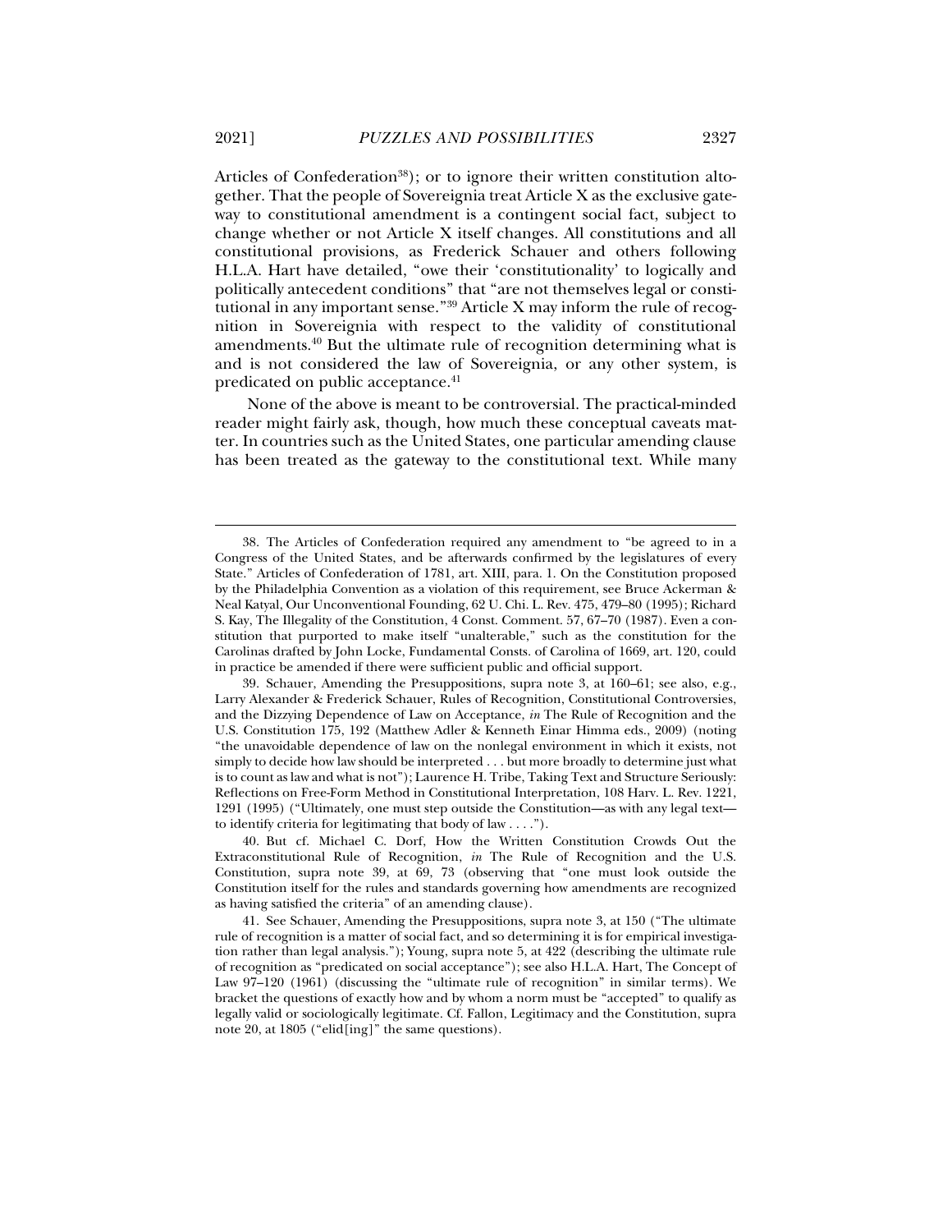Articles of Confederation[38]); or to ignore their written constitution altogether. That the people of Sovereignia treat Article X as the exclusive gateway to constitutional amendment is a contingent social fact, subject to change whether or not Article X itself changes. All constitutions and all constitutional provisions, as Frederick Schauer and others following H.L.A. Hart have detailed, "owe their 'constitutionality' to logically and politically antecedent conditions" that "are not themselves legal or constitutional in any important sense."[39] Article X may inform the rule of recognition in Sovereignia with respect to the validity of constitutional amendments.[40] But the ultimate rule of recognition determining what is and is not considered the law of Sovereignia, or any other system, is predicated on public acceptance.[41]

None of the above is meant to be controversial. The practical-minded reader might fairly ask, though, how much these conceptual caveats matter. In countries such as the United States, one particular amending clause has been treated as the gateway to the constitutional text. While many

---

38. The Articles of Confederation required any amendment to "be agreed to in a Congress of the United States, and be afterwards confirmed by the legislatures of every State." Articles of Confederation of 1781, art. XIII, para. 1. On the Constitution proposed by the Philadelphia Convention as a violation of this requirement, see Bruce Ackerman & Neal Katyal, Our Unconventional Founding, 62 U. Chi. L. Rev. 475, 479–80 (1995); Richard S. Kay, The Illegality of the Constitution, 4 Const. Comment. 57, 67–70 (1987). Even a constitution that purported to make itself "unalterable," such as the constitution for the Carolinas drafted by John Locke, Fundamental Consts. of Carolina of 1669, art. 120, could in practice be amended if there were sufficient public and official support.

39. Schauer, Amending the Presuppositions, supra note 3, at 160–61; see also, e.g., Larry Alexander & Frederick Schauer, Rules of Recognition, Constitutional Controversies, and the Dizzying Dependence of Law on Acceptance, *in* The Rule of Recognition and the U.S. Constitution 175, 192 (Matthew Adler & Kenneth Einar Himma eds., 2009) (noting "the unavoidable dependence of law on the nonlegal environment in which it exists, not simply to decide how law should be interpreted . . . but more broadly to determine just what is to count as law and what is not"); Laurence H. Tribe, Taking Text and Structure Seriously: Reflections on Free-Form Method in Constitutional Interpretation, 108 Harv. L. Rev. 1221, 1291 (1995) ("Ultimately, one must step outside the Constitution—as with any legal text—to identify criteria for legitimating that body of law . . . .").

40. But cf. Michael C. Dorf, How the Written Constitution Crowds Out the Extraconstitutional Rule of Recognition, *in* The Rule of Recognition and the U.S. Constitution, supra note 39, at 69, 73 (observing that "one must look outside the Constitution itself for the rules and standards governing how amendments are recognized as having satisfied the criteria" of an amending clause).

41. See Schauer, Amending the Presuppositions, supra note 3, at 150 ("The ultimate rule of recognition is a matter of social fact, and so determining it is for empirical investigation rather than legal analysis."); Young, supra note 5, at 422 (describing the ultimate rule of recognition as "predicated on social acceptance"); see also H.L.A. Hart, The Concept of Law 97–120 (1961) (discussing the "ultimate rule of recognition" in similar terms). We bracket the questions of exactly how and by whom a norm must be "accepted" to qualify as legally valid or sociologically legitimate. Cf. Fallon, Legitimacy and the Constitution, supra note 20, at 1805 ("elid[ing]" the same questions).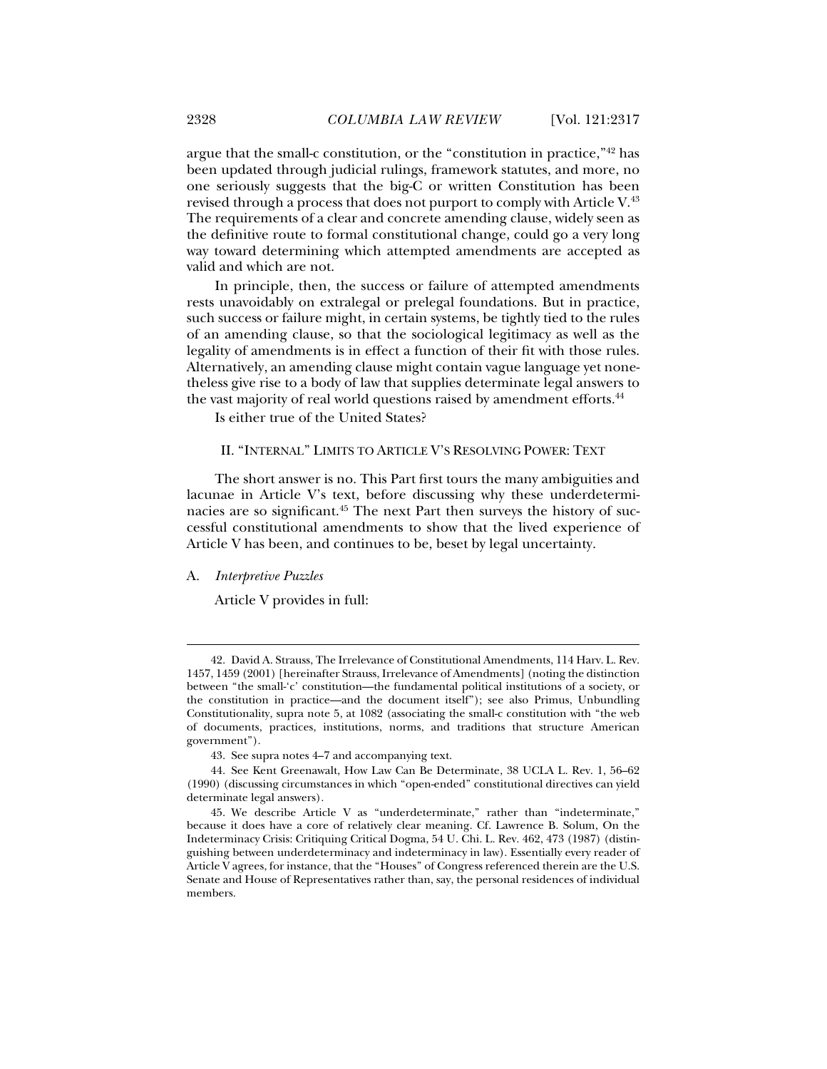argue that the small-c constitution, or the "constitution in practice,"[42] has been updated through judicial rulings, framework statutes, and more, no one seriously suggests that the big-C or written Constitution has been revised through a process that does not purport to comply with Article V.[43] The requirements of a clear and concrete amending clause, widely seen as the definitive route to formal constitutional change, could go a very long way toward determining which attempted amendments are accepted as valid and which are not.

In principle, then, the success or failure of attempted amendments rests unavoidably on extralegal or prelegal foundations. But in practice, such success or failure might, in certain systems, be tightly tied to the rules of an amending clause, so that the sociological legitimacy as well as the legality of amendments is in effect a function of their fit with those rules. Alternatively, an amending clause might contain vague language yet nonetheless give rise to a body of law that supplies determinate legal answers to the vast majority of real world questions raised by amendment efforts.[44]

Is either true of the United States?

## II. "INTERNAL" LIMITS TO ARTICLE V'S RESOLVING POWER: TEXT

The short answer is no. This Part first tours the many ambiguities and lacunae in Article V's text, before discussing why these underdeterminacies are so significant.[45] The next Part then surveys the history of successful constitutional amendments to show that the lived experience of Article V has been, and continues to be, beset by legal uncertainty.

### A. *Interpretive Puzzles*

Article V provides in full:

---

42. David A. Strauss, The Irrelevance of Constitutional Amendments, 114 Harv. L. Rev. 1457, 1459 (2001) [hereinafter Strauss, Irrelevance of Amendments] (noting the distinction between "the small-'c' constitution—the fundamental political institutions of a society, or the constitution in practice—and the document itself"); see also Primus, Unbundling Constitutionality, supra note 5, at 1082 (associating the small-c constitution with "the web of documents, practices, institutions, norms, and traditions that structure American government").

43. See supra notes 4–7 and accompanying text.

44. See Kent Greenawalt, How Law Can Be Determinate, 38 UCLA L. Rev. 1, 56–62 (1990) (discussing circumstances in which "open-ended" constitutional directives can yield determinate legal answers).

45. We describe Article V as "underdeterminate," rather than "indeterminate," because it does have a core of relatively clear meaning. Cf. Lawrence B. Solum, On the Indeterminacy Crisis: Critiquing Critical Dogma, 54 U. Chi. L. Rev. 462, 473 (1987) (distinguishing between underdeterminacy and indeterminacy in law). Essentially every reader of Article V agrees, for instance, that the "Houses" of Congress referenced therein are the U.S. Senate and House of Representatives rather than, say, the personal residences of individual members.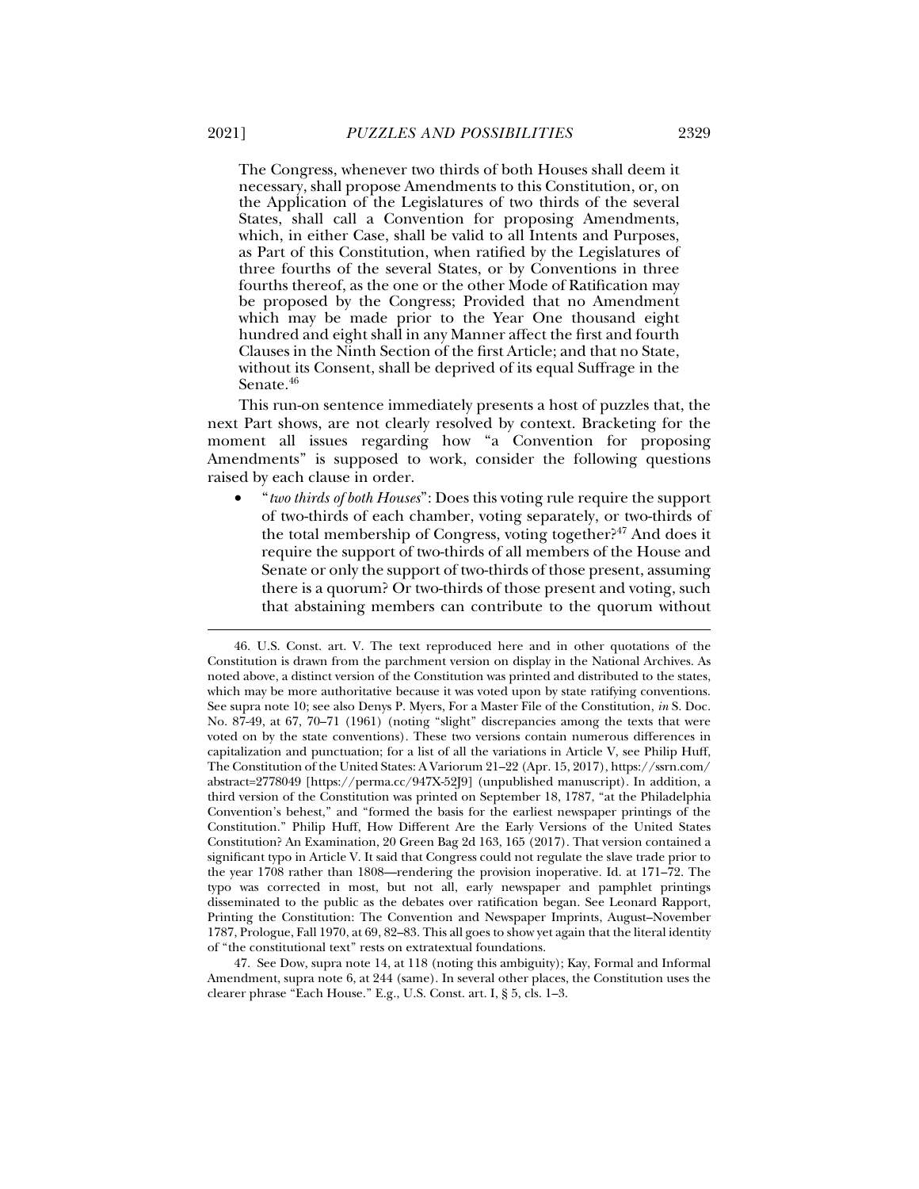> The Congress, whenever two thirds of both Houses shall deem it necessary, shall propose Amendments to this Constitution, or, on the Application of the Legislatures of two thirds of the several States, shall call a Convention for proposing Amendments, which, in either Case, shall be valid to all Intents and Purposes, as Part of this Constitution, when ratified by the Legislatures of three fourths of the several States, or by Conventions in three fourths thereof, as the one or the other Mode of Ratification may be proposed by the Congress; Provided that no Amendment which may be made prior to the Year One thousand eight hundred and eight shall in any Manner affect the first and fourth Clauses in the Ninth Section of the first Article; and that no State, without its Consent, shall be deprived of its equal Suffrage in the Senate.[46]

This run-on sentence immediately presents a host of puzzles that, the next Part shows, are not clearly resolved by context. Bracketing for the moment all issues regarding how "a Convention for proposing Amendments" is supposed to work, consider the following questions raised by each clause in order.

- "*two thirds of both Houses*": Does this voting rule require the support of two-thirds of each chamber, voting separately, or two-thirds of the total membership of Congress, voting together?[47] And does it require the support of two-thirds of all members of the House and Senate or only the support of two-thirds of those present, assuming there is a quorum? Or two-thirds of those present and voting, such that abstaining members can contribute to the quorum without

---

46. U.S. Const. art. V. The text reproduced here and in other quotations of the Constitution is drawn from the parchment version on display in the National Archives. As noted above, a distinct version of the Constitution was printed and distributed to the states, which may be more authoritative because it was voted upon by state ratifying conventions. See supra note 10; see also Denys P. Myers, For a Master File of the Constitution, *in* S. Doc. No. 87-49, at 67, 70–71 (1961) (noting "slight" discrepancies among the texts that were voted on by the state conventions). These two versions contain numerous differences in capitalization and punctuation; for a list of all the variations in Article V, see Philip Huff, The Constitution of the United States: A Variorum 21–22 (Apr. 15, 2017), https://ssrn.com/abstract=2778049 [https://perma.cc/947X-52J9] (unpublished manuscript). In addition, a third version of the Constitution was printed on September 18, 1787, "at the Philadelphia Convention's behest," and "formed the basis for the earliest newspaper printings of the Constitution." Philip Huff, How Different Are the Early Versions of the United States Constitution? An Examination, 20 Green Bag 2d 163, 165 (2017). That version contained a significant typo in Article V. It said that Congress could not regulate the slave trade prior to the year 1708 rather than 1808—rendering the provision inoperative. Id. at 171–72. The typo was corrected in most, but not all, early newspaper and pamphlet printings disseminated to the public as the debates over ratification began. See Leonard Rapport, Printing the Constitution: The Convention and Newspaper Imprints, August–November 1787, Prologue, Fall 1970, at 69, 82–83. This all goes to show yet again that the literal identity of "the constitutional text" rests on extratextual foundations.

47. See Dow, supra note 14, at 118 (noting this ambiguity); Kay, Formal and Informal Amendment, supra note 6, at 244 (same). In several other places, the Constitution uses the clearer phrase "Each House." E.g., U.S. Const. art. I, § 5, cls. 1–3.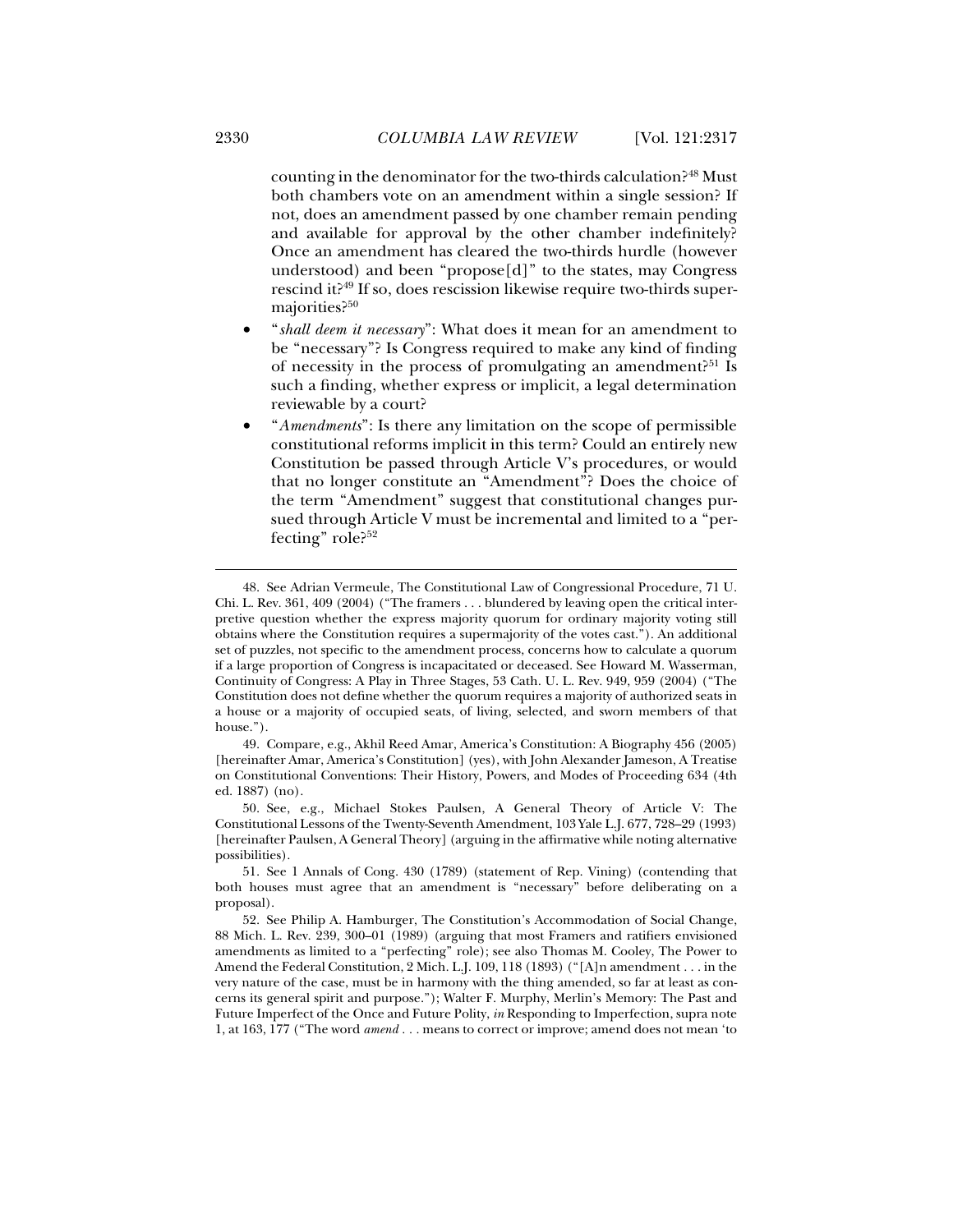counting in the denominator for the two-thirds calculation?[48] Must both chambers vote on an amendment within a single session? If not, does an amendment passed by one chamber remain pending and available for approval by the other chamber indefinitely? Once an amendment has cleared the two-thirds hurdle (however understood) and been "propose[d]" to the states, may Congress rescind it?[49] If so, does rescission likewise require two-thirds supermajorities?[50]

- "*shall deem it necessary*": What does it mean for an amendment to be "necessary"? Is Congress required to make any kind of finding of necessity in the process of promulgating an amendment?[51] Is such a finding, whether express or implicit, a legal determination reviewable by a court?
- "*Amendments*": Is there any limitation on the scope of permissible constitutional reforms implicit in this term? Could an entirely new Constitution be passed through Article V's procedures, or would that no longer constitute an "Amendment"? Does the choice of the term "Amendment" suggest that constitutional changes pursued through Article V must be incremental and limited to a "perfecting" role?[52]

---

48. See Adrian Vermeule, The Constitutional Law of Congressional Procedure, 71 U. Chi. L. Rev. 361, 409 (2004) ("The framers . . . blundered by leaving open the critical interpretive question whether the express majority quorum for ordinary majority voting still obtains where the Constitution requires a supermajority of the votes cast."). An additional set of puzzles, not specific to the amendment process, concerns how to calculate a quorum if a large proportion of Congress is incapacitated or deceased. See Howard M. Wasserman, Continuity of Congress: A Play in Three Stages, 53 Cath. U. L. Rev. 949, 959 (2004) ("The Constitution does not define whether the quorum requires a majority of authorized seats in a house or a majority of occupied seats, of living, selected, and sworn members of that house.").

49. Compare, e.g., Akhil Reed Amar, America's Constitution: A Biography 456 (2005) [hereinafter Amar, America's Constitution] (yes), with John Alexander Jameson, A Treatise on Constitutional Conventions: Their History, Powers, and Modes of Proceeding 634 (4th ed. 1887) (no).

50. See, e.g., Michael Stokes Paulsen, A General Theory of Article V: The Constitutional Lessons of the Twenty-Seventh Amendment, 103 Yale L.J. 677, 728–29 (1993) [hereinafter Paulsen, A General Theory] (arguing in the affirmative while noting alternative possibilities).

51. See 1 Annals of Cong. 430 (1789) (statement of Rep. Vining) (contending that both houses must agree that an amendment is "necessary" before deliberating on a proposal).

52. See Philip A. Hamburger, The Constitution's Accommodation of Social Change, 88 Mich. L. Rev. 239, 300–01 (1989) (arguing that most Framers and ratifiers envisioned amendments as limited to a "perfecting" role); see also Thomas M. Cooley, The Power to Amend the Federal Constitution, 2 Mich. L.J. 109, 118 (1893) ("[A]n amendment . . . in the very nature of the case, must be in harmony with the thing amended, so far at least as concerns its general spirit and purpose."); Walter F. Murphy, Merlin's Memory: The Past and Future Imperfect of the Once and Future Polity, *in* Responding to Imperfection, supra note 1, at 163, 177 ("The word *amend* . . . means to correct or improve; amend does not mean 'to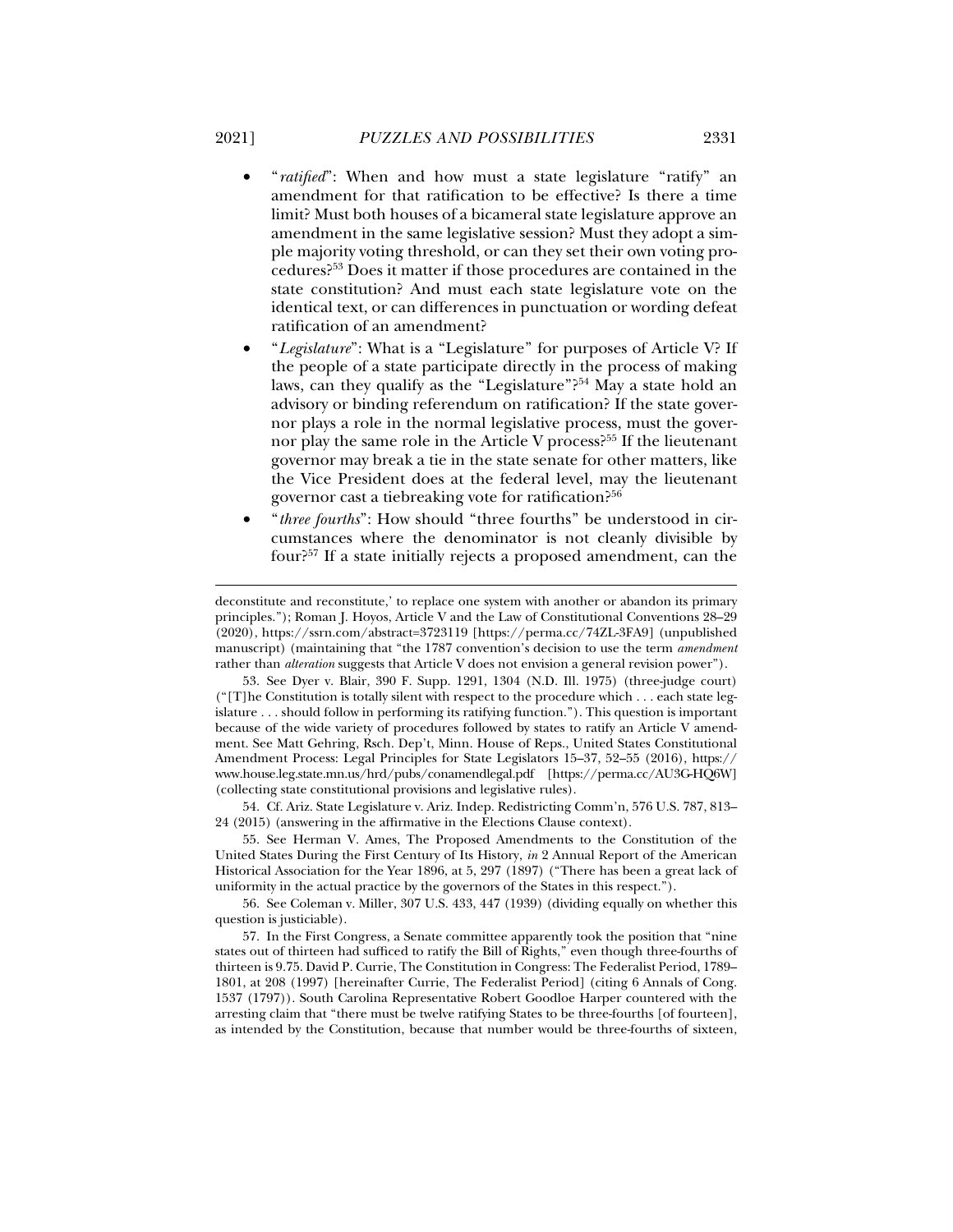- "*ratified*": When and how must a state legislature "ratify" an amendment for that ratification to be effective? Is there a time limit? Must both houses of a bicameral state legislature approve an amendment in the same legislative session? Must they adopt a simple majority voting threshold, or can they set their own voting procedures?[53] Does it matter if those procedures are contained in the state constitution? And must each state legislature vote on the identical text, or can differences in punctuation or wording defeat ratification of an amendment?
- "*Legislature*": What is a "Legislature" for purposes of Article V? If the people of a state participate directly in the process of making laws, can they qualify as the "Legislature"?[54] May a state hold an advisory or binding referendum on ratification? If the state governor plays a role in the normal legislative process, must the governor play the same role in the Article V process?[55] If the lieutenant governor may break a tie in the state senate for other matters, like the Vice President does at the federal level, may the lieutenant governor cast a tiebreaking vote for ratification?[56]
- "*three fourths*": How should "three fourths" be understood in circumstances where the denominator is not cleanly divisible by four?[57] If a state initially rejects a proposed amendment, can the

---

deconstitute and reconstitute,' to replace one system with another or abandon its primary principles."); Roman J. Hoyos, Article V and the Law of Constitutional Conventions 28–29 (2020), https://ssrn.com/abstract=3723119 [https://perma.cc/74ZL-3FA9] (unpublished manuscript) (maintaining that "the 1787 convention's decision to use the term *amendment* rather than *alteration* suggests that Article V does not envision a general revision power").

53. See Dyer v. Blair, 390 F. Supp. 1291, 1304 (N.D. Ill. 1975) (three-judge court) ("[T]he Constitution is totally silent with respect to the procedure which . . . each state legislature . . . should follow in performing its ratifying function."). This question is important because of the wide variety of procedures followed by states to ratify an Article V amendment. See Matt Gehring, Rsch. Dep't, Minn. House of Reps., United States Constitutional Amendment Process: Legal Principles for State Legislators 15–37, 52–55 (2016), https://www.house.leg.state.mn.us/hrd/pubs/conamendlegal.pdf [https://perma.cc/AU3G-HQ6W] (collecting state constitutional provisions and legislative rules).

54. Cf. Ariz. State Legislature v. Ariz. Indep. Redistricting Comm'n, 576 U.S. 787, 813–24 (2015) (answering in the affirmative in the Elections Clause context).

55. See Herman V. Ames, The Proposed Amendments to the Constitution of the United States During the First Century of Its History, *in* 2 Annual Report of the American Historical Association for the Year 1896, at 5, 297 (1897) ("There has been a great lack of uniformity in the actual practice by the governors of the States in this respect.").

56. See Coleman v. Miller, 307 U.S. 433, 447 (1939) (dividing equally on whether this question is justiciable).

57. In the First Congress, a Senate committee apparently took the position that "nine states out of thirteen had sufficed to ratify the Bill of Rights," even though three-fourths of thirteen is 9.75. David P. Currie, The Constitution in Congress: The Federalist Period, 1789–1801, at 208 (1997) [hereinafter Currie, The Federalist Period] (citing 6 Annals of Cong. 1537 (1797)). South Carolina Representative Robert Goodloe Harper countered with the arresting claim that "there must be twelve ratifying States to be three-fourths [of fourteen], as intended by the Constitution, because that number would be three-fourths of sixteen,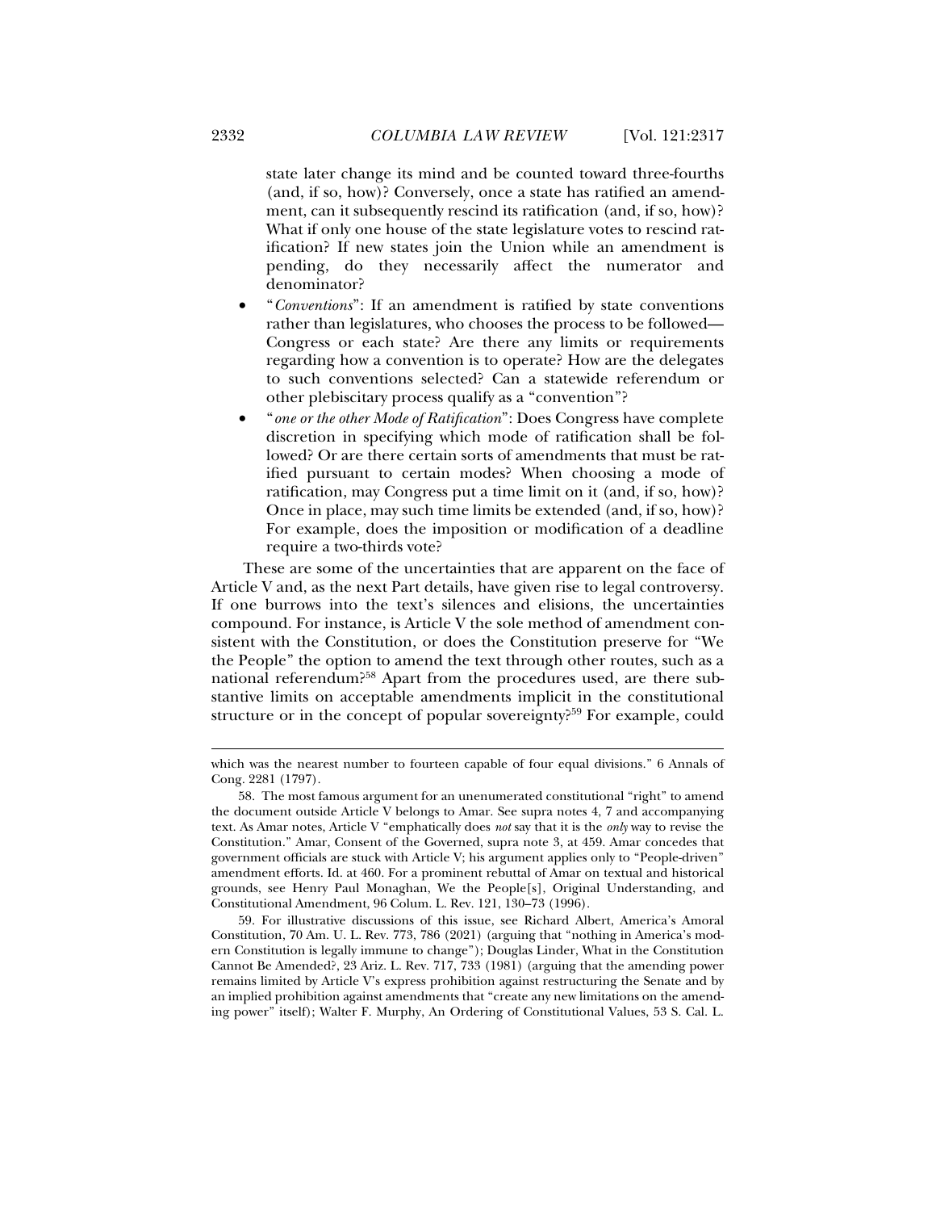state later change its mind and be counted toward three-fourths (and, if so, how)? Conversely, once a state has ratified an amendment, can it subsequently rescind its ratification (and, if so, how)? What if only one house of the state legislature votes to rescind ratification? If new states join the Union while an amendment is pending, do they necessarily affect the numerator and denominator?

- "*Conventions*": If an amendment is ratified by state conventions rather than legislatures, who chooses the process to be followed—Congress or each state? Are there any limits or requirements regarding how a convention is to operate? How are the delegates to such conventions selected? Can a statewide referendum or other plebiscitary process qualify as a "convention"?
- "*one or the other Mode of Ratification*": Does Congress have complete discretion in specifying which mode of ratification shall be followed? Or are there certain sorts of amendments that must be ratified pursuant to certain modes? When choosing a mode of ratification, may Congress put a time limit on it (and, if so, how)? Once in place, may such time limits be extended (and, if so, how)? For example, does the imposition or modification of a deadline require a two-thirds vote?

These are some of the uncertainties that are apparent on the face of Article V and, as the next Part details, have given rise to legal controversy. If one burrows into the text's silences and elisions, the uncertainties compound. For instance, is Article V the sole method of amendment consistent with the Constitution, or does the Constitution preserve for "We the People" the option to amend the text through other routes, such as a national referendum?[58] Apart from the procedures used, are there substantive limits on acceptable amendments implicit in the constitutional structure or in the concept of popular sovereignty?[59] For example, could

---

which was the nearest number to fourteen capable of four equal divisions." 6 Annals of Cong. 2281 (1797).

58. The most famous argument for an unenumerated constitutional "right" to amend the document outside Article V belongs to Amar. See supra notes 4, 7 and accompanying text. As Amar notes, Article V "emphatically does *not* say that it is the *only* way to revise the Constitution." Amar, Consent of the Governed, supra note 3, at 459. Amar concedes that government officials are stuck with Article V; his argument applies only to "People-driven" amendment efforts. Id. at 460. For a prominent rebuttal of Amar on textual and historical grounds, see Henry Paul Monaghan, We the People[s], Original Understanding, and Constitutional Amendment, 96 Colum. L. Rev. 121, 130–73 (1996).

59. For illustrative discussions of this issue, see Richard Albert, America's Amoral Constitution, 70 Am. U. L. Rev. 773, 786 (2021) (arguing that "nothing in America's modern Constitution is legally immune to change"); Douglas Linder, What in the Constitution Cannot Be Amended?, 23 Ariz. L. Rev. 717, 733 (1981) (arguing that the amending power remains limited by Article V's express prohibition against restructuring the Senate and by an implied prohibition against amendments that "create any new limitations on the amending power" itself); Walter F. Murphy, An Ordering of Constitutional Values, 53 S. Cal. L.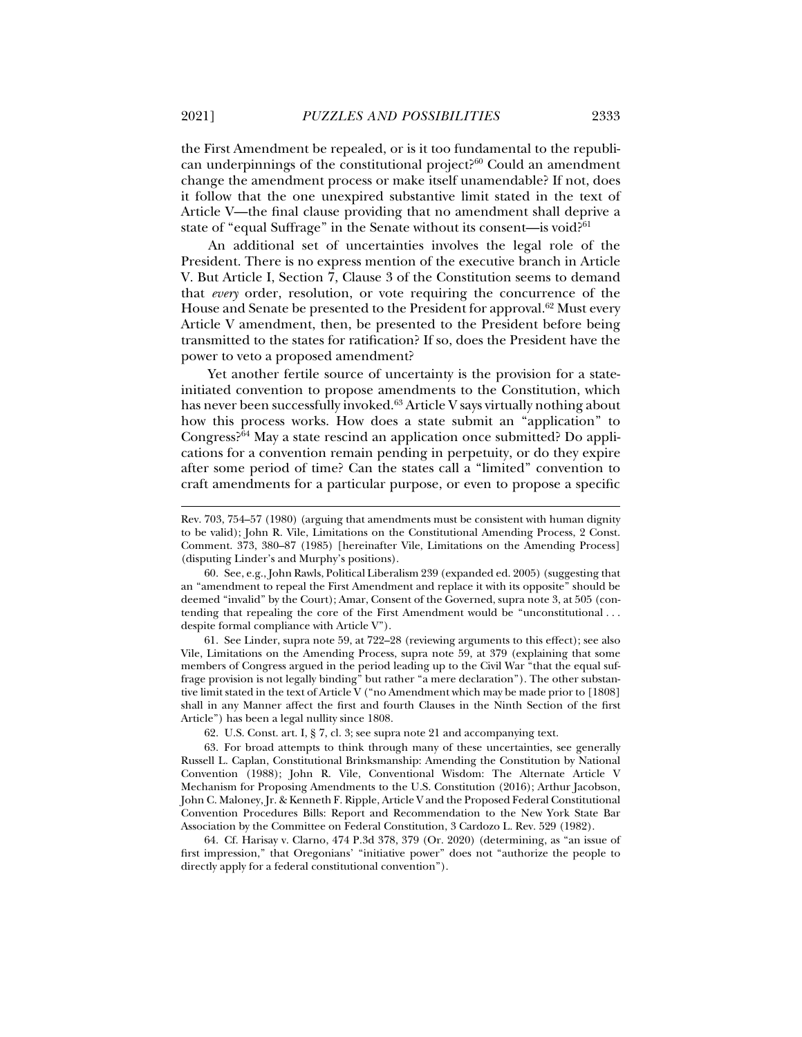the First Amendment be repealed, or is it too fundamental to the republican underpinnings of the constitutional project?[60] Could an amendment change the amendment process or make itself unamendable? If not, does it follow that the one unexpired substantive limit stated in the text of Article V—the final clause providing that no amendment shall deprive a state of "equal Suffrage" in the Senate without its consent—is void?[61]

An additional set of uncertainties involves the legal role of the President. There is no express mention of the executive branch in Article V. But Article I, Section 7, Clause 3 of the Constitution seems to demand that *every* order, resolution, or vote requiring the concurrence of the House and Senate be presented to the President for approval.[62] Must every Article V amendment, then, be presented to the President before being transmitted to the states for ratification? If so, does the President have the power to veto a proposed amendment?

Yet another fertile source of uncertainty is the provision for a state-initiated convention to propose amendments to the Constitution, which has never been successfully invoked.[63] Article V says virtually nothing about how this process works. How does a state submit an "application" to Congress?[64] May a state rescind an application once submitted? Do applications for a convention remain pending in perpetuity, or do they expire after some period of time? Can the states call a "limited" convention to craft amendments for a particular purpose, or even to propose a specific

---

Rev. 703, 754–57 (1980) (arguing that amendments must be consistent with human dignity to be valid); John R. Vile, Limitations on the Constitutional Amending Process, 2 Const. Comment. 373, 380–87 (1985) [hereinafter Vile, Limitations on the Amending Process] (disputing Linder's and Murphy's positions).

60. See, e.g., John Rawls, Political Liberalism 239 (expanded ed. 2005) (suggesting that an "amendment to repeal the First Amendment and replace it with its opposite" should be deemed "invalid" by the Court); Amar, Consent of the Governed, supra note 3, at 505 (contending that repealing the core of the First Amendment would be "unconstitutional . . . despite formal compliance with Article V").

61. See Linder, supra note 59, at 722–28 (reviewing arguments to this effect); see also Vile, Limitations on the Amending Process, supra note 59, at 379 (explaining that some members of Congress argued in the period leading up to the Civil War "that the equal suffrage provision is not legally binding" but rather "a mere declaration"). The other substantive limit stated in the text of Article V ("no Amendment which may be made prior to [1808] shall in any Manner affect the first and fourth Clauses in the Ninth Section of the first Article") has been a legal nullity since 1808.

62. U.S. Const. art. I, § 7, cl. 3; see supra note 21 and accompanying text.

63. For broad attempts to think through many of these uncertainties, see generally Russell L. Caplan, Constitutional Brinksmanship: Amending the Constitution by National Convention (1988); John R. Vile, Conventional Wisdom: The Alternate Article V Mechanism for Proposing Amendments to the U.S. Constitution (2016); Arthur Jacobson, John C. Maloney, Jr. & Kenneth F. Ripple, Article V and the Proposed Federal Constitutional Convention Procedures Bills: Report and Recommendation to the New York State Bar Association by the Committee on Federal Constitution, 3 Cardozo L. Rev. 529 (1982).

64. Cf. Harisay v. Clarno, 474 P.3d 378, 379 (Or. 2020) (determining, as "an issue of first impression," that Oregonians' "initiative power" does not "authorize the people to directly apply for a federal constitutional convention").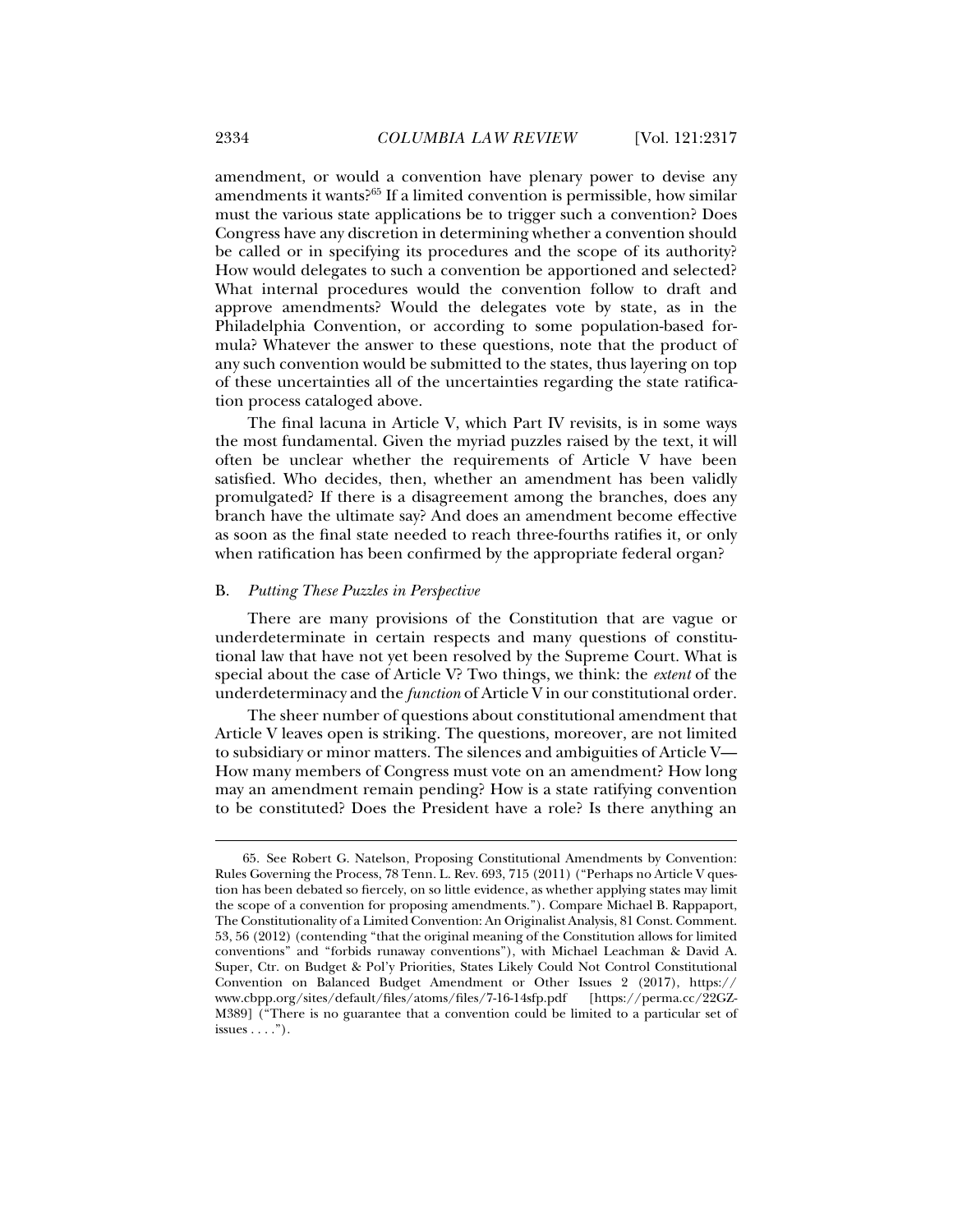amendment, or would a convention have plenary power to devise any amendments it wants?[65] If a limited convention is permissible, how similar must the various state applications be to trigger such a convention? Does Congress have any discretion in determining whether a convention should be called or in specifying its procedures and the scope of its authority? How would delegates to such a convention be apportioned and selected? What internal procedures would the convention follow to draft and approve amendments? Would the delegates vote by state, as in the Philadelphia Convention, or according to some population-based formula? Whatever the answer to these questions, note that the product of any such convention would be submitted to the states, thus layering on top of these uncertainties all of the uncertainties regarding the state ratification process cataloged above.

The final lacuna in Article V, which Part IV revisits, is in some ways the most fundamental. Given the myriad puzzles raised by the text, it will often be unclear whether the requirements of Article V have been satisfied. Who decides, then, whether an amendment has been validly promulgated? If there is a disagreement among the branches, does any branch have the ultimate say? And does an amendment become effective as soon as the final state needed to reach three-fourths ratifies it, or only when ratification has been confirmed by the appropriate federal organ?

### B. *Putting These Puzzles in Perspective*

There are many provisions of the Constitution that are vague or underdeterminate in certain respects and many questions of constitutional law that have not yet been resolved by the Supreme Court. What is special about the case of Article V? Two things, we think: the *extent* of the underdeterminacy and the *function* of Article V in our constitutional order.

The sheer number of questions about constitutional amendment that Article V leaves open is striking. The questions, moreover, are not limited to subsidiary or minor matters. The silences and ambiguities of Article V—How many members of Congress must vote on an amendment? How long may an amendment remain pending? How is a state ratifying convention to be constituted? Does the President have a role? Is there anything an

---

65. See Robert G. Natelson, Proposing Constitutional Amendments by Convention: Rules Governing the Process, 78 Tenn. L. Rev. 693, 715 (2011) ("Perhaps no Article V question has been debated so fiercely, on so little evidence, as whether applying states may limit the scope of a convention for proposing amendments."). Compare Michael B. Rappaport, The Constitutionality of a Limited Convention: An Originalist Analysis, 81 Const. Comment. 53, 56 (2012) (contending "that the original meaning of the Constitution allows for limited conventions" and "forbids runaway conventions"), with Michael Leachman & David A. Super, Ctr. on Budget & Pol'y Priorities, States Likely Could Not Control Constitutional Convention on Balanced Budget Amendment or Other Issues 2 (2017), https://www.cbpp.org/sites/default/files/atoms/files/7-16-14sfp.pdf [https://perma.cc/22GZ-M389] ("There is no guarantee that a convention could be limited to a particular set of issues . . . .").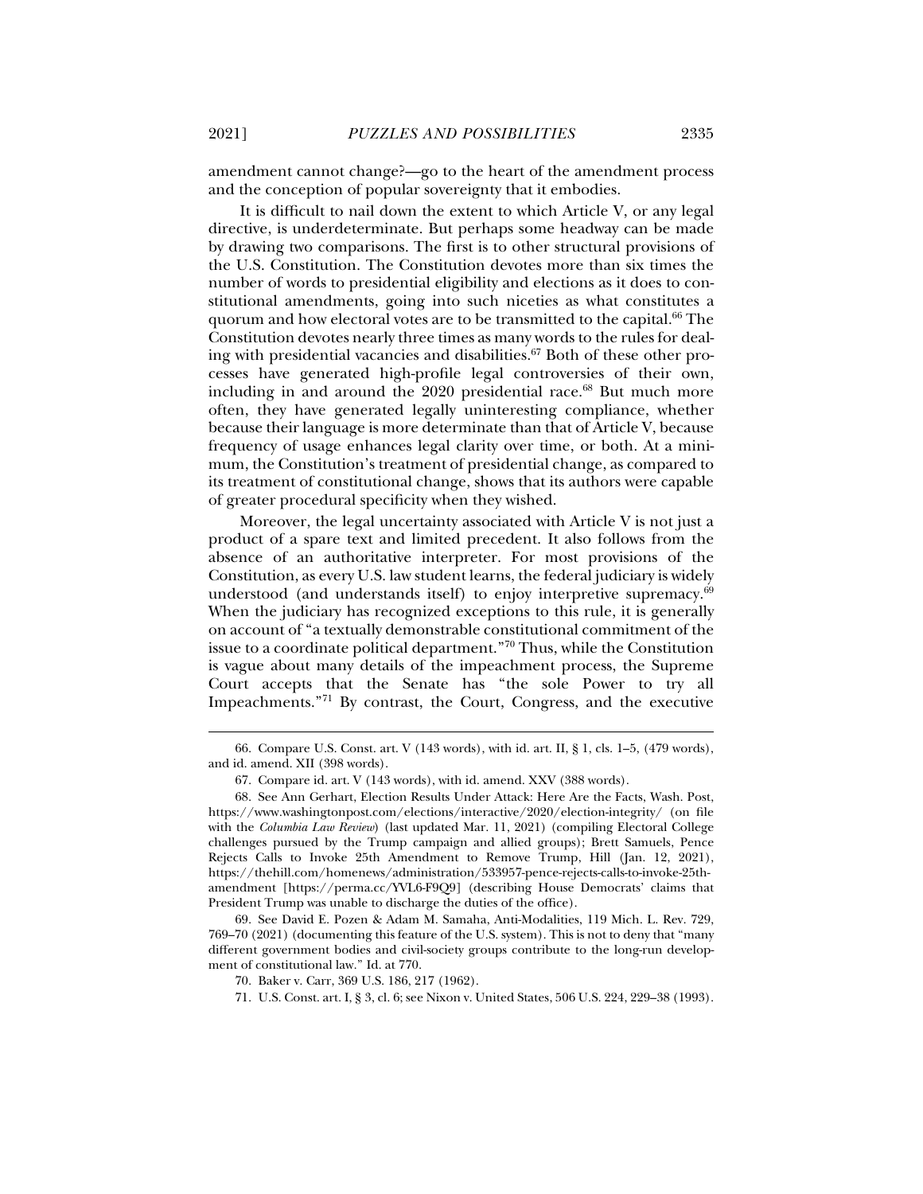amendment cannot change?—go to the heart of the amendment process and the conception of popular sovereignty that it embodies.

It is difficult to nail down the extent to which Article V, or any legal directive, is underdeterminate. But perhaps some headway can be made by drawing two comparisons. The first is to other structural provisions of the U.S. Constitution. The Constitution devotes more than six times the number of words to presidential eligibility and elections as it does to constitutional amendments, going into such niceties as what constitutes a quorum and how electoral votes are to be transmitted to the capital.[66] The Constitution devotes nearly three times as many words to the rules for dealing with presidential vacancies and disabilities.[67] Both of these other processes have generated high-profile legal controversies of their own, including in and around the 2020 presidential race.[68] But much more often, they have generated legally uninteresting compliance, whether because their language is more determinate than that of Article V, because frequency of usage enhances legal clarity over time, or both. At a minimum, the Constitution's treatment of presidential change, as compared to its treatment of constitutional change, shows that its authors were capable of greater procedural specificity when they wished.

Moreover, the legal uncertainty associated with Article V is not just a product of a spare text and limited precedent. It also follows from the absence of an authoritative interpreter. For most provisions of the Constitution, as every U.S. law student learns, the federal judiciary is widely understood (and understands itself) to enjoy interpretive supremacy.[69] When the judiciary has recognized exceptions to this rule, it is generally on account of "a textually demonstrable constitutional commitment of the issue to a coordinate political department."[70] Thus, while the Constitution is vague about many details of the impeachment process, the Supreme Court accepts that the Senate has "the sole Power to try all Impeachments."[71] By contrast, the Court, Congress, and the executive

---

66. Compare U.S. Const. art. V (143 words), with id. art. II, § 1, cls. 1–5, (479 words), and id. amend. XII (398 words).

67. Compare id. art. V (143 words), with id. amend. XXV (388 words).

68. See Ann Gerhart, Election Results Under Attack: Here Are the Facts, Wash. Post, https://www.washingtonpost.com/elections/interactive/2020/election-integrity/ (on file with the *Columbia Law Review*) (last updated Mar. 11, 2021) (compiling Electoral College challenges pursued by the Trump campaign and allied groups); Brett Samuels, Pence Rejects Calls to Invoke 25th Amendment to Remove Trump, Hill (Jan. 12, 2021), https://thehill.com/homenews/administration/533957-pence-rejects-calls-to-invoke-25th-amendment [https://perma.cc/YVL6-F9Q9] (describing House Democrats' claims that President Trump was unable to discharge the duties of the office).

69. See David E. Pozen & Adam M. Samaha, Anti-Modalities, 119 Mich. L. Rev. 729, 769–70 (2021) (documenting this feature of the U.S. system). This is not to deny that "many different government bodies and civil-society groups contribute to the long-run development of constitutional law." Id. at 770.

70. Baker v. Carr, 369 U.S. 186, 217 (1962).

71. U.S. Const. art. I, § 3, cl. 6; see Nixon v. United States, 506 U.S. 224, 229–38 (1993).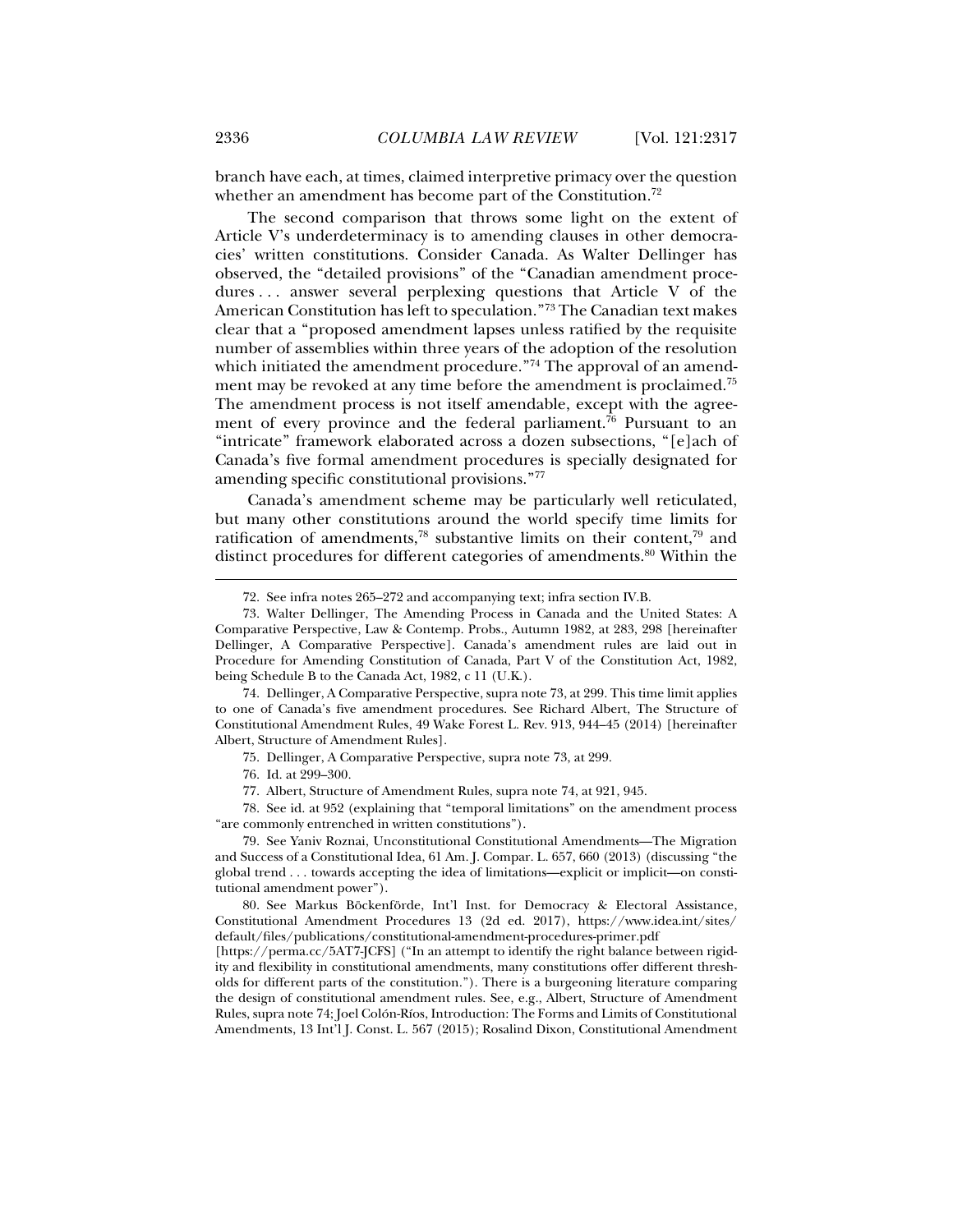branch have each, at times, claimed interpretive primacy over the question whether an amendment has become part of the Constitution.[72]

The second comparison that throws some light on the extent of Article V's underdeterminacy is to amending clauses in other democracies' written constitutions. Consider Canada. As Walter Dellinger has observed, the "detailed provisions" of the "Canadian amendment procedures . . . answer several perplexing questions that Article V of the American Constitution has left to speculation."[73] The Canadian text makes clear that a "proposed amendment lapses unless ratified by the requisite number of assemblies within three years of the adoption of the resolution which initiated the amendment procedure."[74] The approval of an amendment may be revoked at any time before the amendment is proclaimed.[75] The amendment process is not itself amendable, except with the agreement of every province and the federal parliament.[76] Pursuant to an "intricate" framework elaborated across a dozen subsections, "[e]ach of Canada's five formal amendment procedures is specially designated for amending specific constitutional provisions."[77]

Canada's amendment scheme may be particularly well reticulated, but many other constitutions around the world specify time limits for ratification of amendments,[78] substantive limits on their content,[79] and distinct procedures for different categories of amendments.[80] Within the

---

72. See infra notes 265–272 and accompanying text; infra section IV.B.

73. Walter Dellinger, The Amending Process in Canada and the United States: A Comparative Perspective, Law & Contemp. Probs., Autumn 1982, at 283, 298 [hereinafter Dellinger, A Comparative Perspective]. Canada's amendment rules are laid out in Procedure for Amending Constitution of Canada, Part V of the Constitution Act, 1982, being Schedule B to the Canada Act, 1982, c 11 (U.K.).

74. Dellinger, A Comparative Perspective, supra note 73, at 299. This time limit applies to one of Canada's five amendment procedures. See Richard Albert, The Structure of Constitutional Amendment Rules, 49 Wake Forest L. Rev. 913, 944–45 (2014) [hereinafter Albert, Structure of Amendment Rules].

75. Dellinger, A Comparative Perspective, supra note 73, at 299.

76. Id. at 299–300.

77. Albert, Structure of Amendment Rules, supra note 74, at 921, 945.

78. See id. at 952 (explaining that "temporal limitations" on the amendment process "are commonly entrenched in written constitutions").

79. See Yaniv Roznai, Unconstitutional Constitutional Amendments—The Migration and Success of a Constitutional Idea, 61 Am. J. Compar. L. 657, 660 (2013) (discussing "the global trend . . . towards accepting the idea of limitations—explicit or implicit—on constitutional amendment power").

80. See Markus Böckenförde, Int'l Inst. for Democracy & Electoral Assistance, Constitutional Amendment Procedures 13 (2d ed. 2017), https://www.idea.int/sites/default/files/publications/constitutional-amendment-procedures-primer.pdf [https://perma.cc/5AT7-JCFS] ("In an attempt to identify the right balance between rigidity and flexibility in constitutional amendments, many constitutions offer different thresholds for different parts of the constitution."). There is a burgeoning literature comparing the design of constitutional amendment rules. See, e.g., Albert, Structure of Amendment Rules, supra note 74; Joel Colón-Ríos, Introduction: The Forms and Limits of Constitutional Amendments, 13 Int'l J. Const. L. 567 (2015); Rosalind Dixon, Constitutional Amendment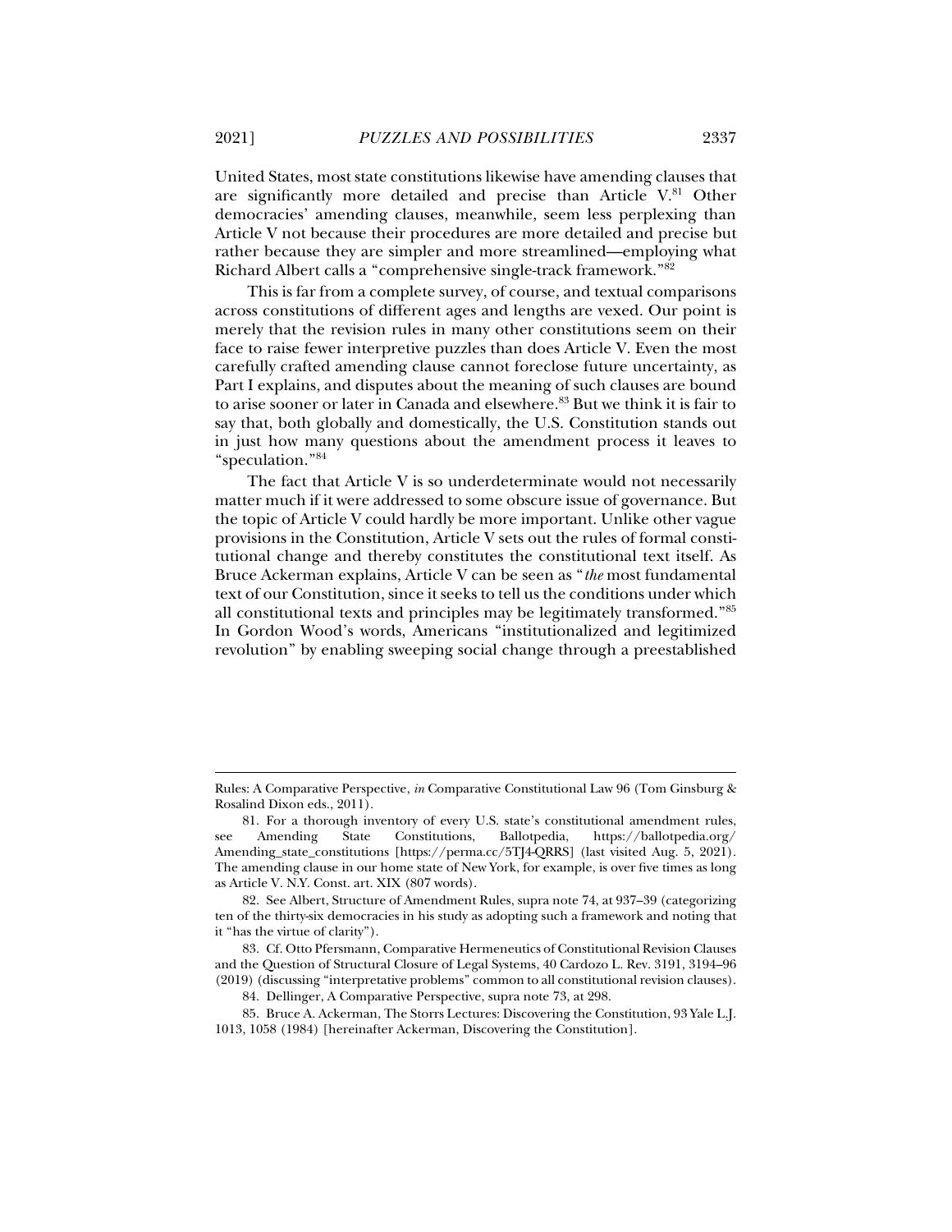United States, most state constitutions likewise have amending clauses that are significantly more detailed and precise than Article V.[81] Other democracies' amending clauses, meanwhile, seem less perplexing than Article V not because their procedures are more detailed and precise but rather because they are simpler and more streamlined—employing what Richard Albert calls a "comprehensive single-track framework."[82]

This is far from a complete survey, of course, and textual comparisons across constitutions of different ages and lengths are vexed. Our point is merely that the revision rules in many other constitutions seem on their face to raise fewer interpretive puzzles than does Article V. Even the most carefully crafted amending clause cannot foreclose future uncertainty, as Part I explains, and disputes about the meaning of such clauses are bound to arise sooner or later in Canada and elsewhere.[83] But we think it is fair to say that, both globally and domestically, the U.S. Constitution stands out in just how many questions about the amendment process it leaves to "speculation."[84]

The fact that Article V is so underdeterminate would not necessarily matter much if it were addressed to some obscure issue of governance. But the topic of Article V could hardly be more important. Unlike other vague provisions in the Constitution, Article V sets out the rules of formal constitutional change and thereby constitutes the constitutional text itself. As Bruce Ackerman explains, Article V can be seen as "*the* most fundamental text of our Constitution, since it seeks to tell us the conditions under which all constitutional texts and principles may be legitimately transformed."[85] In Gordon Wood's words, Americans "institutionalized and legitimized revolution" by enabling sweeping social change through a preestablished

---

Rules: A Comparative Perspective, *in* Comparative Constitutional Law 96 (Tom Ginsburg & Rosalind Dixon eds., 2011).

81. For a thorough inventory of every U.S. state's constitutional amendment rules, see Amending State Constitutions, Ballotpedia, https://ballotpedia.org/Amending_state_constitutions [https://perma.cc/5TJ4-QRRS] (last visited Aug. 5, 2021). The amending clause in our home state of New York, for example, is over five times as long as Article V. N.Y. Const. art. XIX (807 words).

82. See Albert, Structure of Amendment Rules, supra note 74, at 937–39 (categorizing ten of the thirty-six democracies in his study as adopting such a framework and noting that it "has the virtue of clarity").

83. Cf. Otto Pfersmann, Comparative Hermeneutics of Constitutional Revision Clauses and the Question of Structural Closure of Legal Systems, 40 Cardozo L. Rev. 3191, 3194–96 (2019) (discussing "interpretative problems" common to all constitutional revision clauses).

84. Dellinger, A Comparative Perspective, supra note 73, at 298.

85. Bruce A. Ackerman, The Storrs Lectures: Discovering the Constitution, 93 Yale L.J. 1013, 1058 (1984) [hereinafter Ackerman, Discovering the Constitution].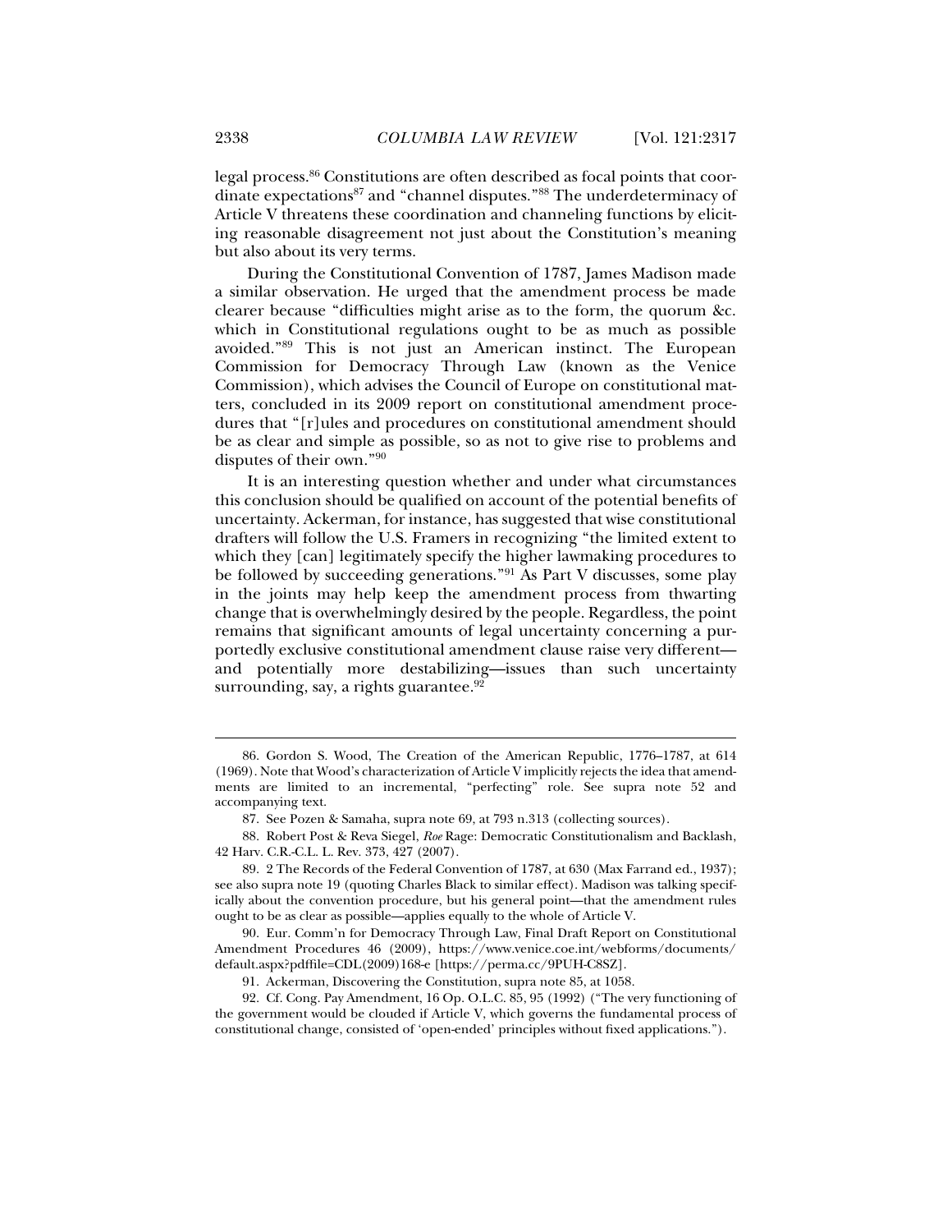legal process.[86] Constitutions are often described as focal points that coordinate expectations[87] and "channel disputes."[88] The underdeterminacy of Article V threatens these coordination and channeling functions by eliciting reasonable disagreement not just about the Constitution's meaning but also about its very terms.

During the Constitutional Convention of 1787, James Madison made a similar observation. He urged that the amendment process be made clearer because "difficulties might arise as to the form, the quorum &c. which in Constitutional regulations ought to be as much as possible avoided."[89] This is not just an American instinct. The European Commission for Democracy Through Law (known as the Venice Commission), which advises the Council of Europe on constitutional matters, concluded in its 2009 report on constitutional amendment procedures that "[r]ules and procedures on constitutional amendment should be as clear and simple as possible, so as not to give rise to problems and disputes of their own."[90]

It is an interesting question whether and under what circumstances this conclusion should be qualified on account of the potential benefits of uncertainty. Ackerman, for instance, has suggested that wise constitutional drafters will follow the U.S. Framers in recognizing "the limited extent to which they [can] legitimately specify the higher lawmaking procedures to be followed by succeeding generations."[91] As Part V discusses, some play in the joints may help keep the amendment process from thwarting change that is overwhelmingly desired by the people. Regardless, the point remains that significant amounts of legal uncertainty concerning a purportedly exclusive constitutional amendment clause raise very different—and potentially more destabilizing—issues than such uncertainty surrounding, say, a rights guarantee.[92]

---

86. Gordon S. Wood, The Creation of the American Republic, 1776–1787, at 614 (1969). Note that Wood's characterization of Article V implicitly rejects the idea that amendments are limited to an incremental, "perfecting" role. See supra note 52 and accompanying text.

87. See Pozen & Samaha, supra note 69, at 793 n.313 (collecting sources).

88. Robert Post & Reva Siegel, *Roe* Rage: Democratic Constitutionalism and Backlash, 42 Harv. C.R.-C.L. L. Rev. 373, 427 (2007).

89. 2 The Records of the Federal Convention of 1787, at 630 (Max Farrand ed., 1937); see also supra note 19 (quoting Charles Black to similar effect). Madison was talking specifically about the convention procedure, but his general point—that the amendment rules ought to be as clear as possible—applies equally to the whole of Article V.

90. Eur. Comm'n for Democracy Through Law, Final Draft Report on Constitutional Amendment Procedures 46 (2009), https://www.venice.coe.int/webforms/documents/default.aspx?pdffile=CDL(2009)168-e [https://perma.cc/9PUH-C8SZ].

91. Ackerman, Discovering the Constitution, supra note 85, at 1058.

92. Cf. Cong. Pay Amendment, 16 Op. O.L.C. 85, 95 (1992) ("The very functioning of the government would be clouded if Article V, which governs the fundamental process of constitutional change, consisted of 'open-ended' principles without fixed applications.").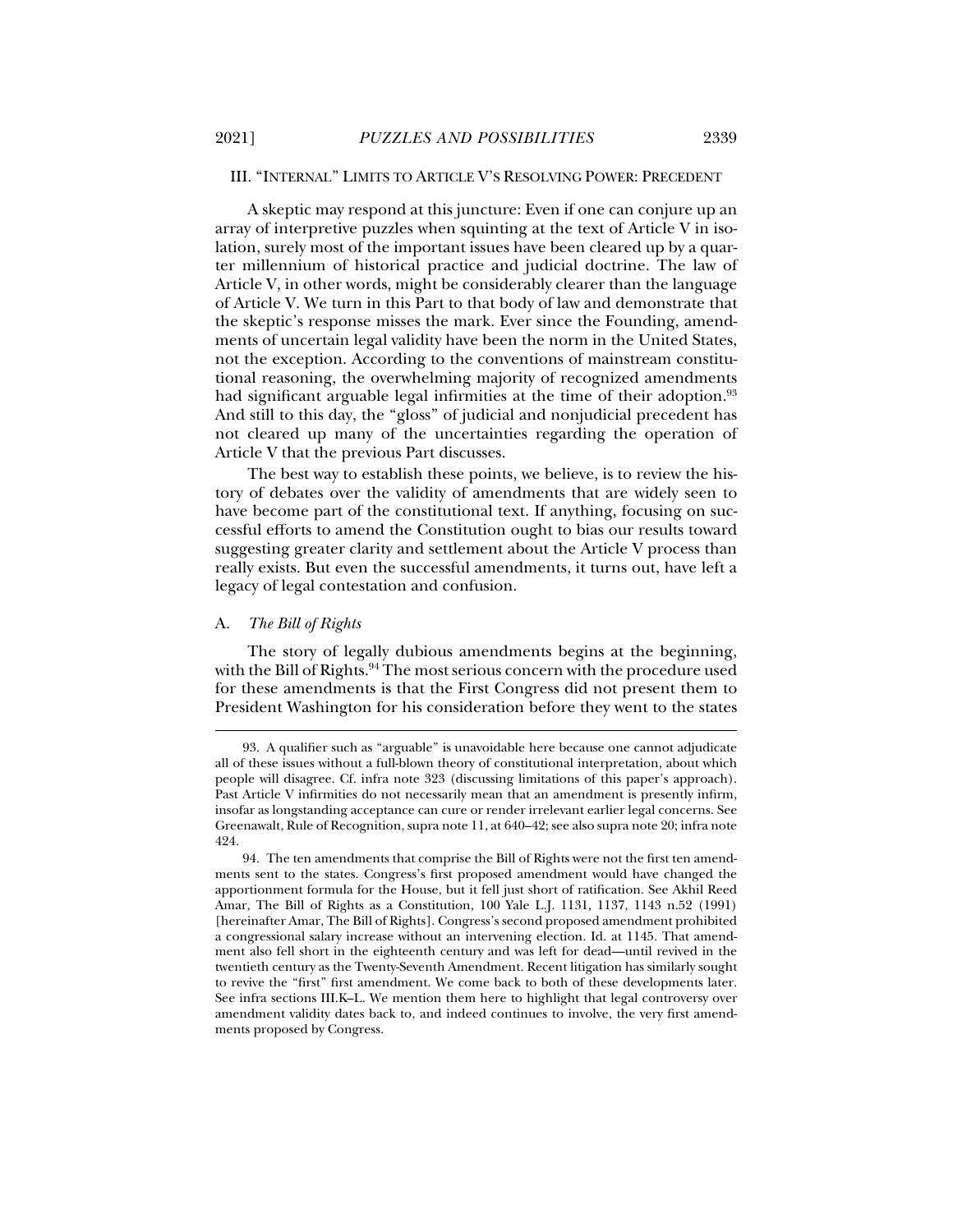## III. "INTERNAL" LIMITS TO ARTICLE V'S RESOLVING POWER: PRECEDENT

A skeptic may respond at this juncture: Even if one can conjure up an array of interpretive puzzles when squinting at the text of Article V in isolation, surely most of the important issues have been cleared up by a quarter millennium of historical practice and judicial doctrine. The law of Article V, in other words, might be considerably clearer than the language of Article V. We turn in this Part to that body of law and demonstrate that the skeptic's response misses the mark. Ever since the Founding, amendments of uncertain legal validity have been the norm in the United States, not the exception. According to the conventions of mainstream constitutional reasoning, the overwhelming majority of recognized amendments had significant arguable legal infirmities at the time of their adoption.[93] And still to this day, the "gloss" of judicial and nonjudicial precedent has not cleared up many of the uncertainties regarding the operation of Article V that the previous Part discusses.

The best way to establish these points, we believe, is to review the history of debates over the validity of amendments that are widely seen to have become part of the constitutional text. If anything, focusing on successful efforts to amend the Constitution ought to bias our results toward suggesting greater clarity and settlement about the Article V process than really exists. But even the successful amendments, it turns out, have left a legacy of legal contestation and confusion.

### A. *The Bill of Rights*

The story of legally dubious amendments begins at the beginning, with the Bill of Rights.[94] The most serious concern with the procedure used for these amendments is that the First Congress did not present them to President Washington for his consideration before they went to the states

---

93. A qualifier such as "arguable" is unavoidable here because one cannot adjudicate all of these issues without a full-blown theory of constitutional interpretation, about which people will disagree. Cf. infra note 323 (discussing limitations of this paper's approach). Past Article V infirmities do not necessarily mean that an amendment is presently infirm, insofar as longstanding acceptance can cure or render irrelevant earlier legal concerns. See Greenawalt, Rule of Recognition, supra note 11, at 640–42; see also supra note 20; infra note 424.

94. The ten amendments that comprise the Bill of Rights were not the first ten amendments sent to the states. Congress's first proposed amendment would have changed the apportionment formula for the House, but it fell just short of ratification. See Akhil Reed Amar, The Bill of Rights as a Constitution, 100 Yale L.J. 1131, 1137, 1143 n.52 (1991) [hereinafter Amar, The Bill of Rights]. Congress's second proposed amendment prohibited a congressional salary increase without an intervening election. Id. at 1145. That amendment also fell short in the eighteenth century and was left for dead—until revived in the twentieth century as the Twenty-Seventh Amendment. Recent litigation has similarly sought to revive the "first" first amendment. We come back to both of these developments later. See infra sections III.K–L. We mention them here to highlight that legal controversy over amendment validity dates back to, and indeed continues to involve, the very first amendments proposed by Congress.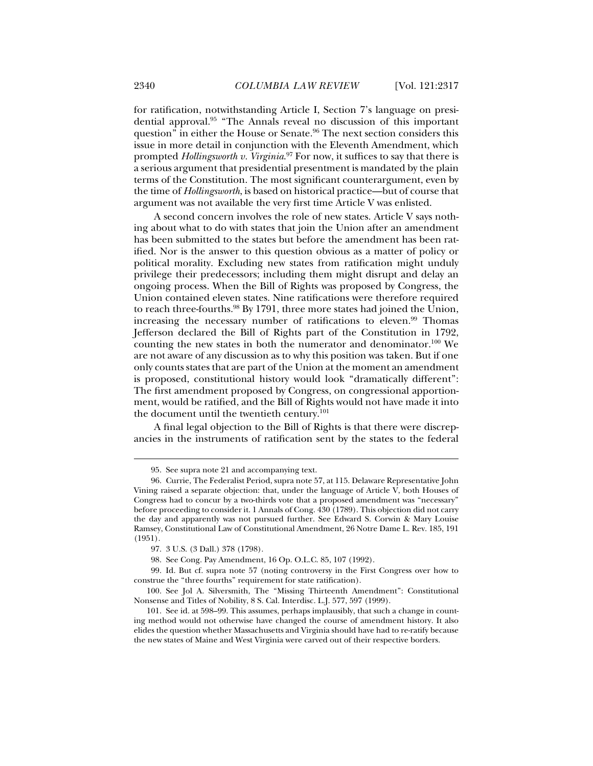for ratification, notwithstanding Article I, Section 7's language on presidential approval.[95] "The Annals reveal no discussion of this important question" in either the House or Senate.[96] The next section considers this issue in more detail in conjunction with the Eleventh Amendment, which prompted *Hollingsworth v. Virginia*.[97] For now, it suffices to say that there is a serious argument that presidential presentment is mandated by the plain terms of the Constitution. The most significant counterargument, even by the time of *Hollingsworth*, is based on historical practice—but of course that argument was not available the very first time Article V was enlisted.

A second concern involves the role of new states. Article V says nothing about what to do with states that join the Union after an amendment has been submitted to the states but before the amendment has been ratified. Nor is the answer to this question obvious as a matter of policy or political morality. Excluding new states from ratification might unduly privilege their predecessors; including them might disrupt and delay an ongoing process. When the Bill of Rights was proposed by Congress, the Union contained eleven states. Nine ratifications were therefore required to reach three-fourths.[98] By 1791, three more states had joined the Union, increasing the necessary number of ratifications to eleven.[99] Thomas Jefferson declared the Bill of Rights part of the Constitution in 1792, counting the new states in both the numerator and denominator.[100] We are not aware of any discussion as to why this position was taken. But if one only counts states that are part of the Union at the moment an amendment is proposed, constitutional history would look "dramatically different": The first amendment proposed by Congress, on congressional apportionment, would be ratified, and the Bill of Rights would not have made it into the document until the twentieth century.[101]

A final legal objection to the Bill of Rights is that there were discrepancies in the instruments of ratification sent by the states to the federal

---

95. See supra note 21 and accompanying text.

96. Currie, The Federalist Period, supra note 57, at 115. Delaware Representative John Vining raised a separate objection: that, under the language of Article V, both Houses of Congress had to concur by a two-thirds vote that a proposed amendment was "necessary" before proceeding to consider it. 1 Annals of Cong. 430 (1789). This objection did not carry the day and apparently was not pursued further. See Edward S. Corwin & Mary Louise Ramsey, Constitutional Law of Constitutional Amendment, 26 Notre Dame L. Rev. 185, 191 (1951).

97. 3 U.S. (3 Dall.) 378 (1798).

98. See Cong. Pay Amendment, 16 Op. O.L.C. 85, 107 (1992).

99. Id. But cf. supra note 57 (noting controversy in the First Congress over how to construe the "three fourths" requirement for state ratification).

100. See Jol A. Silversmith, The "Missing Thirteenth Amendment": Constitutional Nonsense and Titles of Nobility, 8 S. Cal. Interdisc. L.J. 577, 597 (1999).

101. See id. at 598–99. This assumes, perhaps implausibly, that such a change in counting method would not otherwise have changed the course of amendment history. It also elides the question whether Massachusetts and Virginia should have had to re-ratify because the new states of Maine and West Virginia were carved out of their respective borders.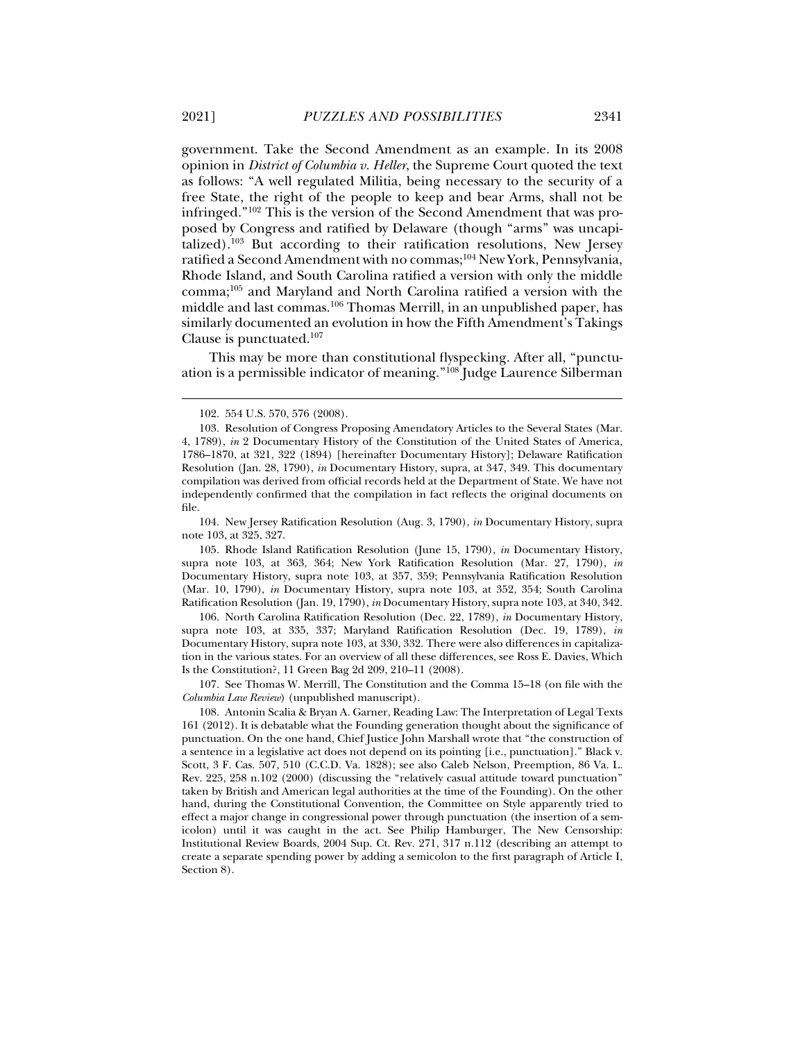government. Take the Second Amendment as an example. In its 2008 opinion in *District of Columbia v. Heller*, the Supreme Court quoted the text as follows: "A well regulated Militia, being necessary to the security of a free State, the right of the people to keep and bear Arms, shall not be infringed."[102] This is the version of the Second Amendment that was proposed by Congress and ratified by Delaware (though "arms" was uncapitalized).[103] But according to their ratification resolutions, New Jersey ratified a Second Amendment with no commas;[104] New York, Pennsylvania, Rhode Island, and South Carolina ratified a version with only the middle comma;[105] and Maryland and North Carolina ratified a version with the middle and last commas.[106] Thomas Merrill, in an unpublished paper, has similarly documented an evolution in how the Fifth Amendment's Takings Clause is punctuated.[107]

This may be more than constitutional flyspecking. After all, "punctuation is a permissible indicator of meaning."[108] Judge Laurence Silberman

---

102. 554 U.S. 570, 576 (2008).

103. Resolution of Congress Proposing Amendatory Articles to the Several States (Mar. 4, 1789), *in* 2 Documentary History of the Constitution of the United States of America, 1786–1870, at 321, 322 (1894) [hereinafter Documentary History]; Delaware Ratification Resolution (Jan. 28, 1790), *in* Documentary History, supra, at 347, 349. This documentary compilation was derived from official records held at the Department of State. We have not independently confirmed that the compilation in fact reflects the original documents on file.

104. New Jersey Ratification Resolution (Aug. 3, 1790), *in* Documentary History, supra note 103, at 325, 327.

105. Rhode Island Ratification Resolution (June 15, 1790), *in* Documentary History, supra note 103, at 363, 364; New York Ratification Resolution (Mar. 27, 1790), *in* Documentary History, supra note 103, at 357, 359; Pennsylvania Ratification Resolution (Mar. 10, 1790), *in* Documentary History, supra note 103, at 352, 354; South Carolina Ratification Resolution (Jan. 19, 1790), *in* Documentary History, supra note 103, at 340, 342.

106. North Carolina Ratification Resolution (Dec. 22, 1789), *in* Documentary History, supra note 103, at 335, 337; Maryland Ratification Resolution (Dec. 19, 1789), *in* Documentary History, supra note 103, at 330, 332. There were also differences in capitalization in the various states. For an overview of all these differences, see Ross E. Davies, Which Is the Constitution?, 11 Green Bag 2d 209, 210–11 (2008).

107. See Thomas W. Merrill, The Constitution and the Comma 15–18 (on file with the *Columbia Law Review*) (unpublished manuscript).

108. Antonin Scalia & Bryan A. Garner, Reading Law: The Interpretation of Legal Texts 161 (2012). It is debatable what the Founding generation thought about the significance of punctuation. On the one hand, Chief Justice John Marshall wrote that "the construction of a sentence in a legislative act does not depend on its pointing [i.e., punctuation]." Black v. Scott, 3 F. Cas. 507, 510 (C.C.D. Va. 1828); see also Caleb Nelson, Preemption, 86 Va. L. Rev. 225, 258 n.102 (2000) (discussing the "relatively casual attitude toward punctuation" taken by British and American legal authorities at the time of the Founding). On the other hand, during the Constitutional Convention, the Committee on Style apparently tried to effect a major change in congressional power through punctuation (the insertion of a semicolon) until it was caught in the act. See Philip Hamburger, The New Censorship: Institutional Review Boards, 2004 Sup. Ct. Rev. 271, 317 n.112 (describing an attempt to create a separate spending power by adding a semicolon to the first paragraph of Article I, Section 8).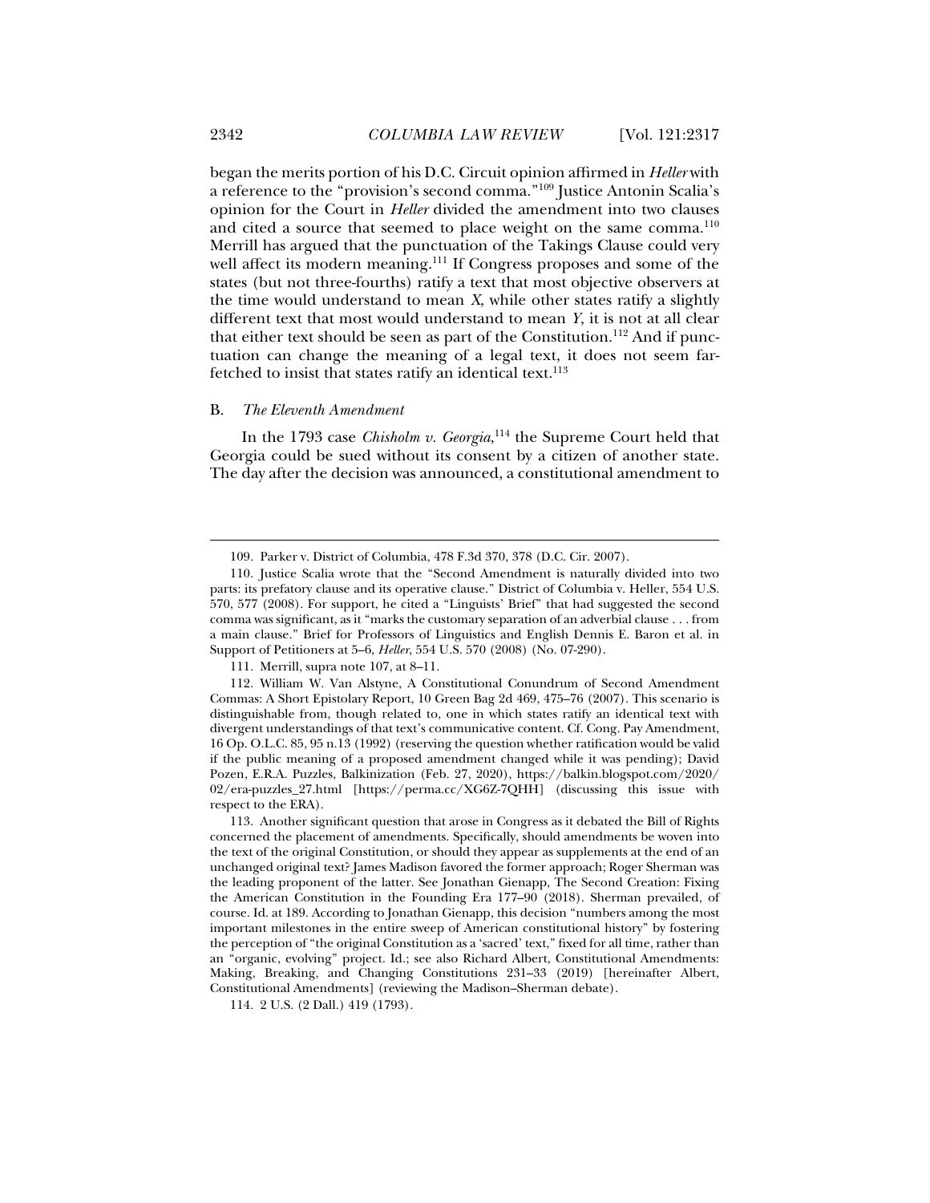began the merits portion of his D.C. Circuit opinion affirmed in *Heller* with a reference to the "provision's second comma."[109] Justice Antonin Scalia's opinion for the Court in *Heller* divided the amendment into two clauses and cited a source that seemed to place weight on the same comma.[110] Merrill has argued that the punctuation of the Takings Clause could very well affect its modern meaning.[111] If Congress proposes and some of the states (but not three-fourths) ratify a text that most objective observers at the time would understand to mean *X*, while other states ratify a slightly different text that most would understand to mean *Y*, it is not at all clear that either text should be seen as part of the Constitution.[112] And if punctuation can change the meaning of a legal text, it does not seem far-fetched to insist that states ratify an identical text.[113]

### B. *The Eleventh Amendment*

In the 1793 case *Chisholm v. Georgia*,[114] the Supreme Court held that Georgia could be sued without its consent by a citizen of another state. The day after the decision was announced, a constitutional amendment to

---

109. Parker v. District of Columbia, 478 F.3d 370, 378 (D.C. Cir. 2007).

110. Justice Scalia wrote that the "Second Amendment is naturally divided into two parts: its prefatory clause and its operative clause." District of Columbia v. Heller, 554 U.S. 570, 577 (2008). For support, he cited a "Linguists' Brief" that had suggested the second comma was significant, as it "marks the customary separation of an adverbial clause . . . from a main clause." Brief for Professors of Linguistics and English Dennis E. Baron et al. in Support of Petitioners at 5–6, *Heller*, 554 U.S. 570 (2008) (No. 07-290).

111. Merrill, supra note 107, at 8–11.

112. William W. Van Alstyne, A Constitutional Conundrum of Second Amendment Commas: A Short Epistolary Report, 10 Green Bag 2d 469, 475–76 (2007). This scenario is distinguishable from, though related to, one in which states ratify an identical text with divergent understandings of that text's communicative content. Cf. Cong. Pay Amendment, 16 Op. O.L.C. 85, 95 n.13 (1992) (reserving the question whether ratification would be valid if the public meaning of a proposed amendment changed while it was pending); David Pozen, E.R.A. Puzzles, Balkinization (Feb. 27, 2020), https://balkin.blogspot.com/2020/02/era-puzzles_27.html [https://perma.cc/XG6Z-7QHH] (discussing this issue with respect to the ERA).

113. Another significant question that arose in Congress as it debated the Bill of Rights concerned the placement of amendments. Specifically, should amendments be woven into the text of the original Constitution, or should they appear as supplements at the end of an unchanged original text? James Madison favored the former approach; Roger Sherman was the leading proponent of the latter. See Jonathan Gienapp, The Second Creation: Fixing the American Constitution in the Founding Era 177–90 (2018). Sherman prevailed, of course. Id. at 189. According to Jonathan Gienapp, this decision "numbers among the most important milestones in the entire sweep of American constitutional history" by fostering the perception of "the original Constitution as a 'sacred' text," fixed for all time, rather than an "organic, evolving" project. Id.; see also Richard Albert, Constitutional Amendments: Making, Breaking, and Changing Constitutions 231–33 (2019) [hereinafter Albert, Constitutional Amendments] (reviewing the Madison–Sherman debate).

114. 2 U.S. (2 Dall.) 419 (1793).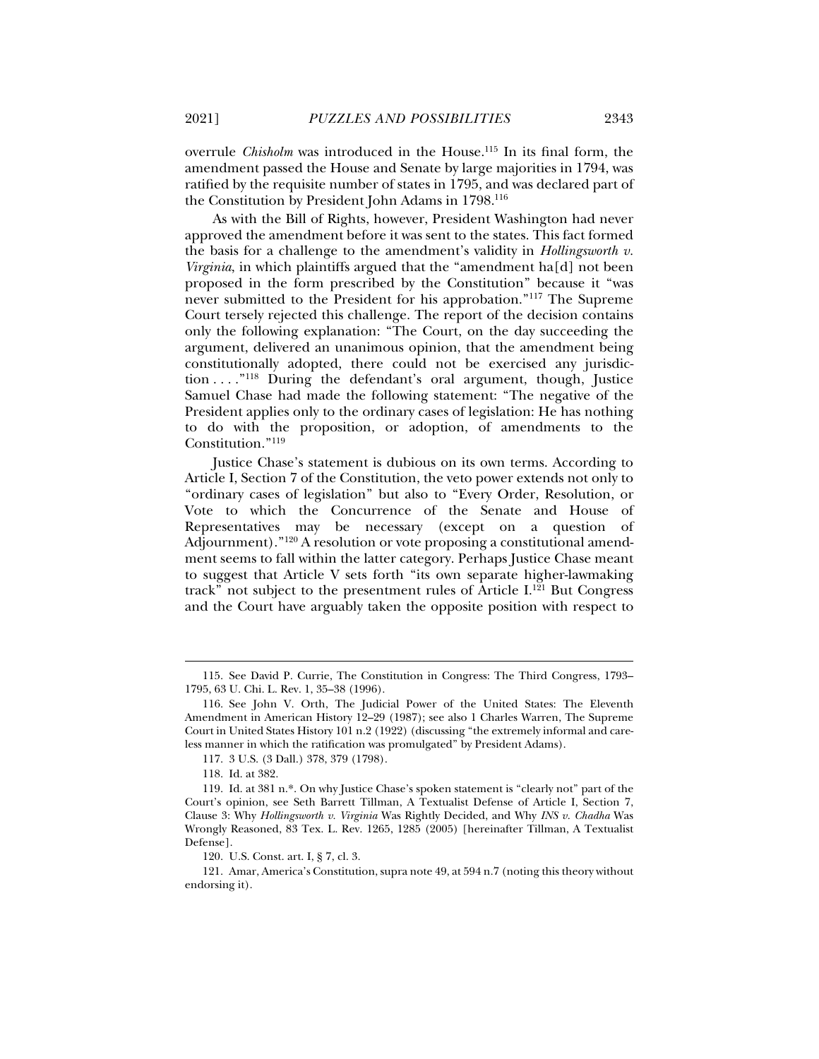overrule *Chisholm* was introduced in the House.[115] In its final form, the amendment passed the House and Senate by large majorities in 1794, was ratified by the requisite number of states in 1795, and was declared part of the Constitution by President John Adams in 1798.[116]

As with the Bill of Rights, however, President Washington had never approved the amendment before it was sent to the states. This fact formed the basis for a challenge to the amendment's validity in *Hollingsworth v. Virginia*, in which plaintiffs argued that the "amendment ha[d] not been proposed in the form prescribed by the Constitution" because it "was never submitted to the President for his approbation."[117] The Supreme Court tersely rejected this challenge. The report of the decision contains only the following explanation: "The Court, on the day succeeding the argument, delivered an unanimous opinion, that the amendment being constitutionally adopted, there could not be exercised any jurisdiction . . . ."[118] During the defendant's oral argument, though, Justice Samuel Chase had made the following statement: "The negative of the President applies only to the ordinary cases of legislation: He has nothing to do with the proposition, or adoption, of amendments to the Constitution."[119]

Justice Chase's statement is dubious on its own terms. According to Article I, Section 7 of the Constitution, the veto power extends not only to "ordinary cases of legislation" but also to "Every Order, Resolution, or Vote to which the Concurrence of the Senate and House of Representatives may be necessary (except on a question of Adjournment)."[120] A resolution or vote proposing a constitutional amendment seems to fall within the latter category. Perhaps Justice Chase meant to suggest that Article V sets forth "its own separate higher-lawmaking track" not subject to the presentment rules of Article I.[121] But Congress and the Court have arguably taken the opposite position with respect to

---

115. See David P. Currie, The Constitution in Congress: The Third Congress, 1793–1795, 63 U. Chi. L. Rev. 1, 35–38 (1996).

116. See John V. Orth, The Judicial Power of the United States: The Eleventh Amendment in American History 12–29 (1987); see also 1 Charles Warren, The Supreme Court in United States History 101 n.2 (1922) (discussing "the extremely informal and careless manner in which the ratification was promulgated" by President Adams).

117. 3 U.S. (3 Dall.) 378, 379 (1798).

118. Id. at 382.

119. Id. at 381 n.*. On why Justice Chase's spoken statement is "clearly not" part of the Court's opinion, see Seth Barrett Tillman, A Textualist Defense of Article I, Section 7, Clause 3: Why *Hollingsworth v. Virginia* Was Rightly Decided, and Why *INS v. Chadha* Was Wrongly Reasoned, 83 Tex. L. Rev. 1265, 1285 (2005) [hereinafter Tillman, A Textualist Defense].

120. U.S. Const. art. I, § 7, cl. 3.

121. Amar, America's Constitution, supra note 49, at 594 n.7 (noting this theory without endorsing it).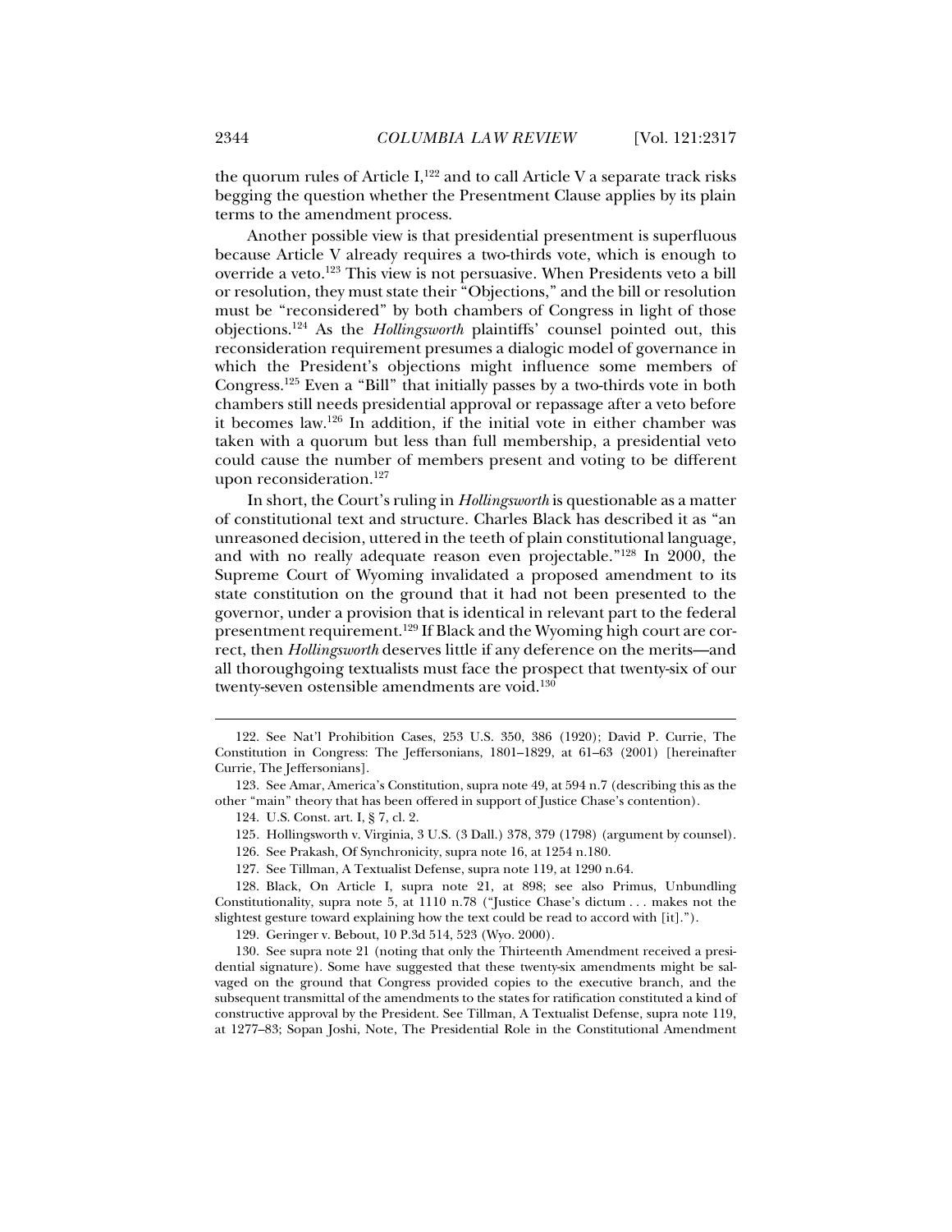the quorum rules of Article I,[122] and to call Article V a separate track risks begging the question whether the Presentment Clause applies by its plain terms to the amendment process.

Another possible view is that presidential presentment is superfluous because Article V already requires a two-thirds vote, which is enough to override a veto.[123] This view is not persuasive. When Presidents veto a bill or resolution, they must state their "Objections," and the bill or resolution must be "reconsidered" by both chambers of Congress in light of those objections.[124] As the *Hollingsworth* plaintiffs' counsel pointed out, this reconsideration requirement presumes a dialogic model of governance in which the President's objections might influence some members of Congress.[125] Even a "Bill" that initially passes by a two-thirds vote in both chambers still needs presidential approval or repassage after a veto before it becomes law.[126] In addition, if the initial vote in either chamber was taken with a quorum but less than full membership, a presidential veto could cause the number of members present and voting to be different upon reconsideration.[127]

In short, the Court's ruling in *Hollingsworth* is questionable as a matter of constitutional text and structure. Charles Black has described it as "an unreasoned decision, uttered in the teeth of plain constitutional language, and with no really adequate reason even projectable."[128] In 2000, the Supreme Court of Wyoming invalidated a proposed amendment to its state constitution on the ground that it had not been presented to the governor, under a provision that is identical in relevant part to the federal presentment requirement.[129] If Black and the Wyoming high court are correct, then *Hollingsworth* deserves little if any deference on the merits—and all thoroughgoing textualists must face the prospect that twenty-six of our twenty-seven ostensible amendments are void.[130]

---

122. See Nat'l Prohibition Cases, 253 U.S. 350, 386 (1920); David P. Currie, The Constitution in Congress: The Jeffersonians, 1801–1829, at 61–63 (2001) [hereinafter Currie, The Jeffersonians].

123. See Amar, America's Constitution, supra note 49, at 594 n.7 (describing this as the other "main" theory that has been offered in support of Justice Chase's contention).

124. U.S. Const. art. I, § 7, cl. 2.

125. Hollingsworth v. Virginia, 3 U.S. (3 Dall.) 378, 379 (1798) (argument by counsel).

126. See Prakash, Of Synchronicity, supra note 16, at 1254 n.180.

127. See Tillman, A Textualist Defense, supra note 119, at 1290 n.64.

128. Black, On Article I, supra note 21, at 898; see also Primus, Unbundling Constitutionality, supra note 5, at 1110 n.78 ("Justice Chase's dictum . . . makes not the slightest gesture toward explaining how the text could be read to accord with [it].").

129. Geringer v. Bebout, 10 P.3d 514, 523 (Wyo. 2000).

130. See supra note 21 (noting that only the Thirteenth Amendment received a presidential signature). Some have suggested that these twenty-six amendments might be salvaged on the ground that Congress provided copies to the executive branch, and the subsequent transmittal of the amendments to the states for ratification constituted a kind of constructive approval by the President. See Tillman, A Textualist Defense, supra note 119, at 1277–83; Sopan Joshi, Note, The Presidential Role in the Constitutional Amendment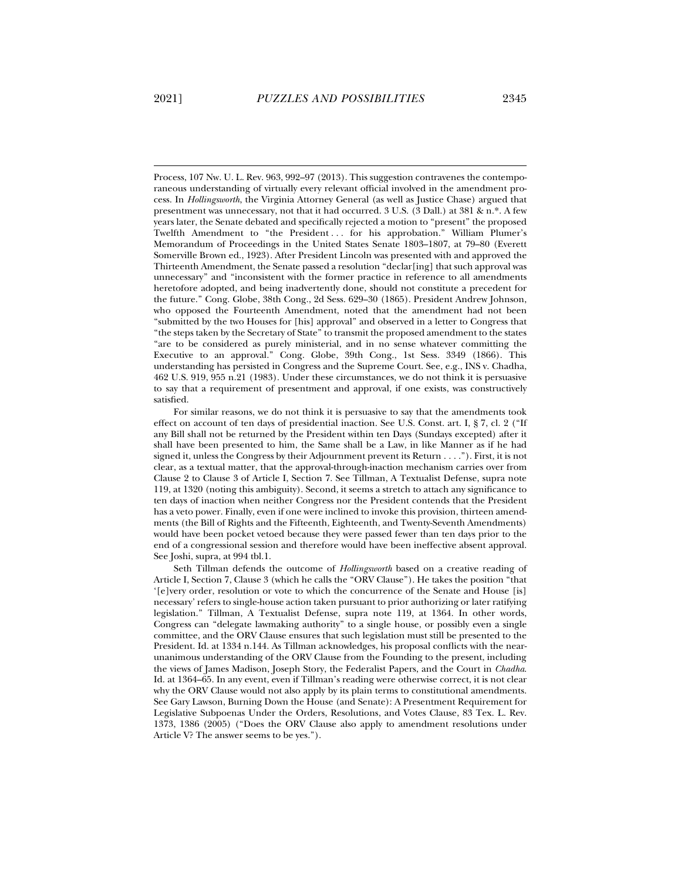Process, 107 Nw. U. L. Rev. 963, 992–97 (2013). This suggestion contravenes the contemporaneous understanding of virtually every relevant official involved in the amendment process. In *Hollingsworth*, the Virginia Attorney General (as well as Justice Chase) argued that presentment was unnecessary, not that it had occurred. 3 U.S. (3 Dall.) at 381 & n.*. A few years later, the Senate debated and specifically rejected a motion to "present" the proposed Twelfth Amendment to "the President . . . for his approbation." William Plumer's Memorandum of Proceedings in the United States Senate 1803–1807, at 79–80 (Everett Somerville Brown ed., 1923). After President Lincoln was presented with and approved the Thirteenth Amendment, the Senate passed a resolution "declar[ing] that such approval was unnecessary" and "inconsistent with the former practice in reference to all amendments heretofore adopted, and being inadvertently done, should not constitute a precedent for the future." Cong. Globe, 38th Cong., 2d Sess. 629–30 (1865). President Andrew Johnson, who opposed the Fourteenth Amendment, noted that the amendment had not been "submitted by the two Houses for [his] approval" and observed in a letter to Congress that "the steps taken by the Secretary of State" to transmit the proposed amendment to the states "are to be considered as purely ministerial, and in no sense whatever committing the Executive to an approval." Cong. Globe, 39th Cong., 1st Sess. 3349 (1866). This understanding has persisted in Congress and the Supreme Court. See, e.g., INS v. Chadha, 462 U.S. 919, 955 n.21 (1983). Under these circumstances, we do not think it is persuasive to say that a requirement of presentment and approval, if one exists, was constructively satisfied.

For similar reasons, we do not think it is persuasive to say that the amendments took effect on account of ten days of presidential inaction. See U.S. Const. art. I, § 7, cl. 2 ("If any Bill shall not be returned by the President within ten Days (Sundays excepted) after it shall have been presented to him, the Same shall be a Law, in like Manner as if he had signed it, unless the Congress by their Adjournment prevent its Return . . . ."). First, it is not clear, as a textual matter, that the approval-through-inaction mechanism carries over from Clause 2 to Clause 3 of Article I, Section 7. See Tillman, A Textualist Defense, supra note 119, at 1320 (noting this ambiguity). Second, it seems a stretch to attach any significance to ten days of inaction when neither Congress nor the President contends that the President has a veto power. Finally, even if one were inclined to invoke this provision, thirteen amendments (the Bill of Rights and the Fifteenth, Eighteenth, and Twenty-Seventh Amendments) would have been pocket vetoed because they were passed fewer than ten days prior to the end of a congressional session and therefore would have been ineffective absent approval. See Joshi, supra, at 994 tbl.1.

Seth Tillman defends the outcome of *Hollingsworth* based on a creative reading of Article I, Section 7, Clause 3 (which he calls the "ORV Clause"). He takes the position "that '[e]very order, resolution or vote to which the concurrence of the Senate and House [is] necessary' refers to single-house action taken pursuant to prior authorizing or later ratifying legislation." Tillman, A Textualist Defense, supra note 119, at 1364. In other words, Congress can "delegate lawmaking authority" to a single house, or possibly even a single committee, and the ORV Clause ensures that such legislation must still be presented to the President. Id. at 1334 n.144. As Tillman acknowledges, his proposal conflicts with the near-unanimous understanding of the ORV Clause from the Founding to the present, including the views of James Madison, Joseph Story, the Federalist Papers, and the Court in *Chadha*. Id. at 1364–65. In any event, even if Tillman's reading were otherwise correct, it is not clear why the ORV Clause would not also apply by its plain terms to constitutional amendments. See Gary Lawson, Burning Down the House (and Senate): A Presentment Requirement for Legislative Subpoenas Under the Orders, Resolutions, and Votes Clause, 83 Tex. L. Rev. 1373, 1386 (2005) ("Does the ORV Clause also apply to amendment resolutions under Article V? The answer seems to be yes.").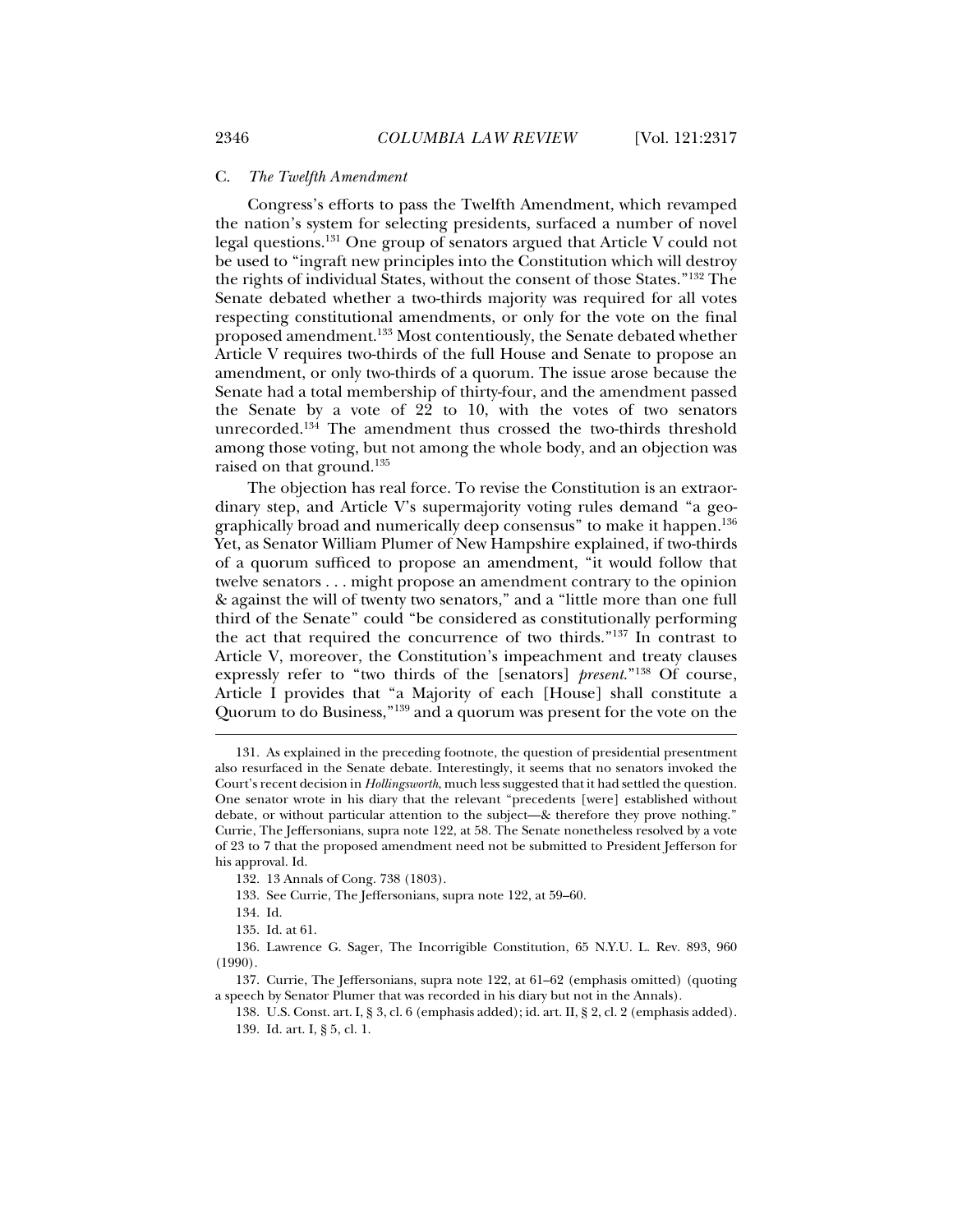### C. *The Twelfth Amendment*

Congress's efforts to pass the Twelfth Amendment, which revamped the nation's system for selecting presidents, surfaced a number of novel legal questions.[131] One group of senators argued that Article V could not be used to "ingraft new principles into the Constitution which will destroy the rights of individual States, without the consent of those States."[132] The Senate debated whether a two-thirds majority was required for all votes respecting constitutional amendments, or only for the vote on the final proposed amendment.[133] Most contentiously, the Senate debated whether Article V requires two-thirds of the full House and Senate to propose an amendment, or only two-thirds of a quorum. The issue arose because the Senate had a total membership of thirty-four, and the amendment passed the Senate by a vote of 22 to 10, with the votes of two senators unrecorded.[134] The amendment thus crossed the two-thirds threshold among those voting, but not among the whole body, and an objection was raised on that ground.[135]

The objection has real force. To revise the Constitution is an extraordinary step, and Article V's supermajority voting rules demand "a geographically broad and numerically deep consensus" to make it happen.[136] Yet, as Senator William Plumer of New Hampshire explained, if two-thirds of a quorum sufficed to propose an amendment, "it would follow that twelve senators . . . might propose an amendment contrary to the opinion & against the will of twenty two senators," and a "little more than one full third of the Senate" could "be considered as constitutionally performing the act that required the concurrence of two thirds."[137] In contrast to Article V, moreover, the Constitution's impeachment and treaty clauses expressly refer to "two thirds of the [senators] *present*."[138] Of course, Article I provides that "a Majority of each [House] shall constitute a Quorum to do Business,"[139] and a quorum was present for the vote on the

---

131. As explained in the preceding footnote, the question of presidential presentment also resurfaced in the Senate debate. Interestingly, it seems that no senators invoked the Court's recent decision in *Hollingsworth*, much less suggested that it had settled the question. One senator wrote in his diary that the relevant "precedents [were] established without debate, or without particular attention to the subject—& therefore they prove nothing." Currie, The Jeffersonians, supra note 122, at 58. The Senate nonetheless resolved by a vote of 23 to 7 that the proposed amendment need not be submitted to President Jefferson for his approval. Id.

132. 13 Annals of Cong. 738 (1803).

133. See Currie, The Jeffersonians, supra note 122, at 59–60.

134. Id.

135. Id. at 61.

136. Lawrence G. Sager, The Incorrigible Constitution, 65 N.Y.U. L. Rev. 893, 960 (1990).

137. Currie, The Jeffersonians, supra note 122, at 61–62 (emphasis omitted) (quoting a speech by Senator Plumer that was recorded in his diary but not in the Annals).

138. U.S. Const. art. I, § 3, cl. 6 (emphasis added); id. art. II, § 2, cl. 2 (emphasis added).

139. Id. art. I, § 5, cl. 1.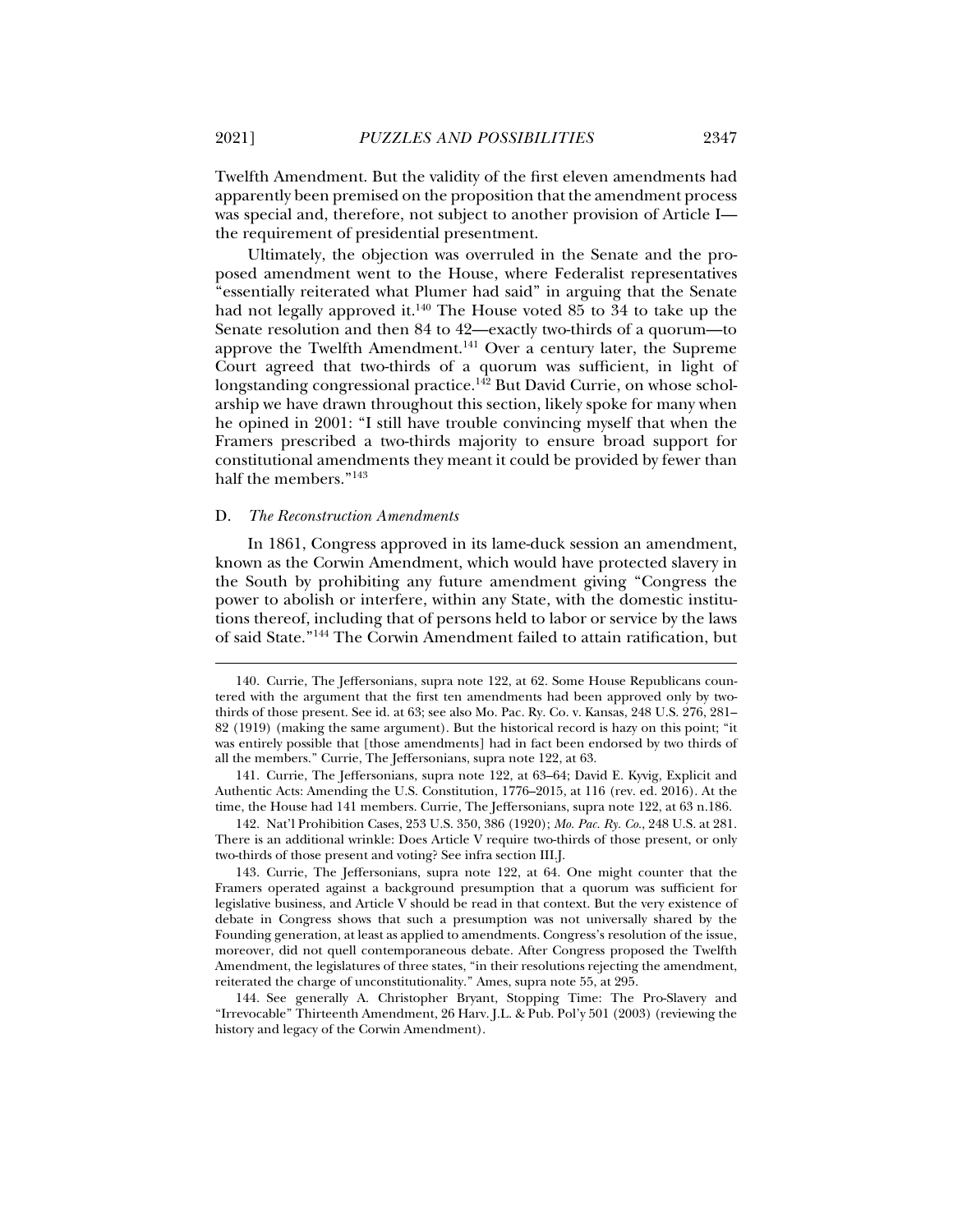Twelfth Amendment. But the validity of the first eleven amendments had apparently been premised on the proposition that the amendment process was special and, therefore, not subject to another provision of Article I—the requirement of presidential presentment.

Ultimately, the objection was overruled in the Senate and the proposed amendment went to the House, where Federalist representatives "essentially reiterated what Plumer had said" in arguing that the Senate had not legally approved it.[140] The House voted 85 to 34 to take up the Senate resolution and then 84 to 42—exactly two-thirds of a quorum—to approve the Twelfth Amendment.[141] Over a century later, the Supreme Court agreed that two-thirds of a quorum was sufficient, in light of longstanding congressional practice.[142] But David Currie, on whose scholarship we have drawn throughout this section, likely spoke for many when he opined in 2001: "I still have trouble convincing myself that when the Framers prescribed a two-thirds majority to ensure broad support for constitutional amendments they meant it could be provided by fewer than half the members."[143]

### D. *The Reconstruction Amendments*

In 1861, Congress approved in its lame-duck session an amendment, known as the Corwin Amendment, which would have protected slavery in the South by prohibiting any future amendment giving "Congress the power to abolish or interfere, within any State, with the domestic institutions thereof, including that of persons held to labor or service by the laws of said State."[144] The Corwin Amendment failed to attain ratification, but

---

140. Currie, The Jeffersonians, supra note 122, at 62. Some House Republicans countered with the argument that the first ten amendments had been approved only by two-thirds of those present. See id. at 63; see also Mo. Pac. Ry. Co. v. Kansas, 248 U.S. 276, 281–82 (1919) (making the same argument). But the historical record is hazy on this point; "it was entirely possible that [those amendments] had in fact been endorsed by two thirds of all the members." Currie, The Jeffersonians, supra note 122, at 63.

141. Currie, The Jeffersonians, supra note 122, at 63–64; David E. Kyvig, Explicit and Authentic Acts: Amending the U.S. Constitution, 1776–2015, at 116 (rev. ed. 2016). At the time, the House had 141 members. Currie, The Jeffersonians, supra note 122, at 63 n.186.

142. Nat'l Prohibition Cases, 253 U.S. 350, 386 (1920); *Mo. Pac. Ry. Co.*, 248 U.S. at 281. There is an additional wrinkle: Does Article V require two-thirds of those present, or only two-thirds of those present and voting? See infra section III.J.

143. Currie, The Jeffersonians, supra note 122, at 64. One might counter that the Framers operated against a background presumption that a quorum was sufficient for legislative business, and Article V should be read in that context. But the very existence of debate in Congress shows that such a presumption was not universally shared by the Founding generation, at least as applied to amendments. Congress's resolution of the issue, moreover, did not quell contemporaneous debate. After Congress proposed the Twelfth Amendment, the legislatures of three states, "in their resolutions rejecting the amendment, reiterated the charge of unconstitutionality." Ames, supra note 55, at 295.

144. See generally A. Christopher Bryant, Stopping Time: The Pro-Slavery and "Irrevocable" Thirteenth Amendment, 26 Harv. J.L. & Pub. Pol'y 501 (2003) (reviewing the history and legacy of the Corwin Amendment).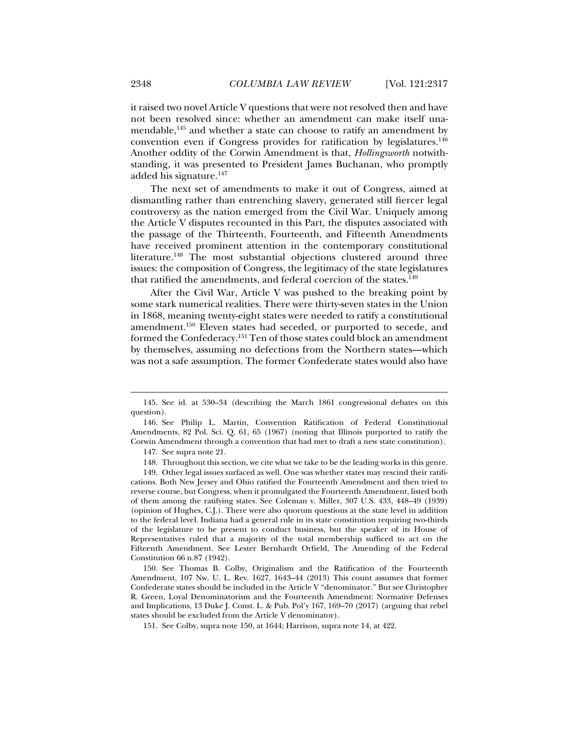it raised two novel Article V questions that were not resolved then and have not been resolved since: whether an amendment can make itself unamendable,[145] and whether a state can choose to ratify an amendment by convention even if Congress provides for ratification by legislatures.[146] Another oddity of the Corwin Amendment is that, *Hollingsworth* notwithstanding, it was presented to President James Buchanan, who promptly added his signature.[147]

The next set of amendments to make it out of Congress, aimed at dismantling rather than entrenching slavery, generated still fiercer legal controversy as the nation emerged from the Civil War. Uniquely among the Article V disputes recounted in this Part, the disputes associated with the passage of the Thirteenth, Fourteenth, and Fifteenth Amendments have received prominent attention in the contemporary constitutional literature.[148] The most substantial objections clustered around three issues: the composition of Congress, the legitimacy of the state legislatures that ratified the amendments, and federal coercion of the states.[149]

After the Civil War, Article V was pushed to the breaking point by some stark numerical realities. There were thirty-seven states in the Union in 1868, meaning twenty-eight states were needed to ratify a constitutional amendment.[150] Eleven states had seceded, or purported to secede, and formed the Confederacy.[151] Ten of those states could block an amendment by themselves, assuming no defections from the Northern states—which was not a safe assumption. The former Confederate states would also have

---

145. See id. at 530–34 (describing the March 1861 congressional debates on this question).

146. See Philip L. Martin, Convention Ratification of Federal Constitutional Amendments, 82 Pol. Sci. Q. 61, 65 (1967) (noting that Illinois purported to ratify the Corwin Amendment through a convention that had met to draft a new state constitution).

147. See supra note 21.

148. Throughout this section, we cite what we take to be the leading works in this genre.

149. Other legal issues surfaced as well. One was whether states may rescind their ratifications. Both New Jersey and Ohio ratified the Fourteenth Amendment and then tried to reverse course, but Congress, when it promulgated the Fourteenth Amendment, listed both of them among the ratifying states. See Coleman v. Miller, 307 U.S. 433, 448–49 (1939) (opinion of Hughes, C.J.). There were also quorum questions at the state level in addition to the federal level. Indiana had a general rule in its state constitution requiring two-thirds of the legislature to be present to conduct business, but the speaker of its House of Representatives ruled that a majority of the total membership sufficed to act on the Fifteenth Amendment. See Lester Bernhardt Orfield, The Amending of the Federal Constitution 66 n.87 (1942).

150. See Thomas B. Colby, Originalism and the Ratification of the Fourteenth Amendment, 107 Nw. U. L. Rev. 1627, 1643–44 (2013) This count assumes that former Confederate states should be included in the Article V "denominator." But see Christopher R. Green, Loyal Denominatorism and the Fourteenth Amendment: Normative Defenses and Implications, 13 Duke J. Const. L. & Pub. Pol'y 167, 169–70 (2017) (arguing that rebel states should be excluded from the Article V denominator).

151. See Colby, supra note 150, at 1644; Harrison, supra note 14, at 422.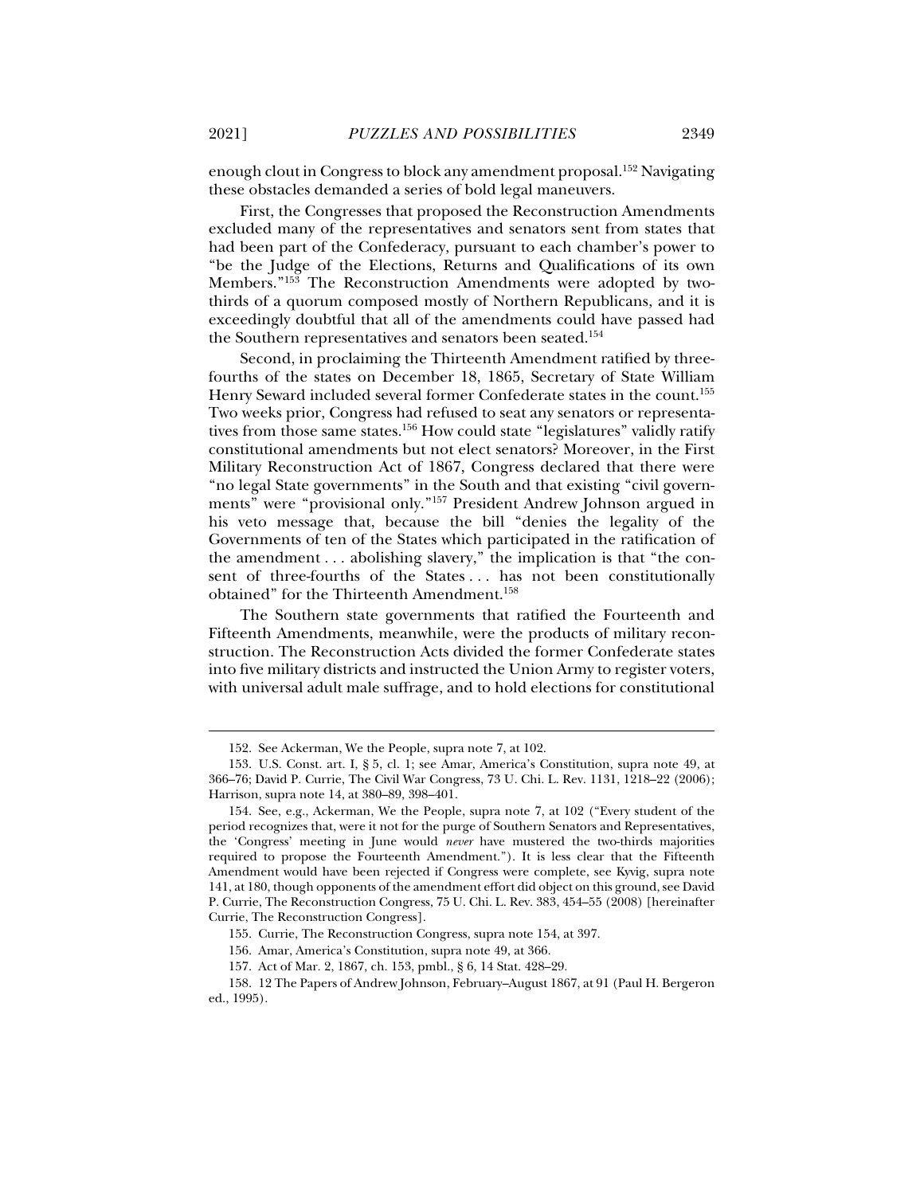enough clout in Congress to block any amendment proposal.[152] Navigating these obstacles demanded a series of bold legal maneuvers.

First, the Congresses that proposed the Reconstruction Amendments excluded many of the representatives and senators sent from states that had been part of the Confederacy, pursuant to each chamber's power to "be the Judge of the Elections, Returns and Qualifications of its own Members."[153] The Reconstruction Amendments were adopted by two-thirds of a quorum composed mostly of Northern Republicans, and it is exceedingly doubtful that all of the amendments could have passed had the Southern representatives and senators been seated.[154]

Second, in proclaiming the Thirteenth Amendment ratified by three-fourths of the states on December 18, 1865, Secretary of State William Henry Seward included several former Confederate states in the count.[155] Two weeks prior, Congress had refused to seat any senators or representatives from those same states.[156] How could state "legislatures" validly ratify constitutional amendments but not elect senators? Moreover, in the First Military Reconstruction Act of 1867, Congress declared that there were "no legal State governments" in the South and that existing "civil governments" were "provisional only."[157] President Andrew Johnson argued in his veto message that, because the bill "denies the legality of the Governments of ten of the States which participated in the ratification of the amendment . . . abolishing slavery," the implication is that "the consent of three-fourths of the States . . . has not been constitutionally obtained" for the Thirteenth Amendment.[158]

The Southern state governments that ratified the Fourteenth and Fifteenth Amendments, meanwhile, were the products of military reconstruction. The Reconstruction Acts divided the former Confederate states into five military districts and instructed the Union Army to register voters, with universal adult male suffrage, and to hold elections for constitutional

---

152. See Ackerman, We the People, supra note 7, at 102.

153. U.S. Const. art. I, § 5, cl. 1; see Amar, America's Constitution, supra note 49, at 366–76; David P. Currie, The Civil War Congress, 73 U. Chi. L. Rev. 1131, 1218–22 (2006); Harrison, supra note 14, at 380–89, 398–401.

154. See, e.g., Ackerman, We the People, supra note 7, at 102 ("Every student of the period recognizes that, were it not for the purge of Southern Senators and Representatives, the 'Congress' meeting in June would *never* have mustered the two-thirds majorities required to propose the Fourteenth Amendment."). It is less clear that the Fifteenth Amendment would have been rejected if Congress were complete, see Kyvig, supra note 141, at 180, though opponents of the amendment effort did object on this ground, see David P. Currie, The Reconstruction Congress, 75 U. Chi. L. Rev. 383, 454–55 (2008) [hereinafter Currie, The Reconstruction Congress].

155. Currie, The Reconstruction Congress, supra note 154, at 397.

156. Amar, America's Constitution, supra note 49, at 366.

157. Act of Mar. 2, 1867, ch. 153, pmbl., § 6, 14 Stat. 428–29.

158. 12 The Papers of Andrew Johnson, February–August 1867, at 91 (Paul H. Bergeron ed., 1995).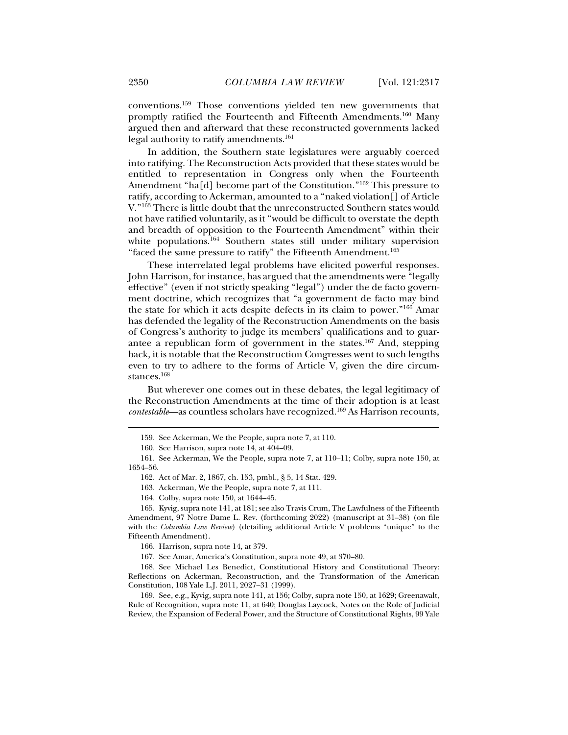conventions.[159] Those conventions yielded ten new governments that promptly ratified the Fourteenth and Fifteenth Amendments.[160] Many argued then and afterward that these reconstructed governments lacked legal authority to ratify amendments.[161]

In addition, the Southern state legislatures were arguably coerced into ratifying. The Reconstruction Acts provided that these states would be entitled to representation in Congress only when the Fourteenth Amendment "ha[d] become part of the Constitution."[162] This pressure to ratify, according to Ackerman, amounted to a "naked violation[] of Article V."[163] There is little doubt that the unreconstructed Southern states would not have ratified voluntarily, as it "would be difficult to overstate the depth and breadth of opposition to the Fourteenth Amendment" within their white populations.[164] Southern states still under military supervision "faced the same pressure to ratify" the Fifteenth Amendment.[165]

These interrelated legal problems have elicited powerful responses. John Harrison, for instance, has argued that the amendments were "legally effective" (even if not strictly speaking "legal") under the de facto government doctrine, which recognizes that "a government de facto may bind the state for which it acts despite defects in its claim to power."[166] Amar has defended the legality of the Reconstruction Amendments on the basis of Congress's authority to judge its members' qualifications and to guarantee a republican form of government in the states.[167] And, stepping back, it is notable that the Reconstruction Congresses went to such lengths even to try to adhere to the forms of Article V, given the dire circumstances.[168]

But wherever one comes out in these debates, the legal legitimacy of the Reconstruction Amendments at the time of their adoption is at least *contestable*—as countless scholars have recognized.[169] As Harrison recounts,

159. See Ackerman, We the People, supra note 7, at 110.

160. See Harrison, supra note 14, at 404–09.

161. See Ackerman, We the People, supra note 7, at 110–11; Colby, supra note 150, at 1654–56.

162. Act of Mar. 2, 1867, ch. 153, pmbl., § 5, 14 Stat. 429.

163. Ackerman, We the People, supra note 7, at 111.

164. Colby, supra note 150, at 1644–45.

165. Kyvig, supra note 141, at 181; see also Travis Crum, The Lawfulness of the Fifteenth Amendment, 97 Notre Dame L. Rev. (forthcoming 2022) (manuscript at 31–38) (on file with the *Columbia Law Review*) (detailing additional Article V problems "unique" to the Fifteenth Amendment).

166. Harrison, supra note 14, at 379.

167. See Amar, America's Constitution, supra note 49, at 370–80.

168. See Michael Les Benedict, Constitutional History and Constitutional Theory: Reflections on Ackerman, Reconstruction, and the Transformation of the American Constitution, 108 Yale L.J. 2011, 2027–31 (1999).

169. See, e.g., Kyvig, supra note 141, at 156; Colby, supra note 150, at 1629; Greenawalt, Rule of Recognition, supra note 11, at 640; Douglas Laycock, Notes on the Role of Judicial Review, the Expansion of Federal Power, and the Structure of Constitutional Rights, 99 Yale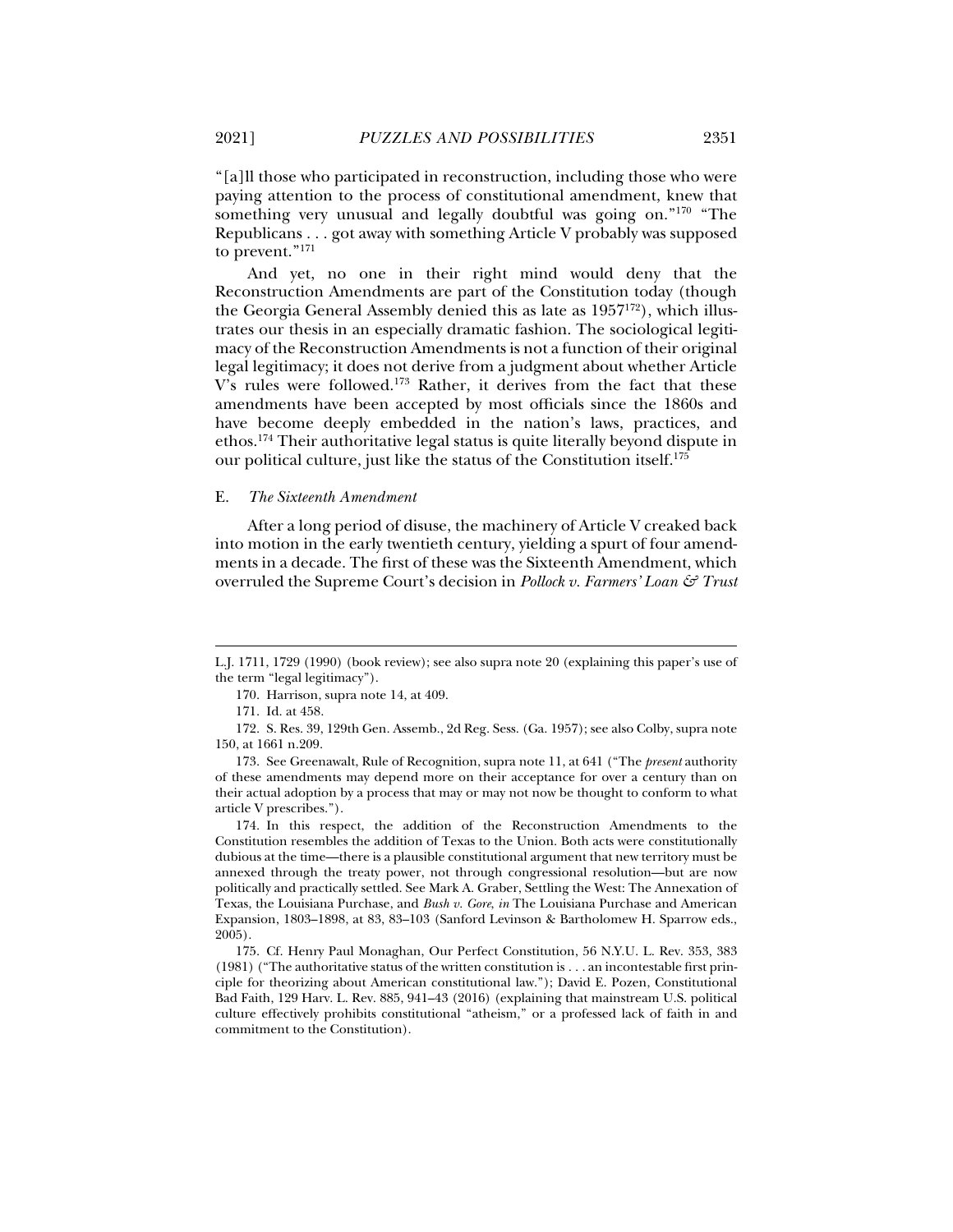"[a]ll those who participated in reconstruction, including those who were paying attention to the process of constitutional amendment, knew that something very unusual and legally doubtful was going on."[170] "The Republicans . . . got away with something Article V probably was supposed to prevent."[171]

And yet, no one in their right mind would deny that the Reconstruction Amendments are part of the Constitution today (though the Georgia General Assembly denied this as late as 1957[172]), which illustrates our thesis in an especially dramatic fashion. The sociological legitimacy of the Reconstruction Amendments is not a function of their original legal legitimacy; it does not derive from a judgment about whether Article V's rules were followed.[173] Rather, it derives from the fact that these amendments have been accepted by most officials since the 1860s and have become deeply embedded in the nation's laws, practices, and ethos.[174] Their authoritative legal status is quite literally beyond dispute in our political culture, just like the status of the Constitution itself.[175]

### E. *The Sixteenth Amendment*

After a long period of disuse, the machinery of Article V creaked back into motion in the early twentieth century, yielding a spurt of four amendments in a decade. The first of these was the Sixteenth Amendment, which overruled the Supreme Court's decision in *Pollock v. Farmers' Loan & Trust*

---

L.J. 1711, 1729 (1990) (book review); see also supra note 20 (explaining this paper's use of the term "legal legitimacy").

170. Harrison, supra note 14, at 409.

171. Id. at 458.

172. S. Res. 39, 129th Gen. Assemb., 2d Reg. Sess. (Ga. 1957); see also Colby, supra note 150, at 1661 n.209.

173. See Greenawalt, Rule of Recognition, supra note 11, at 641 ("The *present* authority of these amendments may depend more on their acceptance for over a century than on their actual adoption by a process that may or may not now be thought to conform to what article V prescribes.").

174. In this respect, the addition of the Reconstruction Amendments to the Constitution resembles the addition of Texas to the Union. Both acts were constitutionally dubious at the time—there is a plausible constitutional argument that new territory must be annexed through the treaty power, not through congressional resolution—but are now politically and practically settled. See Mark A. Graber, Settling the West: The Annexation of Texas, the Louisiana Purchase, and *Bush v. Gore*, *in* The Louisiana Purchase and American Expansion, 1803–1898, at 83, 83–103 (Sanford Levinson & Bartholomew H. Sparrow eds., 2005).

175. Cf. Henry Paul Monaghan, Our Perfect Constitution, 56 N.Y.U. L. Rev. 353, 383 (1981) ("The authoritative status of the written constitution is . . . an incontestable first principle for theorizing about American constitutional law."); David E. Pozen, Constitutional Bad Faith, 129 Harv. L. Rev. 885, 941–43 (2016) (explaining that mainstream U.S. political culture effectively prohibits constitutional "atheism," or a professed lack of faith in and commitment to the Constitution).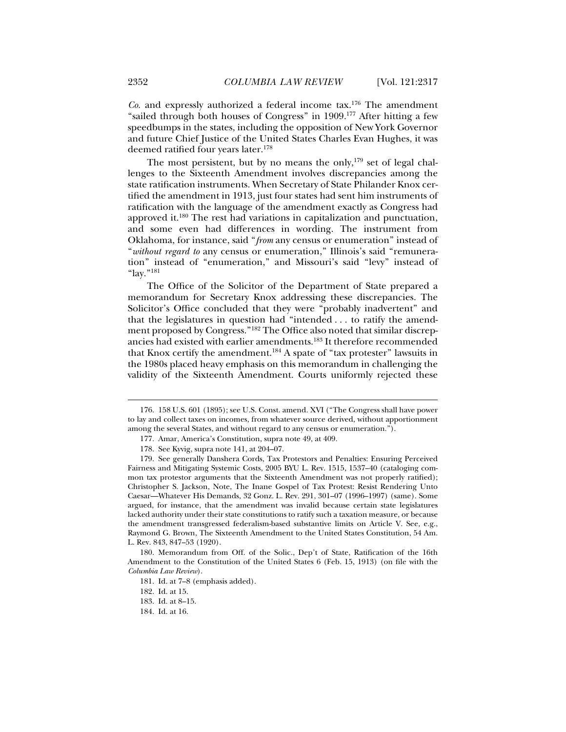*Co.* and expressly authorized a federal income tax.[176] The amendment "sailed through both houses of Congress" in 1909.[177] After hitting a few speedbumps in the states, including the opposition of New York Governor and future Chief Justice of the United States Charles Evan Hughes, it was deemed ratified four years later.[178]

The most persistent, but by no means the only,[179] set of legal challenges to the Sixteenth Amendment involves discrepancies among the state ratification instruments. When Secretary of State Philander Knox certified the amendment in 1913, just four states had sent him instruments of ratification with the language of the amendment exactly as Congress had approved it.[180] The rest had variations in capitalization and punctuation, and some even had differences in wording. The instrument from Oklahoma, for instance, said "*from* any census or enumeration" instead of "*without regard to* any census or enumeration," Illinois's said "remuneration" instead of "enumeration," and Missouri's said "levy" instead of "lay."[181]

The Office of the Solicitor of the Department of State prepared a memorandum for Secretary Knox addressing these discrepancies. The Solicitor's Office concluded that they were "probably inadvertent" and that the legislatures in question had "intended . . . to ratify the amendment proposed by Congress."[182] The Office also noted that similar discrepancies had existed with earlier amendments.[183] It therefore recommended that Knox certify the amendment.[184] A spate of "tax protester" lawsuits in the 1980s placed heavy emphasis on this memorandum in challenging the validity of the Sixteenth Amendment. Courts uniformly rejected these

---

176. 158 U.S. 601 (1895); see U.S. Const. amend. XVI ("The Congress shall have power to lay and collect taxes on incomes, from whatever source derived, without apportionment among the several States, and without regard to any census or enumeration.").

177. Amar, America's Constitution, supra note 49, at 409.

178. See Kyvig, supra note 141, at 204–07.

179. See generally Dansheгa Cords, Tax Protestors and Penalties: Ensuring Perceived Fairness and Mitigating Systemic Costs, 2005 BYU L. Rev. 1515, 1537–40 (cataloging common tax protestor arguments that the Sixteenth Amendment was not properly ratified); Christopher S. Jackson, Note, The Inane Gospel of Tax Protest: Resist Rendering Unto Caesar—Whatever His Demands, 32 Gonz. L. Rev. 291, 301–07 (1996–1997) (same). Some argued, for instance, that the amendment was invalid because certain state legislatures lacked authority under their state constitutions to ratify such a taxation measure, or because the amendment transgressed federalism-based substantive limits on Article V. See, e.g., Raymond G. Brown, The Sixteenth Amendment to the United States Constitution, 54 Am. L. Rev. 843, 847–53 (1920).

180. Memorandum from Off. of the Solic., Dep't of State, Ratification of the 16th Amendment to the Constitution of the United States 6 (Feb. 15, 1913) (on file with the *Columbia Law Review*).

181. Id. at 7–8 (emphasis added).

182. Id. at 15.

183. Id. at 8–15.

184. Id. at 16.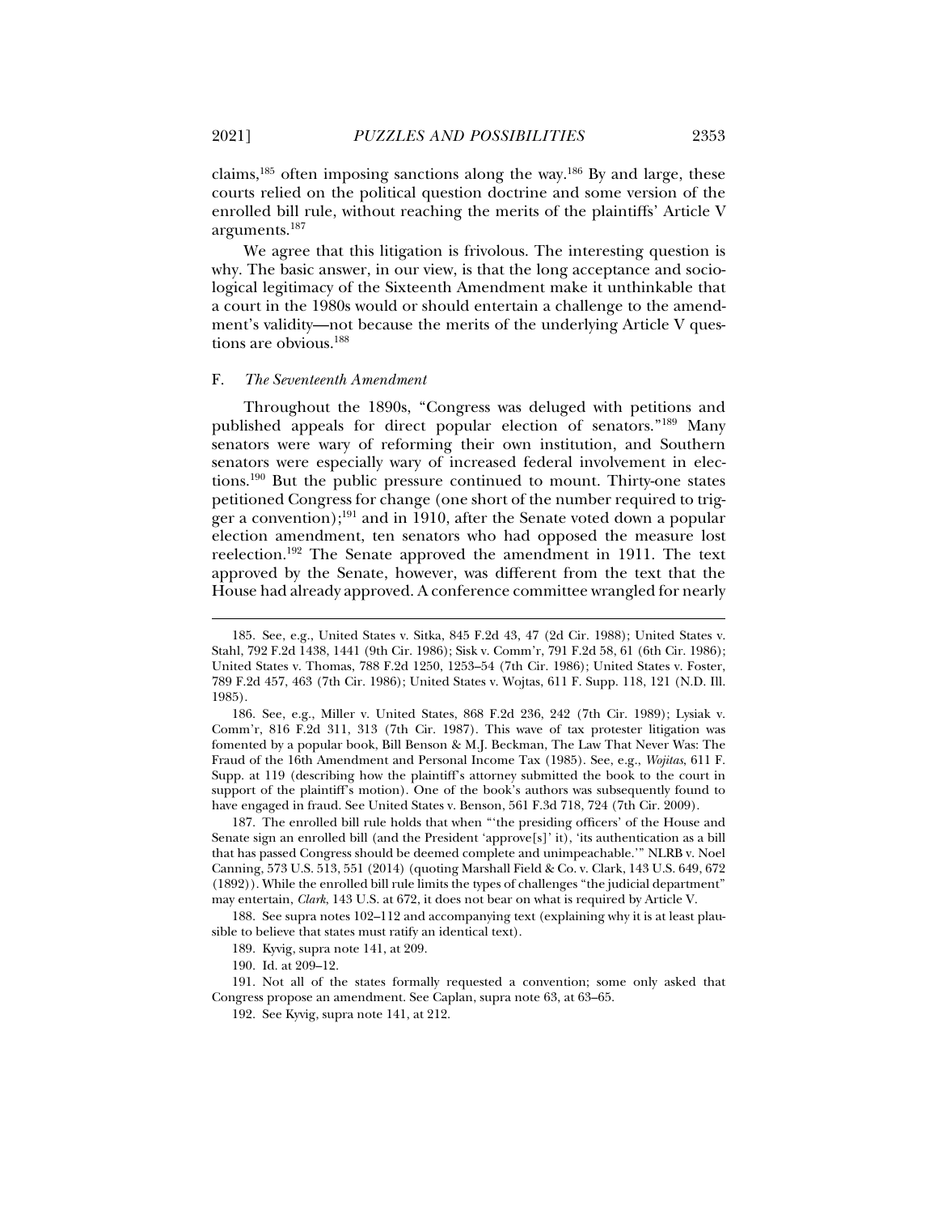claims,[185] often imposing sanctions along the way.[186] By and large, these courts relied on the political question doctrine and some version of the enrolled bill rule, without reaching the merits of the plaintiffs' Article V arguments.[187]

We agree that this litigation is frivolous. The interesting question is why. The basic answer, in our view, is that the long acceptance and sociological legitimacy of the Sixteenth Amendment make it unthinkable that a court in the 1980s would or should entertain a challenge to the amendment's validity—not because the merits of the underlying Article V questions are obvious.[188]

### F. *The Seventeenth Amendment*

Throughout the 1890s, "Congress was deluged with petitions and published appeals for direct popular election of senators."[189] Many senators were wary of reforming their own institution, and Southern senators were especially wary of increased federal involvement in elections.[190] But the public pressure continued to mount. Thirty-one states petitioned Congress for change (one short of the number required to trigger a convention);[191] and in 1910, after the Senate voted down a popular election amendment, ten senators who had opposed the measure lost reelection.[192] The Senate approved the amendment in 1911. The text approved by the Senate, however, was different from the text that the House had already approved. A conference committee wrangled for nearly

---

185. See, e.g., United States v. Sitka, 845 F.2d 43, 47 (2d Cir. 1988); United States v. Stahl, 792 F.2d 1438, 1441 (9th Cir. 1986); Sisk v. Comm'r, 791 F.2d 58, 61 (6th Cir. 1986); United States v. Thomas, 788 F.2d 1250, 1253–54 (7th Cir. 1986); United States v. Foster, 789 F.2d 457, 463 (7th Cir. 1986); United States v. Wojtas, 611 F. Supp. 118, 121 (N.D. Ill. 1985).

186. See, e.g., Miller v. United States, 868 F.2d 236, 242 (7th Cir. 1989); Lysiak v. Comm'r, 816 F.2d 311, 313 (7th Cir. 1987). This wave of tax protester litigation was fomented by a popular book, Bill Benson & M.J. Beckman, The Law That Never Was: The Fraud of the 16th Amendment and Personal Income Tax (1985). See, e.g., *Wojitas*, 611 F. Supp. at 119 (describing how the plaintiff's attorney submitted the book to the court in support of the plaintiff's motion). One of the book's authors was subsequently found to have engaged in fraud. See United States v. Benson, 561 F.3d 718, 724 (7th Cir. 2009).

187. The enrolled bill rule holds that when "'the presiding officers' of the House and Senate sign an enrolled bill (and the President 'approve[s]' it), 'its authentication as a bill that has passed Congress should be deemed complete and unimpeachable.'" NLRB v. Noel Canning, 573 U.S. 513, 551 (2014) (quoting Marshall Field & Co. v. Clark, 143 U.S. 649, 672 (1892)). While the enrolled bill rule limits the types of challenges "the judicial department" may entertain, *Clark*, 143 U.S. at 672, it does not bear on what is required by Article V.

188. See supra notes 102–112 and accompanying text (explaining why it is at least plausible to believe that states must ratify an identical text).

189. Kyvig, supra note 141, at 209.

190. Id. at 209–12.

191. Not all of the states formally requested a convention; some only asked that Congress propose an amendment. See Caplan, supra note 63, at 63–65.

192. See Kyvig, supra note 141, at 212.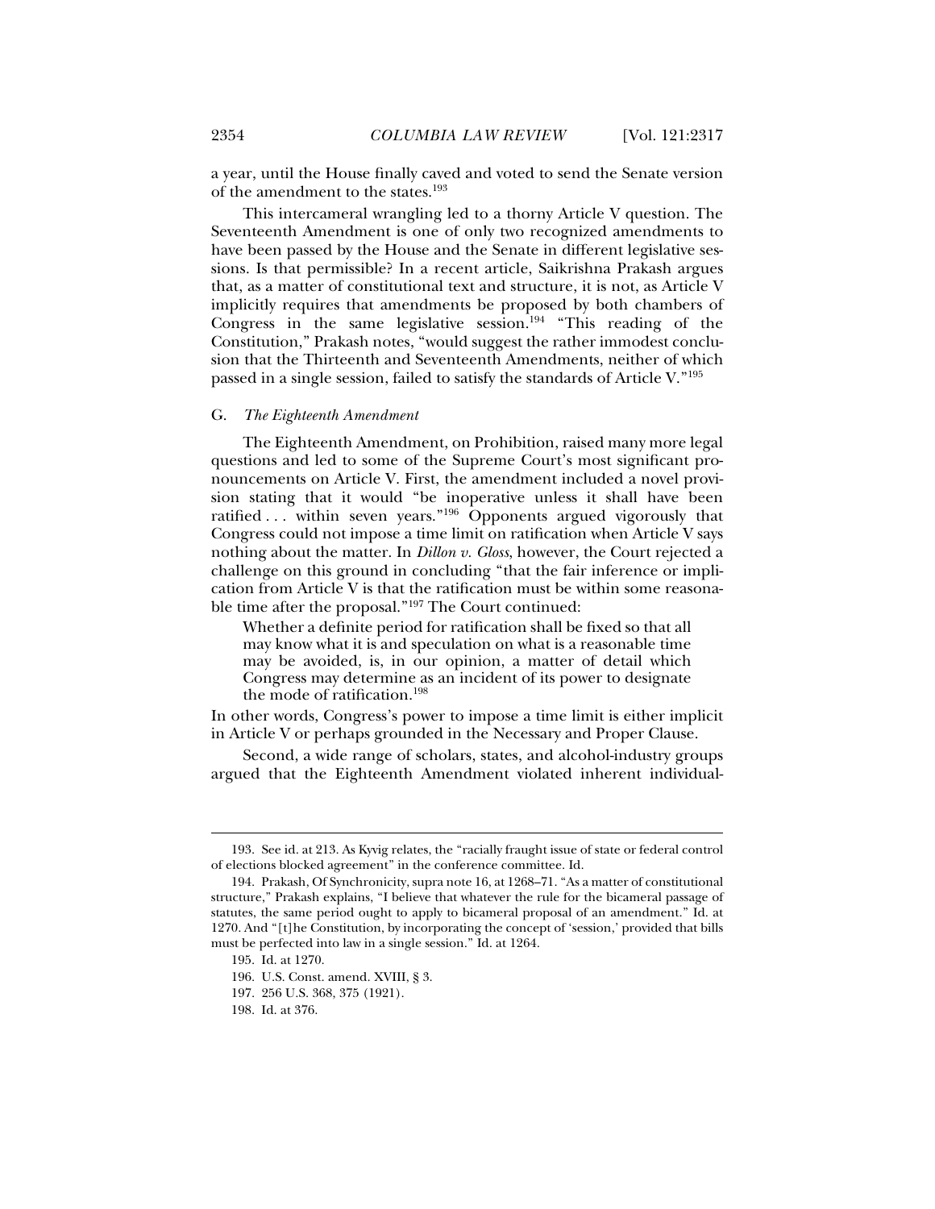a year, until the House finally caved and voted to send the Senate version of the amendment to the states.[193]

This intercameral wrangling led to a thorny Article V question. The Seventeenth Amendment is one of only two recognized amendments to have been passed by the House and the Senate in different legislative sessions. Is that permissible? In a recent article, Saikrishna Prakash argues that, as a matter of constitutional text and structure, it is not, as Article V implicitly requires that amendments be proposed by both chambers of Congress in the same legislative session.[194] "This reading of the Constitution," Prakash notes, "would suggest the rather immodest conclusion that the Thirteenth and Seventeenth Amendments, neither of which passed in a single session, failed to satisfy the standards of Article V."[195]

### G. *The Eighteenth Amendment*

The Eighteenth Amendment, on Prohibition, raised many more legal questions and led to some of the Supreme Court's most significant pronouncements on Article V. First, the amendment included a novel provision stating that it would "be inoperative unless it shall have been ratified . . . within seven years."[196] Opponents argued vigorously that Congress could not impose a time limit on ratification when Article V says nothing about the matter. In *Dillon v. Gloss*, however, the Court rejected a challenge on this ground in concluding "that the fair inference or implication from Article V is that the ratification must be within some reasonable time after the proposal."[197] The Court continued:

> Whether a definite period for ratification shall be fixed so that all may know what it is and speculation on what is a reasonable time may be avoided, is, in our opinion, a matter of detail which Congress may determine as an incident of its power to designate the mode of ratification.[198]

In other words, Congress's power to impose a time limit is either implicit in Article V or perhaps grounded in the Necessary and Proper Clause.

Second, a wide range of scholars, states, and alcohol-industry groups argued that the Eighteenth Amendment violated inherent individual-

---

193. See id. at 213. As Kyvig relates, the "racially fraught issue of state or federal control of elections blocked agreement" in the conference committee. Id.

194. Prakash, Of Synchronicity, supra note 16, at 1268–71. "As a matter of constitutional structure," Prakash explains, "I believe that whatever the rule for the bicameral passage of statutes, the same period ought to apply to bicameral proposal of an amendment." Id. at 1270. And "[t]he Constitution, by incorporating the concept of 'session,' provided that bills must be perfected into law in a single session." Id. at 1264.

195. Id. at 1270.

196. U.S. Const. amend. XVIII, § 3.

197. 256 U.S. 368, 375 (1921).

198. Id. at 376.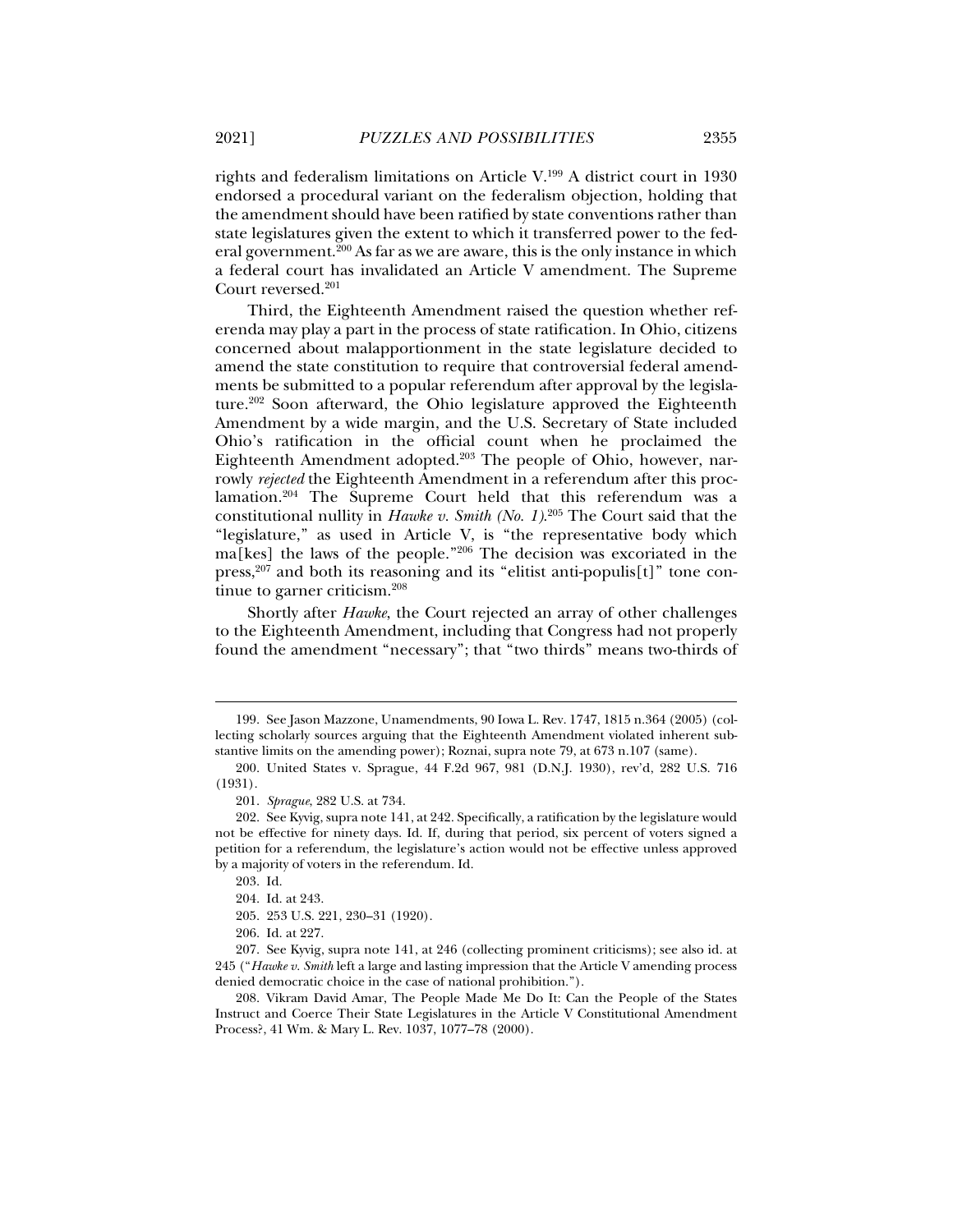rights and federalism limitations on Article V.[199] A district court in 1930 endorsed a procedural variant on the federalism objection, holding that the amendment should have been ratified by state conventions rather than state legislatures given the extent to which it transferred power to the federal government.[200] As far as we are aware, this is the only instance in which a federal court has invalidated an Article V amendment. The Supreme Court reversed.[201]

Third, the Eighteenth Amendment raised the question whether referenda may play a part in the process of state ratification. In Ohio, citizens concerned about malapportionment in the state legislature decided to amend the state constitution to require that controversial federal amendments be submitted to a popular referendum after approval by the legislature.[202] Soon afterward, the Ohio legislature approved the Eighteenth Amendment by a wide margin, and the U.S. Secretary of State included Ohio's ratification in the official count when he proclaimed the Eighteenth Amendment adopted.[203] The people of Ohio, however, narrowly *rejected* the Eighteenth Amendment in a referendum after this proclamation.[204] The Supreme Court held that this referendum was a constitutional nullity in *Hawke v. Smith (No. 1)*.[205] The Court said that the "legislature," as used in Article V, is "the representative body which ma[kes] the laws of the people."[206] The decision was excoriated in the press,[207] and both its reasoning and its "elitist anti-populis[t]" tone continue to garner criticism.[208]

Shortly after *Hawke*, the Court rejected an array of other challenges to the Eighteenth Amendment, including that Congress had not properly found the amendment "necessary"; that "two thirds" means two-thirds of

---

199. See Jason Mazzone, Unamendments, 90 Iowa L. Rev. 1747, 1815 n.364 (2005) (collecting scholarly sources arguing that the Eighteenth Amendment violated inherent substantive limits on the amending power); Roznai, supra note 79, at 673 n.107 (same).

200. United States v. Sprague, 44 F.2d 967, 981 (D.N.J. 1930), rev'd, 282 U.S. 716 (1931).

201. *Sprague*, 282 U.S. at 734.

202. See Kyvig, supra note 141, at 242. Specifically, a ratification by the legislature would not be effective for ninety days. Id. If, during that period, six percent of voters signed a petition for a referendum, the legislature's action would not be effective unless approved by a majority of voters in the referendum. Id.

203. Id.

204. Id. at 243.

205. 253 U.S. 221, 230–31 (1920).

206. Id. at 227.

207. See Kyvig, supra note 141, at 246 (collecting prominent criticisms); see also id. at 245 ("*Hawke v. Smith* left a large and lasting impression that the Article V amending process denied democratic choice in the case of national prohibition.").

208. Vikram David Amar, The People Made Me Do It: Can the People of the States Instruct and Coerce Their State Legislatures in the Article V Constitutional Amendment Process?, 41 Wm. & Mary L. Rev. 1037, 1077–78 (2000).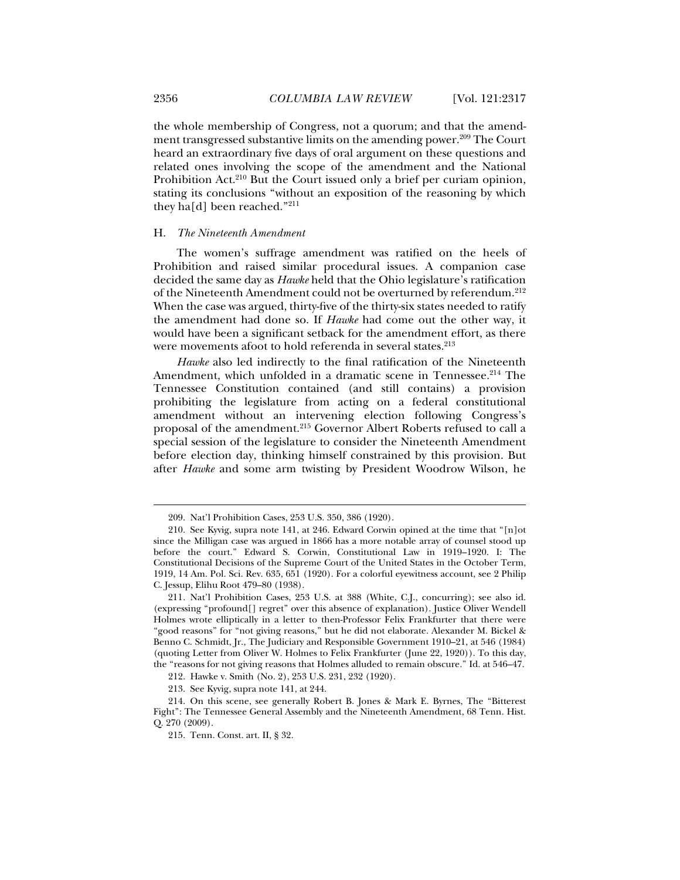the whole membership of Congress, not a quorum; and that the amendment transgressed substantive limits on the amending power.[209] The Court heard an extraordinary five days of oral argument on these questions and related ones involving the scope of the amendment and the National Prohibition Act.[210] But the Court issued only a brief per curiam opinion, stating its conclusions "without an exposition of the reasoning by which they ha[d] been reached."[211]

### H. *The Nineteenth Amendment*

The women's suffrage amendment was ratified on the heels of Prohibition and raised similar procedural issues. A companion case decided the same day as *Hawke* held that the Ohio legislature's ratification of the Nineteenth Amendment could not be overturned by referendum.[212] When the case was argued, thirty-five of the thirty-six states needed to ratify the amendment had done so. If *Hawke* had come out the other way, it would have been a significant setback for the amendment effort, as there were movements afoot to hold referenda in several states.[213]

*Hawke* also led indirectly to the final ratification of the Nineteenth Amendment, which unfolded in a dramatic scene in Tennessee.[214] The Tennessee Constitution contained (and still contains) a provision prohibiting the legislature from acting on a federal constitutional amendment without an intervening election following Congress's proposal of the amendment.[215] Governor Albert Roberts refused to call a special session of the legislature to consider the Nineteenth Amendment before election day, thinking himself constrained by this provision. But after *Hawke* and some arm twisting by President Woodrow Wilson, he

---

209. Nat'l Prohibition Cases, 253 U.S. 350, 386 (1920).

210. See Kyvig, supra note 141, at 246. Edward Corwin opined at the time that "[n]ot since the Milligan case was argued in 1866 has a more notable array of counsel stood up before the court." Edward S. Corwin, Constitutional Law in 1919–1920. I: The Constitutional Decisions of the Supreme Court of the United States in the October Term, 1919, 14 Am. Pol. Sci. Rev. 635, 651 (1920). For a colorful eyewitness account, see 2 Philip C. Jessup, Elihu Root 479–80 (1938).

211. Nat'l Prohibition Cases, 253 U.S. at 388 (White, C.J., concurring); see also id. (expressing "profound[] regret" over this absence of explanation). Justice Oliver Wendell Holmes wrote elliptically in a letter to then-Professor Felix Frankfurter that there were "good reasons" for "not giving reasons," but he did not elaborate. Alexander M. Bickel & Benno C. Schmidt, Jr., The Judiciary and Responsible Government 1910–21, at 546 (1984) (quoting Letter from Oliver W. Holmes to Felix Frankfurter (June 22, 1920)). To this day, the "reasons for not giving reasons that Holmes alluded to remain obscure." Id. at 546–47.

212. Hawke v. Smith (No. 2), 253 U.S. 231, 232 (1920).

213. See Kyvig, supra note 141, at 244.

214. On this scene, see generally Robert B. Jones & Mark E. Byrnes, The "Bitterest Fight": The Tennessee General Assembly and the Nineteenth Amendment, 68 Tenn. Hist. Q. 270 (2009).

215. Tenn. Const. art. II, § 32.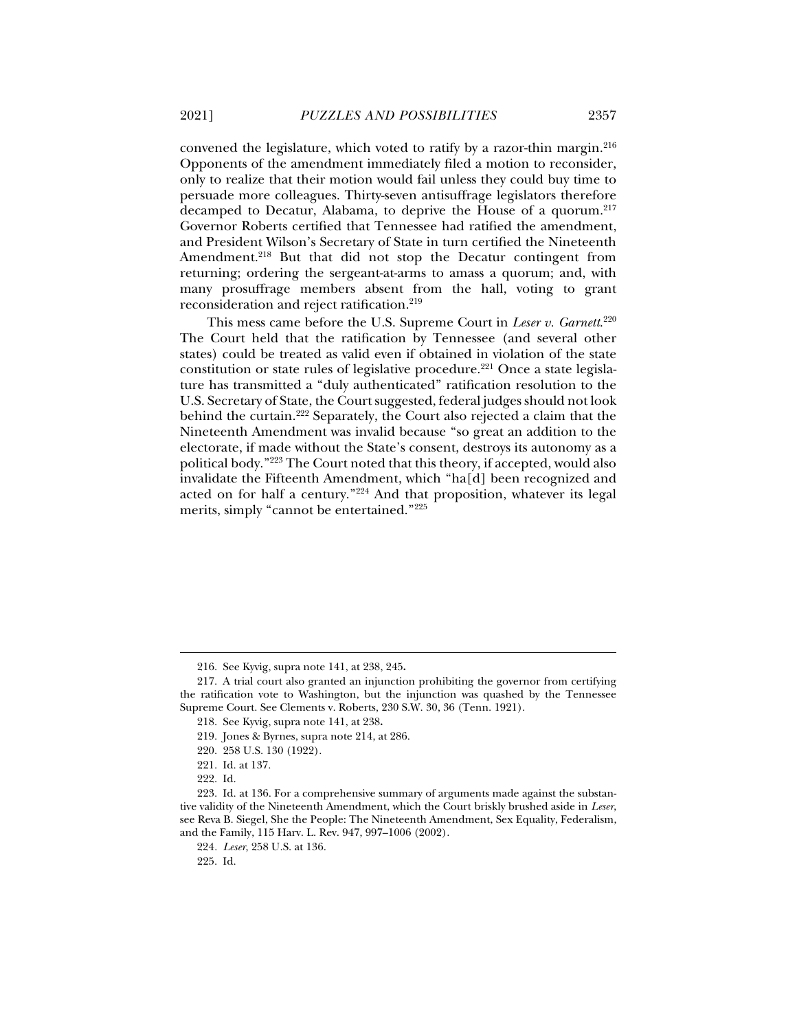convened the legislature, which voted to ratify by a razor-thin margin.[216] Opponents of the amendment immediately filed a motion to reconsider, only to realize that their motion would fail unless they could buy time to persuade more colleagues. Thirty-seven antisuffrage legislators therefore decamped to Decatur, Alabama, to deprive the House of a quorum.[217] Governor Roberts certified that Tennessee had ratified the amendment, and President Wilson's Secretary of State in turn certified the Nineteenth Amendment.[218] But that did not stop the Decatur contingent from returning; ordering the sergeant-at-arms to amass a quorum; and, with many prosuffrage members absent from the hall, voting to grant reconsideration and reject ratification.[219]

This mess came before the U.S. Supreme Court in *Leser v. Garnett*.[220] The Court held that the ratification by Tennessee (and several other states) could be treated as valid even if obtained in violation of the state constitution or state rules of legislative procedure.[221] Once a state legislature has transmitted a "duly authenticated" ratification resolution to the U.S. Secretary of State, the Court suggested, federal judges should not look behind the curtain.[222] Separately, the Court also rejected a claim that the Nineteenth Amendment was invalid because "so great an addition to the electorate, if made without the State's consent, destroys its autonomy as a political body."[223] The Court noted that this theory, if accepted, would also invalidate the Fifteenth Amendment, which "ha[d] been recognized and acted on for half a century."[224] And that proposition, whatever its legal merits, simply "cannot be entertained."[225]

---

216. See Kyvig, supra note 141, at 238, 245**.**

217. A trial court also granted an injunction prohibiting the governor from certifying the ratification vote to Washington, but the injunction was quashed by the Tennessee Supreme Court. See Clements v. Roberts, 230 S.W. 30, 36 (Tenn. 1921).

218. See Kyvig, supra note 141, at 238**.**

219. Jones & Byrnes, supra note 214, at 286.

220. 258 U.S. 130 (1922).

221. Id. at 137.

222. Id.

223. Id. at 136. For a comprehensive summary of arguments made against the substantive validity of the Nineteenth Amendment, which the Court briskly brushed aside in *Leser*, see Reva B. Siegel, She the People: The Nineteenth Amendment, Sex Equality, Federalism, and the Family, 115 Harv. L. Rev. 947, 997–1006 (2002).

224. *Leser*, 258 U.S. at 136.

225. Id.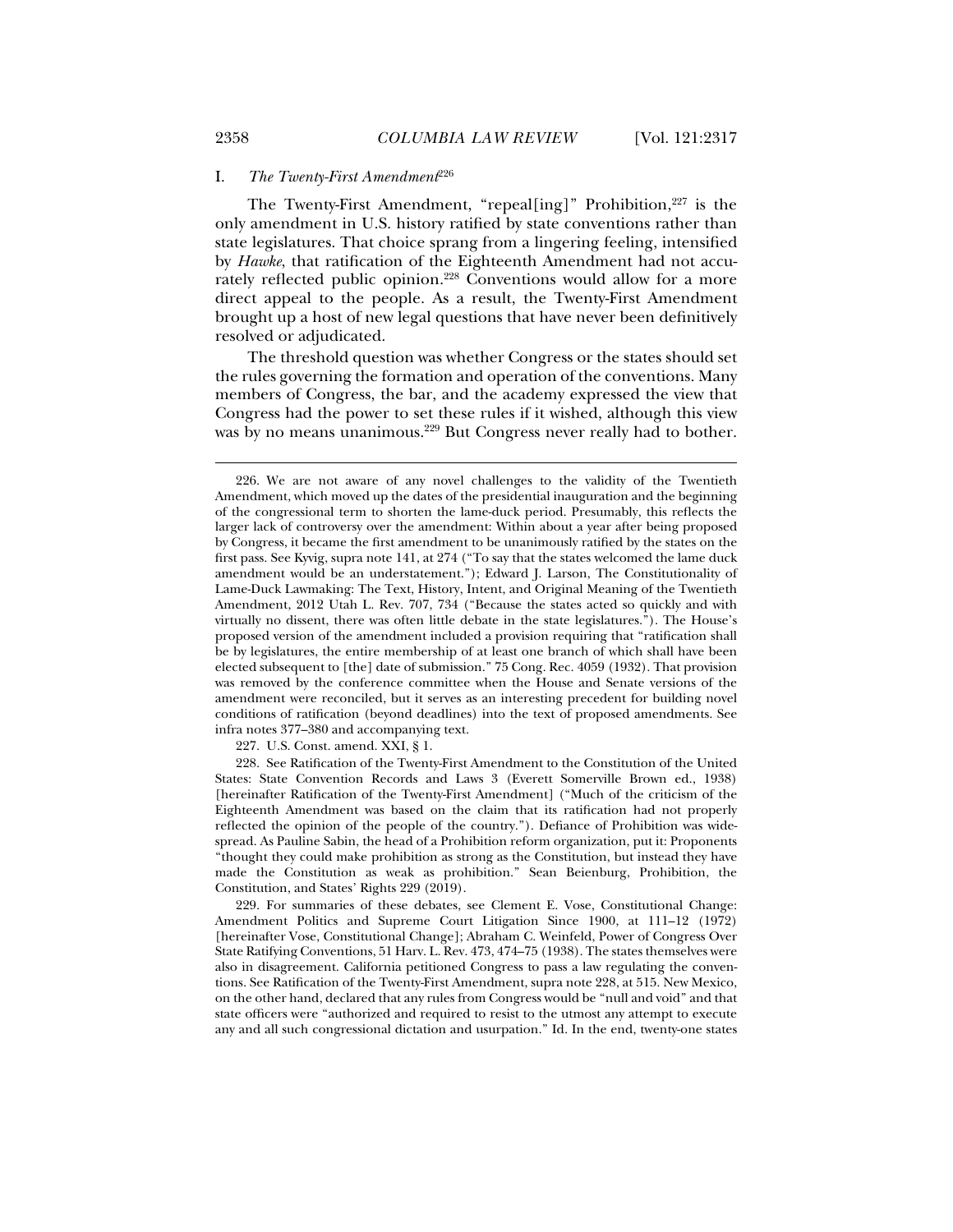### I. *The Twenty-First Amendment*[226]

The Twenty-First Amendment, "repeal[ing]" Prohibition,[227] is the only amendment in U.S. history ratified by state conventions rather than state legislatures. That choice sprang from a lingering feeling, intensified by *Hawke*, that ratification of the Eighteenth Amendment had not accurately reflected public opinion.[228] Conventions would allow for a more direct appeal to the people. As a result, the Twenty-First Amendment brought up a host of new legal questions that have never been definitively resolved or adjudicated.

The threshold question was whether Congress or the states should set the rules governing the formation and operation of the conventions. Many members of Congress, the bar, and the academy expressed the view that Congress had the power to set these rules if it wished, although this view was by no means unanimous.[229] But Congress never really had to bother.

---

226. We are not aware of any novel challenges to the validity of the Twentieth Amendment, which moved up the dates of the presidential inauguration and the beginning of the congressional term to shorten the lame-duck period. Presumably, this reflects the larger lack of controversy over the amendment: Within about a year after being proposed by Congress, it became the first amendment to be unanimously ratified by the states on the first pass. See Kyvig, supra note 141, at 274 ("To say that the states welcomed the lame duck amendment would be an understatement."); Edward J. Larson, The Constitutionality of Lame-Duck Lawmaking: The Text, History, Intent, and Original Meaning of the Twentieth Amendment, 2012 Utah L. Rev. 707, 734 ("Because the states acted so quickly and with virtually no dissent, there was often little debate in the state legislatures."). The House's proposed version of the amendment included a provision requiring that "ratification shall be by legislatures, the entire membership of at least one branch of which shall have been elected subsequent to [the] date of submission." 75 Cong. Rec. 4059 (1932). That provision was removed by the conference committee when the House and Senate versions of the amendment were reconciled, but it serves as an interesting precedent for building novel conditions of ratification (beyond deadlines) into the text of proposed amendments. See infra notes 377–380 and accompanying text.

227. U.S. Const. amend. XXI, § 1.

228. See Ratification of the Twenty-First Amendment to the Constitution of the United States: State Convention Records and Laws 3 (Everett Somerville Brown ed., 1938) [hereinafter Ratification of the Twenty-First Amendment] ("Much of the criticism of the Eighteenth Amendment was based on the claim that its ratification had not properly reflected the opinion of the people of the country."). Defiance of Prohibition was widespread. As Pauline Sabin, the head of a Prohibition reform organization, put it: Proponents "thought they could make prohibition as strong as the Constitution, but instead they have made the Constitution as weak as prohibition." Sean Beienburg, Prohibition, the Constitution, and States' Rights 229 (2019).

229. For summaries of these debates, see Clement E. Vose, Constitutional Change: Amendment Politics and Supreme Court Litigation Since 1900, at 111–12 (1972) [hereinafter Vose, Constitutional Change]; Abraham C. Weinfeld, Power of Congress Over State Ratifying Conventions, 51 Harv. L. Rev. 473, 474–75 (1938). The states themselves were also in disagreement. California petitioned Congress to pass a law regulating the conventions. See Ratification of the Twenty-First Amendment, supra note 228, at 515. New Mexico, on the other hand, declared that any rules from Congress would be "null and void" and that state officers were "authorized and required to resist to the utmost any attempt to execute any and all such congressional dictation and usurpation." Id. In the end, twenty-one states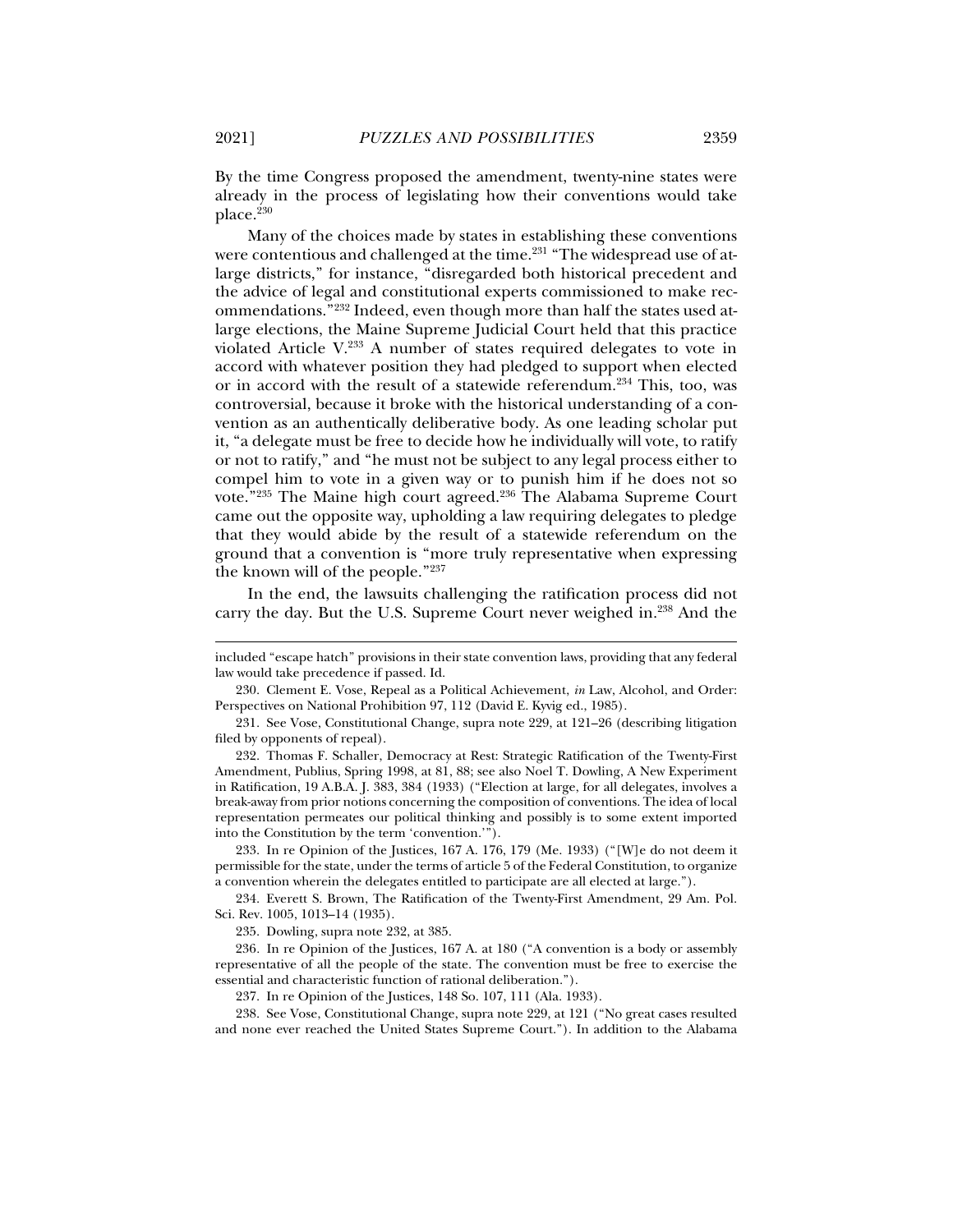By the time Congress proposed the amendment, twenty-nine states were already in the process of legislating how their conventions would take place.[230]

Many of the choices made by states in establishing these conventions were contentious and challenged at the time.[231] "The widespread use of at-large districts," for instance, "disregarded both historical precedent and the advice of legal and constitutional experts commissioned to make recommendations."[232] Indeed, even though more than half the states used at-large elections, the Maine Supreme Judicial Court held that this practice violated Article V.[233] A number of states required delegates to vote in accord with whatever position they had pledged to support when elected or in accord with the result of a statewide referendum.[234] This, too, was controversial, because it broke with the historical understanding of a convention as an authentically deliberative body. As one leading scholar put it, "a delegate must be free to decide how he individually will vote, to ratify or not to ratify," and "he must not be subject to any legal process either to compel him to vote in a given way or to punish him if he does not so vote."[235] The Maine high court agreed.[236] The Alabama Supreme Court came out the opposite way, upholding a law requiring delegates to pledge that they would abide by the result of a statewide referendum on the ground that a convention is "more truly representative when expressing the known will of the people."[237]

In the end, the lawsuits challenging the ratification process did not carry the day. But the U.S. Supreme Court never weighed in.[238] And the

---

included "escape hatch" provisions in their state convention laws, providing that any federal law would take precedence if passed. Id.

230. Clement E. Vose, Repeal as a Political Achievement, *in* Law, Alcohol, and Order: Perspectives on National Prohibition 97, 112 (David E. Kyvig ed., 1985).

231. See Vose, Constitutional Change, supra note 229, at 121–26 (describing litigation filed by opponents of repeal).

232. Thomas F. Schaller, Democracy at Rest: Strategic Ratification of the Twenty-First Amendment, Publius, Spring 1998, at 81, 88; see also Noel T. Dowling, A New Experiment in Ratification, 19 A.B.A. J. 383, 384 (1933) ("Election at large, for all delegates, involves a break-away from prior notions concerning the composition of conventions. The idea of local representation permeates our political thinking and possibly is to some extent imported into the Constitution by the term 'convention.'").

233. In re Opinion of the Justices, 167 A. 176, 179 (Me. 1933) ("[W]e do not deem it permissible for the state, under the terms of article 5 of the Federal Constitution, to organize a convention wherein the delegates entitled to participate are all elected at large.").

234. Everett S. Brown, The Ratification of the Twenty-First Amendment, 29 Am. Pol. Sci. Rev. 1005, 1013–14 (1935).

235. Dowling, supra note 232, at 385.

236. In re Opinion of the Justices, 167 A. at 180 ("A convention is a body or assembly representative of all the people of the state. The convention must be free to exercise the essential and characteristic function of rational deliberation.").

237. In re Opinion of the Justices, 148 So. 107, 111 (Ala. 1933).

238. See Vose, Constitutional Change, supra note 229, at 121 ("No great cases resulted and none ever reached the United States Supreme Court."). In addition to the Alabama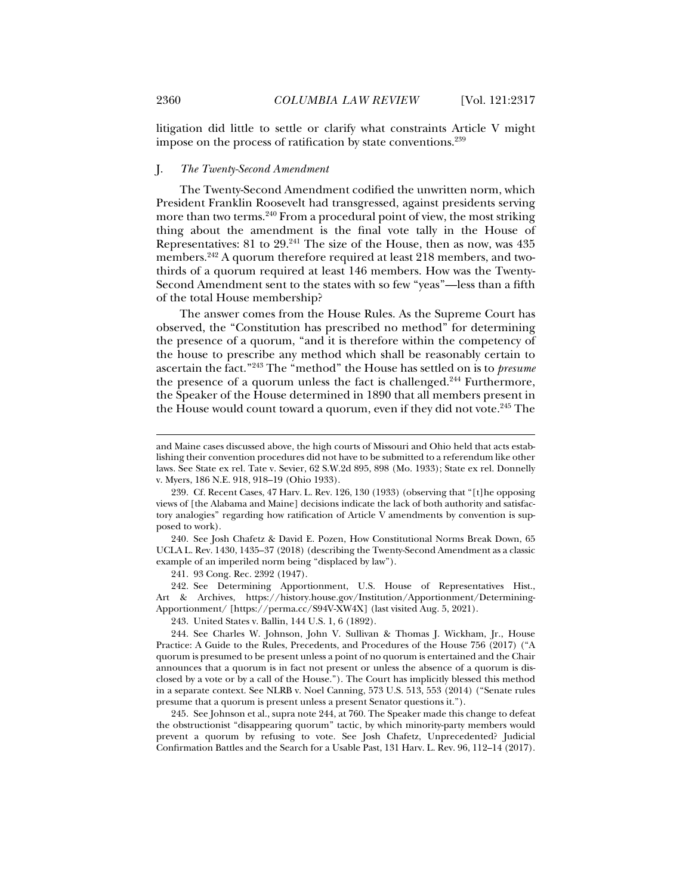litigation did little to settle or clarify what constraints Article V might impose on the process of ratification by state conventions.[239]

### J. *The Twenty-Second Amendment*

The Twenty-Second Amendment codified the unwritten norm, which President Franklin Roosevelt had transgressed, against presidents serving more than two terms.[240] From a procedural point of view, the most striking thing about the amendment is the final vote tally in the House of Representatives: 81 to 29.[241] The size of the House, then as now, was 435 members.[242] A quorum therefore required at least 218 members, and two-thirds of a quorum required at least 146 members. How was the Twenty-Second Amendment sent to the states with so few "yeas"—less than a fifth of the total House membership?

The answer comes from the House Rules. As the Supreme Court has observed, the "Constitution has prescribed no method" for determining the presence of a quorum, "and it is therefore within the competency of the house to prescribe any method which shall be reasonably certain to ascertain the fact."[243] The "method" the House has settled on is to *presume* the presence of a quorum unless the fact is challenged.[244] Furthermore, the Speaker of the House determined in 1890 that all members present in the House would count toward a quorum, even if they did not vote.[245] The

---

and Maine cases discussed above, the high courts of Missouri and Ohio held that acts establishing their convention procedures did not have to be submitted to a referendum like other laws. See State ex rel. Tate v. Sevier, 62 S.W.2d 895, 898 (Mo. 1933); State ex rel. Donnelly v. Myers, 186 N.E. 918, 918–19 (Ohio 1933).

239. Cf. Recent Cases, 47 Harv. L. Rev. 126, 130 (1933) (observing that "[t]he opposing views of [the Alabama and Maine] decisions indicate the lack of both authority and satisfactory analogies" regarding how ratification of Article V amendments by convention is supposed to work).

240. See Josh Chafetz & David E. Pozen, How Constitutional Norms Break Down, 65 UCLA L. Rev. 1430, 1435–37 (2018) (describing the Twenty-Second Amendment as a classic example of an imperiled norm being "displaced by law").

241. 93 Cong. Rec. 2392 (1947).

242. See Determining Apportionment, U.S. House of Representatives Hist., Art & Archives, https://history.house.gov/Institution/Apportionment/Determining-Apportionment/ [https://perma.cc/S94V-XW4X] (last visited Aug. 5, 2021).

243. United States v. Ballin, 144 U.S. 1, 6 (1892).

244. See Charles W. Johnson, John V. Sullivan & Thomas J. Wickham, Jr., House Practice: A Guide to the Rules, Precedents, and Procedures of the House 756 (2017) ("A quorum is presumed to be present unless a point of no quorum is entertained and the Chair announces that a quorum is in fact not present or unless the absence of a quorum is disclosed by a vote or by a call of the House."). The Court has implicitly blessed this method in a separate context. See NLRB v. Noel Canning, 573 U.S. 513, 553 (2014) ("Senate rules presume that a quorum is present unless a present Senator questions it.").

245. See Johnson et al., supra note 244, at 760. The Speaker made this change to defeat the obstructionist "disappearing quorum" tactic, by which minority-party members would prevent a quorum by refusing to vote. See Josh Chafetz, Unprecedented? Judicial Confirmation Battles and the Search for a Usable Past, 131 Harv. L. Rev. 96, 112–14 (2017).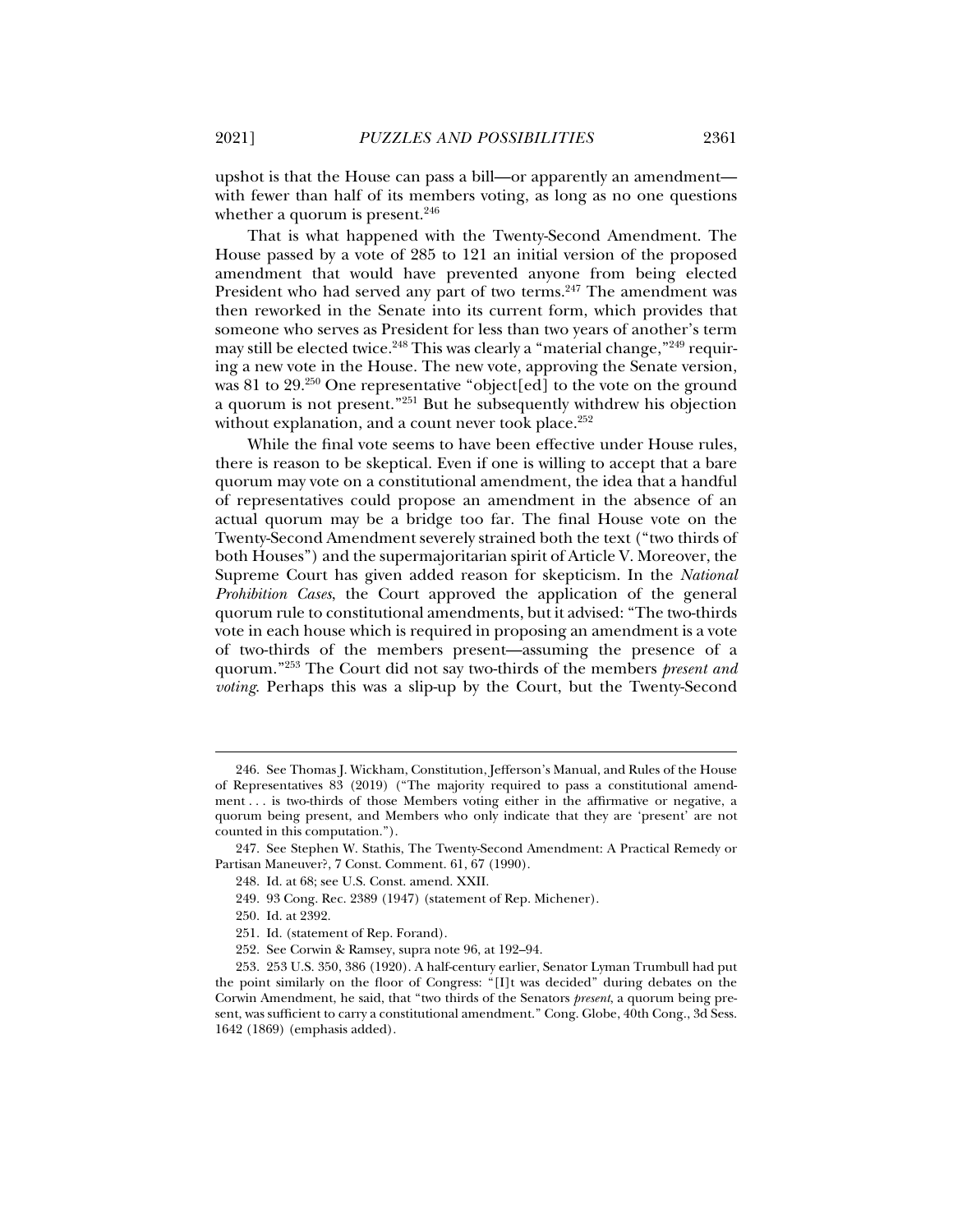upshot is that the House can pass a bill—or apparently an amendment—with fewer than half of its members voting, as long as no one questions whether a quorum is present.[246]

That is what happened with the Twenty-Second Amendment. The House passed by a vote of 285 to 121 an initial version of the proposed amendment that would have prevented anyone from being elected President who had served any part of two terms.[247] The amendment was then reworked in the Senate into its current form, which provides that someone who serves as President for less than two years of another's term may still be elected twice.[248] This was clearly a "material change,"[249] requiring a new vote in the House. The new vote, approving the Senate version, was 81 to 29.[250] One representative "object[ed] to the vote on the ground a quorum is not present."[251] But he subsequently withdrew his objection without explanation, and a count never took place.[252]

While the final vote seems to have been effective under House rules, there is reason to be skeptical. Even if one is willing to accept that a bare quorum may vote on a constitutional amendment, the idea that a handful of representatives could propose an amendment in the absence of an actual quorum may be a bridge too far. The final House vote on the Twenty-Second Amendment severely strained both the text ("two thirds of both Houses") and the supermajoritarian spirit of Article V. Moreover, the Supreme Court has given added reason for skepticism. In the *National Prohibition Cases*, the Court approved the application of the general quorum rule to constitutional amendments, but it advised: "The two-thirds vote in each house which is required in proposing an amendment is a vote of two-thirds of the members present—assuming the presence of a quorum."[253] The Court did not say two-thirds of the members *present and voting*. Perhaps this was a slip-up by the Court, but the Twenty-Second

---

246. See Thomas J. Wickham, Constitution, Jefferson's Manual, and Rules of the House of Representatives 83 (2019) ("The majority required to pass a constitutional amendment . . . is two-thirds of those Members voting either in the affirmative or negative, a quorum being present, and Members who only indicate that they are 'present' are not counted in this computation.").

247. See Stephen W. Stathis, The Twenty-Second Amendment: A Practical Remedy or Partisan Maneuver?, 7 Const. Comment. 61, 67 (1990).

248. Id. at 68; see U.S. Const. amend. XXII.

249. 93 Cong. Rec. 2389 (1947) (statement of Rep. Michener).

250. Id. at 2392.

251. Id. (statement of Rep. Forand).

252. See Corwin & Ramsey, supra note 96, at 192–94.

253. 253 U.S. 350, 386 (1920). A half-century earlier, Senator Lyman Trumbull had put the point similarly on the floor of Congress: "[I]t was decided" during debates on the Corwin Amendment, he said, that "two thirds of the Senators *present*, a quorum being present, was sufficient to carry a constitutional amendment." Cong. Globe, 40th Cong., 3d Sess. 1642 (1869) (emphasis added).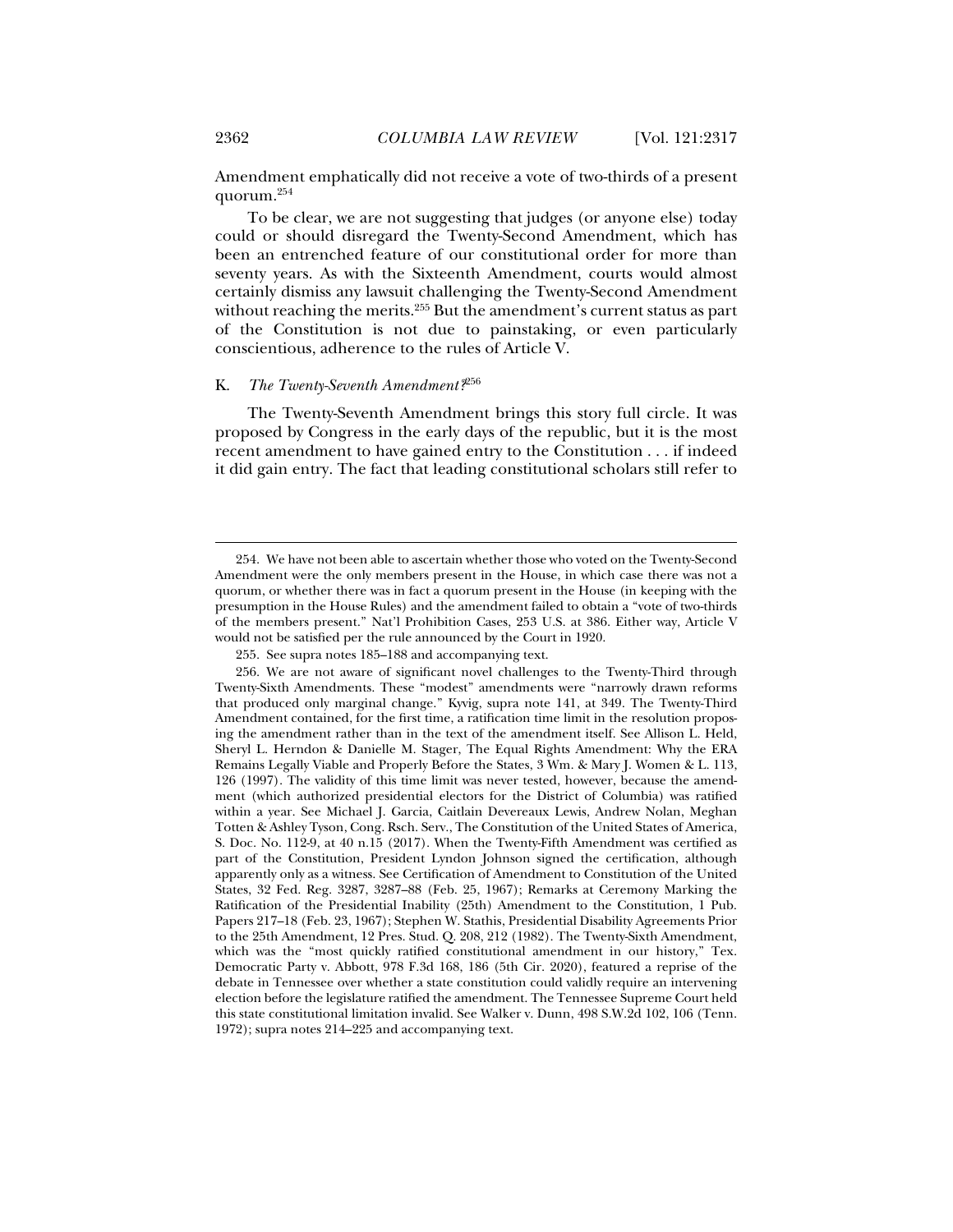Amendment emphatically did not receive a vote of two-thirds of a present quorum.[254]

To be clear, we are not suggesting that judges (or anyone else) today could or should disregard the Twenty-Second Amendment, which has been an entrenched feature of our constitutional order for more than seventy years. As with the Sixteenth Amendment, courts would almost certainly dismiss any lawsuit challenging the Twenty-Second Amendment without reaching the merits.[255] But the amendment's current status as part of the Constitution is not due to painstaking, or even particularly conscientious, adherence to the rules of Article V.

### K. *The Twenty-Seventh Amendment?*[256]

The Twenty-Seventh Amendment brings this story full circle. It was proposed by Congress in the early days of the republic, but it is the most recent amendment to have gained entry to the Constitution . . . if indeed it did gain entry. The fact that leading constitutional scholars still refer to

---

254. We have not been able to ascertain whether those who voted on the Twenty-Second Amendment were the only members present in the House, in which case there was not a quorum, or whether there was in fact a quorum present in the House (in keeping with the presumption in the House Rules) and the amendment failed to obtain a "vote of two-thirds of the members present." Nat'l Prohibition Cases, 253 U.S. at 386. Either way, Article V would not be satisfied per the rule announced by the Court in 1920.

255. See supra notes 185–188 and accompanying text.

256. We are not aware of significant novel challenges to the Twenty-Third through Twenty-Sixth Amendments. These "modest" amendments were "narrowly drawn reforms that produced only marginal change." Kyvig, supra note 141, at 349. The Twenty-Third Amendment contained, for the first time, a ratification time limit in the resolution proposing the amendment rather than in the text of the amendment itself. See Allison L. Held, Sheryl L. Herndon & Danielle M. Stager, The Equal Rights Amendment: Why the ERA Remains Legally Viable and Properly Before the States, 3 Wm. & Mary J. Women & L. 113, 126 (1997). The validity of this time limit was never tested, however, because the amendment (which authorized presidential electors for the District of Columbia) was ratified within a year. See Michael J. Garcia, Caitlain Devereaux Lewis, Andrew Nolan, Meghan Totten & Ashley Tyson, Cong. Rsch. Serv., The Constitution of the United States of America, S. Doc. No. 112-9, at 40 n.15 (2017). When the Twenty-Fifth Amendment was certified as part of the Constitution, President Lyndon Johnson signed the certification, although apparently only as a witness. See Certification of Amendment to Constitution of the United States, 32 Fed. Reg. 3287, 3287–88 (Feb. 25, 1967); Remarks at Ceremony Marking the Ratification of the Presidential Inability (25th) Amendment to the Constitution, 1 Pub. Papers 217–18 (Feb. 23, 1967); Stephen W. Stathis, Presidential Disability Agreements Prior to the 25th Amendment, 12 Pres. Stud. Q. 208, 212 (1982). The Twenty-Sixth Amendment, which was the "most quickly ratified constitutional amendment in our history," Tex. Democratic Party v. Abbott, 978 F.3d 168, 186 (5th Cir. 2020), featured a reprise of the debate in Tennessee over whether a state constitution could validly require an intervening election before the legislature ratified the amendment. The Tennessee Supreme Court held this state constitutional limitation invalid. See Walker v. Dunn, 498 S.W.2d 102, 106 (Tenn. 1972); supra notes 214–225 and accompanying text.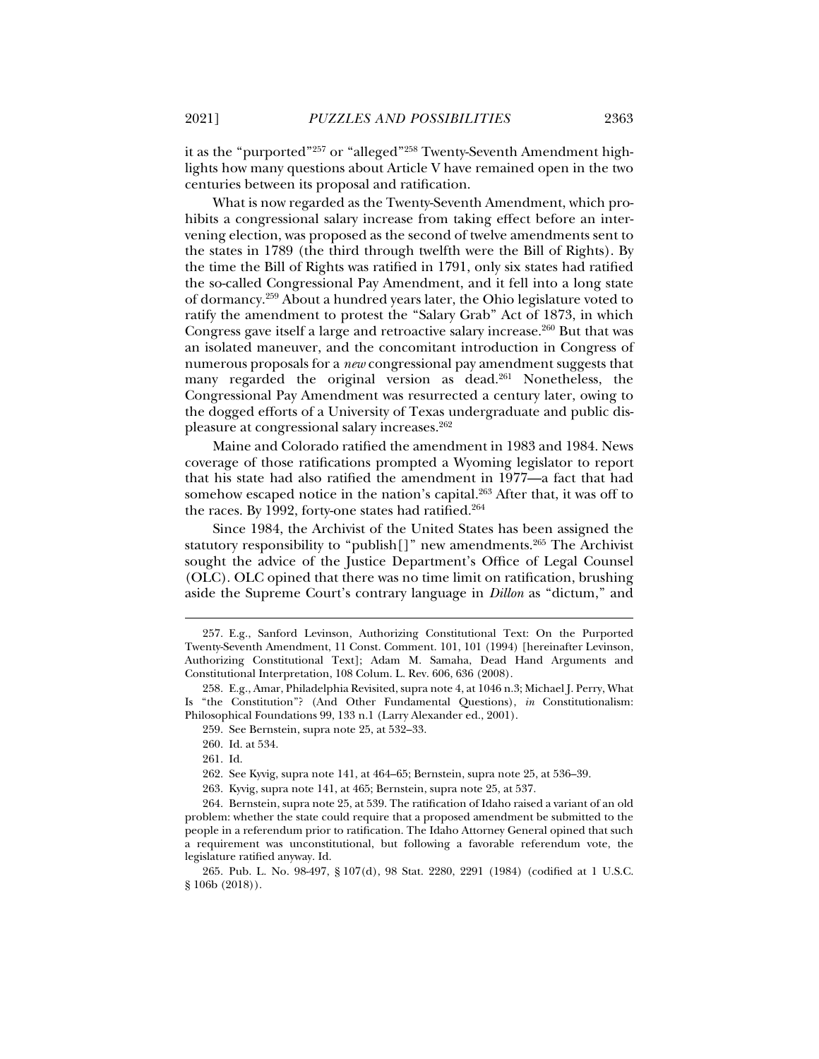it as the "purported"[257] or "alleged"[258] Twenty-Seventh Amendment highlights how many questions about Article V have remained open in the two centuries between its proposal and ratification.

What is now regarded as the Twenty-Seventh Amendment, which prohibits a congressional salary increase from taking effect before an intervening election, was proposed as the second of twelve amendments sent to the states in 1789 (the third through twelfth were the Bill of Rights). By the time the Bill of Rights was ratified in 1791, only six states had ratified the so-called Congressional Pay Amendment, and it fell into a long state of dormancy.[259] About a hundred years later, the Ohio legislature voted to ratify the amendment to protest the "Salary Grab" Act of 1873, in which Congress gave itself a large and retroactive salary increase.[260] But that was an isolated maneuver, and the concomitant introduction in Congress of numerous proposals for a *new* congressional pay amendment suggests that many regarded the original version as dead.[261] Nonetheless, the Congressional Pay Amendment was resurrected a century later, owing to the dogged efforts of a University of Texas undergraduate and public displeasure at congressional salary increases.[262]

Maine and Colorado ratified the amendment in 1983 and 1984. News coverage of those ratifications prompted a Wyoming legislator to report that his state had also ratified the amendment in 1977—a fact that had somehow escaped notice in the nation's capital.[263] After that, it was off to the races. By 1992, forty-one states had ratified.[264]

Since 1984, the Archivist of the United States has been assigned the statutory responsibility to "publish[]" new amendments.[265] The Archivist sought the advice of the Justice Department's Office of Legal Counsel (OLC). OLC opined that there was no time limit on ratification, brushing aside the Supreme Court's contrary language in *Dillon* as "dictum," and

---

257. E.g., Sanford Levinson, Authorizing Constitutional Text: On the Purported Twenty-Seventh Amendment, 11 Const. Comment. 101, 101 (1994) [hereinafter Levinson, Authorizing Constitutional Text]; Adam M. Samaha, Dead Hand Arguments and Constitutional Interpretation, 108 Colum. L. Rev. 606, 636 (2008).

258. E.g., Amar, Philadelphia Revisited, supra note 4, at 1046 n.3; Michael J. Perry, What Is "the Constitution"? (And Other Fundamental Questions), *in* Constitutionalism: Philosophical Foundations 99, 133 n.1 (Larry Alexander ed., 2001).

259. See Bernstein, supra note 25, at 532–33.

260. Id. at 534.

261. Id.

262. See Kyvig, supra note 141, at 464–65; Bernstein, supra note 25, at 536–39.

263. Kyvig, supra note 141, at 465; Bernstein, supra note 25, at 537.

264. Bernstein, supra note 25, at 539. The ratification of Idaho raised a variant of an old problem: whether the state could require that a proposed amendment be submitted to the people in a referendum prior to ratification. The Idaho Attorney General opined that such a requirement was unconstitutional, but following a favorable referendum vote, the legislature ratified anyway. Id.

265. Pub. L. No. 98-497, § 107(d), 98 Stat. 2280, 2291 (1984) (codified at 1 U.S.C. § 106b (2018)).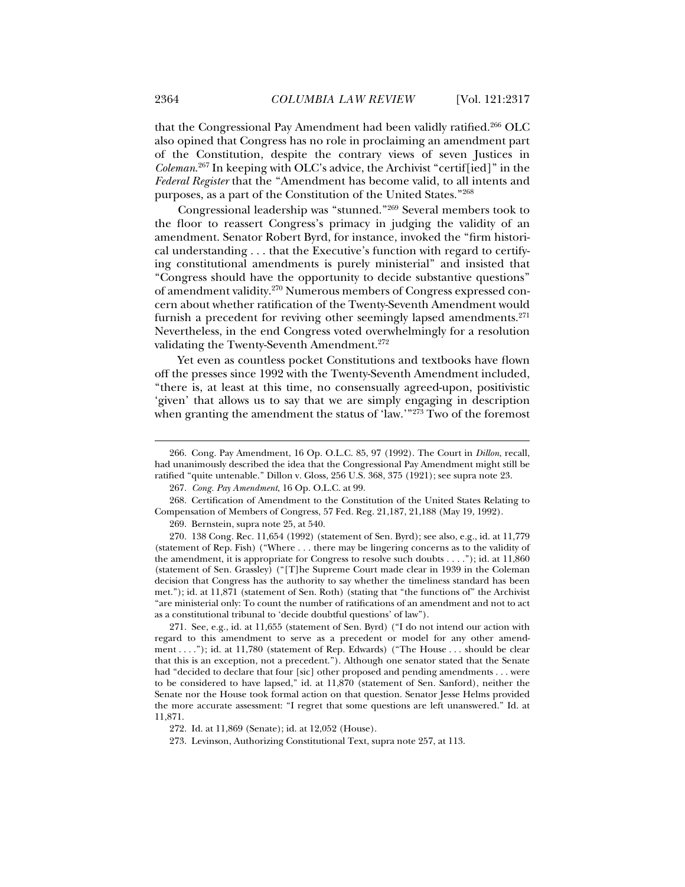that the Congressional Pay Amendment had been validly ratified.[266] OLC also opined that Congress has no role in proclaiming an amendment part of the Constitution, despite the contrary views of seven Justices in *Coleman*.[267] In keeping with OLC's advice, the Archivist "certif[ied]" in the *Federal Register* that the "Amendment has become valid, to all intents and purposes, as a part of the Constitution of the United States."[268]

Congressional leadership was "stunned."[269] Several members took to the floor to reassert Congress's primacy in judging the validity of an amendment. Senator Robert Byrd, for instance, invoked the "firm historical understanding . . . that the Executive's function with regard to certifying constitutional amendments is purely ministerial" and insisted that "Congress should have the opportunity to decide substantive questions" of amendment validity.[270] Numerous members of Congress expressed concern about whether ratification of the Twenty-Seventh Amendment would furnish a precedent for reviving other seemingly lapsed amendments.[271] Nevertheless, in the end Congress voted overwhelmingly for a resolution validating the Twenty-Seventh Amendment.[272]

Yet even as countless pocket Constitutions and textbooks have flown off the presses since 1992 with the Twenty-Seventh Amendment included, "there is, at least at this time, no consensually agreed-upon, positivistic 'given' that allows us to say that we are simply engaging in description when granting the amendment the status of 'law.'"[273] Two of the foremost

---

266. Cong. Pay Amendment, 16 Op. O.L.C. 85, 97 (1992). The Court in *Dillon*, recall, had unanimously described the idea that the Congressional Pay Amendment might still be ratified "quite untenable." Dillon v. Gloss, 256 U.S. 368, 375 (1921); see supra note 23.

267. *Cong. Pay Amendment*, 16 Op. O.L.C. at 99.

268. Certification of Amendment to the Constitution of the United States Relating to Compensation of Members of Congress, 57 Fed. Reg. 21,187, 21,188 (May 19, 1992).

269. Bernstein, supra note 25, at 540.

270. 138 Cong. Rec. 11,654 (1992) (statement of Sen. Byrd); see also, e.g., id. at 11,779 (statement of Rep. Fish) ("Where . . . there may be lingering concerns as to the validity of the amendment, it is appropriate for Congress to resolve such doubts . . . ."); id. at 11,860 (statement of Sen. Grassley) ("[T]he Supreme Court made clear in 1939 in the Coleman decision that Congress has the authority to say whether the timeliness standard has been met."); id. at 11,871 (statement of Sen. Roth) (stating that "the functions of" the Archivist "are ministerial only: To count the number of ratifications of an amendment and not to act as a constitutional tribunal to 'decide doubtful questions' of law").

271. See, e.g., id. at 11,655 (statement of Sen. Byrd) ("I do not intend our action with regard to this amendment to serve as a precedent or model for any other amendment . . . ."); id. at 11,780 (statement of Rep. Edwards) ("The House . . . should be clear that this is an exception, not a precedent."). Although one senator stated that the Senate had "decided to declare that four [sic] other proposed and pending amendments . . . were to be considered to have lapsed," id. at 11,870 (statement of Sen. Sanford), neither the Senate nor the House took formal action on that question. Senator Jesse Helms provided the more accurate assessment: "I regret that some questions are left unanswered." Id. at 11,871.

272. Id. at 11,869 (Senate); id. at 12,052 (House).

273. Levinson, Authorizing Constitutional Text, supra note 257, at 113.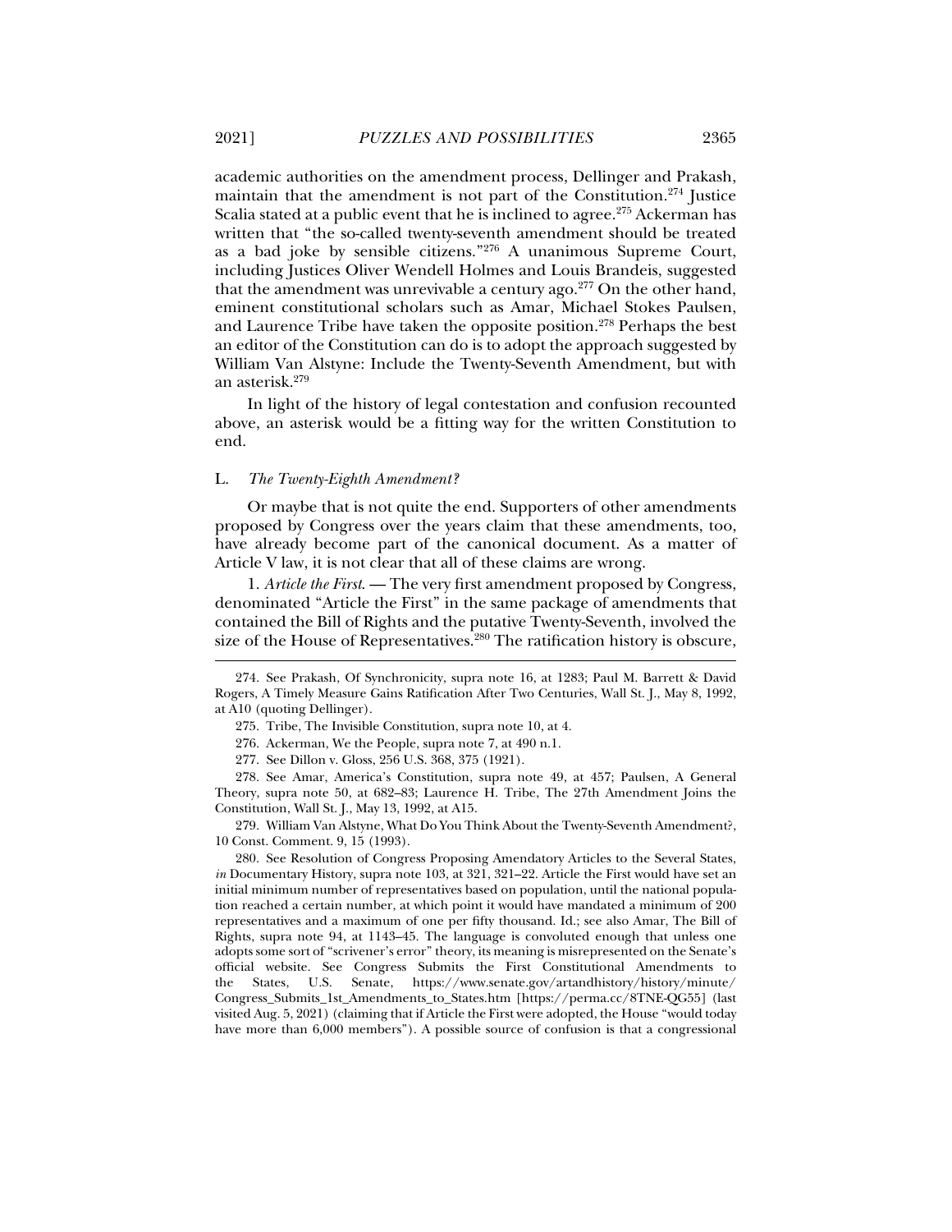academic authorities on the amendment process, Dellinger and Prakash, maintain that the amendment is not part of the Constitution.[274] Justice Scalia stated at a public event that he is inclined to agree.[275] Ackerman has written that "the so-called twenty-seventh amendment should be treated as a bad joke by sensible citizens."[276] A unanimous Supreme Court, including Justices Oliver Wendell Holmes and Louis Brandeis, suggested that the amendment was unrevivable a century ago.[277] On the other hand, eminent constitutional scholars such as Amar, Michael Stokes Paulsen, and Laurence Tribe have taken the opposite position.[278] Perhaps the best an editor of the Constitution can do is to adopt the approach suggested by William Van Alstyne: Include the Twenty-Seventh Amendment, but with an asterisk.[279]

In light of the history of legal contestation and confusion recounted above, an asterisk would be a fitting way for the written Constitution to end.

### L. *The Twenty-Eighth Amendment?*

Or maybe that is not quite the end. Supporters of other amendments proposed by Congress over the years claim that these amendments, too, have already become part of the canonical document. As a matter of Article V law, it is not clear that all of these claims are wrong.

1. *Article the First.* — The very first amendment proposed by Congress, denominated "Article the First" in the same package of amendments that contained the Bill of Rights and the putative Twenty-Seventh, involved the size of the House of Representatives.[280] The ratification history is obscure,

---

274. See Prakash, Of Synchronicity, supra note 16, at 1283; Paul M. Barrett & David Rogers, A Timely Measure Gains Ratification After Two Centuries, Wall St. J., May 8, 1992, at A10 (quoting Dellinger).

275. Tribe, The Invisible Constitution, supra note 10, at 4.

276. Ackerman, We the People, supra note 7, at 490 n.1.

277. See Dillon v. Gloss, 256 U.S. 368, 375 (1921).

278. See Amar, America's Constitution, supra note 49, at 457; Paulsen, A General Theory, supra note 50, at 682–83; Laurence H. Tribe, The 27th Amendment Joins the Constitution, Wall St. J., May 13, 1992, at A15.

279. William Van Alstyne, What Do You Think About the Twenty-Seventh Amendment?, 10 Const. Comment. 9, 15 (1993).

280. See Resolution of Congress Proposing Amendatory Articles to the Several States, *in* Documentary History, supra note 103, at 321, 321–22. Article the First would have set an initial minimum number of representatives based on population, until the national population reached a certain number, at which point it would have mandated a minimum of 200 representatives and a maximum of one per fifty thousand. Id.; see also Amar, The Bill of Rights, supra note 94, at 1143–45. The language is convoluted enough that unless one adopts some sort of "scrivener's error" theory, its meaning is misrepresented on the Senate's official website. See Congress Submits the First Constitutional Amendments to the States, U.S. Senate, https://www.senate.gov/artandhistory/history/minute/Congress_Submits_1st_Amendments_to_States.htm [https://perma.cc/8TNE-QG55] (last visited Aug. 5, 2021) (claiming that if Article the First were adopted, the House "would today have more than 6,000 members"). A possible source of confusion is that a congressional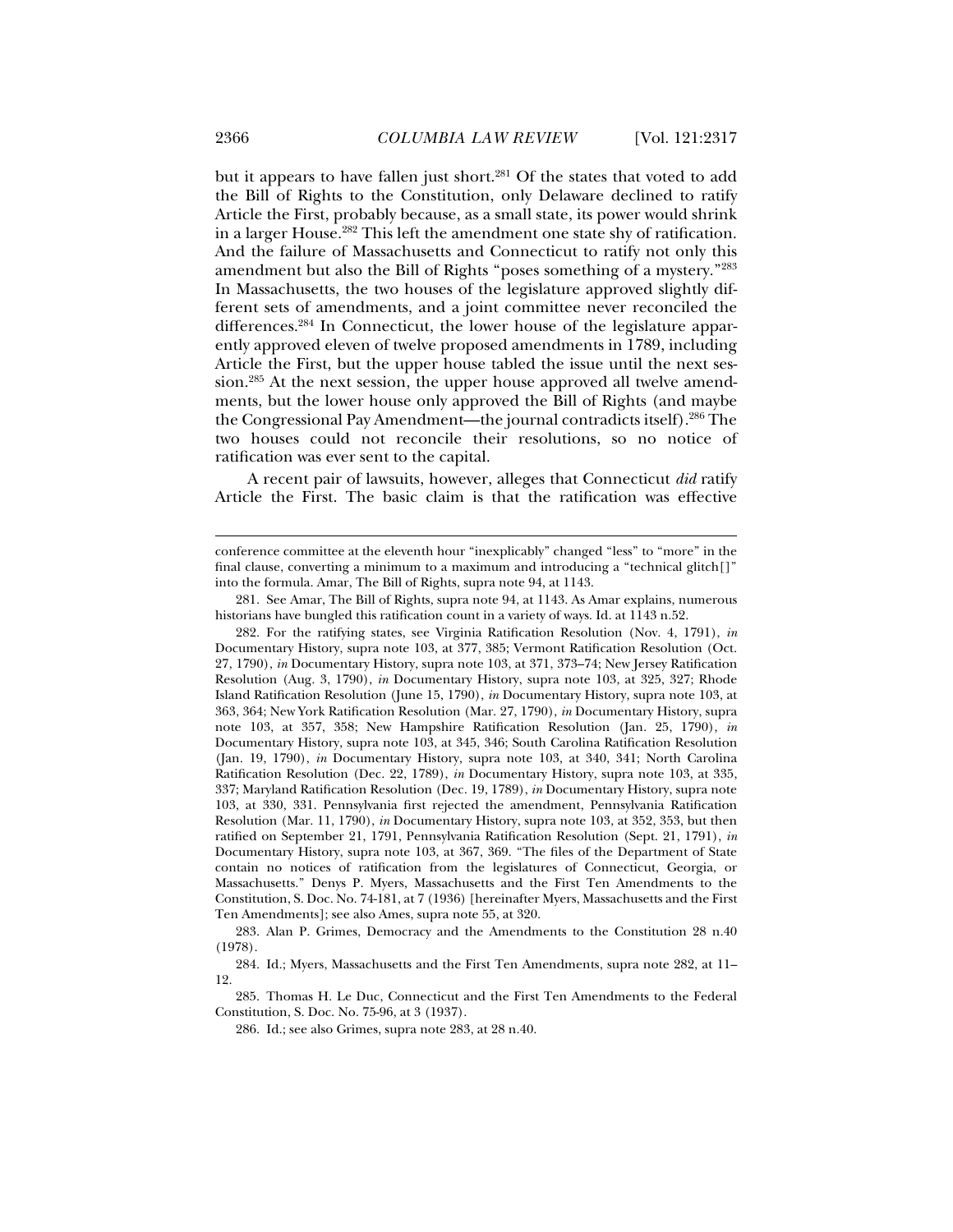but it appears to have fallen just short.[281] Of the states that voted to add the Bill of Rights to the Constitution, only Delaware declined to ratify Article the First, probably because, as a small state, its power would shrink in a larger House.[282] This left the amendment one state shy of ratification. And the failure of Massachusetts and Connecticut to ratify not only this amendment but also the Bill of Rights "poses something of a mystery."[283] In Massachusetts, the two houses of the legislature approved slightly different sets of amendments, and a joint committee never reconciled the differences.[284] In Connecticut, the lower house of the legislature apparently approved eleven of twelve proposed amendments in 1789, including Article the First, but the upper house tabled the issue until the next session.[285] At the next session, the upper house approved all twelve amendments, but the lower house only approved the Bill of Rights (and maybe the Congressional Pay Amendment—the journal contradicts itself).[286] The two houses could not reconcile their resolutions, so no notice of ratification was ever sent to the capital.

A recent pair of lawsuits, however, alleges that Connecticut *did* ratify Article the First. The basic claim is that the ratification was effective

---

conference committee at the eleventh hour "inexplicably" changed "less" to "more" in the final clause, converting a minimum to a maximum and introducing a "technical glitch[]" into the formula. Amar, The Bill of Rights, supra note 94, at 1143.

281. See Amar, The Bill of Rights, supra note 94, at 1143. As Amar explains, numerous historians have bungled this ratification count in a variety of ways. Id. at 1143 n.52.

282. For the ratifying states, see Virginia Ratification Resolution (Nov. 4, 1791), *in* Documentary History, supra note 103, at 377, 385; Vermont Ratification Resolution (Oct. 27, 1790), *in* Documentary History, supra note 103, at 371, 373–74; New Jersey Ratification Resolution (Aug. 3, 1790), *in* Documentary History, supra note 103, at 325, 327; Rhode Island Ratification Resolution (June 15, 1790), *in* Documentary History, supra note 103, at 363, 364; New York Ratification Resolution (Mar. 27, 1790), *in* Documentary History, supra note 103, at 357, 358; New Hampshire Ratification Resolution (Jan. 25, 1790), *in* Documentary History, supra note 103, at 345, 346; South Carolina Ratification Resolution (Jan. 19, 1790), *in* Documentary History, supra note 103, at 340, 341; North Carolina Ratification Resolution (Dec. 22, 1789), *in* Documentary History, supra note 103, at 335, 337; Maryland Ratification Resolution (Dec. 19, 1789), *in* Documentary History, supra note 103, at 330, 331. Pennsylvania first rejected the amendment, Pennsylvania Ratification Resolution (Mar. 11, 1790), *in* Documentary History, supra note 103, at 352, 353, but then ratified on September 21, 1791, Pennsylvania Ratification Resolution (Sept. 21, 1791), *in* Documentary History, supra note 103, at 367, 369. "The files of the Department of State contain no notices of ratification from the legislatures of Connecticut, Georgia, or Massachusetts." Denys P. Myers, Massachusetts and the First Ten Amendments to the Constitution, S. Doc. No. 74-181, at 7 (1936) [hereinafter Myers, Massachusetts and the First Ten Amendments]; see also Ames, supra note 55, at 320.

283. Alan P. Grimes, Democracy and the Amendments to the Constitution 28 n.40 (1978).

284. Id.; Myers, Massachusetts and the First Ten Amendments, supra note 282, at 11–12.

285. Thomas H. Le Duc, Connecticut and the First Ten Amendments to the Federal Constitution, S. Doc. No. 75-96, at 3 (1937).

286. Id.; see also Grimes, supra note 283, at 28 n.40.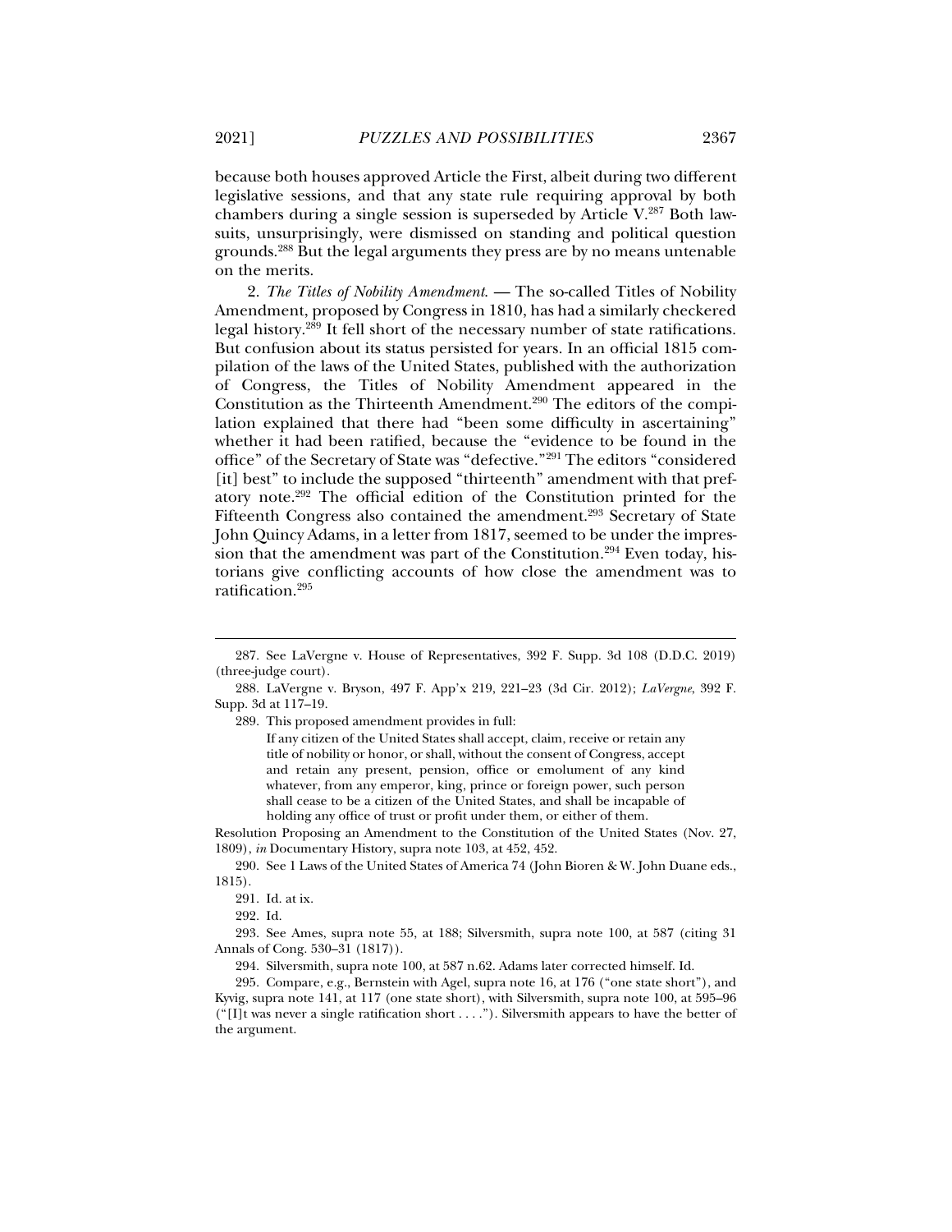because both houses approved Article the First, albeit during two different legislative sessions, and that any state rule requiring approval by both chambers during a single session is superseded by Article V.[287] Both lawsuits, unsurprisingly, were dismissed on standing and political question grounds.[288] But the legal arguments they press are by no means untenable on the merits.

2. *The Titles of Nobility Amendment*. — The so-called Titles of Nobility Amendment, proposed by Congress in 1810, has had a similarly checkered legal history.[289] It fell short of the necessary number of state ratifications. But confusion about its status persisted for years. In an official 1815 compilation of the laws of the United States, published with the authorization of Congress, the Titles of Nobility Amendment appeared in the Constitution as the Thirteenth Amendment.[290] The editors of the compilation explained that there had "been some difficulty in ascertaining" whether it had been ratified, because the "evidence to be found in the office" of the Secretary of State was "defective."[291] The editors "considered [it] best" to include the supposed "thirteenth" amendment with that prefatory note.[292] The official edition of the Constitution printed for the Fifteenth Congress also contained the amendment.[293] Secretary of State John Quincy Adams, in a letter from 1817, seemed to be under the impression that the amendment was part of the Constitution.[294] Even today, historians give conflicting accounts of how close the amendment was to ratification.[295]

---

287. See LaVergne v. House of Representatives, 392 F. Supp. 3d 108 (D.D.C. 2019) (three-judge court).

288. LaVergne v. Bryson, 497 F. App'x 219, 221–23 (3d Cir. 2012); *LaVergne*, 392 F. Supp. 3d at 117–19.

289. This proposed amendment provides in full:

> If any citizen of the United States shall accept, claim, receive or retain any title of nobility or honor, or shall, without the consent of Congress, accept and retain any present, pension, office or emolument of any kind whatever, from any emperor, king, prince or foreign power, such person shall cease to be a citizen of the United States, and shall be incapable of holding any office of trust or profit under them, or either of them.

Resolution Proposing an Amendment to the Constitution of the United States (Nov. 27, 1809), *in* Documentary History, supra note 103, at 452, 452.

290. See 1 Laws of the United States of America 74 (John Bioren & W. John Duane eds., 1815).

291. Id. at ix.

292. Id.

293. See Ames, supra note 55, at 188; Silversmith, supra note 100, at 587 (citing 31 Annals of Cong. 530–31 (1817)).

294. Silversmith, supra note 100, at 587 n.62. Adams later corrected himself. Id.

295. Compare, e.g., Bernstein with Agel, supra note 16, at 176 ("one state short"), and Kyvig, supra note 141, at 117 (one state short), with Silversmith, supra note 100, at 595–96 ("[I]t was never a single ratification short . . . ."). Silversmith appears to have the better of the argument.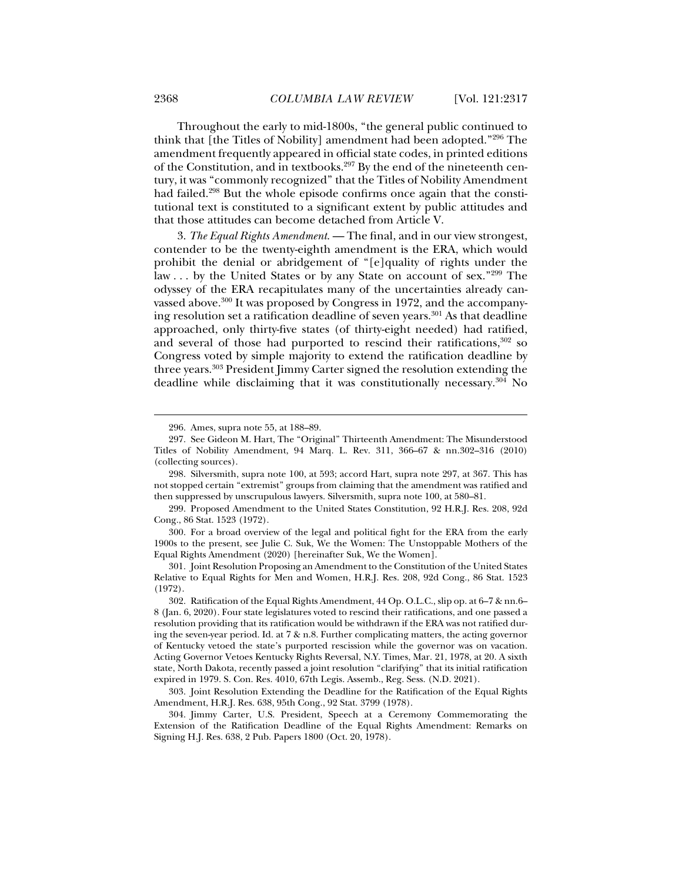Throughout the early to mid-1800s, "the general public continued to think that [the Titles of Nobility] amendment had been adopted."[296] The amendment frequently appeared in official state codes, in printed editions of the Constitution, and in textbooks.[297] By the end of the nineteenth century, it was "commonly recognized" that the Titles of Nobility Amendment had failed.[298] But the whole episode confirms once again that the constitutional text is constituted to a significant extent by public attitudes and that those attitudes can become detached from Article V.

3. *The Equal Rights Amendment.* — The final, and in our view strongest, contender to be the twenty-eighth amendment is the ERA, which would prohibit the denial or abridgement of "[e]quality of rights under the law . . . by the United States or by any State on account of sex."[299] The odyssey of the ERA recapitulates many of the uncertainties already canvassed above.[300] It was proposed by Congress in 1972, and the accompanying resolution set a ratification deadline of seven years.[301] As that deadline approached, only thirty-five states (of thirty-eight needed) had ratified, and several of those had purported to rescind their ratifications,[302] so Congress voted by simple majority to extend the ratification deadline by three years.[303] President Jimmy Carter signed the resolution extending the deadline while disclaiming that it was constitutionally necessary.[304] No

---

296. Ames, supra note 55, at 188–89.

297. See Gideon M. Hart, The "Original" Thirteenth Amendment: The Misunderstood Titles of Nobility Amendment, 94 Marq. L. Rev. 311, 366–67 & nn.302–316 (2010) (collecting sources).

298. Silversmith, supra note 100, at 593; accord Hart, supra note 297, at 367. This has not stopped certain "extremist" groups from claiming that the amendment was ratified and then suppressed by unscrupulous lawyers. Silversmith, supra note 100, at 580–81.

299. Proposed Amendment to the United States Constitution, 92 H.R.J. Res. 208, 92d Cong., 86 Stat. 1523 (1972).

300. For a broad overview of the legal and political fight for the ERA from the early 1900s to the present, see Julie C. Suk, We the Women: The Unstoppable Mothers of the Equal Rights Amendment (2020) [hereinafter Suk, We the Women].

301. Joint Resolution Proposing an Amendment to the Constitution of the United States Relative to Equal Rights for Men and Women, H.R.J. Res. 208, 92d Cong., 86 Stat. 1523 (1972).

302. Ratification of the Equal Rights Amendment, 44 Op. O.L.C., slip op. at 6–7 & nn.6–8 (Jan. 6, 2020). Four state legislatures voted to rescind their ratifications, and one passed a resolution providing that its ratification would be withdrawn if the ERA was not ratified during the seven-year period. Id. at 7 & n.8. Further complicating matters, the acting governor of Kentucky vetoed the state's purported rescission while the governor was on vacation. Acting Governor Vetoes Kentucky Rights Reversal, N.Y. Times, Mar. 21, 1978, at 20. A sixth state, North Dakota, recently passed a joint resolution "clarifying" that its initial ratification expired in 1979. S. Con. Res. 4010, 67th Legis. Assemb., Reg. Sess. (N.D. 2021).

303. Joint Resolution Extending the Deadline for the Ratification of the Equal Rights Amendment, H.R.J. Res. 638, 95th Cong., 92 Stat. 3799 (1978).

304. Jimmy Carter, U.S. President, Speech at a Ceremony Commemorating the Extension of the Ratification Deadline of the Equal Rights Amendment: Remarks on Signing H.J. Res. 638, 2 Pub. Papers 1800 (Oct. 20, 1978).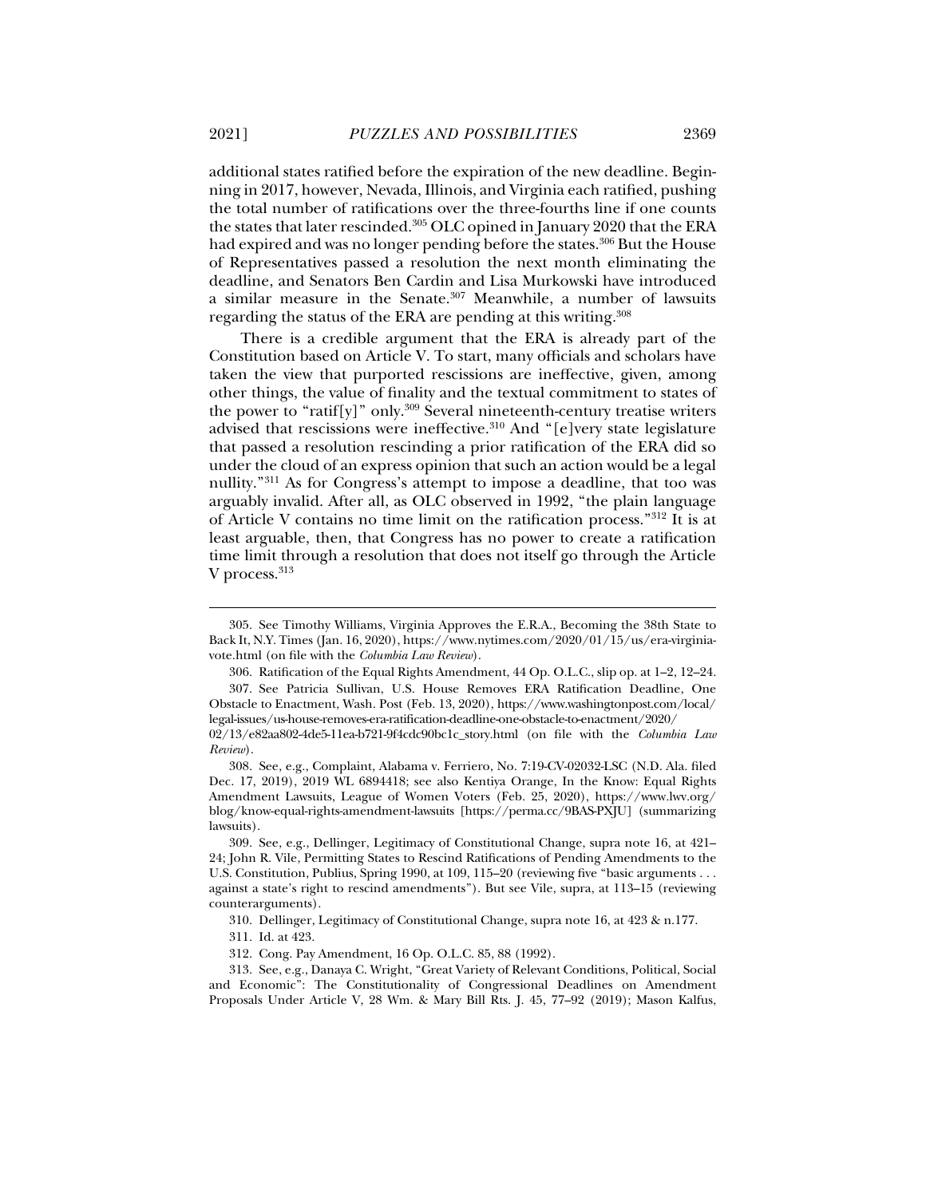additional states ratified before the expiration of the new deadline. Beginning in 2017, however, Nevada, Illinois, and Virginia each ratified, pushing the total number of ratifications over the three-fourths line if one counts the states that later rescinded.[305] OLC opined in January 2020 that the ERA had expired and was no longer pending before the states.[306] But the House of Representatives passed a resolution the next month eliminating the deadline, and Senators Ben Cardin and Lisa Murkowski have introduced a similar measure in the Senate.[307] Meanwhile, a number of lawsuits regarding the status of the ERA are pending at this writing.[308]

There is a credible argument that the ERA is already part of the Constitution based on Article V. To start, many officials and scholars have taken the view that purported rescissions are ineffective, given, among other things, the value of finality and the textual commitment to states of the power to "ratif[y]" only.[309] Several nineteenth-century treatise writers advised that rescissions were ineffective.[310] And "[e]very state legislature that passed a resolution rescinding a prior ratification of the ERA did so under the cloud of an express opinion that such an action would be a legal nullity."[311] As for Congress's attempt to impose a deadline, that too was arguably invalid. After all, as OLC observed in 1992, "the plain language of Article V contains no time limit on the ratification process."[312] It is at least arguable, then, that Congress has no power to create a ratification time limit through a resolution that does not itself go through the Article V process.[313]

---

305. See Timothy Williams, Virginia Approves the E.R.A., Becoming the 38th State to Back It, N.Y. Times (Jan. 16, 2020), https://www.nytimes.com/2020/01/15/us/era-virginia-vote.html (on file with the *Columbia Law Review*).

306. Ratification of the Equal Rights Amendment, 44 Op. O.L.C., slip op. at 1–2, 12–24.

307. See Patricia Sullivan, U.S. House Removes ERA Ratification Deadline, One Obstacle to Enactment, Wash. Post (Feb. 13, 2020), https://www.washingtonpost.com/local/legal-issues/us-house-removes-era-ratification-deadline-one-obstacle-to-enactment/2020/02/13/e82aa802-4de5-11ea-b721-9f4cdc90bc1c_story.html (on file with the *Columbia Law Review*).

308. See, e.g., Complaint, Alabama v. Ferriero, No. 7:19-CV-02032-LSC (N.D. Ala. filed Dec. 17, 2019), 2019 WL 6894418; see also Kentiya Orange, In the Know: Equal Rights Amendment Lawsuits, League of Women Voters (Feb. 25, 2020), https://www.lwv.org/blog/know-equal-rights-amendment-lawsuits [https://perma.cc/9BAS-PXJU] (summarizing lawsuits).

309. See, e.g., Dellinger, Legitimacy of Constitutional Change, supra note 16, at 421–24; John R. Vile, Permitting States to Rescind Ratifications of Pending Amendments to the U.S. Constitution, Publius, Spring 1990, at 109, 115–20 (reviewing five "basic arguments . . . against a state's right to rescind amendments"). But see Vile, supra, at 113–15 (reviewing counterarguments).

310. Dellinger, Legitimacy of Constitutional Change, supra note 16, at 423 & n.177.

311. Id. at 423.

312. Cong. Pay Amendment, 16 Op. O.L.C. 85, 88 (1992).

313. See, e.g., Danaya C. Wright, "Great Variety of Relevant Conditions, Political, Social and Economic": The Constitutionality of Congressional Deadlines on Amendment Proposals Under Article V, 28 Wm. & Mary Bill Rts. J. 45, 77–92 (2019); Mason Kalfus,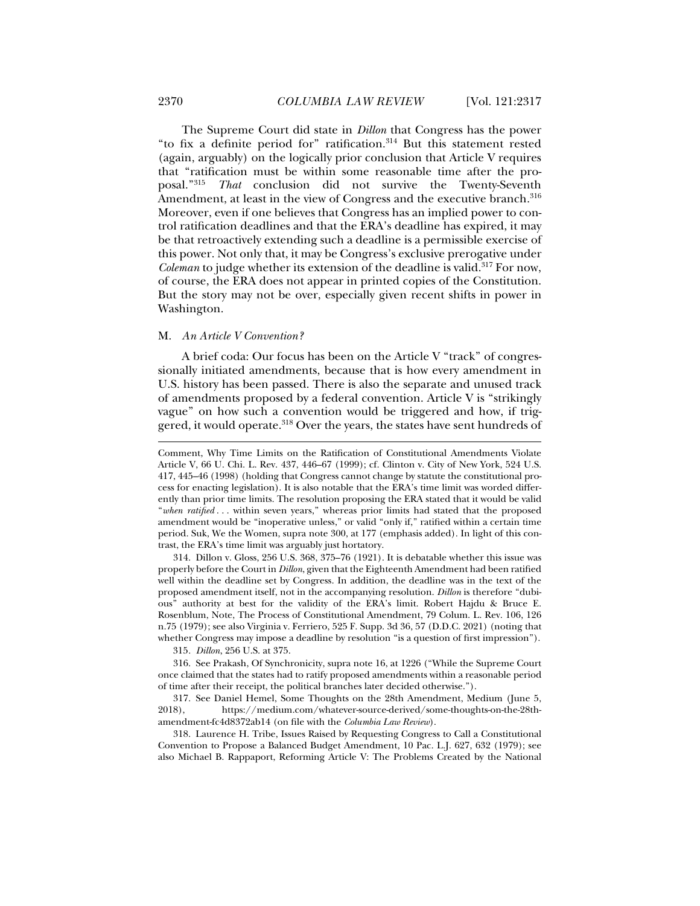The Supreme Court did state in *Dillon* that Congress has the power "to fix a definite period for" ratification.[314] But this statement rested (again, arguably) on the logically prior conclusion that Article V requires that "ratification must be within some reasonable time after the proposal."[315] *That* conclusion did not survive the Twenty-Seventh Amendment, at least in the view of Congress and the executive branch.[316] Moreover, even if one believes that Congress has an implied power to control ratification deadlines and that the ERA's deadline has expired, it may be that retroactively extending such a deadline is a permissible exercise of this power. Not only that, it may be Congress's exclusive prerogative under *Coleman* to judge whether its extension of the deadline is valid.[317] For now, of course, the ERA does not appear in printed copies of the Constitution. But the story may not be over, especially given recent shifts in power in Washington.

## M. *An Article V Convention?*

A brief coda: Our focus has been on the Article V "track" of congressionally initiated amendments, because that is how every amendment in U.S. history has been passed. There is also the separate and unused track of amendments proposed by a federal convention. Article V is "strikingly vague" on how such a convention would be triggered and how, if triggered, it would operate.[318] Over the years, the states have sent hundreds of

---

Comment, Why Time Limits on the Ratification of Constitutional Amendments Violate Article V, 66 U. Chi. L. Rev. 437, 446–67 (1999); cf. Clinton v. City of New York, 524 U.S. 417, 445–46 (1998) (holding that Congress cannot change by statute the constitutional process for enacting legislation). It is also notable that the ERA's time limit was worded differently than prior time limits. The resolution proposing the ERA stated that it would be valid "*when ratified* . . . within seven years," whereas prior limits had stated that the proposed amendment would be "inoperative unless," or valid "only if," ratified within a certain time period. Suk, We the Women, supra note 300, at 177 (emphasis added). In light of this contrast, the ERA's time limit was arguably just hortatory.

314. Dillon v. Gloss, 256 U.S. 368, 375–76 (1921). It is debatable whether this issue was properly before the Court in *Dillon*, given that the Eighteenth Amendment had been ratified well within the deadline set by Congress. In addition, the deadline was in the text of the proposed amendment itself, not in the accompanying resolution. *Dillon* is therefore "dubious" authority at best for the validity of the ERA's limit. Robert Hajdu & Bruce E. Rosenblum, Note, The Process of Constitutional Amendment, 79 Colum. L. Rev. 106, 126 n.75 (1979); see also Virginia v. Ferriero, 525 F. Supp. 3d 36, 57 (D.D.C. 2021) (noting that whether Congress may impose a deadline by resolution "is a question of first impression").

315. *Dillon*, 256 U.S. at 375.

316. See Prakash, Of Synchronicity, supra note 16, at 1226 ("While the Supreme Court once claimed that the states had to ratify proposed amendments within a reasonable period of time after their receipt, the political branches later decided otherwise.").

317. See Daniel Hemel, Some Thoughts on the 28th Amendment, Medium (June 5, 2018), https://medium.com/whatever-source-derived/some-thoughts-on-the-28th-amendment-fc4d8372ab14 (on file with the *Columbia Law Review*).

318. Laurence H. Tribe, Issues Raised by Requesting Congress to Call a Constitutional Convention to Propose a Balanced Budget Amendment, 10 Pac. L.J. 627, 632 (1979); see also Michael B. Rappaport, Reforming Article V: The Problems Created by the National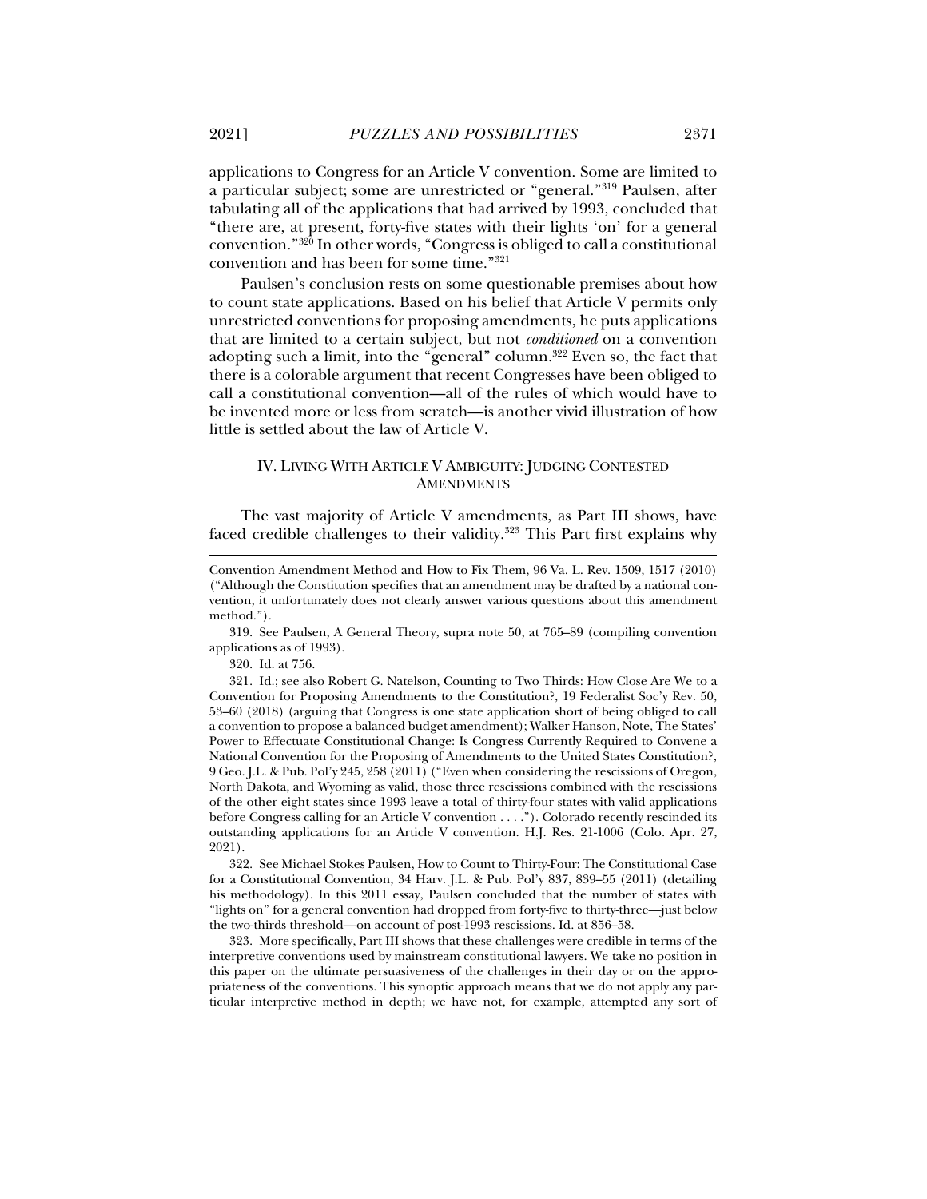applications to Congress for an Article V convention. Some are limited to a particular subject; some are unrestricted or "general."[319] Paulsen, after tabulating all of the applications that had arrived by 1993, concluded that "there are, at present, forty-five states with their lights 'on' for a general convention."[320] In other words, "Congress is obliged to call a constitutional convention and has been for some time."[321]

Paulsen's conclusion rests on some questionable premises about how to count state applications. Based on his belief that Article V permits only unrestricted conventions for proposing amendments, he puts applications that are limited to a certain subject, but not *conditioned* on a convention adopting such a limit, into the "general" column.[322] Even so, the fact that there is a colorable argument that recent Congresses have been obliged to call a constitutional convention—all of the rules of which would have to be invented more or less from scratch—is another vivid illustration of how little is settled about the law of Article V.

## IV. LIVING WITH ARTICLE V AMBIGUITY: JUDGING CONTESTED AMENDMENTS

The vast majority of Article V amendments, as Part III shows, have faced credible challenges to their validity.[323] This Part first explains why

---

Convention Amendment Method and How to Fix Them, 96 Va. L. Rev. 1509, 1517 (2010) ("Although the Constitution specifies that an amendment may be drafted by a national convention, it unfortunately does not clearly answer various questions about this amendment method.").

319. See Paulsen, A General Theory, supra note 50, at 765–89 (compiling convention applications as of 1993).

320. Id. at 756.

321. Id.; see also Robert G. Natelson, Counting to Two Thirds: How Close Are We to a Convention for Proposing Amendments to the Constitution?, 19 Federalist Soc'y Rev. 50, 53–60 (2018) (arguing that Congress is one state application short of being obliged to call a convention to propose a balanced budget amendment); Walker Hanson, Note, The States' Power to Effectuate Constitutional Change: Is Congress Currently Required to Convene a National Convention for the Proposing of Amendments to the United States Constitution?, 9 Geo. J.L. & Pub. Pol'y 245, 258 (2011) ("Even when considering the rescissions of Oregon, North Dakota, and Wyoming as valid, those three rescissions combined with the rescissions of the other eight states since 1993 leave a total of thirty-four states with valid applications before Congress calling for an Article V convention . . . ."). Colorado recently rescinded its outstanding applications for an Article V convention. H.J. Res. 21-1006 (Colo. Apr. 27, 2021).

322. See Michael Stokes Paulsen, How to Count to Thirty-Four: The Constitutional Case for a Constitutional Convention, 34 Harv. J.L. & Pub. Pol'y 837, 839–55 (2011) (detailing his methodology). In this 2011 essay, Paulsen concluded that the number of states with "lights on" for a general convention had dropped from forty-five to thirty-three—just below the two-thirds threshold—on account of post-1993 rescissions. Id. at 856–58.

323. More specifically, Part III shows that these challenges were credible in terms of the interpretive conventions used by mainstream constitutional lawyers. We take no position in this paper on the ultimate persuasiveness of the challenges in their day or on the appropriateness of the conventions. This synoptic approach means that we do not apply any particular interpretive method in depth; we have not, for example, attempted any sort of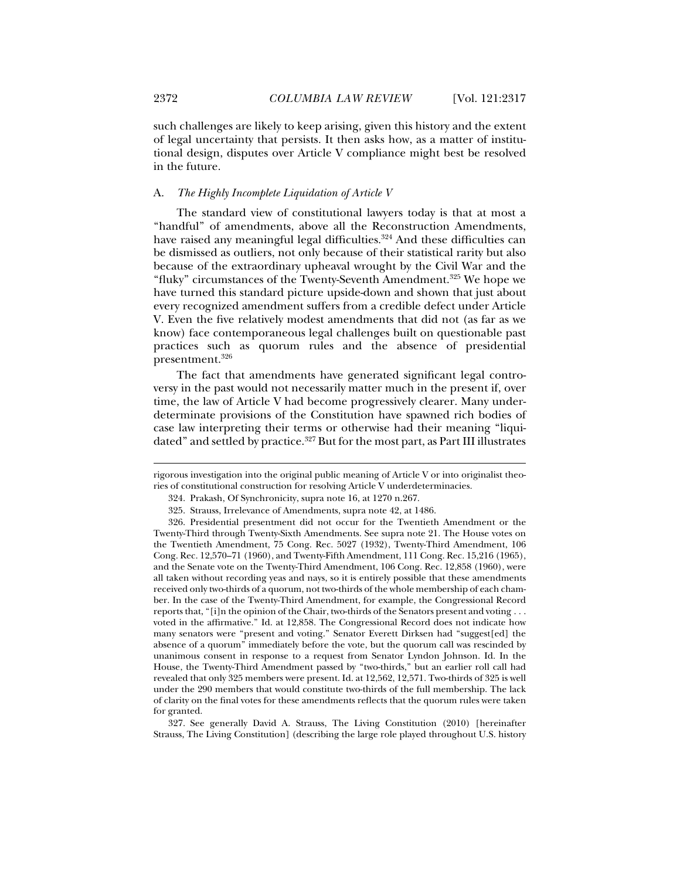such challenges are likely to keep arising, given this history and the extent of legal uncertainty that persists. It then asks how, as a matter of institutional design, disputes over Article V compliance might best be resolved in the future.

### A. *The Highly Incomplete Liquidation of Article V*

The standard view of constitutional lawyers today is that at most a "handful" of amendments, above all the Reconstruction Amendments, have raised any meaningful legal difficulties.[324] And these difficulties can be dismissed as outliers, not only because of their statistical rarity but also because of the extraordinary upheaval wrought by the Civil War and the "fluky" circumstances of the Twenty-Seventh Amendment.[325] We hope we have turned this standard picture upside-down and shown that just about every recognized amendment suffers from a credible defect under Article V. Even the five relatively modest amendments that did not (as far as we know) face contemporaneous legal challenges built on questionable past practices such as quorum rules and the absence of presidential presentment.[326]

The fact that amendments have generated significant legal controversy in the past would not necessarily matter much in the present if, over time, the law of Article V had become progressively clearer. Many underdeterminate provisions of the Constitution have spawned rich bodies of case law interpreting their terms or otherwise had their meaning "liquidated" and settled by practice.[327] But for the most part, as Part III illustrates

---

rigorous investigation into the original public meaning of Article V or into originalist theories of constitutional construction for resolving Article V underdeterminacies.

324. Prakash, Of Synchronicity, supra note 16, at 1270 n.267.

325. Strauss, Irrelevance of Amendments, supra note 42, at 1486.

326. Presidential presentment did not occur for the Twentieth Amendment or the Twenty-Third through Twenty-Sixth Amendments. See supra note 21. The House votes on the Twentieth Amendment, 75 Cong. Rec. 5027 (1932), Twenty-Third Amendment, 106 Cong. Rec. 12,570–71 (1960), and Twenty-Fifth Amendment, 111 Cong. Rec. 15,216 (1965), and the Senate vote on the Twenty-Third Amendment, 106 Cong. Rec. 12,858 (1960), were all taken without recording yeas and nays, so it is entirely possible that these amendments received only two-thirds of a quorum, not two-thirds of the whole membership of each chamber. In the case of the Twenty-Third Amendment, for example, the Congressional Record reports that, "[i]n the opinion of the Chair, two-thirds of the Senators present and voting . . . voted in the affirmative." Id. at 12,858. The Congressional Record does not indicate how many senators were "present and voting." Senator Everett Dirksen had "suggest[ed] the absence of a quorum" immediately before the vote, but the quorum call was rescinded by unanimous consent in response to a request from Senator Lyndon Johnson. Id. In the House, the Twenty-Third Amendment passed by "two-thirds," but an earlier roll call had revealed that only 325 members were present. Id. at 12,562, 12,571. Two-thirds of 325 is well under the 290 members that would constitute two-thirds of the full membership. The lack of clarity on the final votes for these amendments reflects that the quorum rules were taken for granted.

327. See generally David A. Strauss, The Living Constitution (2010) [hereinafter Strauss, The Living Constitution] (describing the large role played throughout U.S. history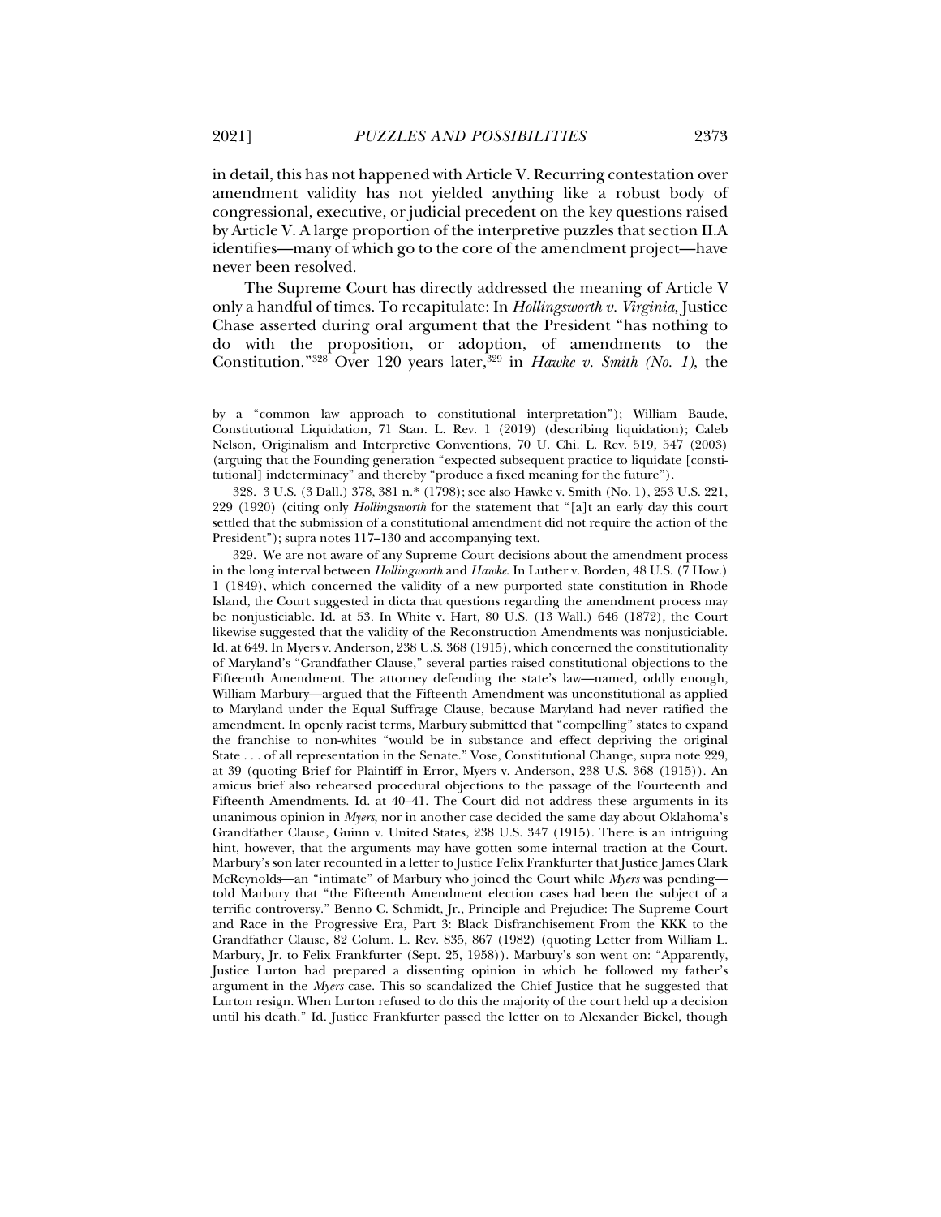in detail, this has not happened with Article V. Recurring contestation over amendment validity has not yielded anything like a robust body of congressional, executive, or judicial precedent on the key questions raised by Article V. A large proportion of the interpretive puzzles that section II.A identifies—many of which go to the core of the amendment project—have never been resolved.

The Supreme Court has directly addressed the meaning of Article V only a handful of times. To recapitulate: In *Hollingsworth v. Virginia*, Justice Chase asserted during oral argument that the President "has nothing to do with the proposition, or adoption, of amendments to the Constitution."[328] Over 120 years later,[329] in *Hawke v. Smith (No. 1)*, the

---

by a "common law approach to constitutional interpretation"); William Baude, Constitutional Liquidation, 71 Stan. L. Rev. 1 (2019) (describing liquidation); Caleb Nelson, Originalism and Interpretive Conventions, 70 U. Chi. L. Rev. 519, 547 (2003) (arguing that the Founding generation "expected subsequent practice to liquidate [constitutional] indeterminacy" and thereby "produce a fixed meaning for the future").

328. 3 U.S. (3 Dall.) 378, 381 n.* (1798); see also Hawke v. Smith (No. 1), 253 U.S. 221, 229 (1920) (citing only *Hollingsworth* for the statement that "[a]t an early day this court settled that the submission of a constitutional amendment did not require the action of the President"); supra notes 117–130 and accompanying text.

329. We are not aware of any Supreme Court decisions about the amendment process in the long interval between *Hollingworth* and *Hawke*. In Luther v. Borden, 48 U.S. (7 How.) 1 (1849), which concerned the validity of a new purported state constitution in Rhode Island, the Court suggested in dicta that questions regarding the amendment process may be nonjusticiable. Id. at 53. In White v. Hart, 80 U.S. (13 Wall.) 646 (1872), the Court likewise suggested that the validity of the Reconstruction Amendments was nonjusticiable. Id. at 649. In Myers v. Anderson, 238 U.S. 368 (1915), which concerned the constitutionality of Maryland's "Grandfather Clause," several parties raised constitutional objections to the Fifteenth Amendment. The attorney defending the state's law—named, oddly enough, William Marbury—argued that the Fifteenth Amendment was unconstitutional as applied to Maryland under the Equal Suffrage Clause, because Maryland had never ratified the amendment. In openly racist terms, Marbury submitted that "compelling" states to expand the franchise to non-whites "would be in substance and effect depriving the original State . . . of all representation in the Senate." Vose, Constitutional Change, supra note 229, at 39 (quoting Brief for Plaintiff in Error, Myers v. Anderson, 238 U.S. 368 (1915)). An amicus brief also rehearsed procedural objections to the passage of the Fourteenth and Fifteenth Amendments. Id. at 40–41. The Court did not address these arguments in its unanimous opinion in *Myers*, nor in another case decided the same day about Oklahoma's Grandfather Clause, Guinn v. United States, 238 U.S. 347 (1915). There is an intriguing hint, however, that the arguments may have gotten some internal traction at the Court. Marbury's son later recounted in a letter to Justice Felix Frankfurter that Justice James Clark McReynolds—an "intimate" of Marbury who joined the Court while *Myers* was pending—told Marbury that "the Fifteenth Amendment election cases had been the subject of a terrific controversy." Benno C. Schmidt, Jr., Principle and Prejudice: The Supreme Court and Race in the Progressive Era, Part 3: Black Disfranchisement From the KKK to the Grandfather Clause, 82 Colum. L. Rev. 835, 867 (1982) (quoting Letter from William L. Marbury, Jr. to Felix Frankfurter (Sept. 25, 1958)). Marbury's son went on: "Apparently, Justice Lurton had prepared a dissenting opinion in which he followed my father's argument in the *Myers* case. This so scandalized the Chief Justice that he suggested that Lurton resign. When Lurton refused to do this the majority of the court held up a decision until his death." Id. Justice Frankfurter passed the letter on to Alexander Bickel, though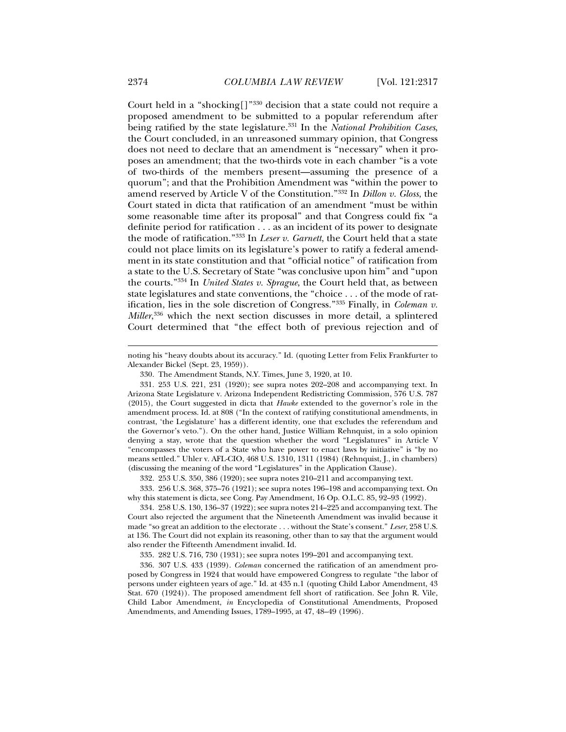Court held in a "shocking[]"[330] decision that a state could not require a proposed amendment to be submitted to a popular referendum after being ratified by the state legislature.[331] In the *National Prohibition Cases*, the Court concluded, in an unreasoned summary opinion, that Congress does not need to declare that an amendment is "necessary" when it proposes an amendment; that the two-thirds vote in each chamber "is a vote of two-thirds of the members present—assuming the presence of a quorum"; and that the Prohibition Amendment was "within the power to amend reserved by Article V of the Constitution."[332] In *Dillon v. Gloss*, the Court stated in dicta that ratification of an amendment "must be within some reasonable time after its proposal" and that Congress could fix "a definite period for ratification . . . as an incident of its power to designate the mode of ratification."[333] In *Leser v. Garnett*, the Court held that a state could not place limits on its legislature's power to ratify a federal amendment in its state constitution and that "official notice" of ratification from a state to the U.S. Secretary of State "was conclusive upon him" and "upon the courts."[334] In *United States v. Sprague*, the Court held that, as between state legislatures and state conventions, the "choice . . . of the mode of ratification, lies in the sole discretion of Congress."[335] Finally, in *Coleman v. Miller*,[336] which the next section discusses in more detail, a splintered Court determined that "the effect both of previous rejection and of

---

noting his "heavy doubts about its accuracy." Id. (quoting Letter from Felix Frankfurter to Alexander Bickel (Sept. 23, 1959)).

330. The Amendment Stands, N.Y. Times, June 3, 1920, at 10.

331. 253 U.S. 221, 231 (1920); see supra notes 202–208 and accompanying text. In Arizona State Legislature v. Arizona Independent Redistricting Commission, 576 U.S. 787 (2015), the Court suggested in dicta that *Hawke* extended to the governor's role in the amendment process. Id. at 808 ("In the context of ratifying constitutional amendments, in contrast, 'the Legislature' has a different identity, one that excludes the referendum and the Governor's veto."). On the other hand, Justice William Rehnquist, in a solo opinion denying a stay, wrote that the question whether the word "Legislatures" in Article V "encompasses the voters of a State who have power to enact laws by initiative" is "by no means settled." Uhler v. AFL-CIO, 468 U.S. 1310, 1311 (1984) (Rehnquist, J., in chambers) (discussing the meaning of the word "Legislatures" in the Application Clause).

332. 253 U.S. 350, 386 (1920); see supra notes 210–211 and accompanying text.

333. 256 U.S. 368, 375–76 (1921); see supra notes 196–198 and accompanying text. On why this statement is dicta, see Cong. Pay Amendment, 16 Op. O.L.C. 85, 92–93 (1992).

334. 258 U.S. 130, 136–37 (1922); see supra notes 214–225 and accompanying text. The Court also rejected the argument that the Nineteenth Amendment was invalid because it made "so great an addition to the electorate . . . without the State's consent." *Leser*, 258 U.S. at 136. The Court did not explain its reasoning, other than to say that the argument would also render the Fifteenth Amendment invalid. Id.

335. 282 U.S. 716, 730 (1931); see supra notes 199–201 and accompanying text.

336. 307 U.S. 433 (1939). *Coleman* concerned the ratification of an amendment proposed by Congress in 1924 that would have empowered Congress to regulate "the labor of persons under eighteen years of age." Id. at 435 n.1 (quoting Child Labor Amendment, 43 Stat. 670 (1924)). The proposed amendment fell short of ratification. See John R. Vile, Child Labor Amendment, *in* Encyclopedia of Constitutional Amendments, Proposed Amendments, and Amending Issues, 1789–1995, at 47, 48–49 (1996).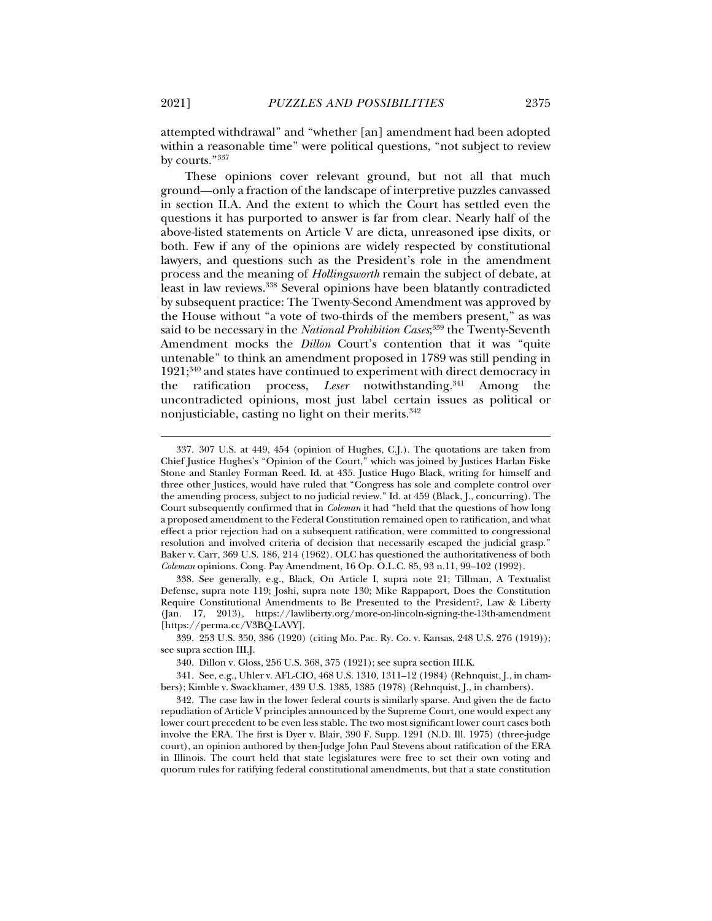attempted withdrawal" and "whether [an] amendment had been adopted within a reasonable time" were political questions, "not subject to review by courts."[337]

These opinions cover relevant ground, but not all that much ground—only a fraction of the landscape of interpretive puzzles canvassed in section II.A. And the extent to which the Court has settled even the questions it has purported to answer is far from clear. Nearly half of the above-listed statements on Article V are dicta, unreasoned ipse dixits, or both. Few if any of the opinions are widely respected by constitutional lawyers, and questions such as the President's role in the amendment process and the meaning of *Hollingsworth* remain the subject of debate, at least in law reviews.[338] Several opinions have been blatantly contradicted by subsequent practice: The Twenty-Second Amendment was approved by the House without "a vote of two-thirds of the members present," as was said to be necessary in the *National Prohibition Cases*;[339] the Twenty-Seventh Amendment mocks the *Dillon* Court's contention that it was "quite untenable" to think an amendment proposed in 1789 was still pending in 1921;[340] and states have continued to experiment with direct democracy in the ratification process, *Leser* notwithstanding.[341] Among the uncontradicted opinions, most just label certain issues as political or nonjusticiable, casting no light on their merits.[342]

---

337. 307 U.S. at 449, 454 (opinion of Hughes, C.J.). The quotations are taken from Chief Justice Hughes's "Opinion of the Court," which was joined by Justices Harlan Fiske Stone and Stanley Forman Reed. Id. at 435. Justice Hugo Black, writing for himself and three other Justices, would have ruled that "Congress has sole and complete control over the amending process, subject to no judicial review." Id. at 459 (Black, J., concurring). The Court subsequently confirmed that in *Coleman* it had "held that the questions of how long a proposed amendment to the Federal Constitution remained open to ratification, and what effect a prior rejection had on a subsequent ratification, were committed to congressional resolution and involved criteria of decision that necessarily escaped the judicial grasp." Baker v. Carr, 369 U.S. 186, 214 (1962). OLC has questioned the authoritativeness of both *Coleman* opinions. Cong. Pay Amendment, 16 Op. O.L.C. 85, 93 n.11, 99–102 (1992).

338. See generally, e.g., Black, On Article I, supra note 21; Tillman, A Textualist Defense, supra note 119; Joshi, supra note 130; Mike Rappaport, Does the Constitution Require Constitutional Amendments to Be Presented to the President?, Law & Liberty (Jan. 17, 2013), https://lawliberty.org/more-on-lincoln-signing-the-13th-amendment [https://perma.cc/V3BQ-LAVY].

339. 253 U.S. 350, 386 (1920) (citing Mo. Pac. Ry. Co. v. Kansas, 248 U.S. 276 (1919)); see supra section III.J.

340. Dillon v. Gloss, 256 U.S. 368, 375 (1921); see supra section III.K.

341. See, e.g., Uhler v. AFL-CIO, 468 U.S. 1310, 1311–12 (1984) (Rehnquist, J., in chambers); Kimble v. Swackhamer, 439 U.S. 1385, 1385 (1978) (Rehnquist, J., in chambers).

342. The case law in the lower federal courts is similarly sparse. And given the de facto repudiation of Article V principles announced by the Supreme Court, one would expect any lower court precedent to be even less stable. The two most significant lower court cases both involve the ERA. The first is Dyer v. Blair, 390 F. Supp. 1291 (N.D. Ill. 1975) (three-judge court), an opinion authored by then-Judge John Paul Stevens about ratification of the ERA in Illinois. The court held that state legislatures were free to set their own voting and quorum rules for ratifying federal constitutional amendments, but that a state constitution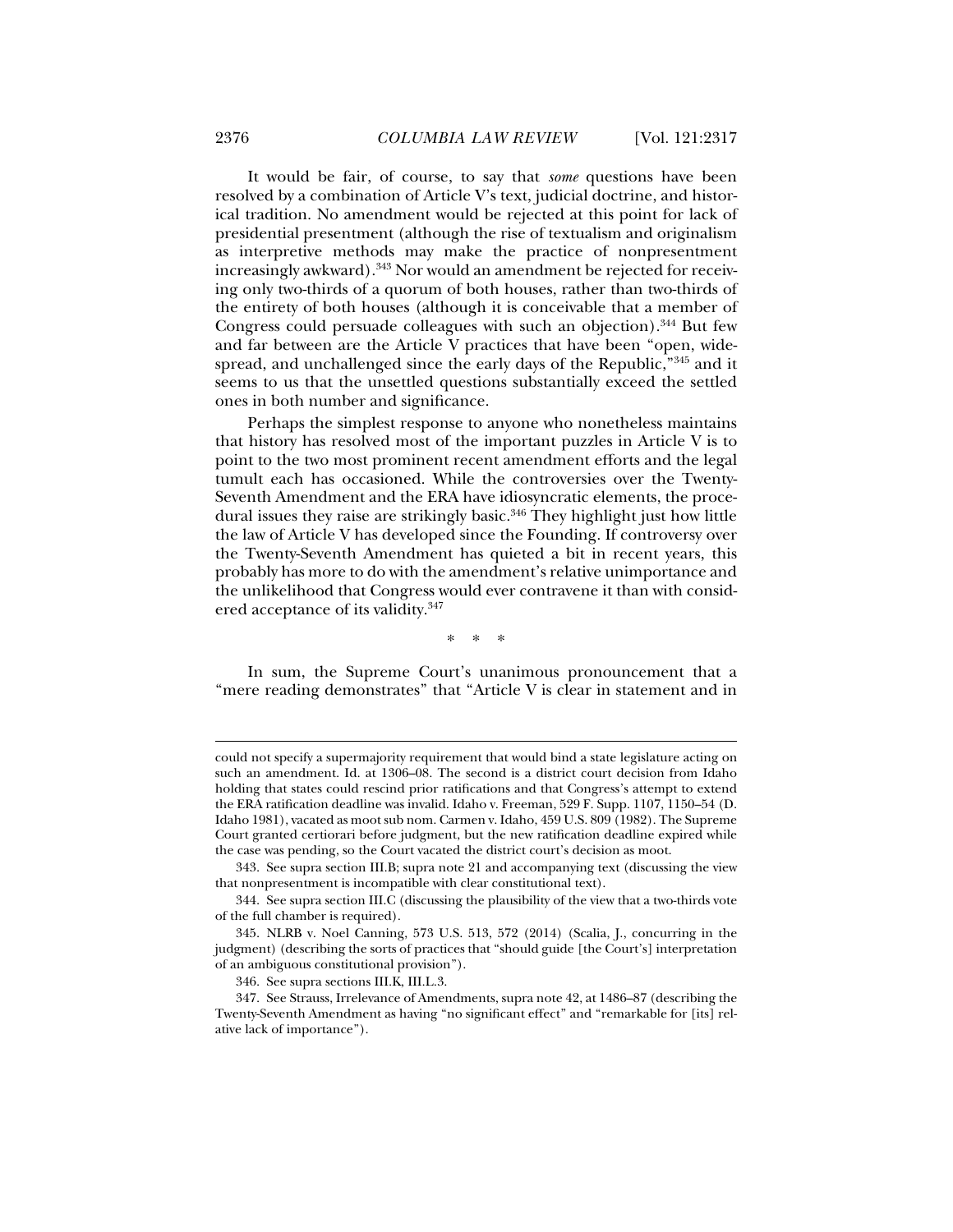It would be fair, of course, to say that *some* questions have been resolved by a combination of Article V's text, judicial doctrine, and historical tradition. No amendment would be rejected at this point for lack of presidential presentment (although the rise of textualism and originalism as interpretive methods may make the practice of nonpresentment increasingly awkward).[343] Nor would an amendment be rejected for receiving only two-thirds of a quorum of both houses, rather than two-thirds of the entirety of both houses (although it is conceivable that a member of Congress could persuade colleagues with such an objection).[344] But few and far between are the Article V practices that have been "open, widespread, and unchallenged since the early days of the Republic,"[345] and it seems to us that the unsettled questions substantially exceed the settled ones in both number and significance.

Perhaps the simplest response to anyone who nonetheless maintains that history has resolved most of the important puzzles in Article V is to point to the two most prominent recent amendment efforts and the legal tumult each has occasioned. While the controversies over the Twenty-Seventh Amendment and the ERA have idiosyncratic elements, the procedural issues they raise are strikingly basic.[346] They highlight just how little the law of Article V has developed since the Founding. If controversy over the Twenty-Seventh Amendment has quieted a bit in recent years, this probably has more to do with the amendment's relative unimportance and the unlikelihood that Congress would ever contravene it than with considered acceptance of its validity.[347]

\* \* \*

In sum, the Supreme Court's unanimous pronouncement that a "mere reading demonstrates" that "Article V is clear in statement and in

---

could not specify a supermajority requirement that would bind a state legislature acting on such an amendment. Id. at 1306–08. The second is a district court decision from Idaho holding that states could rescind prior ratifications and that Congress's attempt to extend the ERA ratification deadline was invalid. Idaho v. Freeman, 529 F. Supp. 1107, 1150–54 (D. Idaho 1981), vacated as moot sub nom. Carmen v. Idaho, 459 U.S. 809 (1982). The Supreme Court granted certiorari before judgment, but the new ratification deadline expired while the case was pending, so the Court vacated the district court's decision as moot.

343. See supra section III.B; supra note 21 and accompanying text (discussing the view that nonpresentment is incompatible with clear constitutional text).

344. See supra section III.C (discussing the plausibility of the view that a two-thirds vote of the full chamber is required).

345. NLRB v. Noel Canning, 573 U.S. 513, 572 (2014) (Scalia, J., concurring in the judgment) (describing the sorts of practices that "should guide [the Court's] interpretation of an ambiguous constitutional provision").

346. See supra sections III.K, III.L.3.

347. See Strauss, Irrelevance of Amendments, supra note 42, at 1486–87 (describing the Twenty-Seventh Amendment as having "no significant effect" and "remarkable for [its] relative lack of importance").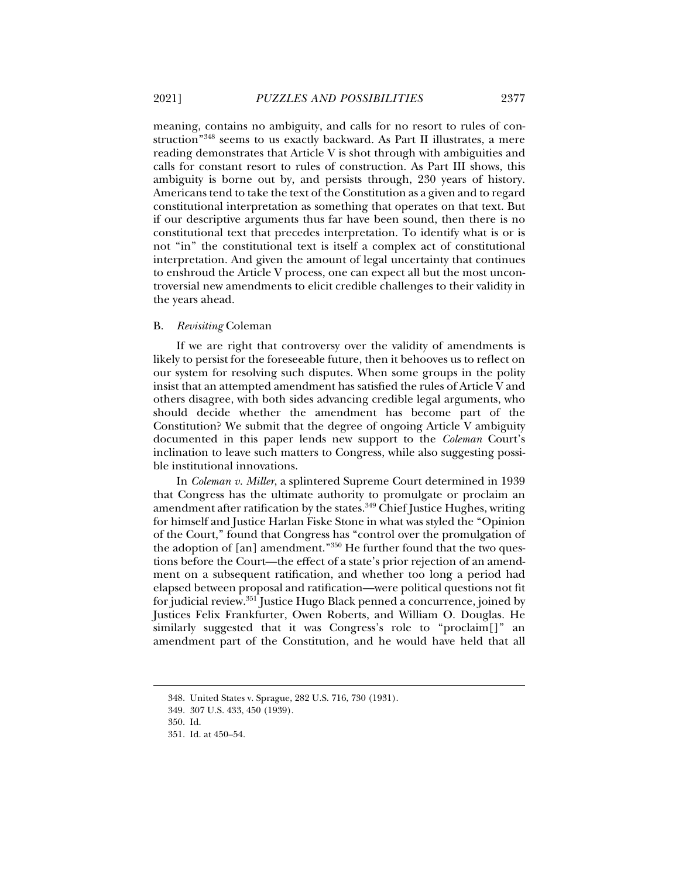meaning, contains no ambiguity, and calls for no resort to rules of construction"[348] seems to us exactly backward. As Part II illustrates, a mere reading demonstrates that Article V is shot through with ambiguities and calls for constant resort to rules of construction. As Part III shows, this ambiguity is borne out by, and persists through, 230 years of history. Americans tend to take the text of the Constitution as a given and to regard constitutional interpretation as something that operates on that text. But if our descriptive arguments thus far have been sound, then there is no constitutional text that precedes interpretation. To identify what is or is not "in" the constitutional text is itself a complex act of constitutional interpretation. And given the amount of legal uncertainty that continues to enshroud the Article V process, one can expect all but the most uncontroversial new amendments to elicit credible challenges to their validity in the years ahead.

### B. *Revisiting* Coleman

If we are right that controversy over the validity of amendments is likely to persist for the foreseeable future, then it behooves us to reflect on our system for resolving such disputes. When some groups in the polity insist that an attempted amendment has satisfied the rules of Article V and others disagree, with both sides advancing credible legal arguments, who should decide whether the amendment has become part of the Constitution? We submit that the degree of ongoing Article V ambiguity documented in this paper lends new support to the *Coleman* Court's inclination to leave such matters to Congress, while also suggesting possible institutional innovations.

In *Coleman v. Miller*, a splintered Supreme Court determined in 1939 that Congress has the ultimate authority to promulgate or proclaim an amendment after ratification by the states.[349] Chief Justice Hughes, writing for himself and Justice Harlan Fiske Stone in what was styled the "Opinion of the Court," found that Congress has "control over the promulgation of the adoption of [an] amendment."[350] He further found that the two questions before the Court—the effect of a state's prior rejection of an amendment on a subsequent ratification, and whether too long a period had elapsed between proposal and ratification—were political questions not fit for judicial review.[351] Justice Hugo Black penned a concurrence, joined by Justices Felix Frankfurter, Owen Roberts, and William O. Douglas. He similarly suggested that it was Congress's role to "proclaim[]" an amendment part of the Constitution, and he would have held that all

---

348. United States v. Sprague, 282 U.S. 716, 730 (1931).

349. 307 U.S. 433, 450 (1939).

350. Id.

351. Id. at 450–54.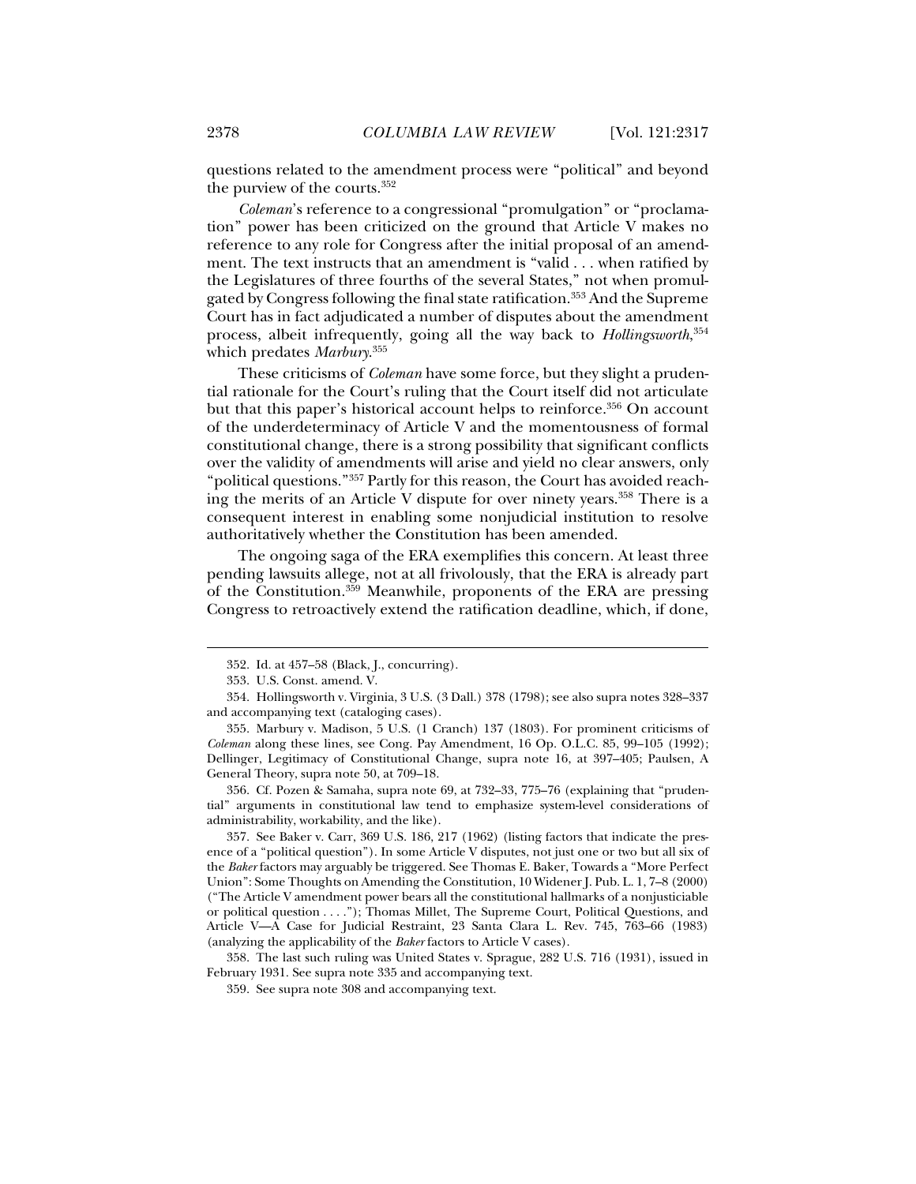questions related to the amendment process were "political" and beyond the purview of the courts.[352]

*Coleman*'s reference to a congressional "promulgation" or "proclamation" power has been criticized on the ground that Article V makes no reference to any role for Congress after the initial proposal of an amendment. The text instructs that an amendment is "valid . . . when ratified by the Legislatures of three fourths of the several States," not when promulgated by Congress following the final state ratification.[353] And the Supreme Court has in fact adjudicated a number of disputes about the amendment process, albeit infrequently, going all the way back to *Hollingsworth*,[354] which predates *Marbury*.[355]

These criticisms of *Coleman* have some force, but they slight a prudential rationale for the Court's ruling that the Court itself did not articulate but that this paper's historical account helps to reinforce.[356] On account of the underdeterminacy of Article V and the momentousness of formal constitutional change, there is a strong possibility that significant conflicts over the validity of amendments will arise and yield no clear answers, only "political questions."[357] Partly for this reason, the Court has avoided reaching the merits of an Article V dispute for over ninety years.[358] There is a consequent interest in enabling some nonjudicial institution to resolve authoritatively whether the Constitution has been amended.

The ongoing saga of the ERA exemplifies this concern. At least three pending lawsuits allege, not at all frivolously, that the ERA is already part of the Constitution.[359] Meanwhile, proponents of the ERA are pressing Congress to retroactively extend the ratification deadline, which, if done,

---

352. Id. at 457–58 (Black, J., concurring).

353. U.S. Const. amend. V.

354. Hollingsworth v. Virginia, 3 U.S. (3 Dall.) 378 (1798); see also supra notes 328–337 and accompanying text (cataloging cases).

355. Marbury v. Madison, 5 U.S. (1 Cranch) 137 (1803). For prominent criticisms of *Coleman* along these lines, see Cong. Pay Amendment, 16 Op. O.L.C. 85, 99–105 (1992); Dellinger, Legitimacy of Constitutional Change, supra note 16, at 397–405; Paulsen, A General Theory, supra note 50, at 709–18.

356. Cf. Pozen & Samaha, supra note 69, at 732–33, 775–76 (explaining that "prudential" arguments in constitutional law tend to emphasize system-level considerations of administrability, workability, and the like).

357. See Baker v. Carr, 369 U.S. 186, 217 (1962) (listing factors that indicate the presence of a "political question"). In some Article V disputes, not just one or two but all six of the *Baker* factors may arguably be triggered. See Thomas E. Baker, Towards a "More Perfect Union": Some Thoughts on Amending the Constitution, 10 Widener J. Pub. L. 1, 7–8 (2000) ("The Article V amendment power bears all the constitutional hallmarks of a nonjusticiable or political question . . . ."); Thomas Millet, The Supreme Court, Political Questions, and Article V—A Case for Judicial Restraint, 23 Santa Clara L. Rev. 745, 763–66 (1983) (analyzing the applicability of the *Baker* factors to Article V cases).

358. The last such ruling was United States v. Sprague, 282 U.S. 716 (1931), issued in February 1931. See supra note 335 and accompanying text.

359. See supra note 308 and accompanying text.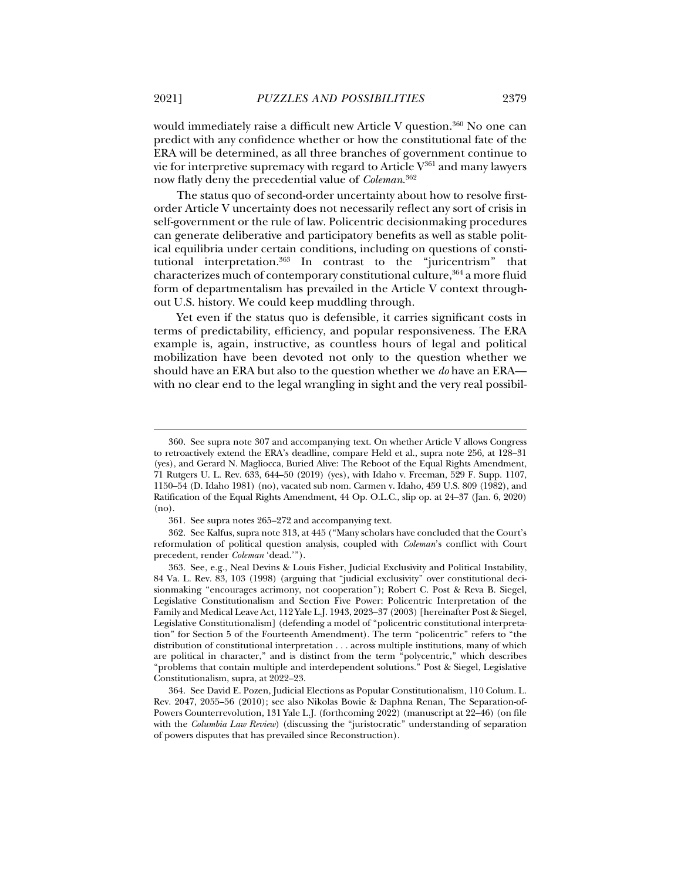would immediately raise a difficult new Article V question.[360] No one can predict with any confidence whether or how the constitutional fate of the ERA will be determined, as all three branches of government continue to vie for interpretive supremacy with regard to Article V[361] and many lawyers now flatly deny the precedential value of *Coleman*.[362]

The status quo of second-order uncertainty about how to resolve first-order Article V uncertainty does not necessarily reflect any sort of crisis in self-government or the rule of law. Policentric decisionmaking procedures can generate deliberative and participatory benefits as well as stable political equilibria under certain conditions, including on questions of constitutional interpretation.[363] In contrast to the "juricentrism" that characterizes much of contemporary constitutional culture,[364] a more fluid form of departmentalism has prevailed in the Article V context throughout U.S. history. We could keep muddling through.

Yet even if the status quo is defensible, it carries significant costs in terms of predictability, efficiency, and popular responsiveness. The ERA example is, again, instructive, as countless hours of legal and political mobilization have been devoted not only to the question whether we should have an ERA but also to the question whether we *do* have an ERA—with no clear end to the legal wrangling in sight and the very real possibil-

---

360. See supra note 307 and accompanying text. On whether Article V allows Congress to retroactively extend the ERA's deadline, compare Held et al., supra note 256, at 128–31 (yes), and Gerard N. Magliocca, Buried Alive: The Reboot of the Equal Rights Amendment, 71 Rutgers U. L. Rev. 633, 644–50 (2019) (yes), with Idaho v. Freeman, 529 F. Supp. 1107, 1150–54 (D. Idaho 1981) (no), vacated sub nom. Carmen v. Idaho, 459 U.S. 809 (1982), and Ratification of the Equal Rights Amendment, 44 Op. O.L.C., slip op. at 24–37 (Jan. 6, 2020) (no).

361. See supra notes 265–272 and accompanying text.

362. See Kalfus, supra note 313, at 445 ("Many scholars have concluded that the Court's reformulation of political question analysis, coupled with *Coleman*'s conflict with Court precedent, render *Coleman* 'dead.'").

363. See, e.g., Neal Devins & Louis Fisher, Judicial Exclusivity and Political Instability, 84 Va. L. Rev. 83, 103 (1998) (arguing that "judicial exclusivity" over constitutional decisionmaking "encourages acrimony, not cooperation"); Robert C. Post & Reva B. Siegel, Legislative Constitutionalism and Section Five Power: Policentric Interpretation of the Family and Medical Leave Act, 112 Yale L.J. 1943, 2023–37 (2003) [hereinafter Post & Siegel, Legislative Constitutionalism] (defending a model of "policentric constitutional interpretation" for Section 5 of the Fourteenth Amendment). The term "policentric" refers to "the distribution of constitutional interpretation . . . across multiple institutions, many of which are political in character," and is distinct from the term "polycentric," which describes "problems that contain multiple and interdependent solutions." Post & Siegel, Legislative Constitutionalism, supra, at 2022–23.

364. See David E. Pozen, Judicial Elections as Popular Constitutionalism, 110 Colum. L. Rev. 2047, 2055–56 (2010); see also Nikolas Bowie & Daphna Renan, The Separation-of-Powers Counterrevolution, 131 Yale L.J. (forthcoming 2022) (manuscript at 22–46) (on file with the *Columbia Law Review*) (discussing the "juristocratic" understanding of separation of powers disputes that has prevailed since Reconstruction).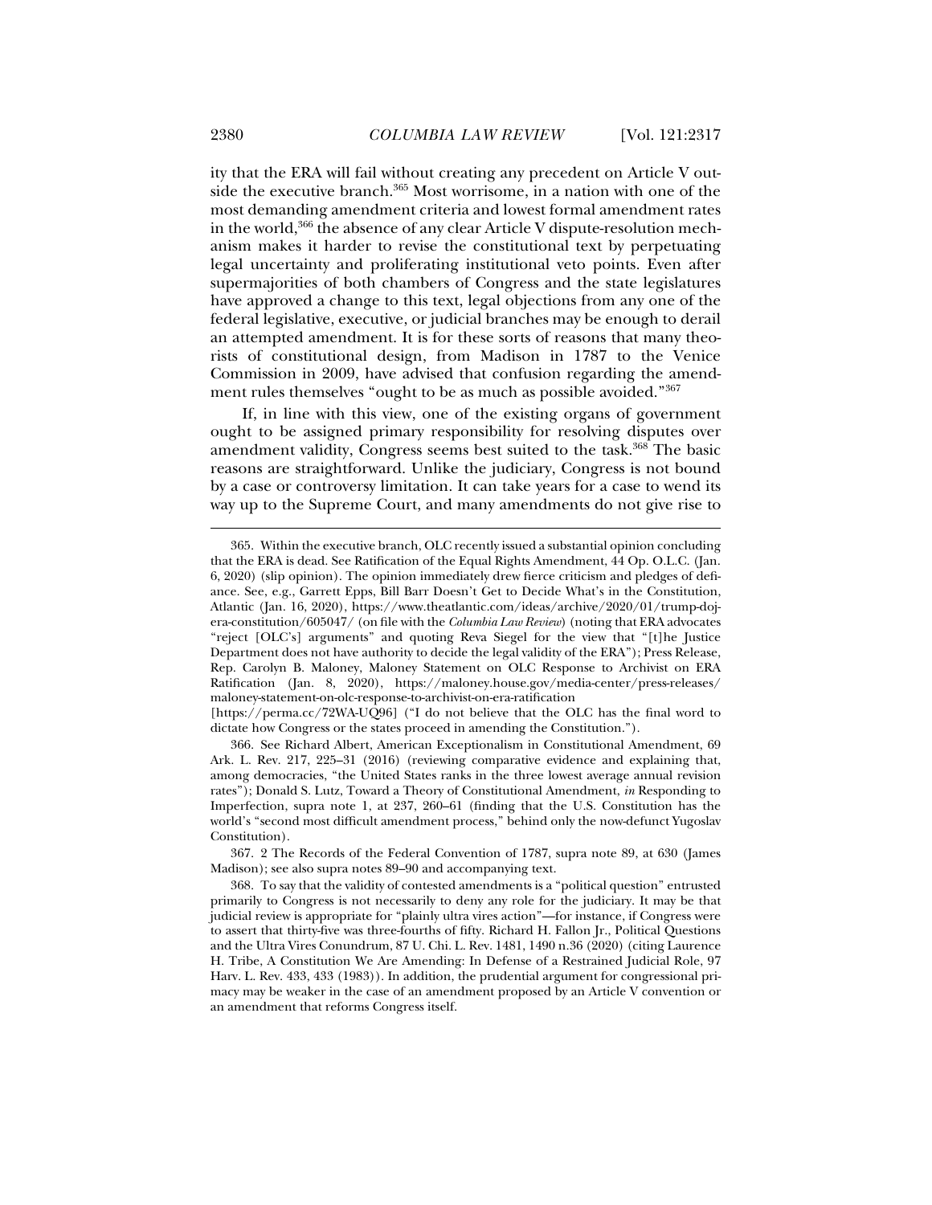ity that the ERA will fail without creating any precedent on Article V outside the executive branch.[365] Most worrisome, in a nation with one of the most demanding amendment criteria and lowest formal amendment rates in the world,[366] the absence of any clear Article V dispute-resolution mechanism makes it harder to revise the constitutional text by perpetuating legal uncertainty and proliferating institutional veto points. Even after supermajorities of both chambers of Congress and the state legislatures have approved a change to this text, legal objections from any one of the federal legislative, executive, or judicial branches may be enough to derail an attempted amendment. It is for these sorts of reasons that many theorists of constitutional design, from Madison in 1787 to the Venice Commission in 2009, have advised that confusion regarding the amendment rules themselves "ought to be as much as possible avoided."[367]

If, in line with this view, one of the existing organs of government ought to be assigned primary responsibility for resolving disputes over amendment validity, Congress seems best suited to the task.[368] The basic reasons are straightforward. Unlike the judiciary, Congress is not bound by a case or controversy limitation. It can take years for a case to wend its way up to the Supreme Court, and many amendments do not give rise to

---

365. Within the executive branch, OLC recently issued a substantial opinion concluding that the ERA is dead. See Ratification of the Equal Rights Amendment, 44 Op. O.L.C. (Jan. 6, 2020) (slip opinion). The opinion immediately drew fierce criticism and pledges of defiance. See, e.g., Garrett Epps, Bill Barr Doesn't Get to Decide What's in the Constitution, Atlantic (Jan. 16, 2020), https://www.theatlantic.com/ideas/archive/2020/01/trump-doj-era-constitution/605047/ (on file with the *Columbia Law Review*) (noting that ERA advocates "reject [OLC's] arguments" and quoting Reva Siegel for the view that "[t]he Justice Department does not have authority to decide the legal validity of the ERA"); Press Release, Rep. Carolyn B. Maloney, Maloney Statement on OLC Response to Archivist on ERA Ratification (Jan. 8, 2020), https://maloney.house.gov/media-center/press-releases/maloney-statement-on-olc-response-to-archivist-on-era-ratification [https://perma.cc/72WA-UQ96] ("I do not believe that the OLC has the final word to dictate how Congress or the states proceed in amending the Constitution.").

366. See Richard Albert, American Exceptionalism in Constitutional Amendment, 69 Ark. L. Rev. 217, 225–31 (2016) (reviewing comparative evidence and explaining that, among democracies, "the United States ranks in the three lowest average annual revision rates"); Donald S. Lutz, Toward a Theory of Constitutional Amendment, *in* Responding to Imperfection, supra note 1, at 237, 260–61 (finding that the U.S. Constitution has the world's "second most difficult amendment process," behind only the now-defunct Yugoslav Constitution).

367. 2 The Records of the Federal Convention of 1787, supra note 89, at 630 (James Madison); see also supra notes 89–90 and accompanying text.

368. To say that the validity of contested amendments is a "political question" entrusted primarily to Congress is not necessarily to deny any role for the judiciary. It may be that judicial review is appropriate for "plainly ultra vires action"—for instance, if Congress were to assert that thirty-five was three-fourths of fifty. Richard H. Fallon Jr., Political Questions and the Ultra Vires Conundrum, 87 U. Chi. L. Rev. 1481, 1490 n.36 (2020) (citing Laurence H. Tribe, A Constitution We Are Amending: In Defense of a Restrained Judicial Role, 97 Harv. L. Rev. 433, 433 (1983)). In addition, the prudential argument for congressional primacy may be weaker in the case of an amendment proposed by an Article V convention or an amendment that reforms Congress itself.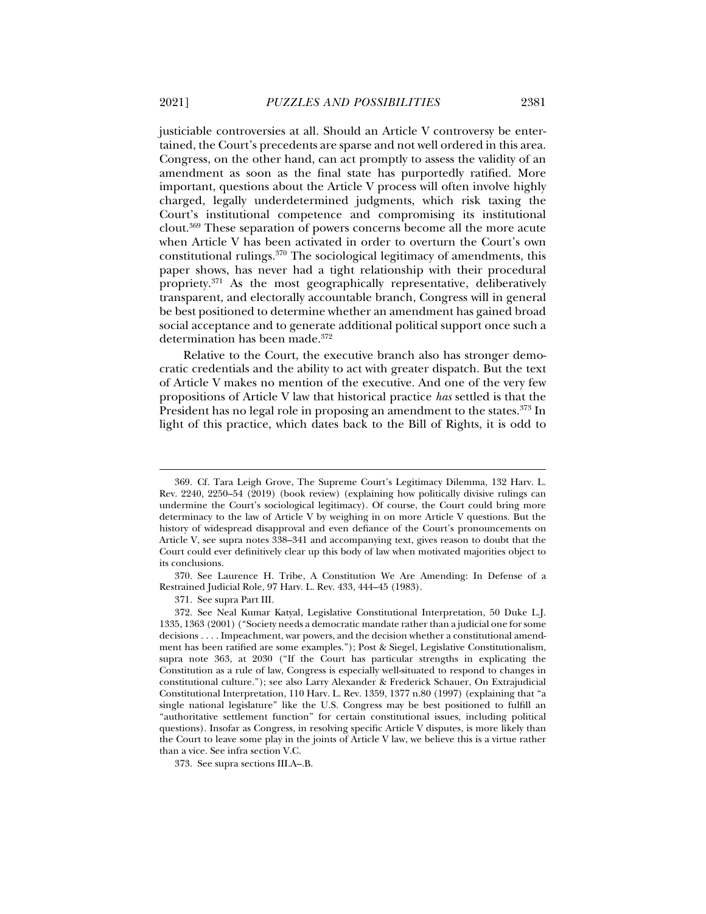justiciable controversies at all. Should an Article V controversy be entertained, the Court's precedents are sparse and not well ordered in this area. Congress, on the other hand, can act promptly to assess the validity of an amendment as soon as the final state has purportedly ratified. More important, questions about the Article V process will often involve highly charged, legally underdetermined judgments, which risk taxing the Court's institutional competence and compromising its institutional clout.[369] These separation of powers concerns become all the more acute when Article V has been activated in order to overturn the Court's own constitutional rulings.[370] The sociological legitimacy of amendments, this paper shows, has never had a tight relationship with their procedural propriety.[371] As the most geographically representative, deliberatively transparent, and electorally accountable branch, Congress will in general be best positioned to determine whether an amendment has gained broad social acceptance and to generate additional political support once such a determination has been made.[372]

Relative to the Court, the executive branch also has stronger democratic credentials and the ability to act with greater dispatch. But the text of Article V makes no mention of the executive. And one of the very few propositions of Article V law that historical practice *has* settled is that the President has no legal role in proposing an amendment to the states.[373] In light of this practice, which dates back to the Bill of Rights, it is odd to

---

369. Cf. Tara Leigh Grove, The Supreme Court's Legitimacy Dilemma, 132 Harv. L. Rev. 2240, 2250–54 (2019) (book review) (explaining how politically divisive rulings can undermine the Court's sociological legitimacy). Of course, the Court could bring more determinacy to the law of Article V by weighing in on more Article V questions. But the history of widespread disapproval and even defiance of the Court's pronouncements on Article V, see supra notes 338–341 and accompanying text, gives reason to doubt that the Court could ever definitively clear up this body of law when motivated majorities object to its conclusions.

370. See Laurence H. Tribe, A Constitution We Are Amending: In Defense of a Restrained Judicial Role, 97 Harv. L. Rev. 433, 444–45 (1983).

371. See supra Part III.

372. See Neal Kumar Katyal, Legislative Constitutional Interpretation, 50 Duke L.J. 1335, 1363 (2001) ("Society needs a democratic mandate rather than a judicial one for some decisions . . . . Impeachment, war powers, and the decision whether a constitutional amendment has been ratified are some examples."); Post & Siegel, Legislative Constitutionalism, supra note 363, at 2030 ("If the Court has particular strengths in explicating the Constitution as a rule of law, Congress is especially well-situated to respond to changes in constitutional culture."); see also Larry Alexander & Frederick Schauer, On Extrajudicial Constitutional Interpretation, 110 Harv. L. Rev. 1359, 1377 n.80 (1997) (explaining that "a single national legislature" like the U.S. Congress may be best positioned to fulfill an "authoritative settlement function" for certain constitutional issues, including political questions). Insofar as Congress, in resolving specific Article V disputes, is more likely than the Court to leave some play in the joints of Article V law, we believe this is a virtue rather than a vice. See infra section V.C.

373. See supra sections III.A–.B.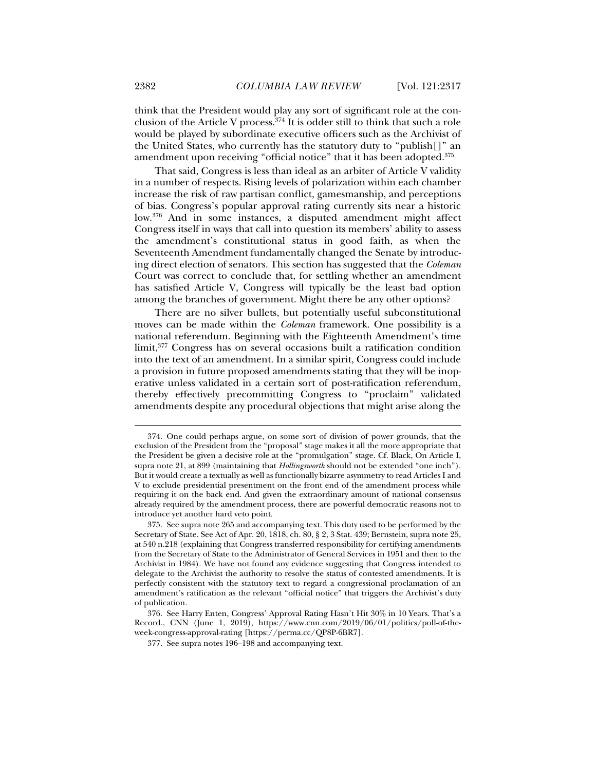think that the President would play any sort of significant role at the conclusion of the Article V process.[374] It is odder still to think that such a role would be played by subordinate executive officers such as the Archivist of the United States, who currently has the statutory duty to "publish[]" an amendment upon receiving "official notice" that it has been adopted.[375]

That said, Congress is less than ideal as an arbiter of Article V validity in a number of respects. Rising levels of polarization within each chamber increase the risk of raw partisan conflict, gamesmanship, and perceptions of bias. Congress's popular approval rating currently sits near a historic low.[376] And in some instances, a disputed amendment might affect Congress itself in ways that call into question its members' ability to assess the amendment's constitutional status in good faith, as when the Seventeenth Amendment fundamentally changed the Senate by introducing direct election of senators. This section has suggested that the *Coleman* Court was correct to conclude that, for settling whether an amendment has satisfied Article V, Congress will typically be the least bad option among the branches of government. Might there be any other options?

There are no silver bullets, but potentially useful subconstitutional moves can be made within the *Coleman* framework. One possibility is a national referendum. Beginning with the Eighteenth Amendment's time limit,[377] Congress has on several occasions built a ratification condition into the text of an amendment. In a similar spirit, Congress could include a provision in future proposed amendments stating that they will be inoperative unless validated in a certain sort of post-ratification referendum, thereby effectively precommitting Congress to "proclaim" validated amendments despite any procedural objections that might arise along the

---

374. One could perhaps argue, on some sort of division of power grounds, that the exclusion of the President from the "proposal" stage makes it all the more appropriate that the President be given a decisive role at the "promulgation" stage. Cf. Black, On Article I, supra note 21, at 899 (maintaining that *Hollingsworth* should not be extended "one inch"). But it would create a textually as well as functionally bizarre asymmetry to read Articles I and V to exclude presidential presentment on the front end of the amendment process while requiring it on the back end. And given the extraordinary amount of national consensus already required by the amendment process, there are powerful democratic reasons not to introduce yet another hard veto point.

375. See supra note 265 and accompanying text. This duty used to be performed by the Secretary of State. See Act of Apr. 20, 1818, ch. 80, § 2, 3 Stat. 439; Bernstein, supra note 25, at 540 n.218 (explaining that Congress transferred responsibility for certifying amendments from the Secretary of State to the Administrator of General Services in 1951 and then to the Archivist in 1984). We have not found any evidence suggesting that Congress intended to delegate to the Archivist the authority to resolve the status of contested amendments. It is perfectly consistent with the statutory text to regard a congressional proclamation of an amendment's ratification as the relevant "official notice" that triggers the Archivist's duty of publication.

376. See Harry Enten, Congress' Approval Rating Hasn't Hit 30% in 10 Years. That's a Record., CNN (June 1, 2019), https://www.cnn.com/2019/06/01/politics/poll-of-the-week-congress-approval-rating [https://perma.cc/QP8P-6BR7].

377. See supra notes 196–198 and accompanying text.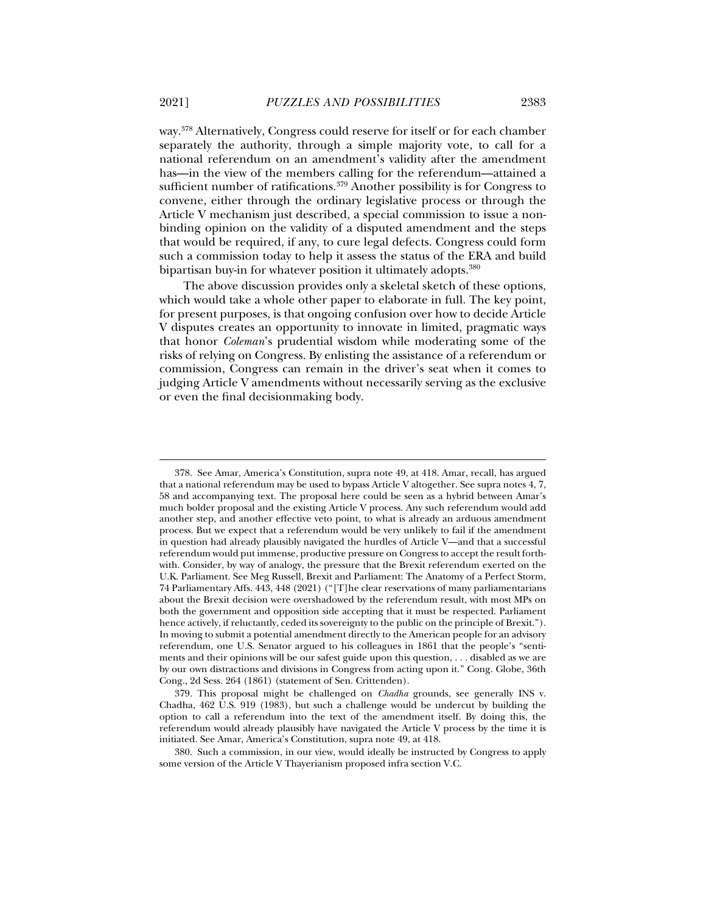way.[378] Alternatively, Congress could reserve for itself or for each chamber separately the authority, through a simple majority vote, to call for a national referendum on an amendment's validity after the amendment has—in the view of the members calling for the referendum—attained a sufficient number of ratifications.[379] Another possibility is for Congress to convene, either through the ordinary legislative process or through the Article V mechanism just described, a special commission to issue a non-binding opinion on the validity of a disputed amendment and the steps that would be required, if any, to cure legal defects. Congress could form such a commission today to help it assess the status of the ERA and build bipartisan buy-in for whatever position it ultimately adopts.[380]

The above discussion provides only a skeletal sketch of these options, which would take a whole other paper to elaborate in full. The key point, for present purposes, is that ongoing confusion over how to decide Article V disputes creates an opportunity to innovate in limited, pragmatic ways that honor *Coleman*'s prudential wisdom while moderating some of the risks of relying on Congress. By enlisting the assistance of a referendum or commission, Congress can remain in the driver's seat when it comes to judging Article V amendments without necessarily serving as the exclusive or even the final decisionmaking body.

---

378. See Amar, America's Constitution, supra note 49, at 418. Amar, recall, has argued that a national referendum may be used to bypass Article V altogether. See supra notes 4, 7, 58 and accompanying text. The proposal here could be seen as a hybrid between Amar's much bolder proposal and the existing Article V process. Any such referendum would add another step, and another effective veto point, to what is already an arduous amendment process. But we expect that a referendum would be very unlikely to fail if the amendment in question had already plausibly navigated the hurdles of Article V—and that a successful referendum would put immense, productive pressure on Congress to accept the result forthwith. Consider, by way of analogy, the pressure that the Brexit referendum exerted on the U.K. Parliament. See Meg Russell, Brexit and Parliament: The Anatomy of a Perfect Storm, 74 Parliamentary Affs. 443, 448 (2021) ("[T]he clear reservations of many parliamentarians about the Brexit decision were overshadowed by the referendum result, with most MPs on both the government and opposition side accepting that it must be respected. Parliament hence actively, if reluctantly, ceded its sovereignty to the public on the principle of Brexit."). In moving to submit a potential amendment directly to the American people for an advisory referendum, one U.S. Senator argued to his colleagues in 1861 that the people's "sentiments and their opinions will be our safest guide upon this question, . . . disabled as we are by our own distractions and divisions in Congress from acting upon it." Cong. Globe, 36th Cong., 2d Sess. 264 (1861) (statement of Sen. Crittenden).

379. This proposal might be challenged on *Chadha* grounds, see generally INS v. Chadha, 462 U.S. 919 (1983), but such a challenge would be undercut by building the option to call a referendum into the text of the amendment itself. By doing this, the referendum would already plausibly have navigated the Article V process by the time it is initiated. See Amar, America's Constitution, supra note 49, at 418.

380. Such a commission, in our view, would ideally be instructed by Congress to apply some version of the Article V Thayerianism proposed infra section V.C.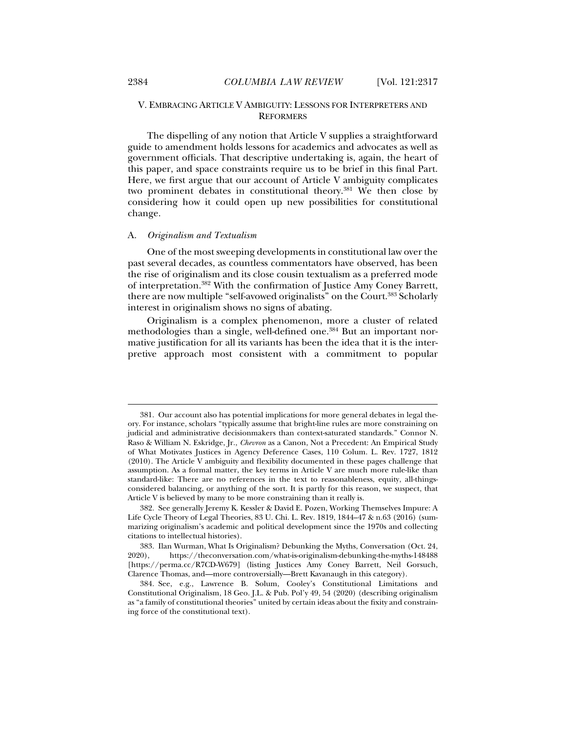## V. EMBRACING ARTICLE V AMBIGUITY: LESSONS FOR INTERPRETERS AND REFORMERS

The dispelling of any notion that Article V supplies a straightforward guide to amendment holds lessons for academics and advocates as well as government officials. That descriptive undertaking is, again, the heart of this paper, and space constraints require us to be brief in this final Part. Here, we first argue that our account of Article V ambiguity complicates two prominent debates in constitutional theory.[381] We then close by considering how it could open up new possibilities for constitutional change.

### A. *Originalism and Textualism*

One of the most sweeping developments in constitutional law over the past several decades, as countless commentators have observed, has been the rise of originalism and its close cousin textualism as a preferred mode of interpretation.[382] With the confirmation of Justice Amy Coney Barrett, there are now multiple "self-avowed originalists" on the Court.[383] Scholarly interest in originalism shows no signs of abating.

Originalism is a complex phenomenon, more a cluster of related methodologies than a single, well-defined one.[384] But an important normative justification for all its variants has been the idea that it is the interpretive approach most consistent with a commitment to popular

---

381. Our account also has potential implications for more general debates in legal theory. For instance, scholars "typically assume that bright-line rules are more constraining on judicial and administrative decisionmakers than context-saturated standards." Connor N. Raso & William N. Eskridge, Jr., *Chevron* as a Canon, Not a Precedent: An Empirical Study of What Motivates Justices in Agency Deference Cases, 110 Colum. L. Rev. 1727, 1812 (2010). The Article V ambiguity and flexibility documented in these pages challenge that assumption. As a formal matter, the key terms in Article V are much more rule-like than standard-like: There are no references in the text to reasonableness, equity, all-things-considered balancing, or anything of the sort. It is partly for this reason, we suspect, that Article V is believed by many to be more constraining than it really is.

382. See generally Jeremy K. Kessler & David E. Pozen, Working Themselves Impure: A Life Cycle Theory of Legal Theories, 83 U. Chi. L. Rev. 1819, 1844–47 & n.63 (2016) (summarizing originalism's academic and political development since the 1970s and collecting citations to intellectual histories).

383. Ilan Wurman, What Is Originalism? Debunking the Myths, Conversation (Oct. 24, 2020), https://theconversation.com/what-is-originalism-debunking-the-myths-148488 [https://perma.cc/R7CD-W679] (listing Justices Amy Coney Barrett, Neil Gorsuch, Clarence Thomas, and—more controversially—Brett Kavanaugh in this category).

384. See, e.g., Lawrence B. Solum, Cooley's Constitutional Limitations and Constitutional Originalism, 18 Geo. J.L. & Pub. Pol'y 49, 54 (2020) (describing originalism as "a family of constitutional theories" united by certain ideas about the fixity and constraining force of the constitutional text).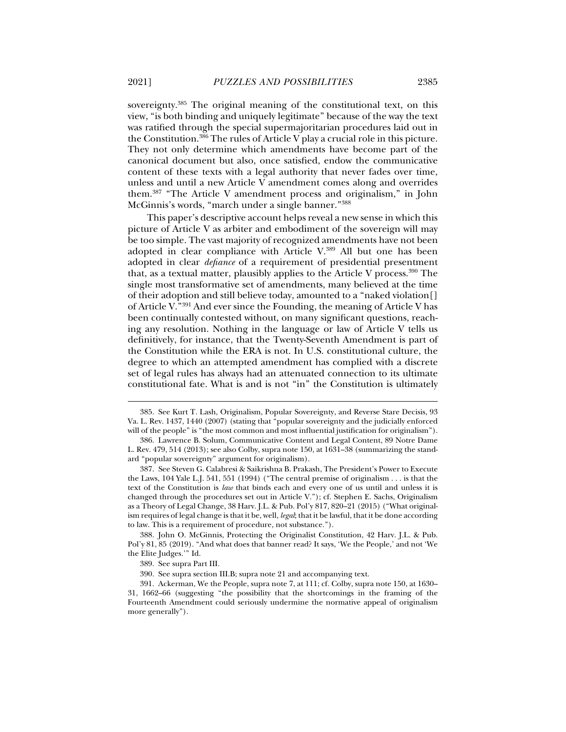sovereignty.[385] The original meaning of the constitutional text, on this view, "is both binding and uniquely legitimate" because of the way the text was ratified through the special supermajoritarian procedures laid out in the Constitution.[386] The rules of Article V play a crucial role in this picture. They not only determine which amendments have become part of the canonical document but also, once satisfied, endow the communicative content of these texts with a legal authority that never fades over time, unless and until a new Article V amendment comes along and overrides them.[387] "The Article V amendment process and originalism," in John McGinnis's words, "march under a single banner."[388]

This paper's descriptive account helps reveal a new sense in which this picture of Article V as arbiter and embodiment of the sovereign will may be too simple. The vast majority of recognized amendments have not been adopted in clear compliance with Article V.[389] All but one has been adopted in clear *defiance* of a requirement of presidential presentment that, as a textual matter, plausibly applies to the Article V process.[390] The single most transformative set of amendments, many believed at the time of their adoption and still believe today, amounted to a "naked violation[] of Article V."[391] And ever since the Founding, the meaning of Article V has been continually contested without, on many significant questions, reaching any resolution. Nothing in the language or law of Article V tells us definitively, for instance, that the Twenty-Seventh Amendment is part of the Constitution while the ERA is not. In U.S. constitutional culture, the degree to which an attempted amendment has complied with a discrete set of legal rules has always had an attenuated connection to its ultimate constitutional fate. What is and is not "in" the Constitution is ultimately

385. See Kurt T. Lash, Originalism, Popular Sovereignty, and Reverse Stare Decisis, 93 Va. L. Rev. 1437, 1440 (2007) (stating that "popular sovereignty and the judicially enforced will of the people" is "the most common and most influential justification for originalism").

386. Lawrence B. Solum, Communicative Content and Legal Content, 89 Notre Dame L. Rev. 479, 514 (2013); see also Colby, supra note 150, at 1631–38 (summarizing the standard "popular sovereignty" argument for originalism).

387. See Steven G. Calabresi & Saikrishna B. Prakash, The President's Power to Execute the Laws, 104 Yale L.J. 541, 551 (1994) ("The central premise of originalism . . . is that the text of the Constitution is *law* that binds each and every one of us until and unless it is changed through the procedures set out in Article V."); cf. Stephen E. Sachs, Originalism as a Theory of Legal Change, 38 Harv. J.L. & Pub. Pol'y 817, 820–21 (2015) ("What originalism requires of legal change is that it be, well, *legal*; that it be lawful, that it be done according to law. This is a requirement of procedure, not substance.").

388. John O. McGinnis, Protecting the Originalist Constitution, 42 Harv. J.L. & Pub. Pol'y 81, 85 (2019). "And what does that banner read? It says, 'We the People,' and not 'We the Elite Judges.'" Id.

389. See supra Part III.

390. See supra section III.B; supra note 21 and accompanying text.

391. Ackerman, We the People, supra note 7, at 111; cf. Colby, supra note 150, at 1630–31, 1662–66 (suggesting "the possibility that the shortcomings in the framing of the Fourteenth Amendment could seriously undermine the normative appeal of originalism more generally").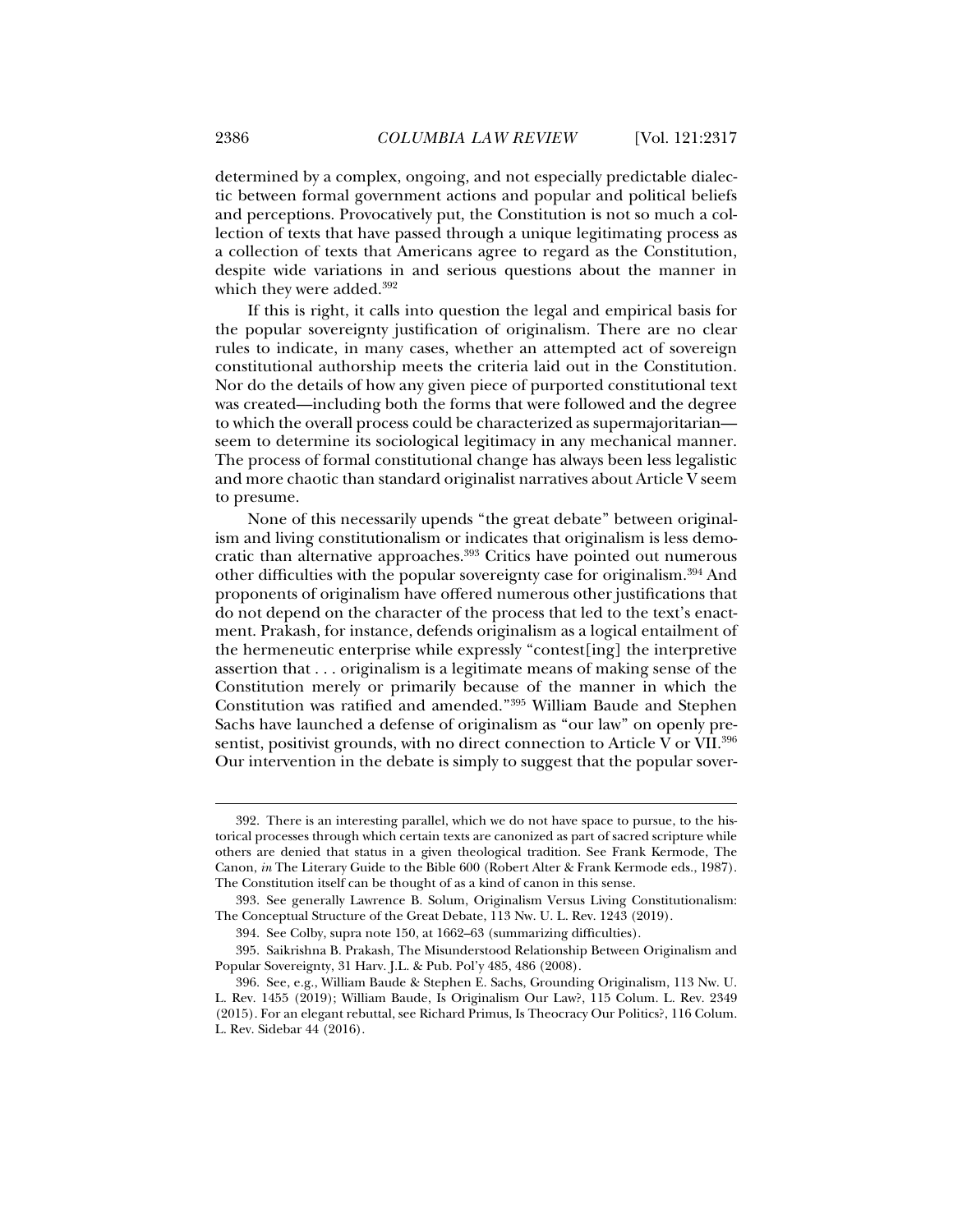determined by a complex, ongoing, and not especially predictable dialectic between formal government actions and popular and political beliefs and perceptions. Provocatively put, the Constitution is not so much a collection of texts that have passed through a unique legitimating process as a collection of texts that Americans agree to regard as the Constitution, despite wide variations in and serious questions about the manner in which they were added.[392]

If this is right, it calls into question the legal and empirical basis for the popular sovereignty justification of originalism. There are no clear rules to indicate, in many cases, whether an attempted act of sovereign constitutional authorship meets the criteria laid out in the Constitution. Nor do the details of how any given piece of purported constitutional text was created—including both the forms that were followed and the degree to which the overall process could be characterized as supermajoritarian—seem to determine its sociological legitimacy in any mechanical manner. The process of formal constitutional change has always been less legalistic and more chaotic than standard originalist narratives about Article V seem to presume.

None of this necessarily upends "the great debate" between originalism and living constitutionalism or indicates that originalism is less democratic than alternative approaches.[393] Critics have pointed out numerous other difficulties with the popular sovereignty case for originalism.[394] And proponents of originalism have offered numerous other justifications that do not depend on the character of the process that led to the text's enactment. Prakash, for instance, defends originalism as a logical entailment of the hermeneutic enterprise while expressly "contest[ing] the interpretive assertion that . . . originalism is a legitimate means of making sense of the Constitution merely or primarily because of the manner in which the Constitution was ratified and amended."[395] William Baude and Stephen Sachs have launched a defense of originalism as "our law" on openly presentist, positivist grounds, with no direct connection to Article V or VII.[396] Our intervention in the debate is simply to suggest that the popular sover-

---

392. There is an interesting parallel, which we do not have space to pursue, to the historical processes through which certain texts are canonized as part of sacred scripture while others are denied that status in a given theological tradition. See Frank Kermode, The Canon, *in* The Literary Guide to the Bible 600 (Robert Alter & Frank Kermode eds., 1987). The Constitution itself can be thought of as a kind of canon in this sense.

393. See generally Lawrence B. Solum, Originalism Versus Living Constitutionalism: The Conceptual Structure of the Great Debate, 113 Nw. U. L. Rev. 1243 (2019).

394. See Colby, supra note 150, at 1662–63 (summarizing difficulties).

395. Saikrishna B. Prakash, The Misunderstood Relationship Between Originalism and Popular Sovereignty, 31 Harv. J.L. & Pub. Pol'y 485, 486 (2008).

396. See, e.g., William Baude & Stephen E. Sachs, Grounding Originalism, 113 Nw. U. L. Rev. 1455 (2019); William Baude, Is Originalism Our Law?, 115 Colum. L. Rev. 2349 (2015). For an elegant rebuttal, see Richard Primus, Is Theocracy Our Politics?, 116 Colum. L. Rev. Sidebar 44 (2016).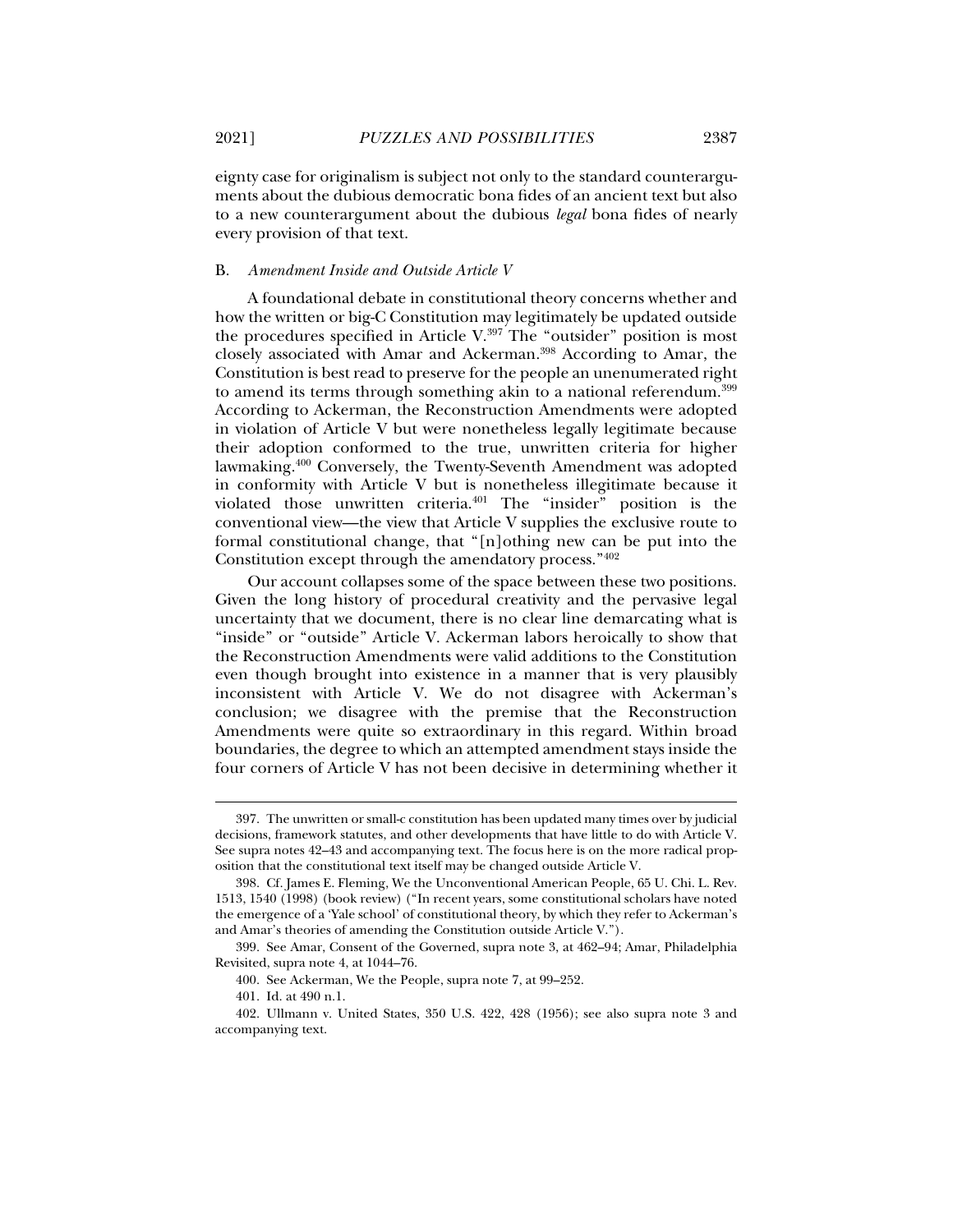eignty case for originalism is subject not only to the standard counterarguments about the dubious democratic bona fides of an ancient text but also to a new counterargument about the dubious *legal* bona fides of nearly every provision of that text.

### B. *Amendment Inside and Outside Article V*

A foundational debate in constitutional theory concerns whether and how the written or big-C Constitution may legitimately be updated outside the procedures specified in Article V.[397] The "outsider" position is most closely associated with Amar and Ackerman.[398] According to Amar, the Constitution is best read to preserve for the people an unenumerated right to amend its terms through something akin to a national referendum.[399] According to Ackerman, the Reconstruction Amendments were adopted in violation of Article V but were nonetheless legally legitimate because their adoption conformed to the true, unwritten criteria for higher lawmaking.[400] Conversely, the Twenty-Seventh Amendment was adopted in conformity with Article V but is nonetheless illegitimate because it violated those unwritten criteria.[401] The "insider" position is the conventional view—the view that Article V supplies the exclusive route to formal constitutional change, that "[n]othing new can be put into the Constitution except through the amendatory process."[402]

Our account collapses some of the space between these two positions. Given the long history of procedural creativity and the pervasive legal uncertainty that we document, there is no clear line demarcating what is "inside" or "outside" Article V. Ackerman labors heroically to show that the Reconstruction Amendments were valid additions to the Constitution even though brought into existence in a manner that is very plausibly inconsistent with Article V. We do not disagree with Ackerman's conclusion; we disagree with the premise that the Reconstruction Amendments were quite so extraordinary in this regard. Within broad boundaries, the degree to which an attempted amendment stays inside the four corners of Article V has not been decisive in determining whether it

---

397. The unwritten or small-c constitution has been updated many times over by judicial decisions, framework statutes, and other developments that have little to do with Article V. See supra notes 42–43 and accompanying text. The focus here is on the more radical proposition that the constitutional text itself may be changed outside Article V.

398. Cf. James E. Fleming, We the Unconventional American People, 65 U. Chi. L. Rev. 1513, 1540 (1998) (book review) ("In recent years, some constitutional scholars have noted the emergence of a 'Yale school' of constitutional theory, by which they refer to Ackerman's and Amar's theories of amending the Constitution outside Article V.").

399. See Amar, Consent of the Governed, supra note 3, at 462–94; Amar, Philadelphia Revisited, supra note 4, at 1044–76.

400. See Ackerman, We the People, supra note 7, at 99–252.

401. Id. at 490 n.1.

402. Ullmann v. United States, 350 U.S. 422, 428 (1956); see also supra note 3 and accompanying text.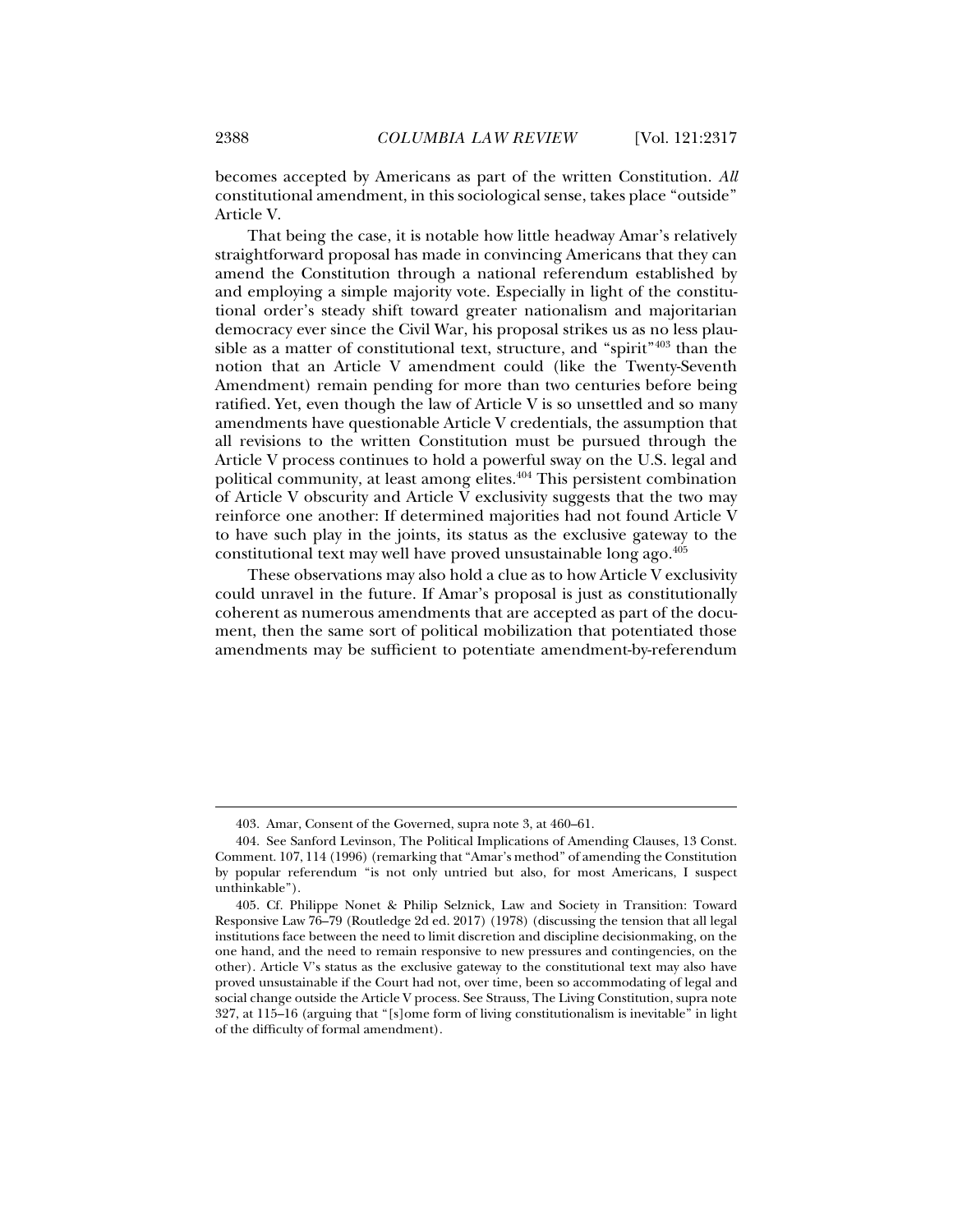becomes accepted by Americans as part of the written Constitution. *All* constitutional amendment, in this sociological sense, takes place "outside" Article V.

That being the case, it is notable how little headway Amar's relatively straightforward proposal has made in convincing Americans that they can amend the Constitution through a national referendum established by and employing a simple majority vote. Especially in light of the constitutional order's steady shift toward greater nationalism and majoritarian democracy ever since the Civil War, his proposal strikes us as no less plausible as a matter of constitutional text, structure, and "spirit"[403] than the notion that an Article V amendment could (like the Twenty-Seventh Amendment) remain pending for more than two centuries before being ratified. Yet, even though the law of Article V is so unsettled and so many amendments have questionable Article V credentials, the assumption that all revisions to the written Constitution must be pursued through the Article V process continues to hold a powerful sway on the U.S. legal and political community, at least among elites.[404] This persistent combination of Article V obscurity and Article V exclusivity suggests that the two may reinforce one another: If determined majorities had not found Article V to have such play in the joints, its status as the exclusive gateway to the constitutional text may well have proved unsustainable long ago.[405]

These observations may also hold a clue as to how Article V exclusivity could unravel in the future. If Amar's proposal is just as constitutionally coherent as numerous amendments that are accepted as part of the document, then the same sort of political mobilization that potentiated those amendments may be sufficient to potentiate amendment-by-referendum

---

403. Amar, Consent of the Governed, supra note 3, at 460–61.

404. See Sanford Levinson, The Political Implications of Amending Clauses, 13 Const. Comment. 107, 114 (1996) (remarking that "Amar's method" of amending the Constitution by popular referendum "is not only untried but also, for most Americans, I suspect unthinkable").

405. Cf. Philippe Nonet & Philip Selznick, Law and Society in Transition: Toward Responsive Law 76–79 (Routledge 2d ed. 2017) (1978) (discussing the tension that all legal institutions face between the need to limit discretion and discipline decisionmaking, on the one hand, and the need to remain responsive to new pressures and contingencies, on the other). Article V's status as the exclusive gateway to the constitutional text may also have proved unsustainable if the Court had not, over time, been so accommodating of legal and social change outside the Article V process. See Strauss, The Living Constitution, supra note 327, at 115–16 (arguing that "[s]ome form of living constitutionalism is inevitable" in light of the difficulty of formal amendment).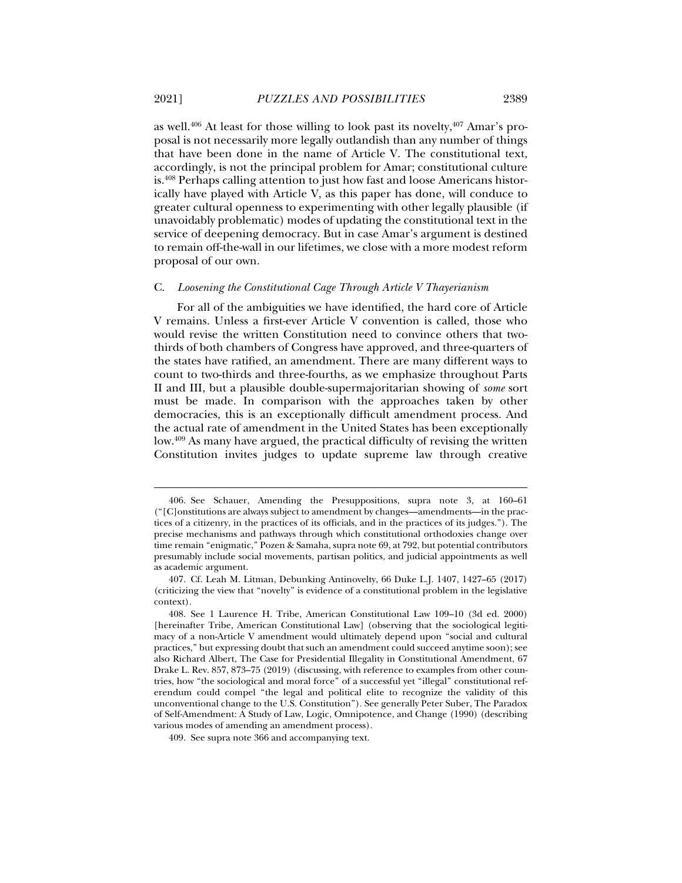as well.[406] At least for those willing to look past its novelty,[407] Amar's proposal is not necessarily more legally outlandish than any number of things that have been done in the name of Article V. The constitutional text, accordingly, is not the principal problem for Amar; constitutional culture is.[408] Perhaps calling attention to just how fast and loose Americans historically have played with Article V, as this paper has done, will conduce to greater cultural openness to experimenting with other legally plausible (if unavoidably problematic) modes of updating the constitutional text in the service of deepening democracy. But in case Amar's argument is destined to remain off-the-wall in our lifetimes, we close with a more modest reform proposal of our own.

### C. *Loosening the Constitutional Cage Through Article V Thayerianism*

For all of the ambiguities we have identified, the hard core of Article V remains. Unless a first-ever Article V convention is called, those who would revise the written Constitution need to convince others that two-thirds of both chambers of Congress have approved, and three-quarters of the states have ratified, an amendment. There are many different ways to count to two-thirds and three-fourths, as we emphasize throughout Parts II and III, but a plausible double-supermajoritarian showing of *some* sort must be made. In comparison with the approaches taken by other democracies, this is an exceptionally difficult amendment process. And the actual rate of amendment in the United States has been exceptionally low.[409] As many have argued, the practical difficulty of revising the written Constitution invites judges to update supreme law through creative

---

406. See Schauer, Amending the Presuppositions, supra note 3, at 160–61 ("[C]onstitutions are always subject to amendment by changes—amendments—in the practices of a citizenry, in the practices of its officials, and in the practices of its judges."). The precise mechanisms and pathways through which constitutional orthodoxies change over time remain "enigmatic," Pozen & Samaha, supra note 69, at 792, but potential contributors presumably include social movements, partisan politics, and judicial appointments as well as academic argument.

407. Cf. Leah M. Litman, Debunking Antinovelty, 66 Duke L.J. 1407, 1427–65 (2017) (criticizing the view that "novelty" is evidence of a constitutional problem in the legislative context).

408. See 1 Laurence H. Tribe, American Constitutional Law 109–10 (3d ed. 2000) [hereinafter Tribe, American Constitutional Law] (observing that the sociological legitimacy of a non-Article V amendment would ultimately depend upon "social and cultural practices," but expressing doubt that such an amendment could succeed anytime soon); see also Richard Albert, The Case for Presidential Illegality in Constitutional Amendment, 67 Drake L. Rev. 857, 873–75 (2019) (discussing, with reference to examples from other countries, how "the sociological and moral force" of a successful yet "illegal" constitutional referendum could compel "the legal and political elite to recognize the validity of this unconventional change to the U.S. Constitution"). See generally Peter Suber, The Paradox of Self-Amendment: A Study of Law, Logic, Omnipotence, and Change (1990) (describing various modes of amending an amendment process).

409. See supra note 366 and accompanying text.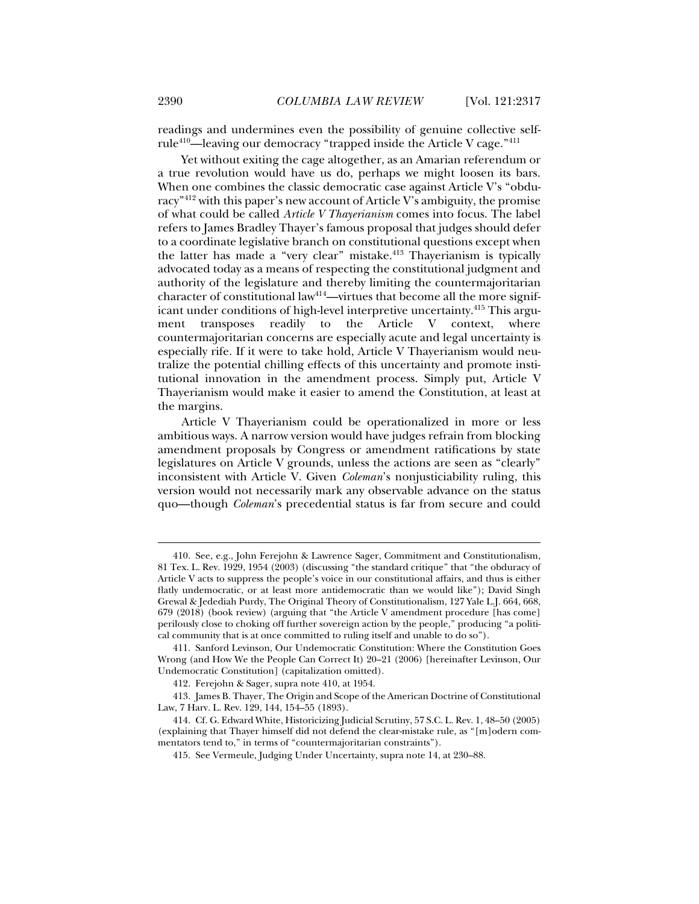readings and undermines even the possibility of genuine collective self-rule[410]—leaving our democracy "trapped inside the Article V cage."[411]

Yet without exiting the cage altogether, as an Amarian referendum or a true revolution would have us do, perhaps we might loosen its bars. When one combines the classic democratic case against Article V's "obduracy"[412] with this paper's new account of Article V's ambiguity, the promise of what could be called *Article V Thayerianism* comes into focus. The label refers to James Bradley Thayer's famous proposal that judges should defer to a coordinate legislative branch on constitutional questions except when the latter has made a "very clear" mistake.[413] Thayerianism is typically advocated today as a means of respecting the constitutional judgment and authority of the legislature and thereby limiting the countermajoritarian character of constitutional law[414]—virtues that become all the more significant under conditions of high-level interpretive uncertainty.[415] This argument transposes readily to the Article V context, where countermajoritarian concerns are especially acute and legal uncertainty is especially rife. If it were to take hold, Article V Thayerianism would neutralize the potential chilling effects of this uncertainty and promote institutional innovation in the amendment process. Simply put, Article V Thayerianism would make it easier to amend the Constitution, at least at the margins.

Article V Thayerianism could be operationalized in more or less ambitious ways. A narrow version would have judges refrain from blocking amendment proposals by Congress or amendment ratifications by state legislatures on Article V grounds, unless the actions are seen as "clearly" inconsistent with Article V. Given *Coleman*'s nonjusticiability ruling, this version would not necessarily mark any observable advance on the status quo—though *Coleman*'s precedential status is far from secure and could

410. See, e.g., John Ferejohn & Lawrence Sager, Commitment and Constitutionalism, 81 Tex. L. Rev. 1929, 1954 (2003) (discussing "the standard critique" that "the obduracy of Article V acts to suppress the people's voice in our constitutional affairs, and thus is either flatly undemocratic, or at least more antidemocratic than we would like"); David Singh Grewal & Jedediah Purdy, The Original Theory of Constitutionalism, 127 Yale L.J. 664, 668, 679 (2018) (book review) (arguing that "the Article V amendment procedure [has come] perilously close to choking off further sovereign action by the people," producing "a political community that is at once committed to ruling itself and unable to do so").

411. Sanford Levinson, Our Undemocratic Constitution: Where the Constitution Goes Wrong (and How We the People Can Correct It) 20–21 (2006) [hereinafter Levinson, Our Undemocratic Constitution] (capitalization omitted).

412. Ferejohn & Sager, supra note 410, at 1954.

413. James B. Thayer, The Origin and Scope of the American Doctrine of Constitutional Law, 7 Harv. L. Rev. 129, 144, 154–55 (1893).

414. Cf. G. Edward White, Historicizing Judicial Scrutiny, 57 S.C. L. Rev. 1, 48–50 (2005) (explaining that Thayer himself did not defend the clear-mistake rule, as "[m]odern commentators tend to," in terms of "countermajoritarian constraints").

415. See Vermeule, Judging Under Uncertainty, supra note 14, at 230–88.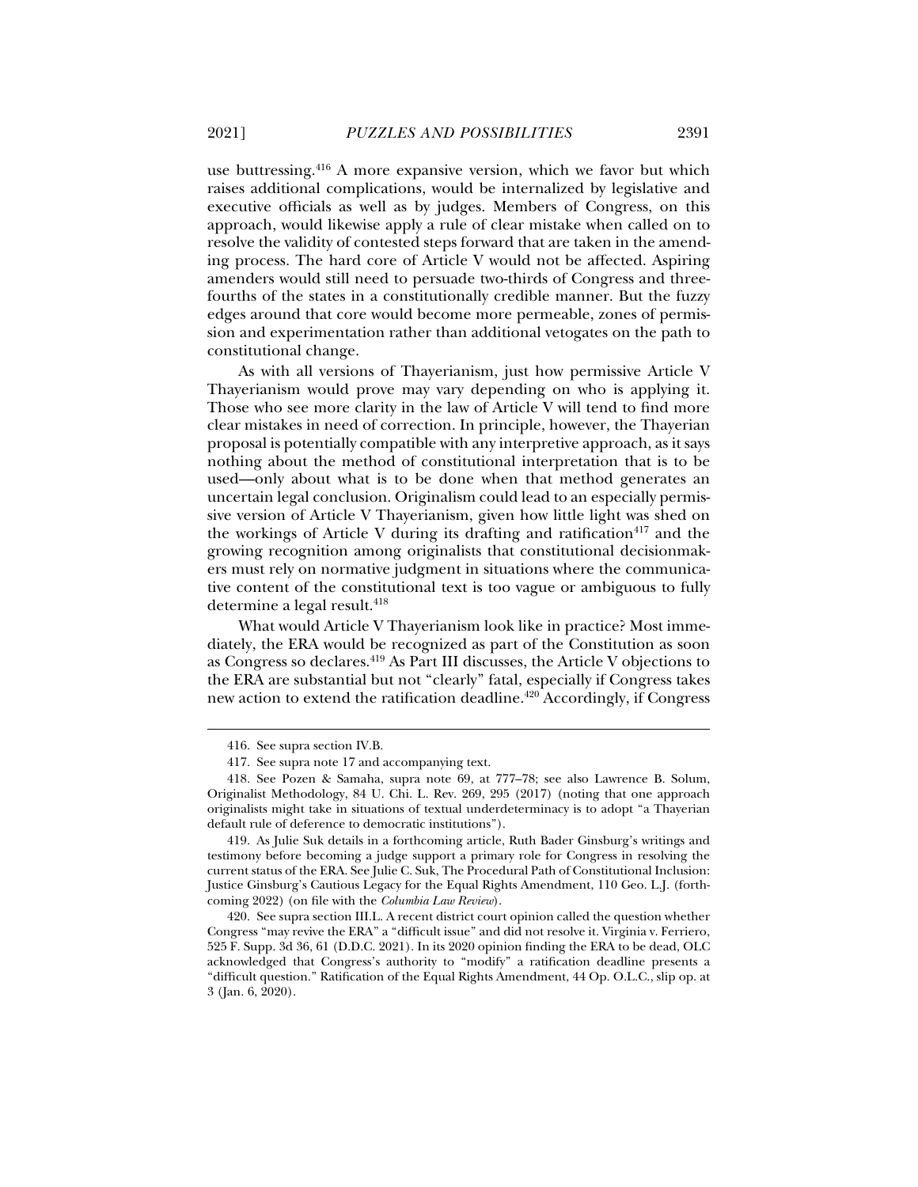use buttressing.[416] A more expansive version, which we favor but which raises additional complications, would be internalized by legislative and executive officials as well as by judges. Members of Congress, on this approach, would likewise apply a rule of clear mistake when called on to resolve the validity of contested steps forward that are taken in the amending process. The hard core of Article V would not be affected. Aspiring amenders would still need to persuade two-thirds of Congress and three-fourths of the states in a constitutionally credible manner. But the fuzzy edges around that core would become more permeable, zones of permission and experimentation rather than additional vetogates on the path to constitutional change.

As with all versions of Thayerianism, just how permissive Article V Thayerianism would prove may vary depending on who is applying it. Those who see more clarity in the law of Article V will tend to find more clear mistakes in need of correction. In principle, however, the Thayerian proposal is potentially compatible with any interpretive approach, as it says nothing about the method of constitutional interpretation that is to be used—only about what is to be done when that method generates an uncertain legal conclusion. Originalism could lead to an especially permissive version of Article V Thayerianism, given how little light was shed on the workings of Article V during its drafting and ratification[417] and the growing recognition among originalists that constitutional decisionmakers must rely on normative judgment in situations where the communicative content of the constitutional text is too vague or ambiguous to fully determine a legal result.[418]

What would Article V Thayerianism look like in practice? Most immediately, the ERA would be recognized as part of the Constitution as soon as Congress so declares.[419] As Part III discusses, the Article V objections to the ERA are substantial but not "clearly" fatal, especially if Congress takes new action to extend the ratification deadline.[420] Accordingly, if Congress

---

416. See supra section IV.B.

417. See supra note 17 and accompanying text.

418. See Pozen & Samaha, supra note 69, at 777–78; see also Lawrence B. Solum, Originalist Methodology, 84 U. Chi. L. Rev. 269, 295 (2017) (noting that one approach originalists might take in situations of textual underdeterminacy is to adopt "a Thayerian default rule of deference to democratic institutions").

419. As Julie Suk details in a forthcoming article, Ruth Bader Ginsburg's writings and testimony before becoming a judge support a primary role for Congress in resolving the current status of the ERA. See Julie C. Suk, The Procedural Path of Constitutional Inclusion: Justice Ginsburg's Cautious Legacy for the Equal Rights Amendment, 110 Geo. L.J. (forthcoming 2022) (on file with the *Columbia Law Review*).

420. See supra section III.L. A recent district court opinion called the question whether Congress "may revive the ERA" a "difficult issue" and did not resolve it. Virginia v. Ferriero, 525 F. Supp. 3d 36, 61 (D.D.C. 2021). In its 2020 opinion finding the ERA to be dead, OLC acknowledged that Congress's authority to "modify" a ratification deadline presents a "difficult question." Ratification of the Equal Rights Amendment, 44 Op. O.L.C., slip op. at 3 (Jan. 6, 2020).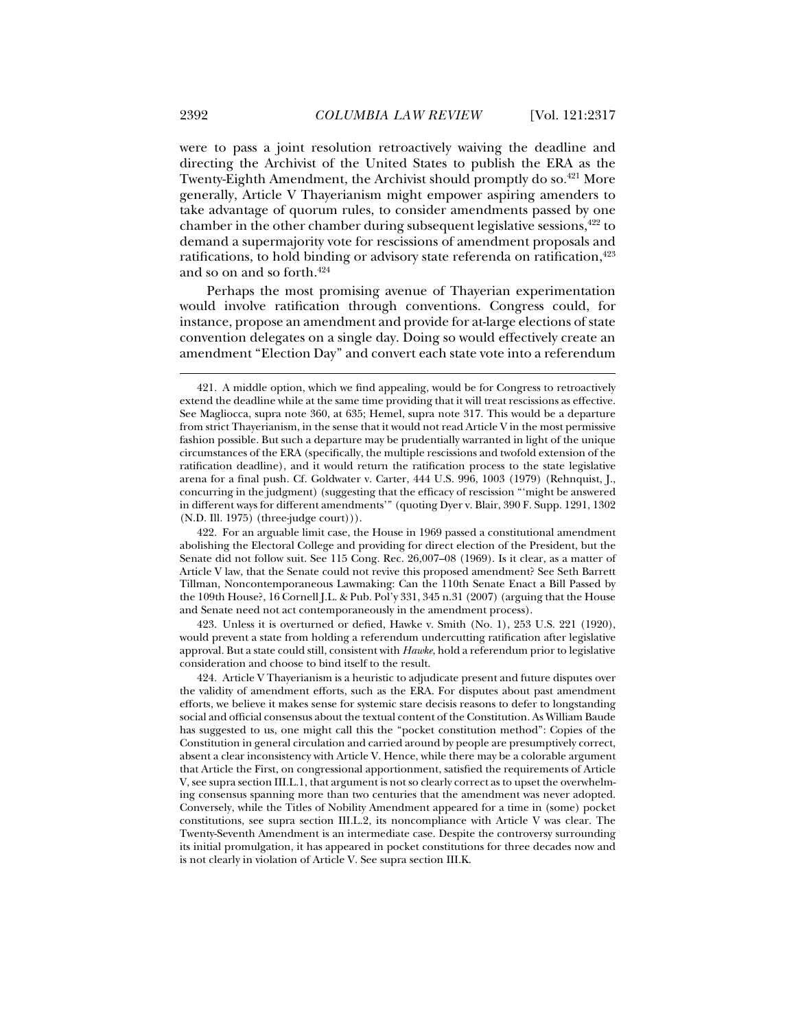were to pass a joint resolution retroactively waiving the deadline and directing the Archivist of the United States to publish the ERA as the Twenty-Eighth Amendment, the Archivist should promptly do so.[421] More generally, Article V Thayerianism might empower aspiring amenders to take advantage of quorum rules, to consider amendments passed by one chamber in the other chamber during subsequent legislative sessions,[422] to demand a supermajority vote for rescissions of amendment proposals and ratifications, to hold binding or advisory state referenda on ratification,[423] and so on and so forth.[424]

Perhaps the most promising avenue of Thayerian experimentation would involve ratification through conventions. Congress could, for instance, propose an amendment and provide for at-large elections of state convention delegates on a single day. Doing so would effectively create an amendment "Election Day" and convert each state vote into a referendum

---

421. A middle option, which we find appealing, would be for Congress to retroactively extend the deadline while at the same time providing that it will treat rescissions as effective. See Magliocca, supra note 360, at 635; Hemel, supra note 317. This would be a departure from strict Thayerianism, in the sense that it would not read Article V in the most permissive fashion possible. But such a departure may be prudentially warranted in light of the unique circumstances of the ERA (specifically, the multiple rescissions and twofold extension of the ratification deadline), and it would return the ratification process to the state legislative arena for a final push. Cf. Goldwater v. Carter, 444 U.S. 996, 1003 (1979) (Rehnquist, J., concurring in the judgment) (suggesting that the efficacy of rescission "'might be answered in different ways for different amendments'" (quoting Dyer v. Blair, 390 F. Supp. 1291, 1302 (N.D. Ill. 1975) (three-judge court))).

422. For an arguable limit case, the House in 1969 passed a constitutional amendment abolishing the Electoral College and providing for direct election of the President, but the Senate did not follow suit. See 115 Cong. Rec. 26,007–08 (1969). Is it clear, as a matter of Article V law, that the Senate could not revive this proposed amendment? See Seth Barrett Tillman, Noncontemporaneous Lawmaking: Can the 110th Senate Enact a Bill Passed by the 109th House?, 16 Cornell J.L. & Pub. Pol'y 331, 345 n.31 (2007) (arguing that the House and Senate need not act contemporaneously in the amendment process).

423. Unless it is overturned or defied, Hawke v. Smith (No. 1), 253 U.S. 221 (1920), would prevent a state from holding a referendum undercutting ratification after legislative approval. But a state could still, consistent with *Hawke*, hold a referendum prior to legislative consideration and choose to bind itself to the result.

424. Article V Thayerianism is a heuristic to adjudicate present and future disputes over the validity of amendment efforts, such as the ERA. For disputes about past amendment efforts, we believe it makes sense for systemic stare decisis reasons to defer to longstanding social and official consensus about the textual content of the Constitution. As William Baude has suggested to us, one might call this the "pocket constitution method": Copies of the Constitution in general circulation and carried around by people are presumptively correct, absent a clear inconsistency with Article V. Hence, while there may be a colorable argument that Article the First, on congressional apportionment, satisfied the requirements of Article V, see supra section III.L.1, that argument is not so clearly correct as to upset the overwhelming consensus spanning more than two centuries that the amendment was never adopted. Conversely, while the Titles of Nobility Amendment appeared for a time in (some) pocket constitutions, see supra section III.L.2, its noncompliance with Article V was clear. The Twenty-Seventh Amendment is an intermediate case. Despite the controversy surrounding its initial promulgation, it has appeared in pocket constitutions for three decades now and is not clearly in violation of Article V. See supra section III.K.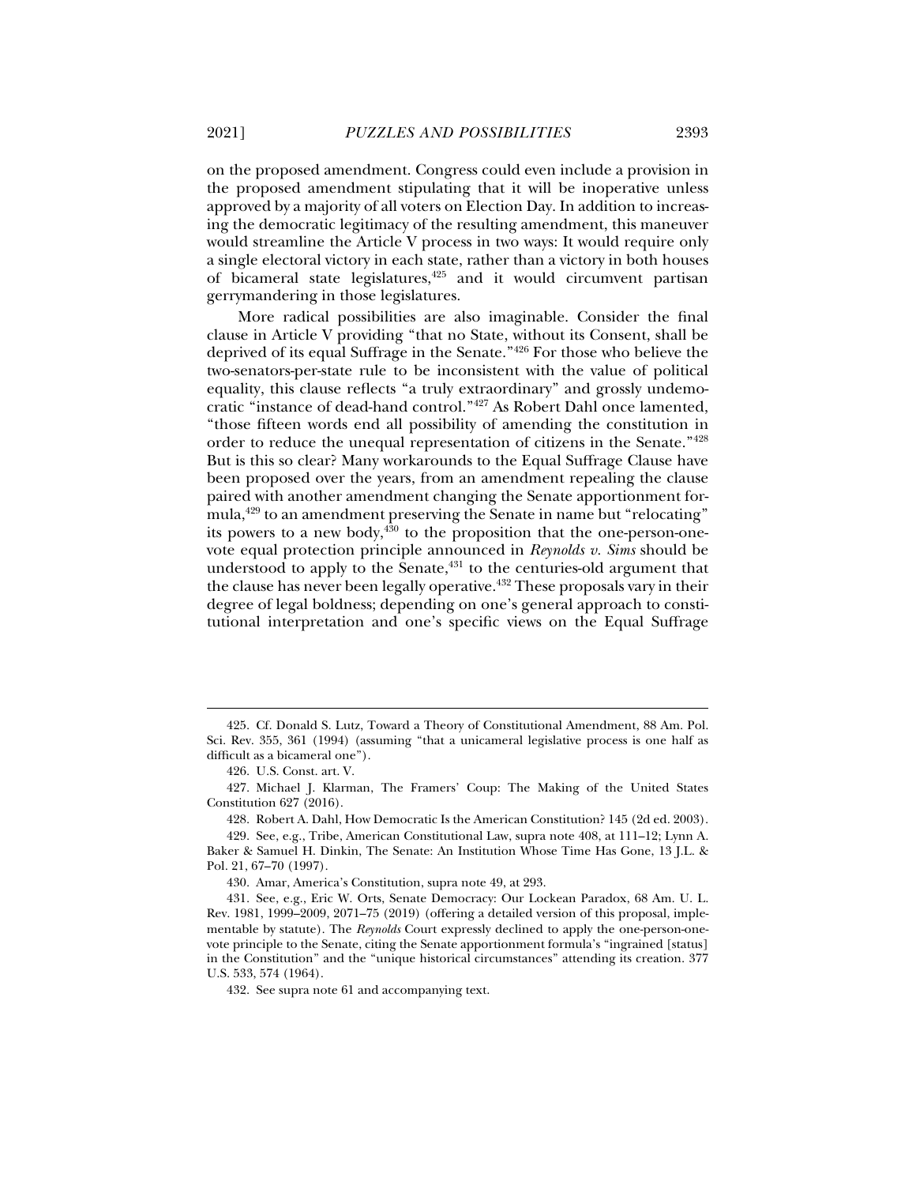on the proposed amendment. Congress could even include a provision in the proposed amendment stipulating that it will be inoperative unless approved by a majority of all voters on Election Day. In addition to increasing the democratic legitimacy of the resulting amendment, this maneuver would streamline the Article V process in two ways: It would require only a single electoral victory in each state, rather than a victory in both houses of bicameral state legislatures,[425] and it would circumvent partisan gerrymandering in those legislatures.

More radical possibilities are also imaginable. Consider the final clause in Article V providing "that no State, without its Consent, shall be deprived of its equal Suffrage in the Senate."[426] For those who believe the two-senators-per-state rule to be inconsistent with the value of political equality, this clause reflects "a truly extraordinary" and grossly undemocratic "instance of dead-hand control."[427] As Robert Dahl once lamented, "those fifteen words end all possibility of amending the constitution in order to reduce the unequal representation of citizens in the Senate."[428] But is this so clear? Many workarounds to the Equal Suffrage Clause have been proposed over the years, from an amendment repealing the clause paired with another amendment changing the Senate apportionment formula,[429] to an amendment preserving the Senate in name but "relocating" its powers to a new body,[430] to the proposition that the one-person-one-vote equal protection principle announced in *Reynolds v. Sims* should be understood to apply to the Senate,[431] to the centuries-old argument that the clause has never been legally operative.[432] These proposals vary in their degree of legal boldness; depending on one's general approach to constitutional interpretation and one's specific views on the Equal Suffrage

---

425. Cf. Donald S. Lutz, Toward a Theory of Constitutional Amendment, 88 Am. Pol. Sci. Rev. 355, 361 (1994) (assuming "that a unicameral legislative process is one half as difficult as a bicameral one").

426. U.S. Const. art. V.

427. Michael J. Klarman, The Framers' Coup: The Making of the United States Constitution 627 (2016).

428. Robert A. Dahl, How Democratic Is the American Constitution? 145 (2d ed. 2003).

429. See, e.g., Tribe, American Constitutional Law, supra note 408, at 111–12; Lynn A. Baker & Samuel H. Dinkin, The Senate: An Institution Whose Time Has Gone, 13 J.L. & Pol. 21, 67–70 (1997).

430. Amar, America's Constitution, supra note 49, at 293.

431. See, e.g., Eric W. Orts, Senate Democracy: Our Lockean Paradox, 68 Am. U. L. Rev. 1981, 1999–2009, 2071–75 (2019) (offering a detailed version of this proposal, implementable by statute). The *Reynolds* Court expressly declined to apply the one-person-one-vote principle to the Senate, citing the Senate apportionment formula's "ingrained [status] in the Constitution" and the "unique historical circumstances" attending its creation. 377 U.S. 533, 574 (1964).

432. See supra note 61 and accompanying text.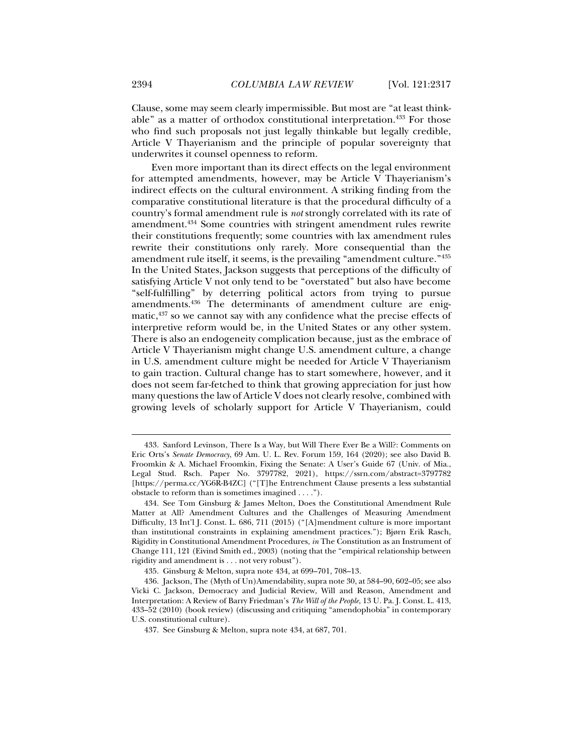Clause, some may seem clearly impermissible. But most are "at least thinkable" as a matter of orthodox constitutional interpretation.[433] For those who find such proposals not just legally thinkable but legally credible, Article V Thayerianism and the principle of popular sovereignty that underwrites it counsel openness to reform.

Even more important than its direct effects on the legal environment for attempted amendments, however, may be Article V Thayerianism's indirect effects on the cultural environment. A striking finding from the comparative constitutional literature is that the procedural difficulty of a country's formal amendment rule is *not* strongly correlated with its rate of amendment.[434] Some countries with stringent amendment rules rewrite their constitutions frequently; some countries with lax amendment rules rewrite their constitutions only rarely. More consequential than the amendment rule itself, it seems, is the prevailing "amendment culture."[435] In the United States, Jackson suggests that perceptions of the difficulty of satisfying Article V not only tend to be "overstated" but also have become "self-fulfilling" by deterring political actors from trying to pursue amendments.[436] The determinants of amendment culture are enigmatic,[437] so we cannot say with any confidence what the precise effects of interpretive reform would be, in the United States or any other system. There is also an endogeneity complication because, just as the embrace of Article V Thayerianism might change U.S. amendment culture, a change in U.S. amendment culture might be needed for Article V Thayerianism to gain traction. Cultural change has to start somewhere, however, and it does not seem far-fetched to think that growing appreciation for just how many questions the law of Article V does not clearly resolve, combined with growing levels of scholarly support for Article V Thayerianism, could

---

433. Sanford Levinson, There Is a Way, but Will There Ever Be a Will?: Comments on Eric Orts's *Senate Democracy*, 69 Am. U. L. Rev. Forum 159, 164 (2020); see also David B. Froomkin & A. Michael Froomkin, Fixing the Senate: A User's Guide 67 (Univ. of Mia., Legal Stud. Rsch. Paper No. 3797782, 2021), https://ssrn.com/abstract=3797782 [https://perma.cc/YG6R-B4ZC] ("[T]he Entrenchment Clause presents a less substantial obstacle to reform than is sometimes imagined . . . .").

434. See Tom Ginsburg & James Melton, Does the Constitutional Amendment Rule Matter at All? Amendment Cultures and the Challenges of Measuring Amendment Difficulty, 13 Int'l J. Const. L. 686, 711 (2015) ("[A]mendment culture is more important than institutional constraints in explaining amendment practices."); Bjørn Erik Rasch, Rigidity in Constitutional Amendment Procedures, *in* The Constitution as an Instrument of Change 111, 121 (Eivind Smith ed., 2003) (noting that the "empirical relationship between rigidity and amendment is . . . not very robust").

435. Ginsburg & Melton, supra note 434, at 699–701, 708–13.

436. Jackson, The (Myth of Un)Amendability, supra note 30, at 584–90, 602–05; see also Vicki C. Jackson, Democracy and Judicial Review, Will and Reason, Amendment and Interpretation: A Review of Barry Friedman's *The Will of the People*, 13 U. Pa. J. Const. L. 413, 433–52 (2010) (book review) (discussing and critiquing "amendophobia" in contemporary U.S. constitutional culture).

437. See Ginsburg & Melton, supra note 434, at 687, 701.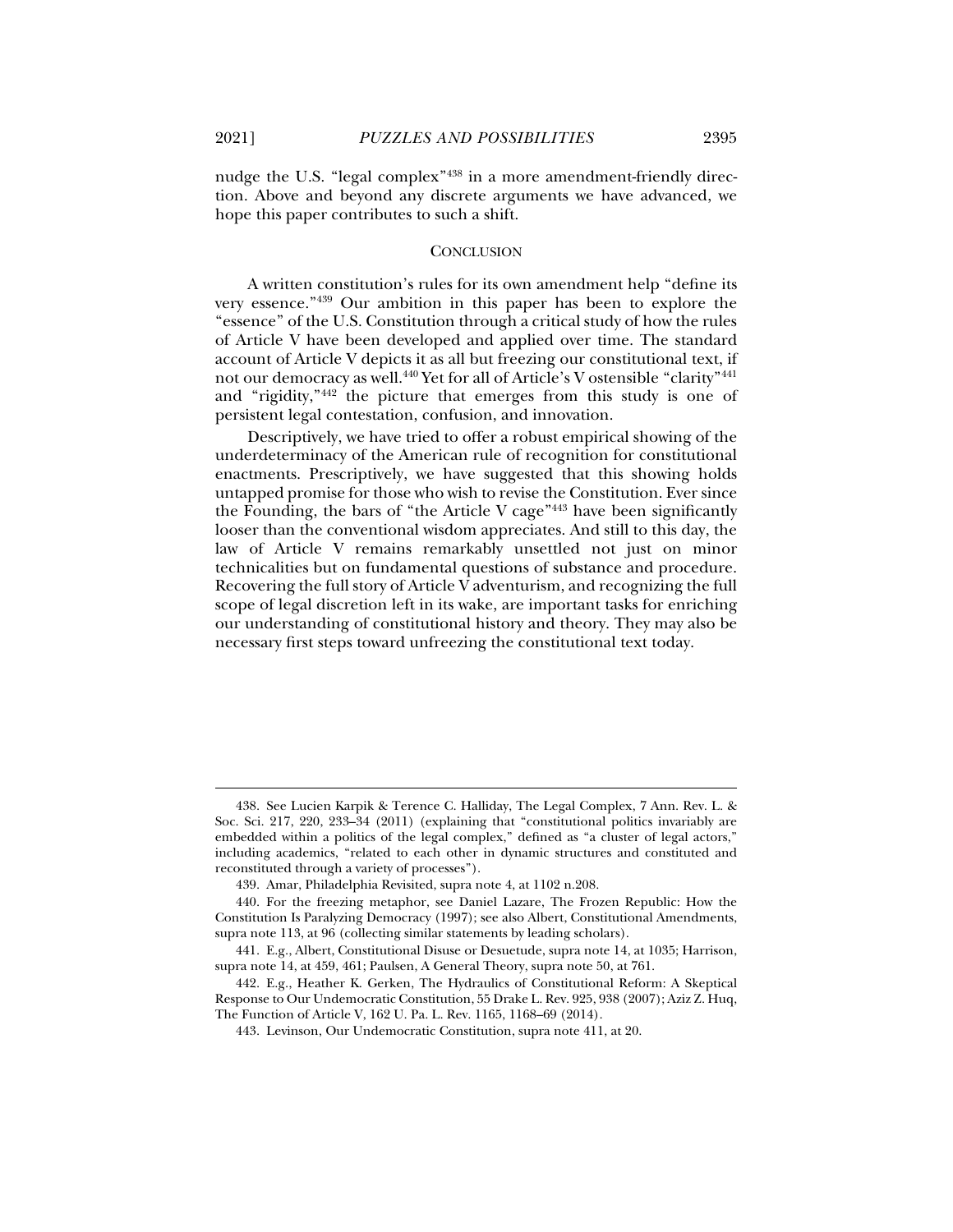nudge the U.S. "legal complex"[438] in a more amendment-friendly direction. Above and beyond any discrete arguments we have advanced, we hope this paper contributes to such a shift.

## CONCLUSION

A written constitution's rules for its own amendment help "define its very essence."[439] Our ambition in this paper has been to explore the "essence" of the U.S. Constitution through a critical study of how the rules of Article V have been developed and applied over time. The standard account of Article V depicts it as all but freezing our constitutional text, if not our democracy as well.[440] Yet for all of Article's V ostensible "clarity"[441] and "rigidity,"[442] the picture that emerges from this study is one of persistent legal contestation, confusion, and innovation.

Descriptively, we have tried to offer a robust empirical showing of the underdeterminacy of the American rule of recognition for constitutional enactments. Prescriptively, we have suggested that this showing holds untapped promise for those who wish to revise the Constitution. Ever since the Founding, the bars of "the Article V cage"[443] have been significantly looser than the conventional wisdom appreciates. And still to this day, the law of Article V remains remarkably unsettled not just on minor technicalities but on fundamental questions of substance and procedure. Recovering the full story of Article V adventurism, and recognizing the full scope of legal discretion left in its wake, are important tasks for enriching our understanding of constitutional history and theory. They may also be necessary first steps toward unfreezing the constitutional text today.

---

438. See Lucien Karpik & Terence C. Halliday, The Legal Complex, 7 Ann. Rev. L. & Soc. Sci. 217, 220, 233–34 (2011) (explaining that "constitutional politics invariably are embedded within a politics of the legal complex," defined as "a cluster of legal actors," including academics, "related to each other in dynamic structures and constituted and reconstituted through a variety of processes").

439. Amar, Philadelphia Revisited, supra note 4, at 1102 n.208.

440. For the freezing metaphor, see Daniel Lazare, The Frozen Republic: How the Constitution Is Paralyzing Democracy (1997); see also Albert, Constitutional Amendments, supra note 113, at 96 (collecting similar statements by leading scholars).

441. E.g., Albert, Constitutional Disuse or Desuetude, supra note 14, at 1035; Harrison, supra note 14, at 459, 461; Paulsen, A General Theory, supra note 50, at 761.

442. E.g., Heather K. Gerken, The Hydraulics of Constitutional Reform: A Skeptical Response to Our Undemocratic Constitution, 55 Drake L. Rev. 925, 938 (2007); Aziz Z. Huq, The Function of Article V, 162 U. Pa. L. Rev. 1165, 1168–69 (2014).

443. Levinson, Our Undemocratic Constitution, supra note 411, at 20.